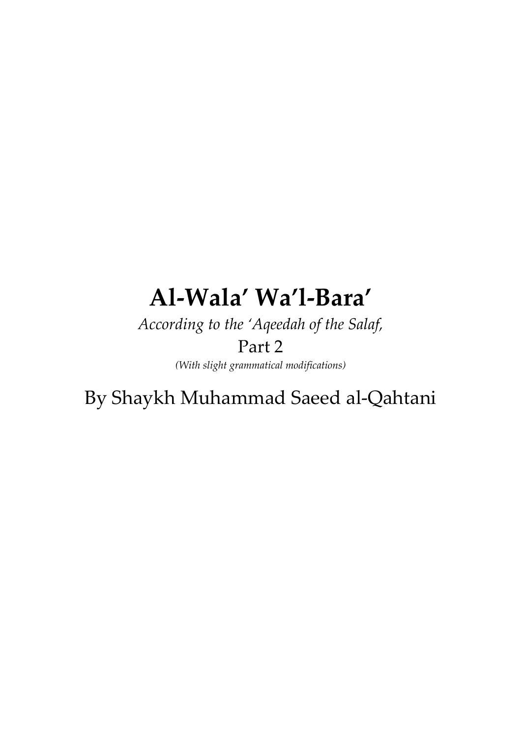# Al-Wala' Wa'l-Bara'

*According to the 'Aqeedah of the Salaf,*

Part 2

*(With slight grammatical modifications)*

By Shaykh Muhammad Saeed al-Qahtani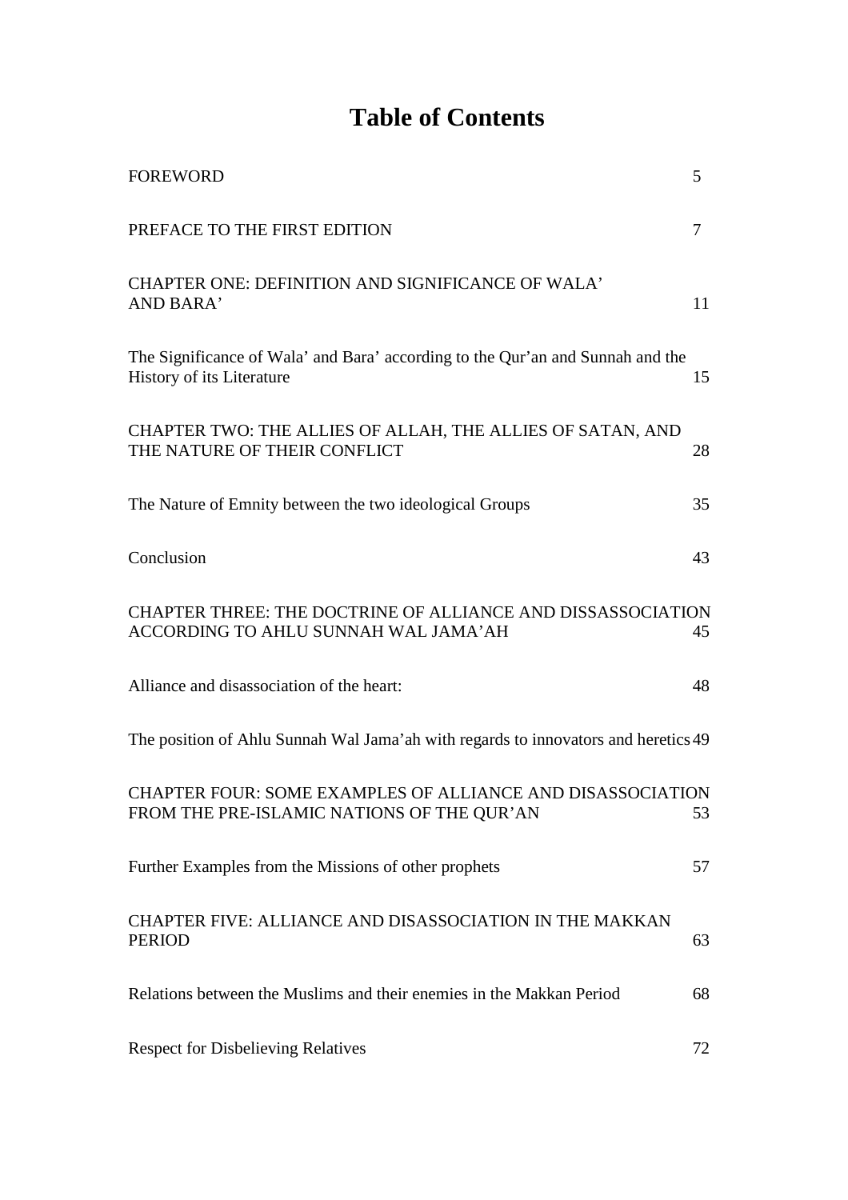# Table of Contents

| | |
|---|---|
| FOREWORD | 5 |
| PREFACE TO THE FIRST EDITION | 7 |
| CHAPTER ONE: DEFINITION AND SIGNIFICANCE OF WALA' AND BARA' | 11 |
| The Significance of Wala' and Bara' according to the Qur'an and Sunnah and the History of its Literature | 15 |
| CHAPTER TWO: THE ALLIES OF ALLAH, THE ALLIES OF SATAN, AND THE NATURE OF THEIR CONFLICT | 28 |
| The Nature of Emnity between the two ideological Groups | 35 |
| Conclusion | 43 |
| CHAPTER THREE: THE DOCTRINE OF ALLIANCE AND DISSASSOCIATION ACCORDING TO AHLU SUNNAH WAL JAMA'AH | 45 |
| Alliance and disassociation of the heart: | 48 |
| The position of Ahlu Sunnah Wal Jama'ah with regards to innovators and heretics | 49 |
| CHAPTER FOUR: SOME EXAMPLES OF ALLIANCE AND DISASSOCIATION FROM THE PRE-ISLAMIC NATIONS OF THE QUR'AN | 53 |
| Further Examples from the Missions of other prophets | 57 |
| CHAPTER FIVE: ALLIANCE AND DISASSOCIATION IN THE MAKKAN PERIOD | 63 |
| Relations between the Muslims and their enemies in the Makkan Period | 68 |
| Respect for Disbelieving Relatives | 72 |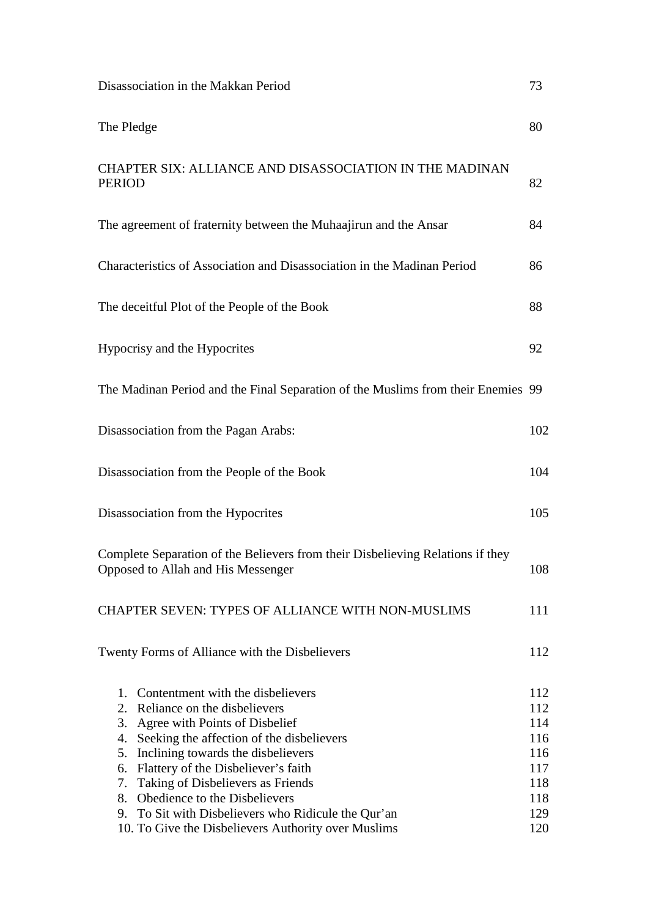Disassociation in the Makkan Period 73

The Pledge 80

CHAPTER SIX: ALLIANCE AND DISASSOCIATION IN THE MADINAN PERIOD 82

The agreement of fraternity between the Muhaajirun and the Ansar 84

Characteristics of Association and Disassociation in the Madinan Period 86

The deceitful Plot of the People of the Book 88

Hypocrisy and the Hypocrites 92

The Madinan Period and the Final Separation of the Muslims from their Enemies 99

Disassociation from the Pagan Arabs: 102

Disassociation from the People of the Book 104

Disassociation from the Hypocrites 105

Complete Separation of the Believers from their Disbelieving Relations if they Opposed to Allah and His Messenger 108

CHAPTER SEVEN: TYPES OF ALLIANCE WITH NON-MUSLIMS 111

Twenty Forms of Alliance with the Disbelievers 112

1. Contentment with the disbelievers 112
2. Reliance on the disbelievers 112
3. Agree with Points of Disbelief 114
4. Seeking the affection of the disbelievers 116
5. Inclining towards the disbelievers 116
6. Flattery of the Disbeliever's faith 117
7. Taking of Disbelievers as Friends 118
8. Obedience to the Disbelievers 118
9. To Sit with Disbelievers who Ridicule the Qur'an 129
10. To Give the Disbelievers Authority over Muslims 120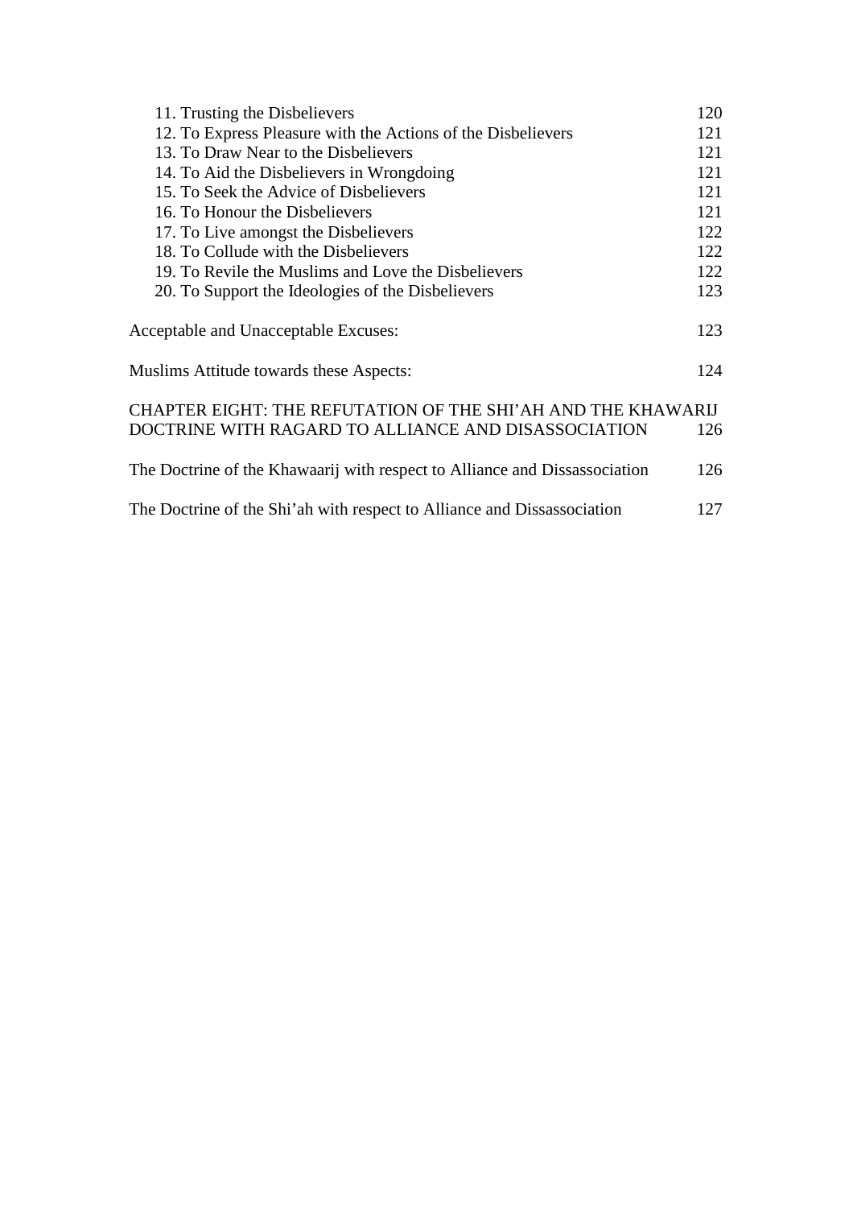11. Trusting the Disbelievers 120
12. To Express Pleasure with the Actions of the Disbelievers 121
13. To Draw Near to the Disbelievers 121
14. To Aid the Disbelievers in Wrongdoing 121
15. To Seek the Advice of Disbelievers 121
16. To Honour the Disbelievers 121
17. To Live amongst the Disbelievers 122
18. To Collude with the Disbelievers 122
19. To Revile the Muslims and Love the Disbelievers 122
20. To Support the Ideologies of the Disbelievers 123

Acceptable and Unacceptable Excuses: 123

Muslims Attitude towards these Aspects: 124

CHAPTER EIGHT: THE REFUTATION OF THE SHI'AH AND THE KHAWARIJ DOCTRINE WITH RAGARD TO ALLIANCE AND DISASSOCIATION 126

The Doctrine of the Khawaarij with respect to Alliance and Dissassociation 126

The Doctrine of the Shi'ah with respect to Alliance and Dissassociation 127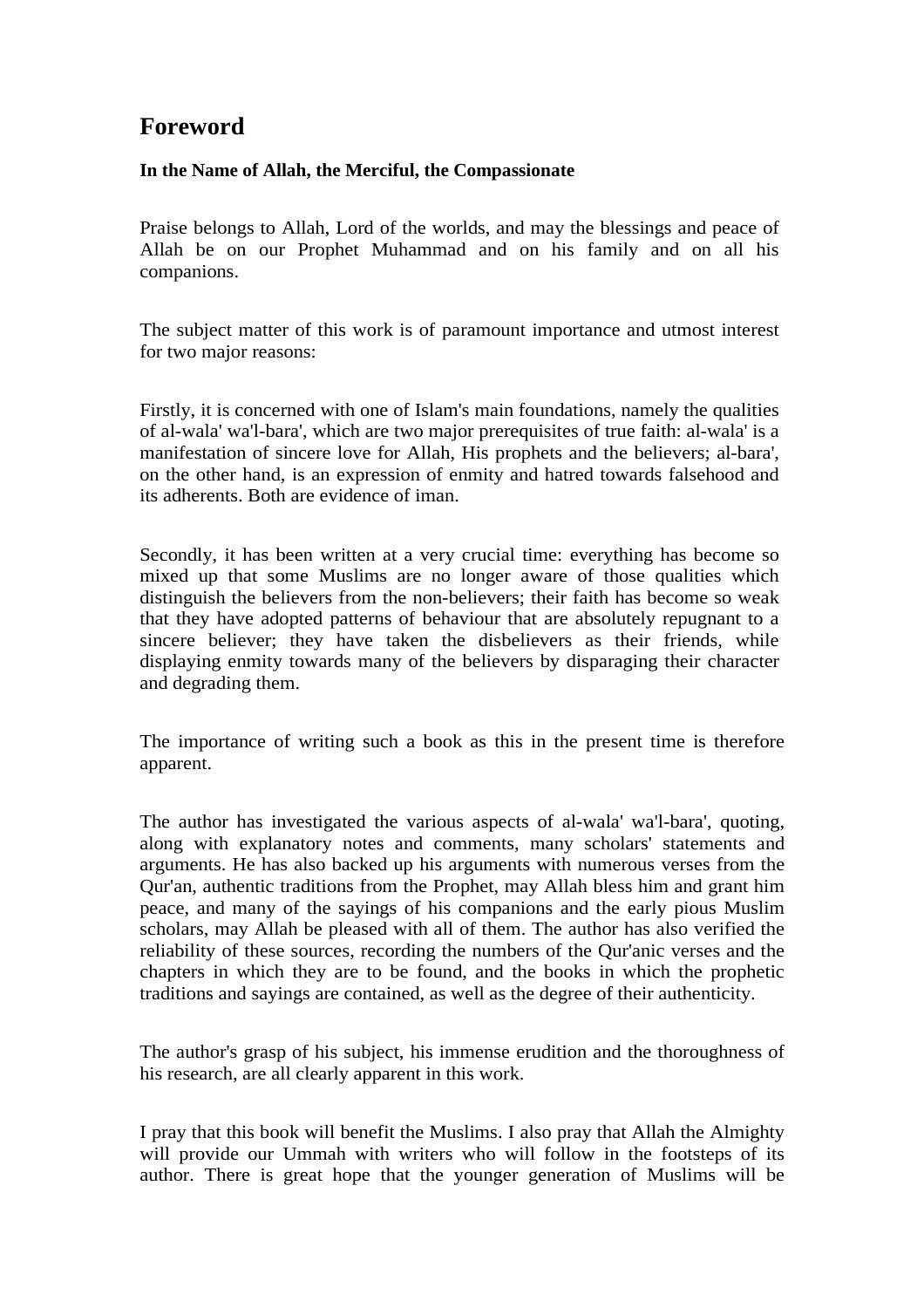# Foreword

**In the Name of Allah, the Merciful, the Compassionate**

Praise belongs to Allah, Lord of the worlds, and may the blessings and peace of Allah be on our Prophet Muhammad and on his family and on all his companions.

The subject matter of this work is of paramount importance and utmost interest for two major reasons:

Firstly, it is concerned with one of Islam's main foundations, namely the qualities of al-wala' wa'l-bara', which are two major prerequisites of true faith: al-wala' is a manifestation of sincere love for Allah, His prophets and the believers; al-bara', on the other hand, is an expression of enmity and hatred towards falsehood and its adherents. Both are evidence of iman.

Secondly, it has been written at a very crucial time: everything has become so mixed up that some Muslims are no longer aware of those qualities which distinguish the believers from the non-believers; their faith has become so weak that they have adopted patterns of behaviour that are absolutely repugnant to a sincere believer; they have taken the disbelievers as their friends, while displaying enmity towards many of the believers by disparaging their character and degrading them.

The importance of writing such a book as this in the present time is therefore apparent.

The author has investigated the various aspects of al-wala' wa'l-bara', quoting, along with explanatory notes and comments, many scholars' statements and arguments. He has also backed up his arguments with numerous verses from the Qur'an, authentic traditions from the Prophet, may Allah bless him and grant him peace, and many of the sayings of his companions and the early pious Muslim scholars, may Allah be pleased with all of them. The author has also verified the reliability of these sources, recording the numbers of the Qur'anic verses and the chapters in which they are to be found, and the books in which the prophetic traditions and sayings are contained, as well as the degree of their authenticity.

The author's grasp of his subject, his immense erudition and the thoroughness of his research, are all clearly apparent in this work.

I pray that this book will benefit the Muslims. I also pray that Allah the Almighty will provide our Ummah with writers who will follow in the footsteps of its author. There is great hope that the younger generation of Muslims will be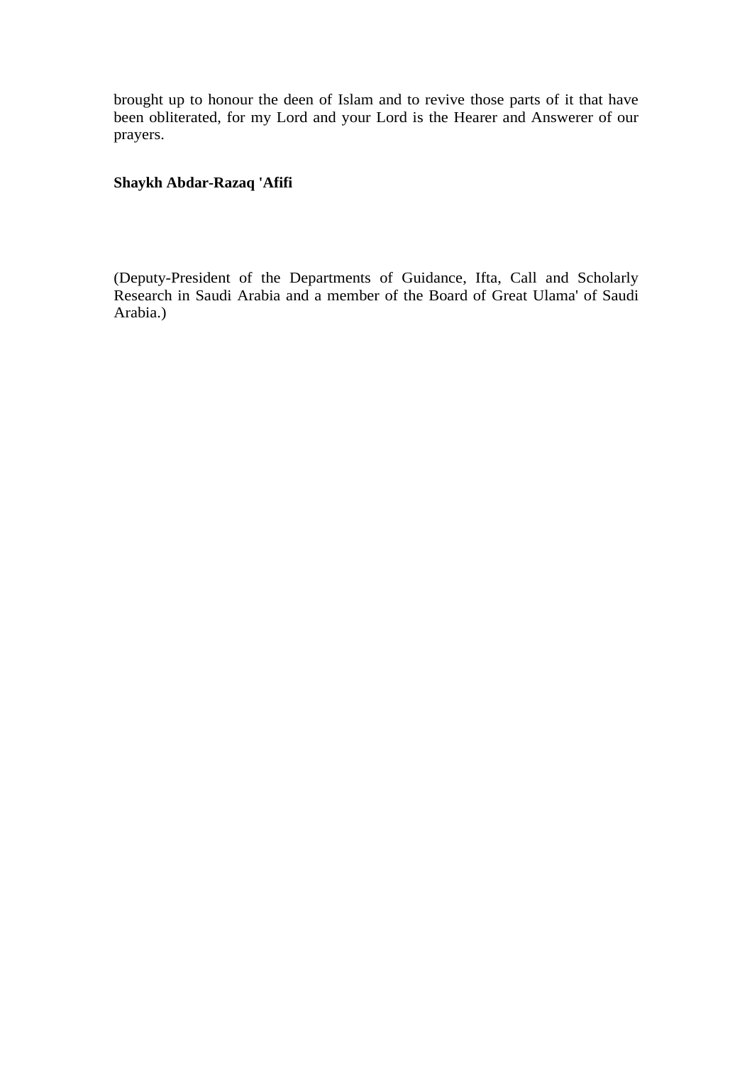brought up to honour the deen of Islam and to revive those parts of it that have been obliterated, for my Lord and your Lord is the Hearer and Answerer of our prayers.

**Shaykh Abdar-Razaq 'Afifi**

(Deputy-President of the Departments of Guidance, Ifta, Call and Scholarly Research in Saudi Arabia and a member of the Board of Great Ulama' of Saudi Arabia.)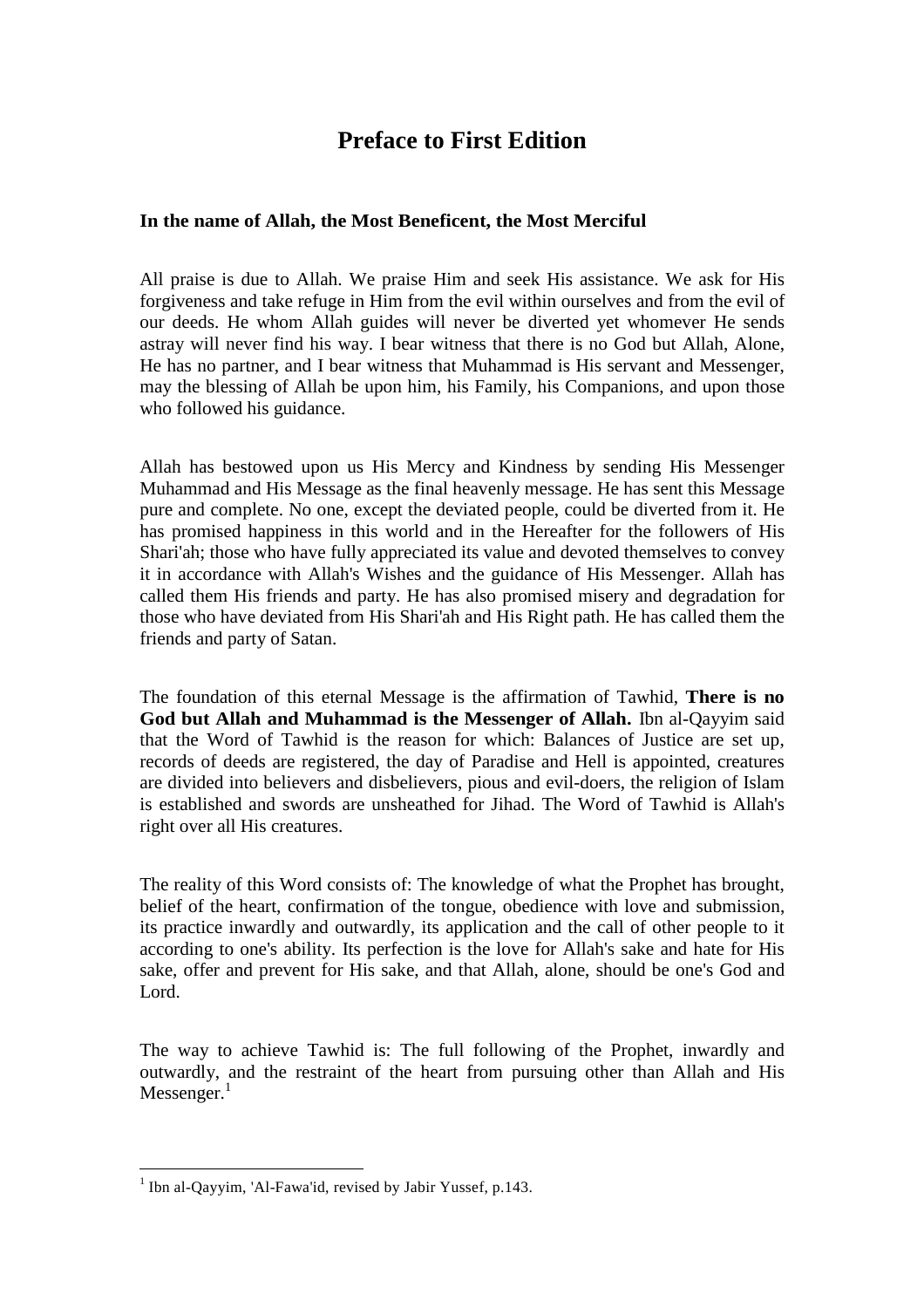# Preface to First Edition

**In the name of Allah, the Most Beneficent, the Most Merciful**

All praise is due to Allah. We praise Him and seek His assistance. We ask for His forgiveness and take refuge in Him from the evil within ourselves and from the evil of our deeds. He whom Allah guides will never be diverted yet whomever He sends astray will never find his way. I bear witness that there is no God but Allah, Alone, He has no partner, and I bear witness that Muhammad is His servant and Messenger, may the blessing of Allah be upon him, his Family, his Companions, and upon those who followed his guidance.

Allah has bestowed upon us His Mercy and Kindness by sending His Messenger Muhammad and His Message as the final heavenly message. He has sent this Message pure and complete. No one, except the deviated people, could be diverted from it. He has promised happiness in this world and in the Hereafter for the followers of His Shari'ah; those who have fully appreciated its value and devoted themselves to convey it in accordance with Allah's Wishes and the guidance of His Messenger. Allah has called them His friends and party. He has also promised misery and degradation for those who have deviated from His Shari'ah and His Right path. He has called them the friends and party of Satan.

The foundation of this eternal Message is the affirmation of Tawhid, **There is no God but Allah and Muhammad is the Messenger of Allah.** Ibn al-Qayyim said that the Word of Tawhid is the reason for which: Balances of Justice are set up, records of deeds are registered, the day of Paradise and Hell is appointed, creatures are divided into believers and disbelievers, pious and evil-doers, the religion of Islam is established and swords are unsheathed for Jihad. The Word of Tawhid is Allah's right over all His creatures.

The reality of this Word consists of: The knowledge of what the Prophet has brought, belief of the heart, confirmation of the tongue, obedience with love and submission, its practice inwardly and outwardly, its application and the call of other people to it according to one's ability. Its perfection is the love for Allah's sake and hate for His sake, offer and prevent for His sake, and that Allah, alone, should be one's God and Lord.

The way to achieve Tawhid is: The full following of the Prophet, inwardly and outwardly, and the restraint of the heart from pursuing other than Allah and His Messenger.[1]

---

[1] Ibn al-Qayyim, 'Al-Fawa'id, revised by Jabir Yussef, p.143.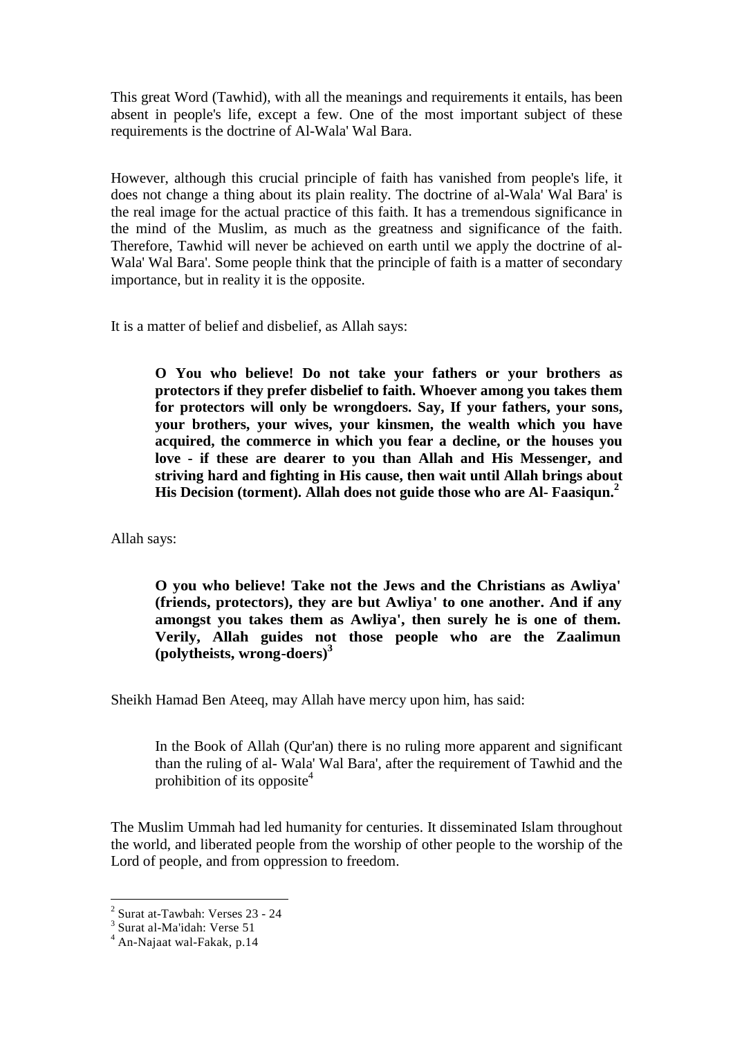This great Word (Tawhid), with all the meanings and requirements it entails, has been absent in people's life, except a few. One of the most important subject of these requirements is the doctrine of Al-Wala' Wal Bara.

However, although this crucial principle of faith has vanished from people's life, it does not change a thing about its plain reality. The doctrine of al-Wala' Wal Bara' is the real image for the actual practice of this faith. It has a tremendous significance in the mind of the Muslim, as much as the greatness and significance of the faith. Therefore, Tawhid will never be achieved on earth until we apply the doctrine of al-Wala' Wal Bara'. Some people think that the principle of faith is a matter of secondary importance, but in reality it is the opposite.

It is a matter of belief and disbelief, as Allah says:

> **O You who believe! Do not take your fathers or your brothers as protectors if they prefer disbelief to faith. Whoever among you takes them for protectors will only be wrongdoers. Say, If your fathers, your sons, your brothers, your wives, your kinsmen, the wealth which you have acquired, the commerce in which you fear a decline, or the houses you love - if these are dearer to you than Allah and His Messenger, and striving hard and fighting in His cause, then wait until Allah brings about His Decision (torment). Allah does not guide those who are Al- Faasiqun.**[2]

Allah says:

> **O you who believe! Take not the Jews and the Christians as Awliya' (friends, protectors), they are but Awliya' to one another. And if any amongst you takes them as Awliya', then surely he is one of them. Verily, Allah guides not those people who are the Zaalimun (polytheists, wrong-doers)**[3]

Sheikh Hamad Ben Ateeq, may Allah have mercy upon him, has said:

> In the Book of Allah (Qur'an) there is no ruling more apparent and significant than the ruling of al- Wala' Wal Bara', after the requirement of Tawhid and the prohibition of its opposite[4]

The Muslim Ummah had led humanity for centuries. It disseminated Islam throughout the world, and liberated people from the worship of other people to the worship of the Lord of people, and from oppression to freedom.

---

[2] Surat at-Tawbah: Verses 23 - 24

[3] Surat al-Ma'idah: Verse 51

[4] An-Najaat wal-Fakak, p.14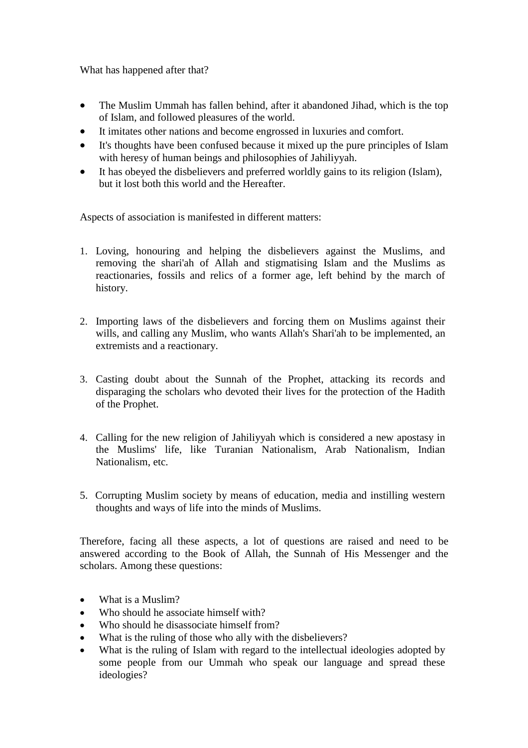What has happened after that?

- The Muslim Ummah has fallen behind, after it abandoned Jihad, which is the top of Islam, and followed pleasures of the world.
- It imitates other nations and become engrossed in luxuries and comfort.
- It's thoughts have been confused because it mixed up the pure principles of Islam with heresy of human beings and philosophies of Jahiliyyah.
- It has obeyed the disbelievers and preferred worldly gains to its religion (Islam), but it lost both this world and the Hereafter.

Aspects of association is manifested in different matters:

1. Loving, honouring and helping the disbelievers against the Muslims, and removing the shari'ah of Allah and stigmatising Islam and the Muslims as reactionaries, fossils and relics of a former age, left behind by the march of history.

2. Importing laws of the disbelievers and forcing them on Muslims against their wills, and calling any Muslim, who wants Allah's Shari'ah to be implemented, an extremists and a reactionary.

3. Casting doubt about the Sunnah of the Prophet, attacking its records and disparaging the scholars who devoted their lives for the protection of the Hadith of the Prophet.

4. Calling for the new religion of Jahiliyyah which is considered a new apostasy in the Muslims' life, like Turanian Nationalism, Arab Nationalism, Indian Nationalism, etc.

5. Corrupting Muslim society by means of education, media and instilling western thoughts and ways of life into the minds of Muslims.

Therefore, facing all these aspects, a lot of questions are raised and need to be answered according to the Book of Allah, the Sunnah of His Messenger and the scholars. Among these questions:

- What is a Muslim?
- Who should he associate himself with?
- Who should he disassociate himself from?
- What is the ruling of those who ally with the disbelievers?
- What is the ruling of Islam with regard to the intellectual ideologies adopted by some people from our Ummah who speak our language and spread these ideologies?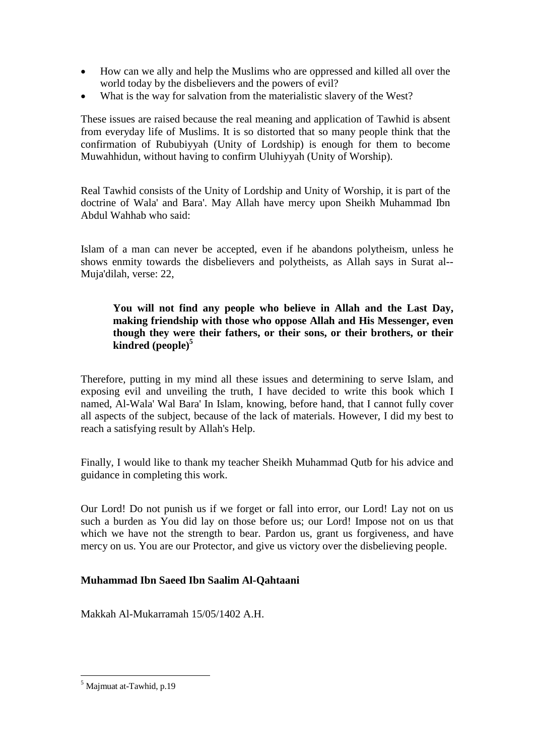- How can we ally and help the Muslims who are oppressed and killed all over the world today by the disbelievers and the powers of evil?
- What is the way for salvation from the materialistic slavery of the West?

These issues are raised because the real meaning and application of Tawhid is absent from everyday life of Muslims. It is so distorted that so many people think that the confirmation of Rububiyyah (Unity of Lordship) is enough for them to become Muwahhidun, without having to confirm Uluhiyyah (Unity of Worship).

Real Tawhid consists of the Unity of Lordship and Unity of Worship, it is part of the doctrine of Wala' and Bara'. May Allah have mercy upon Sheikh Muhammad Ibn Abdul Wahhab who said:

Islam of a man can never be accepted, even if he abandons polytheism, unless he shows enmity towards the disbelievers and polytheists, as Allah says in Surat al--Muja'dilah, verse: 22,

> **You will not find any people who believe in Allah and the Last Day, making friendship with those who oppose Allah and His Messenger, even though they were their fathers, or their sons, or their brothers, or their kindred (people)**[5]

Therefore, putting in my mind all these issues and determining to serve Islam, and exposing evil and unveiling the truth, I have decided to write this book which I named, Al-Wala' Wal Bara' In Islam, knowing, before hand, that I cannot fully cover all aspects of the subject, because of the lack of materials. However, I did my best to reach a satisfying result by Allah's Help.

Finally, I would like to thank my teacher Sheikh Muhammad Qutb for his advice and guidance in completing this work.

Our Lord! Do not punish us if we forget or fall into error, our Lord! Lay not on us such a burden as You did lay on those before us; our Lord! Impose not on us that which we have not the strength to bear. Pardon us, grant us forgiveness, and have mercy on us. You are our Protector, and give us victory over the disbelieving people.

**Muhammad Ibn Saeed Ibn Saalim Al-Qahtaani**

Makkah Al-Mukarramah 15/05/1402 A.H.

---

[5] Majmuat at-Tawhid, p.19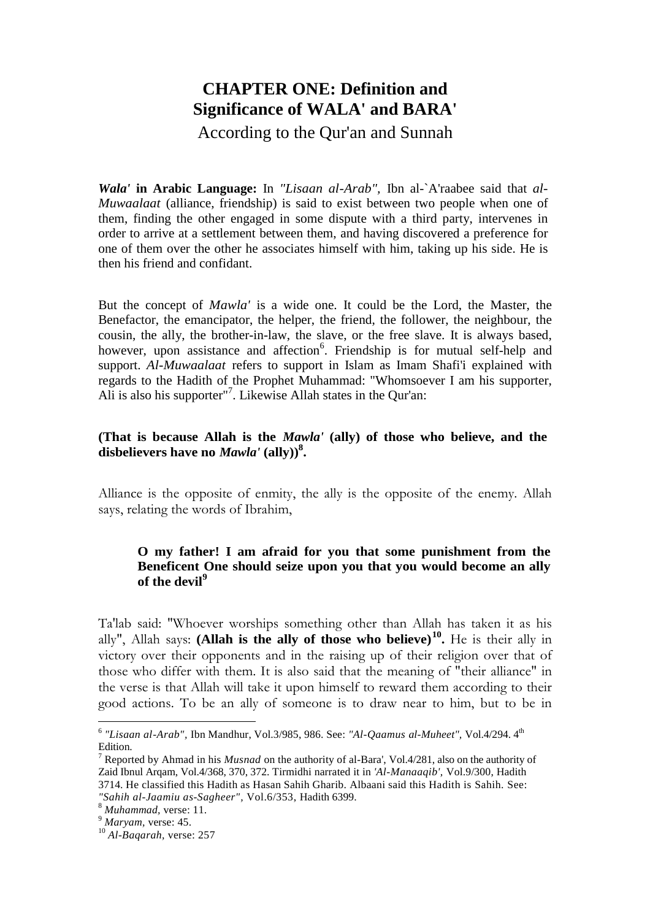# CHAPTER ONE: Definition and Significance of WALA' and BARA'

According to the Qur'an and Sunnah

***Wala'* in Arabic Language:** In *"Lisaan al-Arab",* Ibn al-`A'raabee said that *al-Muwaalaat* (alliance, friendship) is said to exist between two people when one of them, finding the other engaged in some dispute with a third party, intervenes in order to arrive at a settlement between them, and having discovered a preference for one of them over the other he associates himself with him, taking up his side. He is then his friend and confidant.

But the concept of *Mawla'* is a wide one. It could be the Lord, the Master, the Benefactor, the emancipator, the helper, the friend, the follower, the neighbour, the cousin, the ally, the brother-in-law, the slave, or the free slave. It is always based, however, upon assistance and affection[6]. Friendship is for mutual self-help and support. *Al-Muwaalaat* refers to support in Islam as Imam Shafi'i explained with regards to the Hadith of the Prophet Muhammad: "Whomsoever I am his supporter, Ali is also his supporter"[7]. Likewise Allah states in the Qur'an:

**(That is because Allah is the *Mawla'* (ally) of those who believe, and the disbelievers have no *Mawla'* (ally))[8].**

Alliance is the opposite of enmity, the ally is the opposite of the enemy. Allah says, relating the words of Ibrahim,

> **O my father! I am afraid for you that some punishment from the Beneficent One should seize upon you that you would become an ally of the devil[9]**

Ta'lab said: "Whoever worships something other than Allah has taken it as his ally", Allah says: **(Allah is the ally of those who believe)[10].** He is their ally in victory over their opponents and in the raising up of their religion over that of those who differ with them. It is also said that the meaning of "their alliance" in the verse is that Allah will take it upon himself to reward them according to their good actions. To be an ally of someone is to draw near to him, but to be in

---

[6] *"Lisaan al-Arab",* Ibn Mandhur, Vol.3/985, 986. See: *"Al-Qaamus al-Muheet",* Vol.4/294. 4th Edition.

[7] Reported by Ahmad in his *Musnad* on the authority of al-Bara', Vol.4/281, also on the authority of Zaid Ibnul Arqam, Vol.4/368, 370, 372. Tirmidhi narrated it in *'Al-Manaaqib',* Vol.9/300, Hadith 3714. He classified this Hadith as Hasan Sahih Gharib. Albaani said this Hadith is Sahih. See: *"Sahih al-Jaamiu as-Sagheer",* Vol.6/353, Hadith 6399.

[8] *Muhammad,* verse: 11.

[9] *Maryam,* verse: 45.

[10] *Al-Baqarah,* verse: 257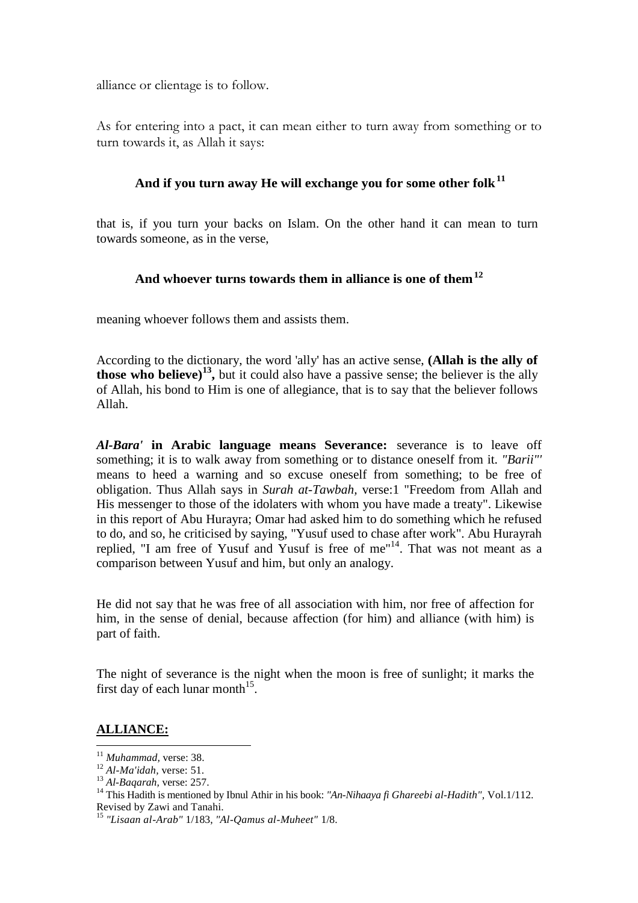alliance or clientage is to follow.

As for entering into a pact, it can mean either to turn away from something or to turn towards it, as Allah it says:

**And if you turn away He will exchange you for some other folk**[11]

that is, if you turn your backs on Islam. On the other hand it can mean to turn towards someone, as in the verse,

**And whoever turns towards them in alliance is one of them**[12]

meaning whoever follows them and assists them.

According to the dictionary, the word 'ally' has an active sense, **(Allah is the ally of those who believe)**[13]**,** but it could also have a passive sense; the believer is the ally of Allah, his bond to Him is one of allegiance, that is to say that the believer follows Allah.

***Al-Bara'* in Arabic language means Severance:** severance is to leave off something; it is to walk away from something or to distance oneself from it. *"Barii"'* means to heed a warning and so excuse oneself from something; to be free of obligation. Thus Allah says in *Surah at-Tawbah,* verse:1 "Freedom from Allah and His messenger to those of the idolaters with whom you have made a treaty". Likewise in this report of Abu Hurayra; Omar had asked him to do something which he refused to do, and so, he criticised by saying, "Yusuf used to chase after work". Abu Hurayrah replied, "I am free of Yusuf and Yusuf is free of me"[14]. That was not meant as a comparison between Yusuf and him, but only an analogy.

He did not say that he was free of all association with him, nor free of affection for him, in the sense of denial, because affection (for him) and alliance (with him) is part of faith.

The night of severance is the night when the moon is free of sunlight; it marks the first day of each lunar month[15].

## ALLIANCE:

---

[11] *Muhammad,* verse: 38.

[12] *Al-Ma'idah,* verse: 51.

[13] *Al-Baqarah,* verse: 257.

[14] This Hadith is mentioned by Ibnul Athir in his book: *"An-Nihaaya fi Ghareebi al-Hadith",* Vol.1/112. Revised by Zawi and Tanahi.

[15] *"Lisaan al-Arab"* 1/183, *"Al-Qamus al-Muheet"* 1/8.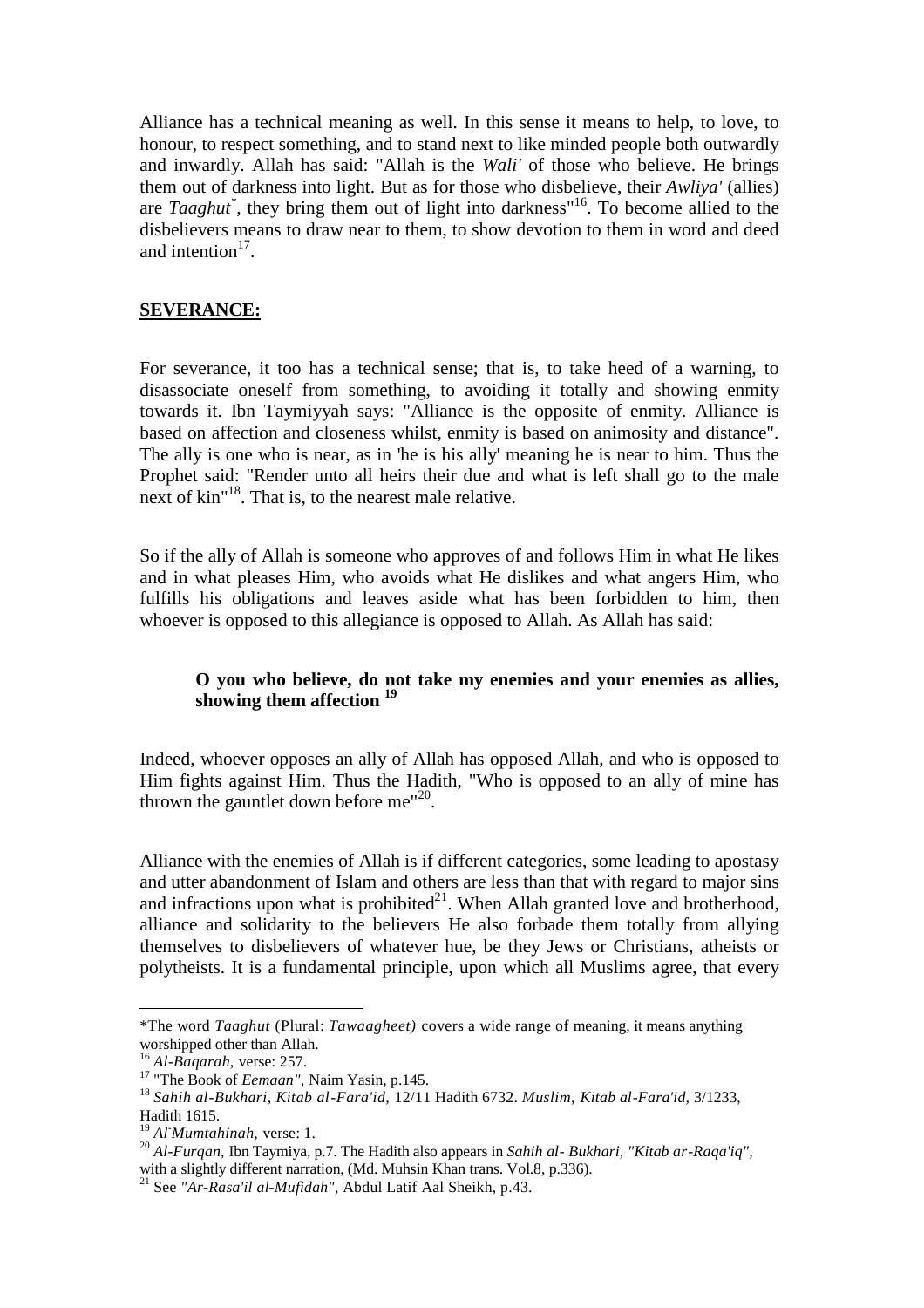Alliance has a technical meaning as well. In this sense it means to help, to love, to honour, to respect something, and to stand next to like minded people both outwardly and inwardly. Allah has said: "Allah is the *Wali'* of those who believe. He brings them out of darkness into light. But as for those who disbelieve, their *Awliya'* (allies) are *Taaghut*[*], they bring them out of light into darkness"[16]. To become allied to the disbelievers means to draw near to them, to show devotion to them in word and deed and intention[17].

**SEVERANCE:**

For severance, it too has a technical sense; that is, to take heed of a warning, to disassociate oneself from something, to avoiding it totally and showing enmity towards it. Ibn Taymiyyah says: "Alliance is the opposite of enmity. Alliance is based on affection and closeness whilst, enmity is based on animosity and distance". The ally is one who is near, as in 'he is his ally' meaning he is near to him. Thus the Prophet said: "Render unto all heirs their due and what is left shall go to the male next of kin"[18]. That is, to the nearest male relative.

So if the ally of Allah is someone who approves of and follows Him in what He likes and in what pleases Him, who avoids what He dislikes and what angers Him, who fulfills his obligations and leaves aside what has been forbidden to him, then whoever is opposed to this allegiance is opposed to Allah. As Allah has said:

> **O you who believe, do not take my enemies and your enemies as allies, showing them affection [19]**

Indeed, whoever opposes an ally of Allah has opposed Allah, and who is opposed to Him fights against Him. Thus the Hadith, "Who is opposed to an ally of mine has thrown the gauntlet down before me"[20].

Alliance with the enemies of Allah is if different categories, some leading to apostasy and utter abandonment of Islam and others are less than that with regard to major sins and infractions upon what is prohibited[21]. When Allah granted love and brotherhood, alliance and solidarity to the believers He also forbade them totally from allying themselves to disbelievers of whatever hue, be they Jews or Christians, atheists or polytheists. It is a fundamental principle, upon which all Muslims agree, that every

---

*The word *Taaghut* (Plural: *Tawaagheet)* covers a wide range of meaning, it means anything worshipped other than Allah.

[16] *Al-Baqarah,* verse: 257.

[17] "The Book of *Eemaan",* Naim Yasin, p.145.

[18] *Sahih al-Bukhari, Kitab al-Fara'id,* 12/11 Hadith 6732. *Muslim, Kitab al-Fara'id,* 3/1233, Hadith 1615.

[19] *Al-Mumtahinah,* verse: 1.

[20] *Al-Furqan,* Ibn Taymiya, p.7. The Hadith also appears in *Sahih al- Bukhari, "Kitab ar-Raqa'iq",* with a slightly different narration, (Md. Muhsin Khan trans. Vol.8, p.336).

[21] See *"Ar-Rasa'il al-Mufidah",* Abdul Latif Aal Sheikh, p.43.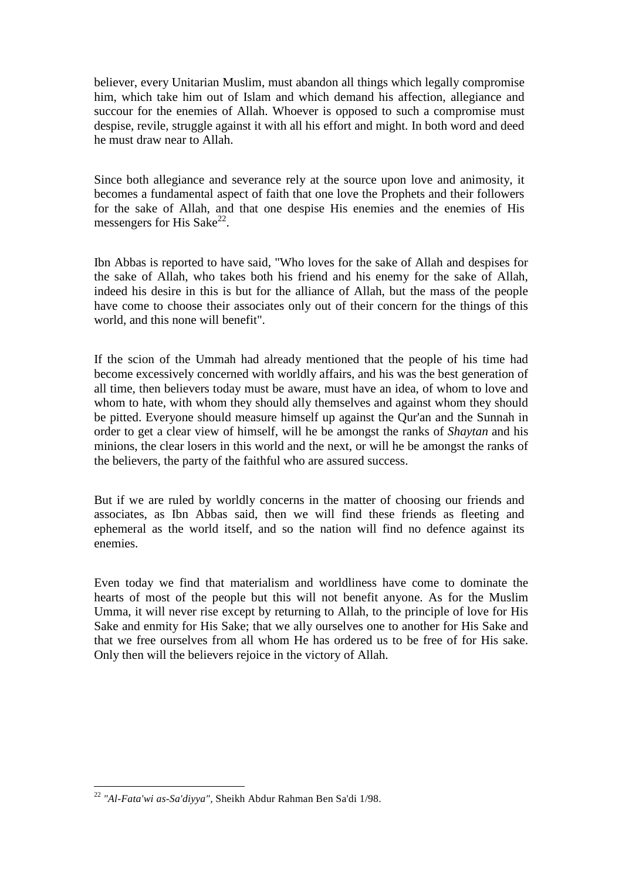believer, every Unitarian Muslim, must abandon all things which legally compromise him, which take him out of Islam and which demand his affection, allegiance and succour for the enemies of Allah. Whoever is opposed to such a compromise must despise, revile, struggle against it with all his effort and might. In both word and deed he must draw near to Allah.

Since both allegiance and severance rely at the source upon love and animosity, it becomes a fundamental aspect of faith that one love the Prophets and their followers for the sake of Allah, and that one despise His enemies and the enemies of His messengers for His Sake[22].

Ibn Abbas is reported to have said, "Who loves for the sake of Allah and despises for the sake of Allah, who takes both his friend and his enemy for the sake of Allah, indeed his desire in this is but for the alliance of Allah, but the mass of the people have come to choose their associates only out of their concern for the things of this world, and this none will benefit".

If the scion of the Ummah had already mentioned that the people of his time had become excessively concerned with worldly affairs, and his was the best generation of all time, then believers today must be aware, must have an idea, of whom to love and whom to hate, with whom they should ally themselves and against whom they should be pitted. Everyone should measure himself up against the Qur'an and the Sunnah in order to get a clear view of himself, will he be amongst the ranks of *Shaytan* and his minions, the clear losers in this world and the next, or will he be amongst the ranks of the believers, the party of the faithful who are assured success.

But if we are ruled by worldly concerns in the matter of choosing our friends and associates, as Ibn Abbas said, then we will find these friends as fleeting and ephemeral as the world itself, and so the nation will find no defence against its enemies.

Even today we find that materialism and worldliness have come to dominate the hearts of most of the people but this will not benefit anyone. As for the Muslim Umma, it will never rise except by returning to Allah, to the principle of love for His Sake and enmity for His Sake; that we ally ourselves one to another for His Sake and that we free ourselves from all whom He has ordered us to be free of for His sake. Only then will the believers rejoice in the victory of Allah.

---

[22] *"Al-Fata'wi as-Sa'diyya"*, Sheikh Abdur Rahman Ben Sa'di 1/98.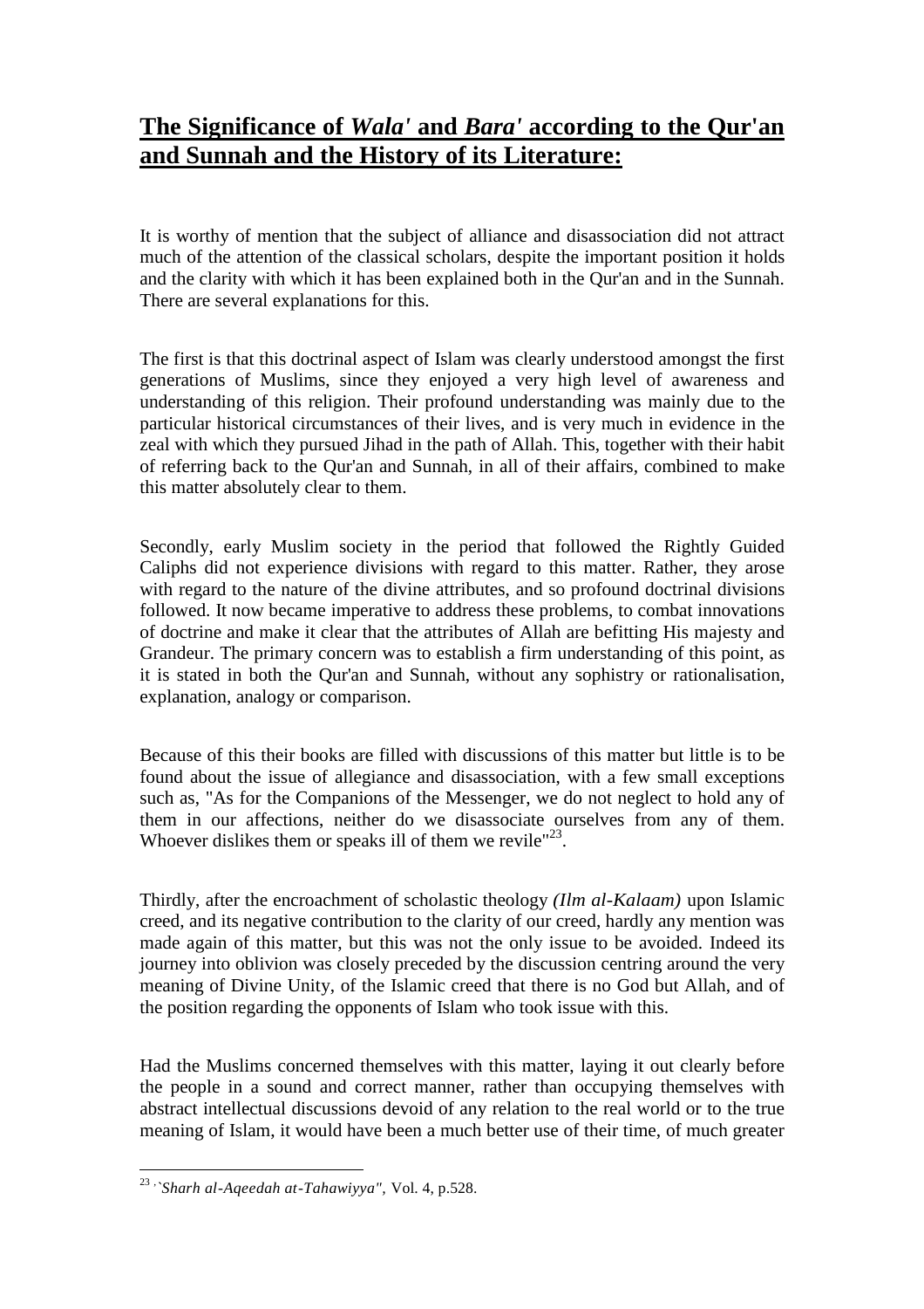## **The Significance of *Wala'* and *Bara'* according to the Qur'an and Sunnah and the History of its Literature:**

It is worthy of mention that the subject of alliance and disassociation did not attract much of the attention of the classical scholars, despite the important position it holds and the clarity with which it has been explained both in the Qur'an and in the Sunnah. There are several explanations for this.

The first is that this doctrinal aspect of Islam was clearly understood amongst the first generations of Muslims, since they enjoyed a very high level of awareness and understanding of this religion. Their profound understanding was mainly due to the particular historical circumstances of their lives, and is very much in evidence in the zeal with which they pursued Jihad in the path of Allah. This, together with their habit of referring back to the Qur'an and Sunnah, in all of their affairs, combined to make this matter absolutely clear to them.

Secondly, early Muslim society in the period that followed the Rightly Guided Caliphs did not experience divisions with regard to this matter. Rather, they arose with regard to the nature of the divine attributes, and so profound doctrinal divisions followed. It now became imperative to address these problems, to combat innovations of doctrine and make it clear that the attributes of Allah are befitting His majesty and Grandeur. The primary concern was to establish a firm understanding of this point, as it is stated in both the Qur'an and Sunnah, without any sophistry or rationalisation, explanation, analogy or comparison.

Because of this their books are filled with discussions of this matter but little is to be found about the issue of allegiance and disassociation, with a few small exceptions such as, "As for the Companions of the Messenger, we do not neglect to hold any of them in our affections, neither do we disassociate ourselves from any of them. Whoever dislikes them or speaks ill of them we revile"[23].

Thirdly, after the encroachment of scholastic theology *(Ilm al-Kalaam)* upon Islamic creed, and its negative contribution to the clarity of our creed, hardly any mention was made again of this matter, but this was not the only issue to be avoided. Indeed its journey into oblivion was closely preceded by the discussion centring around the very meaning of Divine Unity, of the Islamic creed that there is no God but Allah, and of the position regarding the opponents of Islam who took issue with this.

Had the Muslims concerned themselves with this matter, laying it out clearly before the people in a sound and correct manner, rather than occupying themselves with abstract intellectual discussions devoid of any relation to the real world or to the true meaning of Islam, it would have been a much better use of their time, of much greater

---

[23] *"Sharh al-Aqeedah at-Tahawiyya",* Vol. 4, p.528.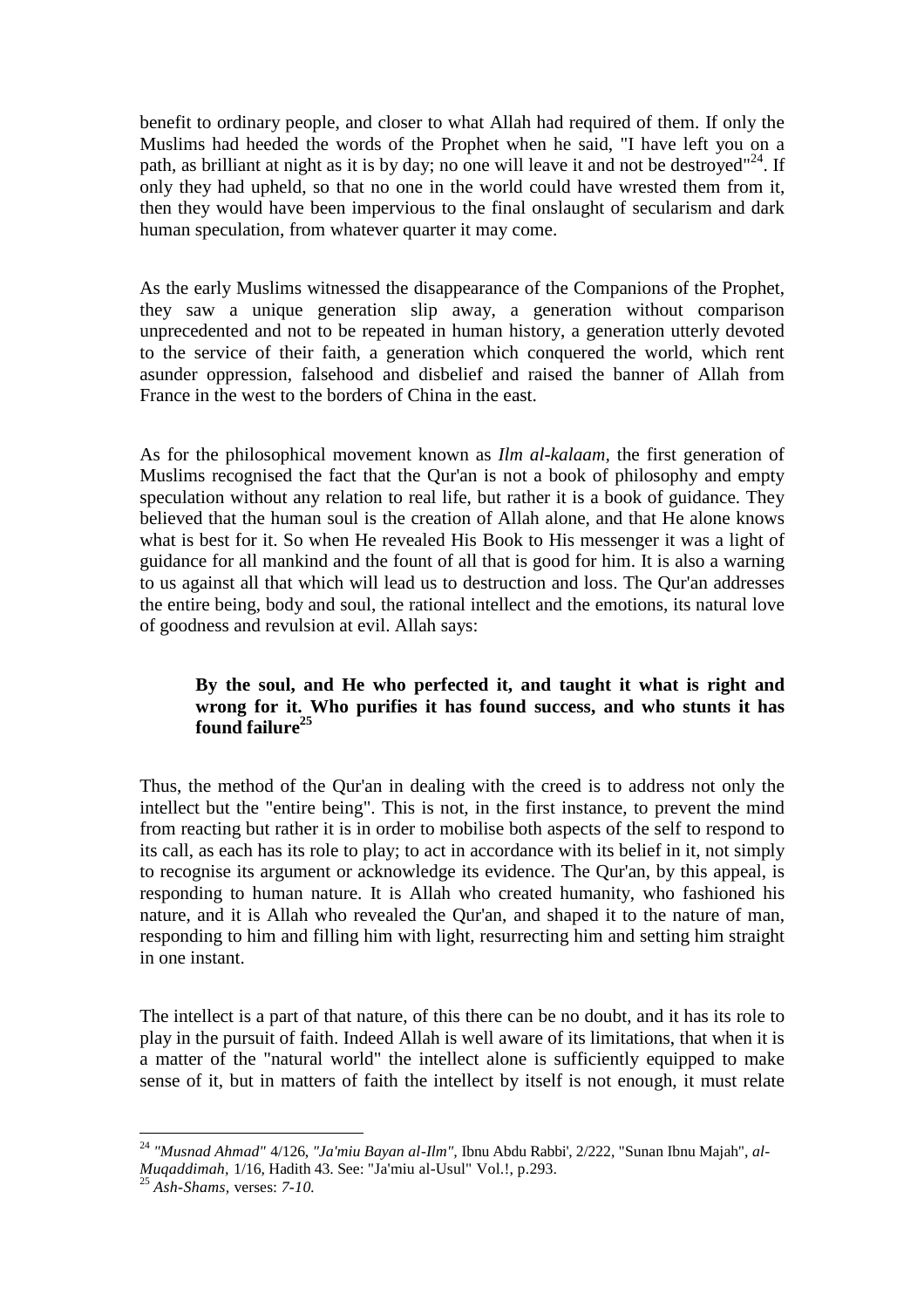benefit to ordinary people, and closer to what Allah had required of them. If only the Muslims had heeded the words of the Prophet when he said, "I have left you on a path, as brilliant at night as it is by day; no one will leave it and not be destroyed"[24]. If only they had upheld, so that no one in the world could have wrested them from it, then they would have been impervious to the final onslaught of secularism and dark human speculation, from whatever quarter it may come.

As the early Muslims witnessed the disappearance of the Companions of the Prophet, they saw a unique generation slip away, a generation without comparison unprecedented and not to be repeated in human history, a generation utterly devoted to the service of their faith, a generation which conquered the world, which rent asunder oppression, falsehood and disbelief and raised the banner of Allah from France in the west to the borders of China in the east.

As for the philosophical movement known as *Ilm al-kalaam*, the first generation of Muslims recognised the fact that the Qur'an is not a book of philosophy and empty speculation without any relation to real life, but rather it is a book of guidance. They believed that the human soul is the creation of Allah alone, and that He alone knows what is best for it. So when He revealed His Book to His messenger it was a light of guidance for all mankind and the fount of all that is good for him. It is also a warning to us against all that which will lead us to destruction and loss. The Qur'an addresses the entire being, body and soul, the rational intellect and the emotions, its natural love of goodness and revulsion at evil. Allah says:

> **By the soul, and He who perfected it, and taught it what is right and wrong for it. Who purifies it has found success, and who stunts it has found failure**[25]

Thus, the method of the Qur'an in dealing with the creed is to address not only the intellect but the "entire being". This is not, in the first instance, to prevent the mind from reacting but rather it is in order to mobilise both aspects of the self to respond to its call, as each has its role to play; to act in accordance with its belief in it, not simply to recognise its argument or acknowledge its evidence. The Qur'an, by this appeal, is responding to human nature. It is Allah who created humanity, who fashioned his nature, and it is Allah who revealed the Qur'an, and shaped it to the nature of man, responding to him and filling him with light, resurrecting him and setting him straight in one instant.

The intellect is a part of that nature, of this there can be no doubt, and it has its role to play in the pursuit of faith. Indeed Allah is well aware of its limitations, that when it is a matter of the "natural world" the intellect alone is sufficiently equipped to make sense of it, but in matters of faith the intellect by itself is not enough, it must relate

---

[24] *"Musnad Ahmad"* 4/126, *"Ja'miu Bayan al-Ilm"*, Ibnu Abdu Rabbi', 2/222, "Sunan Ibnu Majah", *al-Muqaddimah,* 1/16, Hadith 43. See: "Ja'miu al-Usul" Vol.!, p.293.

[25] *Ash-Shams,* verses: *7-10.*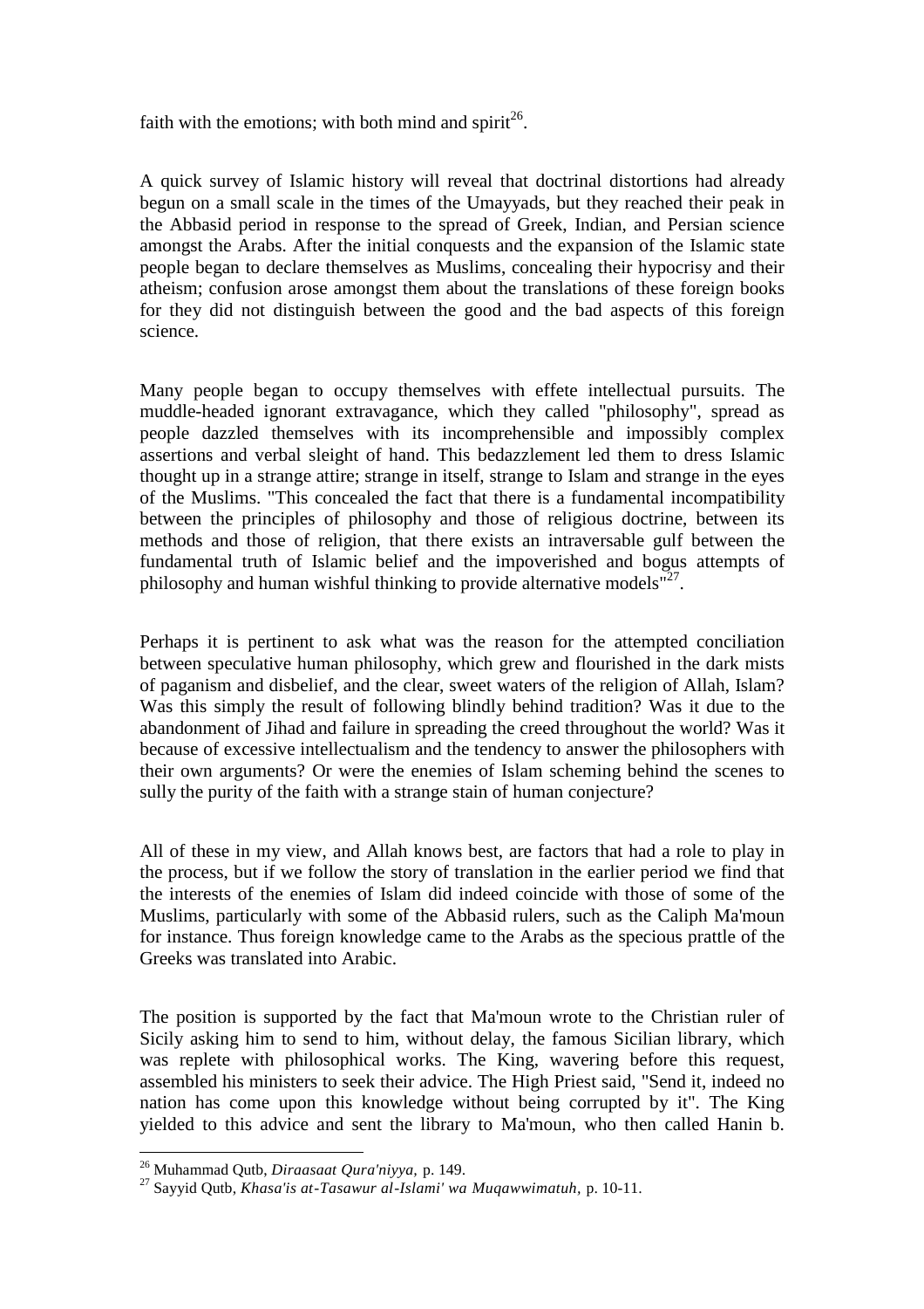faith with the emotions; with both mind and spirit[26].

A quick survey of Islamic history will reveal that doctrinal distortions had already begun on a small scale in the times of the Umayyads, but they reached their peak in the Abbasid period in response to the spread of Greek, Indian, and Persian science amongst the Arabs. After the initial conquests and the expansion of the Islamic state people began to declare themselves as Muslims, concealing their hypocrisy and their atheism; confusion arose amongst them about the translations of these foreign books for they did not distinguish between the good and the bad aspects of this foreign science.

Many people began to occupy themselves with effete intellectual pursuits. The muddle-headed ignorant extravagance, which they called "philosophy", spread as people dazzled themselves with its incomprehensible and impossibly complex assertions and verbal sleight of hand. This bedazzlement led them to dress Islamic thought up in a strange attire; strange in itself, strange to Islam and strange in the eyes of the Muslims. "This concealed the fact that there is a fundamental incompatibility between the principles of philosophy and those of religious doctrine, between its methods and those of religion, that there exists an intraversable gulf between the fundamental truth of Islamic belief and the impoverished and bogus attempts of philosophy and human wishful thinking to provide alternative models"[27].

Perhaps it is pertinent to ask what was the reason for the attempted conciliation between speculative human philosophy, which grew and flourished in the dark mists of paganism and disbelief, and the clear, sweet waters of the religion of Allah, Islam? Was this simply the result of following blindly behind tradition? Was it due to the abandonment of Jihad and failure in spreading the creed throughout the world? Was it because of excessive intellectualism and the tendency to answer the philosophers with their own arguments? Or were the enemies of Islam scheming behind the scenes to sully the purity of the faith with a strange stain of human conjecture?

All of these in my view, and Allah knows best, are factors that had a role to play in the process, but if we follow the story of translation in the earlier period we find that the interests of the enemies of Islam did indeed coincide with those of some of the Muslims, particularly with some of the Abbasid rulers, such as the Caliph Ma'moun for instance. Thus foreign knowledge came to the Arabs as the specious prattle of the Greeks was translated into Arabic.

The position is supported by the fact that Ma'moun wrote to the Christian ruler of Sicily asking him to send to him, without delay, the famous Sicilian library, which was replete with philosophical works. The King, wavering before this request, assembled his ministers to seek their advice. The High Priest said, "Send it, indeed no nation has come upon this knowledge without being corrupted by it". The King yielded to this advice and sent the library to Ma'moun, who then called Hanin b.

---

[26] Muhammad Qutb, *Diraasaat Qura'niyya*, p. 149.

[27] Sayyid Qutb, *Khasa'is at-Tasawur al-Islami' wa Muqawwimatuh*, p. 10-11.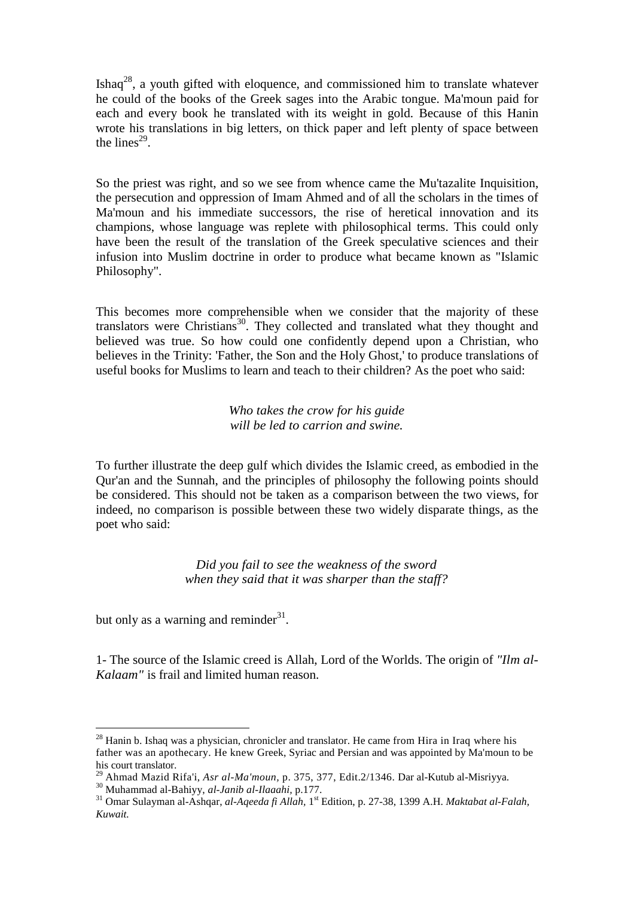Ishaq[28], a youth gifted with eloquence, and commissioned him to translate whatever he could of the books of the Greek sages into the Arabic tongue. Ma'moun paid for each and every book he translated with its weight in gold. Because of this Hanin wrote his translations in big letters, on thick paper and left plenty of space between the lines[29].

So the priest was right, and so we see from whence came the Mu'tazalite Inquisition, the persecution and oppression of Imam Ahmed and of all the scholars in the times of Ma'moun and his immediate successors, the rise of heretical innovation and its champions, whose language was replete with philosophical terms. This could only have been the result of the translation of the Greek speculative sciences and their infusion into Muslim doctrine in order to produce what became known as "Islamic Philosophy".

This becomes more comprehensible when we consider that the majority of these translators were Christians[30]. They collected and translated what they thought and believed was true. So how could one confidently depend upon a Christian, who believes in the Trinity: 'Father, the Son and the Holy Ghost,' to produce translations of useful books for Muslims to learn and teach to their children? As the poet who said:

*Who takes the crow for his guide*
*will be led to carrion and swine.*

To further illustrate the deep gulf which divides the Islamic creed, as embodied in the Qur'an and the Sunnah, and the principles of philosophy the following points should be considered. This should not be taken as a comparison between the two views, for indeed, no comparison is possible between these two widely disparate things, as the poet who said:

*Did you fail to see the weakness of the sword*
*when they said that it was sharper than the staff?*

but only as a warning and reminder[31].

1- The source of the Islamic creed is Allah, Lord of the Worlds. The origin of *"Ilm al-Kalaam"* is frail and limited human reason.

---

[28] Hanin b. Ishaq was a physician, chronicler and translator. He came from Hira in Iraq where his father was an apothecary. He knew Greek, Syriac and Persian and was appointed by Ma'moun to be his court translator.

[29] Ahmad Mazid Rifa'i, *Asr al-Ma'moun*, p. 375, 377, Edit.2/1346. Dar al-Kutub al-Misriyya.

[30] Muhammad al-Bahiyy, *al-Janib al-Ilaaahi*, p.177.

[31] Omar Sulayman al-Ashqar, *al-Aqeeda fi Allah*, 1st Edition, p. 27-38, 1399 A.H. *Maktabat al-Falah, Kuwait.*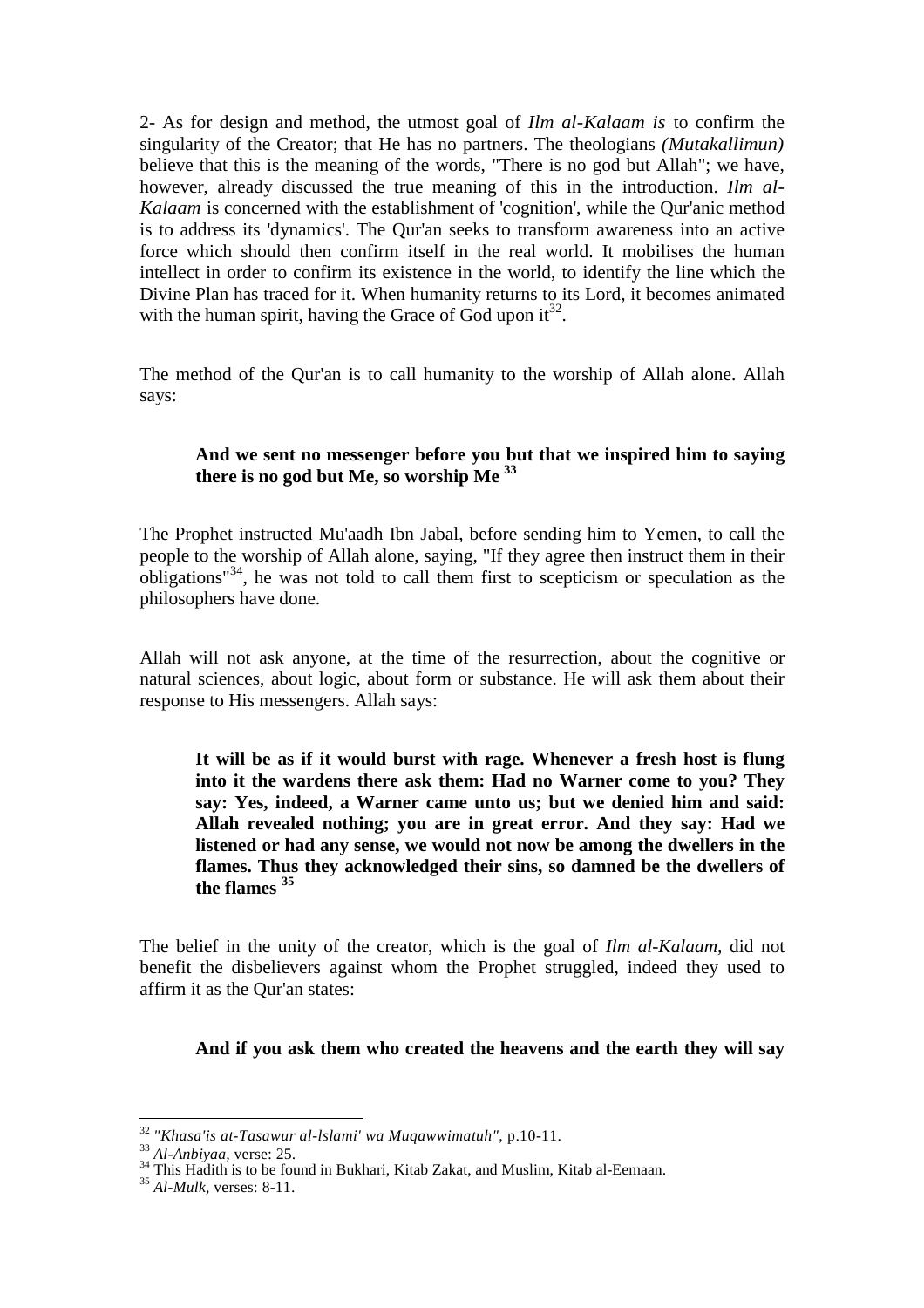2- As for design and method, the utmost goal of *Ilm al-Kalaam is* to confirm the singularity of the Creator; that He has no partners. The theologians *(Mutakallimun)* believe that this is the meaning of the words, "There is no god but Allah"; we have, however, already discussed the true meaning of this in the introduction. *Ilm al-Kalaam* is concerned with the establishment of 'cognition', while the Qur'anic method is to address its 'dynamics'. The Qur'an seeks to transform awareness into an active force which should then confirm itself in the real world. It mobilises the human intellect in order to confirm its existence in the world, to identify the line which the Divine Plan has traced for it. When humanity returns to its Lord, it becomes animated with the human spirit, having the Grace of God upon it[32].

The method of the Qur'an is to call humanity to the worship of Allah alone. Allah says:

> **And we sent no messenger before you but that we inspired him to saying there is no god but Me, so worship Me [33]**

The Prophet instructed Mu'aadh Ibn Jabal, before sending him to Yemen, to call the people to the worship of Allah alone, saying, "If they agree then instruct them in their obligations"[34], he was not told to call them first to scepticism or speculation as the philosophers have done.

Allah will not ask anyone, at the time of the resurrection, about the cognitive or natural sciences, about logic, about form or substance. He will ask them about their response to His messengers. Allah says:

> **It will be as if it would burst with rage. Whenever a fresh host is flung into it the wardens there ask them: Had no Warner come to you? They say: Yes, indeed, a Warner came unto us; but we denied him and said: Allah revealed nothing; you are in great error. And they say: Had we listened or had any sense, we would not now be among the dwellers in the flames. Thus they acknowledged their sins, so damned be the dwellers of the flames [35]**

The belief in the unity of the creator, which is the goal of *Ilm al-Kalaam,* did not benefit the disbelievers against whom the Prophet struggled, indeed they used to affirm it as the Qur'an states:

> **And if you ask them who created the heavens and the earth they will say**

---

[32] *"Khasa'is at-Tasawur al-lslami' wa Muqawwimatuh",* p.10-11.

[33] *Al-Anbiyaa,* verse: 25.

[34] This Hadith is to be found in Bukhari, Kitab Zakat, and Muslim, Kitab al-Eemaan.

[35] *Al-Mulk,* verses: 8-11.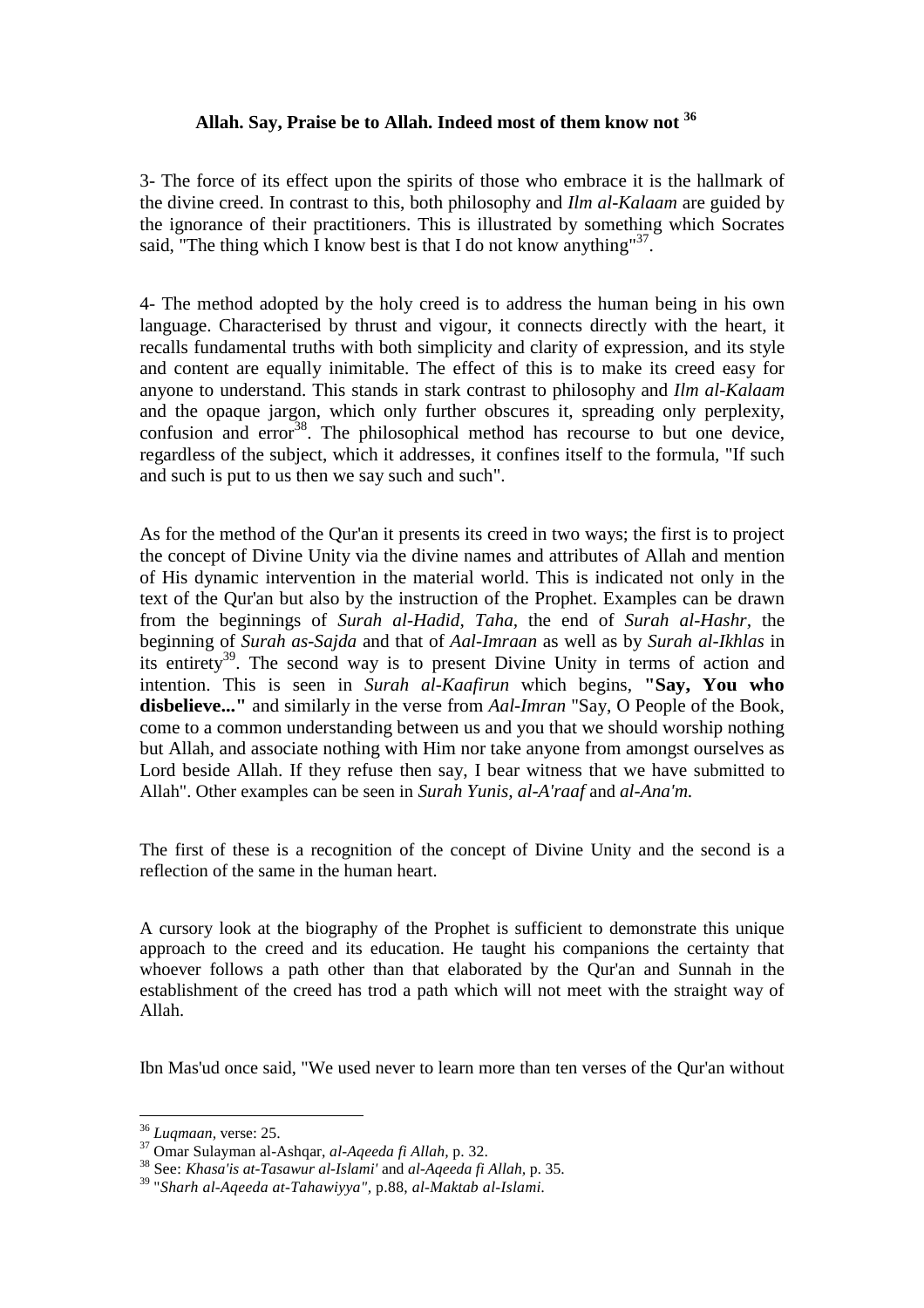**Allah. Say, Praise be to Allah. Indeed most of them know not** [36]

3- The force of its effect upon the spirits of those who embrace it is the hallmark of the divine creed. In contrast to this, both philosophy and *Ilm al-Kalaam* are guided by the ignorance of their practitioners. This is illustrated by something which Socrates said, "The thing which I know best is that I do not know anything"[37].

4- The method adopted by the holy creed is to address the human being in his own language. Characterised by thrust and vigour, it connects directly with the heart, it recalls fundamental truths with both simplicity and clarity of expression, and its style and content are equally inimitable. The effect of this is to make its creed easy for anyone to understand. This stands in stark contrast to philosophy and *Ilm al-Kalaam* and the opaque jargon, which only further obscures it, spreading only perplexity, confusion and error[38]. The philosophical method has recourse to but one device, regardless of the subject, which it addresses, it confines itself to the formula, "If such and such is put to us then we say such and such".

As for the method of the Qur'an it presents its creed in two ways; the first is to project the concept of Divine Unity via the divine names and attributes of Allah and mention of His dynamic intervention in the material world. This is indicated not only in the text of the Qur'an but also by the instruction of the Prophet. Examples can be drawn from the beginnings of *Surah al-Hadid*, *Taha*, the end of *Surah al-Hashr*, the beginning of *Surah as-Sajda* and that of *Aal-Imraan* as well as by *Surah al-Ikhlas* in its entirety[39]. The second way is to present Divine Unity in terms of action and intention. This is seen in *Surah al-Kaafirun* which begins, **"Say, You who disbelieve..."** and similarly in the verse from *Aal-Imran* "Say, O People of the Book, come to a common understanding between us and you that we should worship nothing but Allah, and associate nothing with Him nor take anyone from amongst ourselves as Lord beside Allah. If they refuse then say, I bear witness that we have submitted to Allah". Other examples can be seen in *Surah Yunis*, *al-A'raaf* and *al-Ana'm.*

The first of these is a recognition of the concept of Divine Unity and the second is a reflection of the same in the human heart.

A cursory look at the biography of the Prophet is sufficient to demonstrate this unique approach to the creed and its education. He taught his companions the certainty that whoever follows a path other than that elaborated by the Qur'an and Sunnah in the establishment of the creed has trod a path which will not meet with the straight way of Allah.

Ibn Mas'ud once said, "We used never to learn more than ten verses of the Qur'an without

---

[36] *Luqmaan*, verse: 25.

[37] Omar Sulayman al-Ashqar, *al-Aqeeda fi Allah*, p. 32.

[38] See: *Khasa'is at-Tasawur al-Islami'* and *al-Aqeeda fi Allah*, p. 35.

[39] "*Sharh al-Aqeeda at-Tahawiyya"*, p.88, *al-Maktab al-Islami.*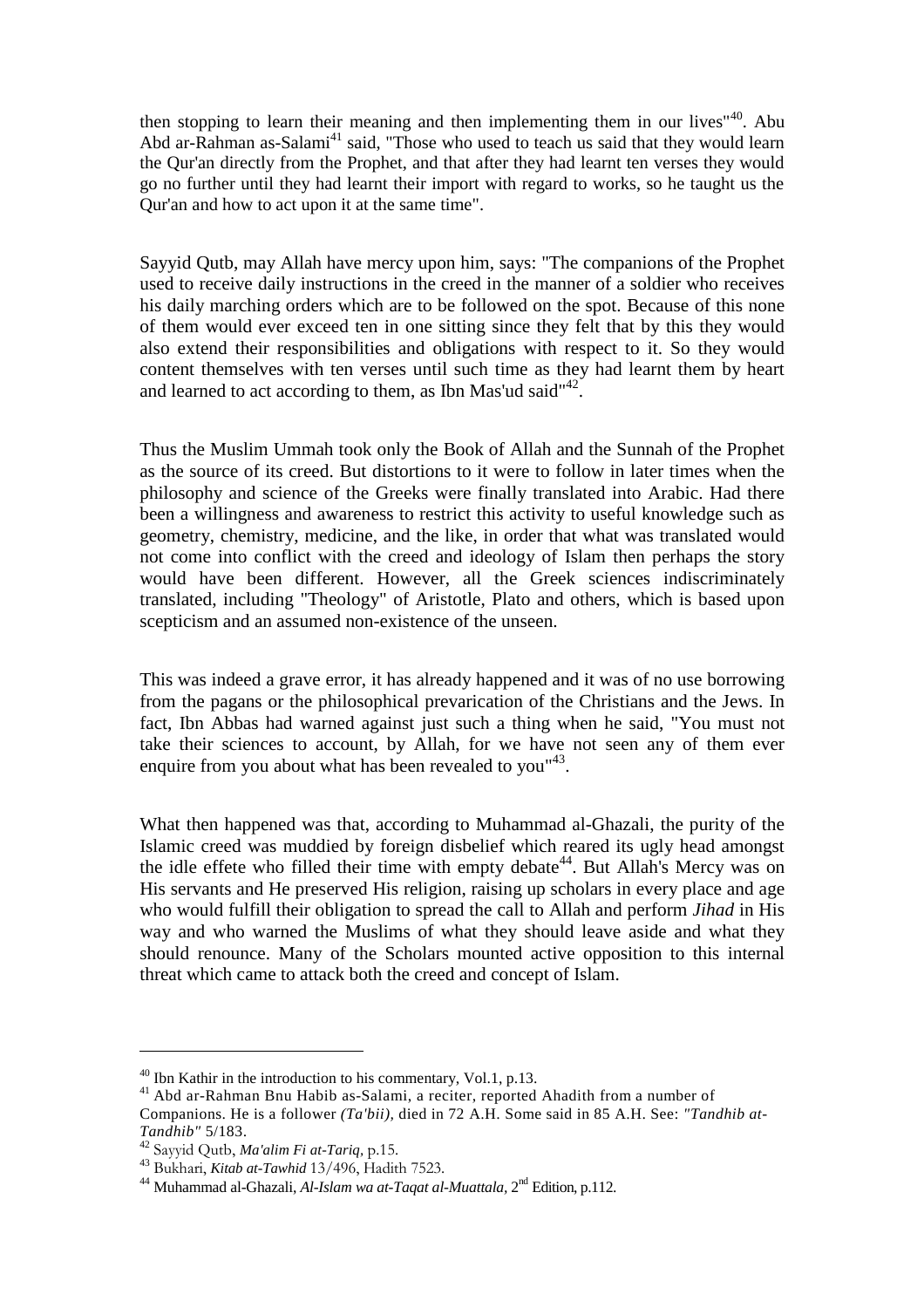then stopping to learn their meaning and then implementing them in our lives"[40]. Abu Abd ar-Rahman as-Salami[41] said, "Those who used to teach us said that they would learn the Qur'an directly from the Prophet, and that after they had learnt ten verses they would go no further until they had learnt their import with regard to works, so he taught us the Qur'an and how to act upon it at the same time".

Sayyid Qutb, may Allah have mercy upon him, says: "The companions of the Prophet used to receive daily instructions in the creed in the manner of a soldier who receives his daily marching orders which are to be followed on the spot. Because of this none of them would ever exceed ten in one sitting since they felt that by this they would also extend their responsibilities and obligations with respect to it. So they would content themselves with ten verses until such time as they had learnt them by heart and learned to act according to them, as Ibn Mas'ud said"[42].

Thus the Muslim Ummah took only the Book of Allah and the Sunnah of the Prophet as the source of its creed. But distortions to it were to follow in later times when the philosophy and science of the Greeks were finally translated into Arabic. Had there been a willingness and awareness to restrict this activity to useful knowledge such as geometry, chemistry, medicine, and the like, in order that what was translated would not come into conflict with the creed and ideology of Islam then perhaps the story would have been different. However, all the Greek sciences indiscriminately translated, including "Theology" of Aristotle, Plato and others, which is based upon scepticism and an assumed non-existence of the unseen.

This was indeed a grave error, it has already happened and it was of no use borrowing from the pagans or the philosophical prevarication of the Christians and the Jews. In fact, Ibn Abbas had warned against just such a thing when he said, "You must not take their sciences to account, by Allah, for we have not seen any of them ever enquire from you about what has been revealed to you"[43].

What then happened was that, according to Muhammad al-Ghazali, the purity of the Islamic creed was muddied by foreign disbelief which reared its ugly head amongst the idle effete who filled their time with empty debate[44]. But Allah's Mercy was on His servants and He preserved His religion, raising up scholars in every place and age who would fulfill their obligation to spread the call to Allah and perform *Jihad* in His way and who warned the Muslims of what they should leave aside and what they should renounce. Many of the Scholars mounted active opposition to this internal threat which came to attack both the creed and concept of Islam.

---

[40] Ibn Kathir in the introduction to his commentary, Vol.1, p.13.

[41] Abd ar-Rahman Bnu Habib as-Salami, a reciter, reported Ahadith from a number of Companions. He is a follower *(Ta'bii),* died in 72 A.H. Some said in 85 A.H. See: *"Tandhib at-Tandhib"* 5/183.

[42] Sayyid Qutb, *Ma'alim Fi at-Tariq*, p.15.

[43] Bukhari, *Kitab at-Tawhid* 13/496, Hadith 7523.

[44] Muhammad al-Ghazali, *Al-Islam wa at-Taqat al-Muattala*, 2nd Edition, p.112.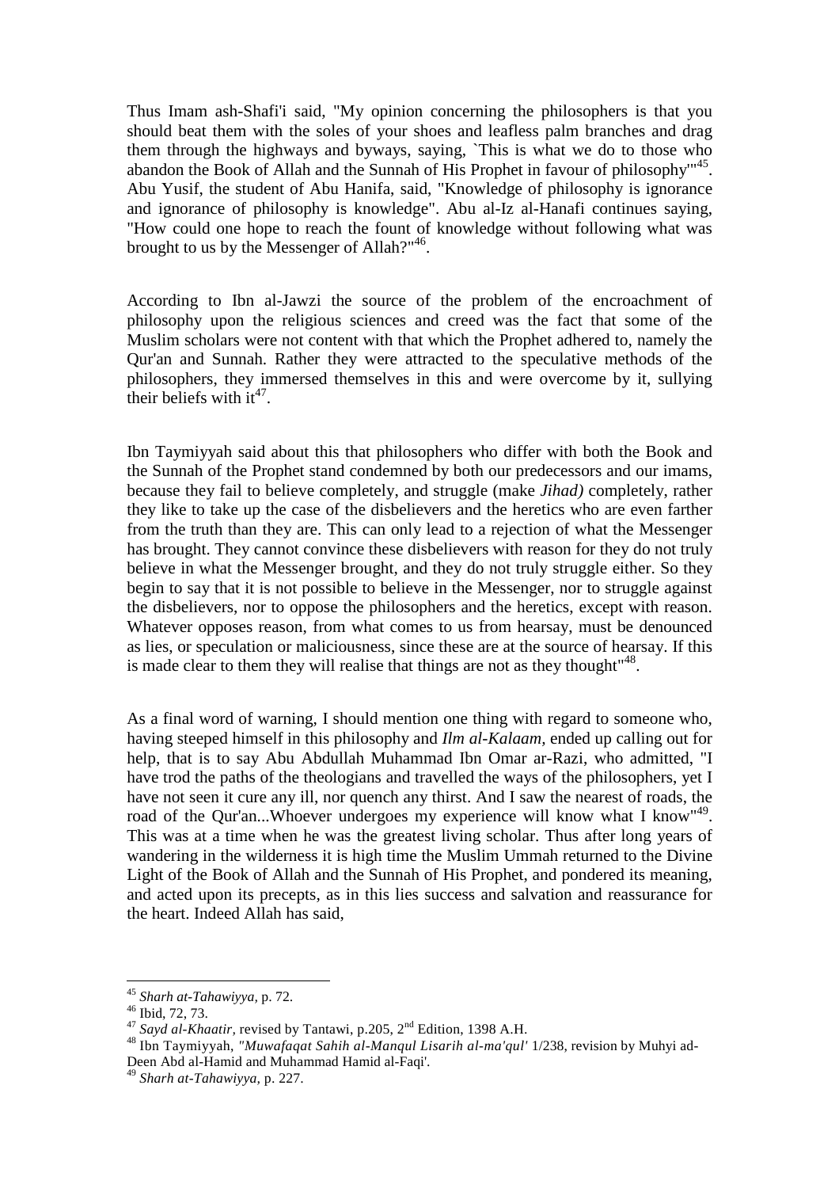Thus Imam ash-Shafi'i said, "My opinion concerning the philosophers is that you should beat them with the soles of your shoes and leafless palm branches and drag them through the highways and byways, saying, `This is what we do to those who abandon the Book of Allah and the Sunnah of His Prophet in favour of philosophy'"[45]. Abu Yusif, the student of Abu Hanifa, said, "Knowledge of philosophy is ignorance and ignorance of philosophy is knowledge". Abu al-Iz al-Hanafi continues saying, "How could one hope to reach the fount of knowledge without following what was brought to us by the Messenger of Allah?"[46].

According to Ibn al-Jawzi the source of the problem of the encroachment of philosophy upon the religious sciences and creed was the fact that some of the Muslim scholars were not content with that which the Prophet adhered to, namely the Qur'an and Sunnah. Rather they were attracted to the speculative methods of the philosophers, they immersed themselves in this and were overcome by it, sullying their beliefs with it[47].

Ibn Taymiyyah said about this that philosophers who differ with both the Book and the Sunnah of the Prophet stand condemned by both our predecessors and our imams, because they fail to believe completely, and struggle (make *Jihad)* completely, rather they like to take up the case of the disbelievers and the heretics who are even farther from the truth than they are. This can only lead to a rejection of what the Messenger has brought. They cannot convince these disbelievers with reason for they do not truly believe in what the Messenger brought, and they do not truly struggle either. So they begin to say that it is not possible to believe in the Messenger, nor to struggle against the disbelievers, nor to oppose the philosophers and the heretics, except with reason. Whatever opposes reason, from what comes to us from hearsay, must be denounced as lies, or speculation or maliciousness, since these are at the source of hearsay. If this is made clear to them they will realise that things are not as they thought"[48].

As a final word of warning, I should mention one thing with regard to someone who, having steeped himself in this philosophy and *Ilm al-Kalaam,* ended up calling out for help, that is to say Abu Abdullah Muhammad Ibn Omar ar-Razi, who admitted, "I have trod the paths of the theologians and travelled the ways of the philosophers, yet I have not seen it cure any ill, nor quench any thirst. And I saw the nearest of roads, the road of the Qur'an...Whoever undergoes my experience will know what I know"[49]. This was at a time when he was the greatest living scholar. Thus after long years of wandering in the wilderness it is high time the Muslim Ummah returned to the Divine Light of the Book of Allah and the Sunnah of His Prophet, and pondered its meaning, and acted upon its precepts, as in this lies success and salvation and reassurance for the heart. Indeed Allah has said,

---

[45] *Sharh at-Tahawiyya,* p. 72.

[46] Ibid, 72, 73.

[47] *Sayd al-Khaatir,* revised by Tantawi, p.205, 2nd Edition, 1398 A.H.

[48] Ibn Taymiyyah, *"Muwafaqat Sahih al-Manqul Lisarih al-ma'qul'* 1/238, revision by Muhyi ad-Deen Abd al-Hamid and Muhammad Hamid al-Faqi'.

[49] *Sharh at-Tahawiyya,* p. 227.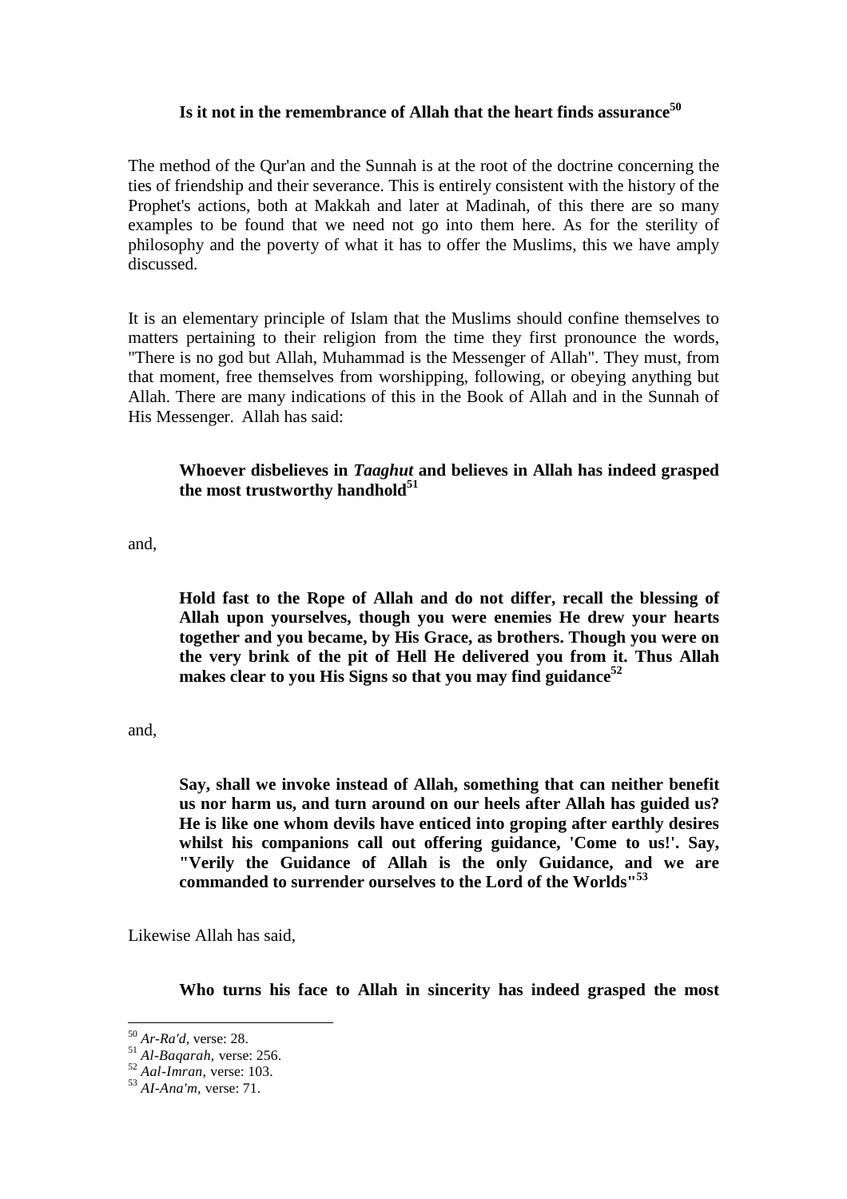### Is it not in the remembrance of Allah that the heart finds assurance[50]

The method of the Qur'an and the Sunnah is at the root of the doctrine concerning the ties of friendship and their severance. This is entirely consistent with the history of the Prophet's actions, both at Makkah and later at Madinah, of this there are so many examples to be found that we need not go into them here. As for the sterility of philosophy and the poverty of what it has to offer the Muslims, this we have amply discussed.

It is an elementary principle of Islam that the Muslims should confine themselves to matters pertaining to their religion from the time they first pronounce the words, "There is no god but Allah, Muhammad is the Messenger of Allah". They must, from that moment, free themselves from worshipping, following, or obeying anything but Allah. There are many indications of this in the Book of Allah and in the Sunnah of His Messenger. Allah has said:

> **Whoever disbelieves in *Taaghut* and believes in Allah has indeed grasped the most trustworthy handhold[51]**

and,

> **Hold fast to the Rope of Allah and do not differ, recall the blessing of Allah upon yourselves, though you were enemies He drew your hearts together and you became, by His Grace, as brothers. Though you were on the very brink of the pit of Hell He delivered you from it. Thus Allah makes clear to you His Signs so that you may find guidance[52]**

and,

> **Say, shall we invoke instead of Allah, something that can neither benefit us nor harm us, and turn around on our heels after Allah has guided us? He is like one whom devils have enticed into groping after earthly desires whilst his companions call out offering guidance, 'Come to us!'. Say, "Verily the Guidance of Allah is the only Guidance, and we are commanded to surrender ourselves to the Lord of the Worlds"[53]**

Likewise Allah has said,

> **Who turns his face to Allah in sincerity has indeed grasped the most**

---

[50] *Ar-Ra'd,* verse: 28.
[51] *Al-Baqarah,* verse: 256.
[52] *Aal-Imran,* verse: 103.
[53] *AI-Ana'm,* verse: 71.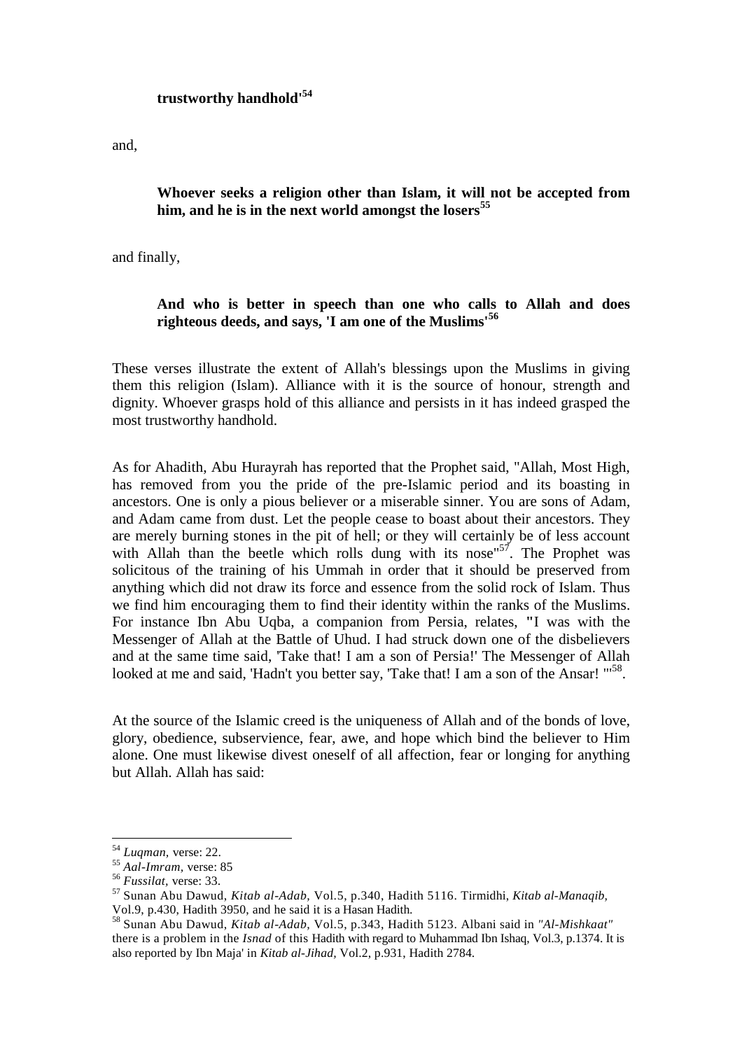> **trustworthy handhold'**[54]

and,

> **Whoever seeks a religion other than Islam, it will not be accepted from him, and he is in the next world amongst the losers**[55]

and finally,

> **And who is better in speech than one who calls to Allah and does righteous deeds, and says, 'I am one of the Muslims'**[56]

These verses illustrate the extent of Allah's blessings upon the Muslims in giving them this religion (Islam). Alliance with it is the source of honour, strength and dignity. Whoever grasps hold of this alliance and persists in it has indeed grasped the most trustworthy handhold.

As for Ahadith, Abu Hurayrah has reported that the Prophet said, "Allah, Most High, has removed from you the pride of the pre-Islamic period and its boasting in ancestors. One is only a pious believer or a miserable sinner. You are sons of Adam, and Adam came from dust. Let the people cease to boast about their ancestors. They are merely burning stones in the pit of hell; or they will certainly be of less account with Allah than the beetle which rolls dung with its nose"[57]. The Prophet was solicitous of the training of his Ummah in order that it should be preserved from anything which did not draw its force and essence from the solid rock of Islam. Thus we find him encouraging them to find their identity within the ranks of the Muslims. For instance Ibn Abu Uqba, a companion from Persia, relates, "I was with the Messenger of Allah at the Battle of Uhud. I had struck down one of the disbelievers and at the same time said, 'Take that! I am a son of Persia!' The Messenger of Allah looked at me and said, 'Hadn't you better say, 'Take that! I am a son of the Ansar! '"[58].

At the source of the Islamic creed is the uniqueness of Allah and of the bonds of love, glory, obedience, subservience, fear, awe, and hope which bind the believer to Him alone. One must likewise divest oneself of all affection, fear or longing for anything but Allah. Allah has said:

---

[54] *Luqman,* verse: 22.

[55] *Aal-Imram,* verse: 85

[56] *Fussilat,* verse: 33.

[57] Sunan Abu Dawud, *Kitab al-Adab,* Vol.5, p.340, Hadith 5116. Tirmidhi, *Kitab al-Manaqib,* Vol.9, p.430, Hadith 3950, and he said it is a Hasan Hadith.

[58] Sunan Abu Dawud, *Kitab al-Adab,* Vol.5, p.343, Hadith 5123. Albani said in *"Al-Mishkaat"* there is a problem in the *Isnad* of this Hadith with regard to Muhammad Ibn Ishaq, Vol.3, p.1374. It is also reported by Ibn Maja' in *Kitab al-Jihad,* Vol.2, p.931, Hadith 2784.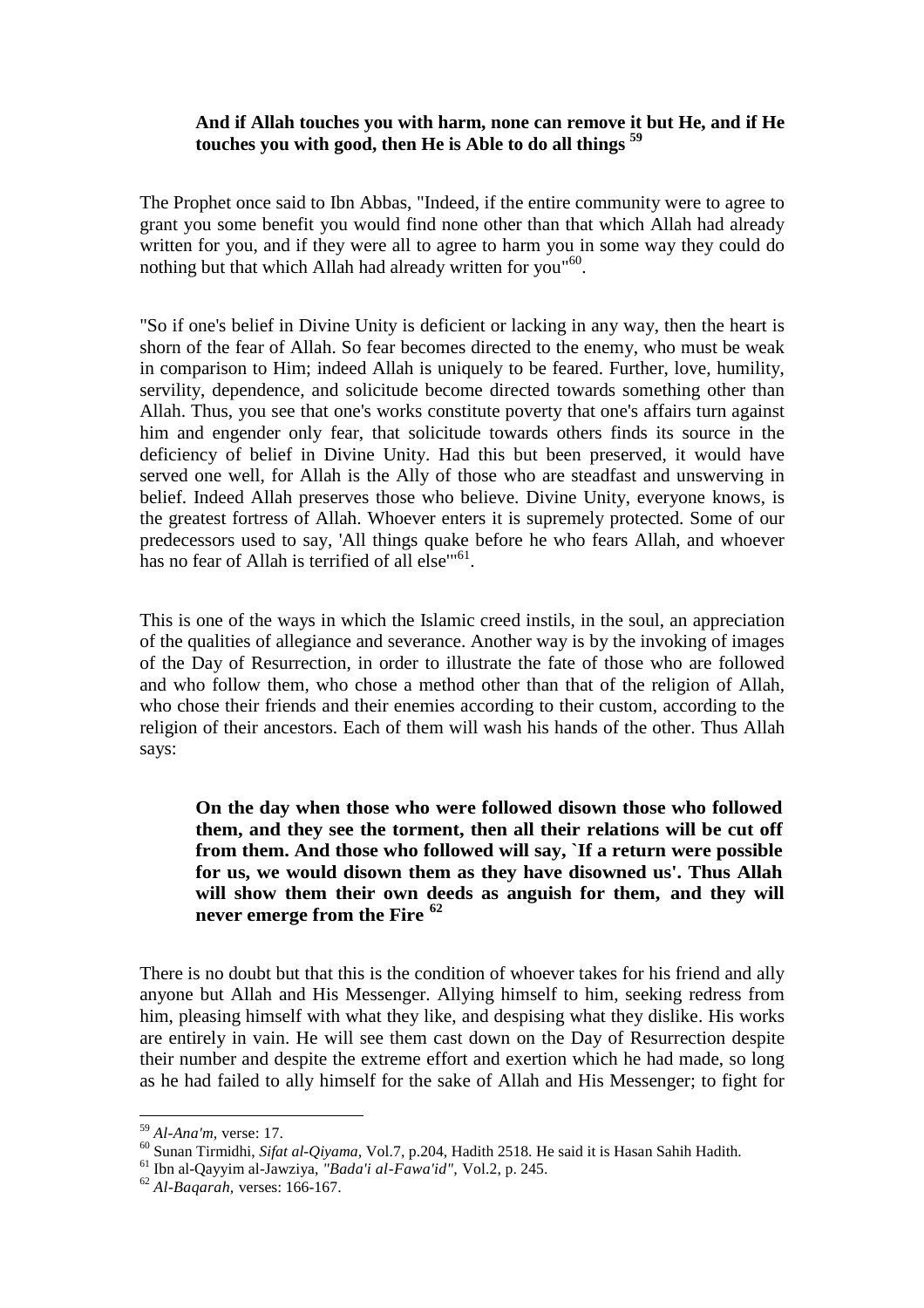> **And if Allah touches you with harm, none can remove it but He, and if He touches you with good, then He is Able to do all things** [59]

The Prophet once said to Ibn Abbas, "Indeed, if the entire community were to agree to grant you some benefit you would find none other than that which Allah had already written for you, and if they were all to agree to harm you in some way they could do nothing but that which Allah had already written for you"[60].

"So if one's belief in Divine Unity is deficient or lacking in any way, then the heart is shorn of the fear of Allah. So fear becomes directed to the enemy, who must be weak in comparison to Him; indeed Allah is uniquely to be feared. Further, love, humility, servility, dependence, and solicitude become directed towards something other than Allah. Thus, you see that one's works constitute poverty that one's affairs turn against him and engender only fear, that solicitude towards others finds its source in the deficiency of belief in Divine Unity. Had this but been preserved, it would have served one well, for Allah is the Ally of those who are steadfast and unswerving in belief. Indeed Allah preserves those who believe. Divine Unity, everyone knows, is the greatest fortress of Allah. Whoever enters it is supremely protected. Some of our predecessors used to say, 'All things quake before he who fears Allah, and whoever has no fear of Allah is terrified of all else'"[61].

This is one of the ways in which the Islamic creed instils, in the soul, an appreciation of the qualities of allegiance and severance. Another way is by the invoking of images of the Day of Resurrection, in order to illustrate the fate of those who are followed and who follow them, who chose a method other than that of the religion of Allah, who chose their friends and their enemies according to their custom, according to the religion of their ancestors. Each of them will wash his hands of the other. Thus Allah says:

> **On the day when those who were followed disown those who followed them, and they see the torment, then all their relations will be cut off from them. And those who followed will say, `If a return were possible for us, we would disown them as they have disowned us'. Thus Allah will show them their own deeds as anguish for them, and they will never emerge from the Fire** [62]

There is no doubt but that this is the condition of whoever takes for his friend and ally anyone but Allah and His Messenger. Allying himself to him, seeking redress from him, pleasing himself with what they like, and despising what they dislike. His works are entirely in vain. He will see them cast down on the Day of Resurrection despite their number and despite the extreme effort and exertion which he had made, so long as he had failed to ally himself for the sake of Allah and His Messenger; to fight for

---

[59] *Al-Ana'm,* verse: 17.

[60] Sunan Tirmidhi, *Sifat al-Qiyama,* Vol.7, p.204, Hadith 2518. He said it is Hasan Sahih Hadith.

[61] Ibn al-Qayyim al-Jawziya, *"Bada'i al-Fawa'id",* Vol.2, p. 245.

[62] *Al-Baqarah,* verses: 166-167.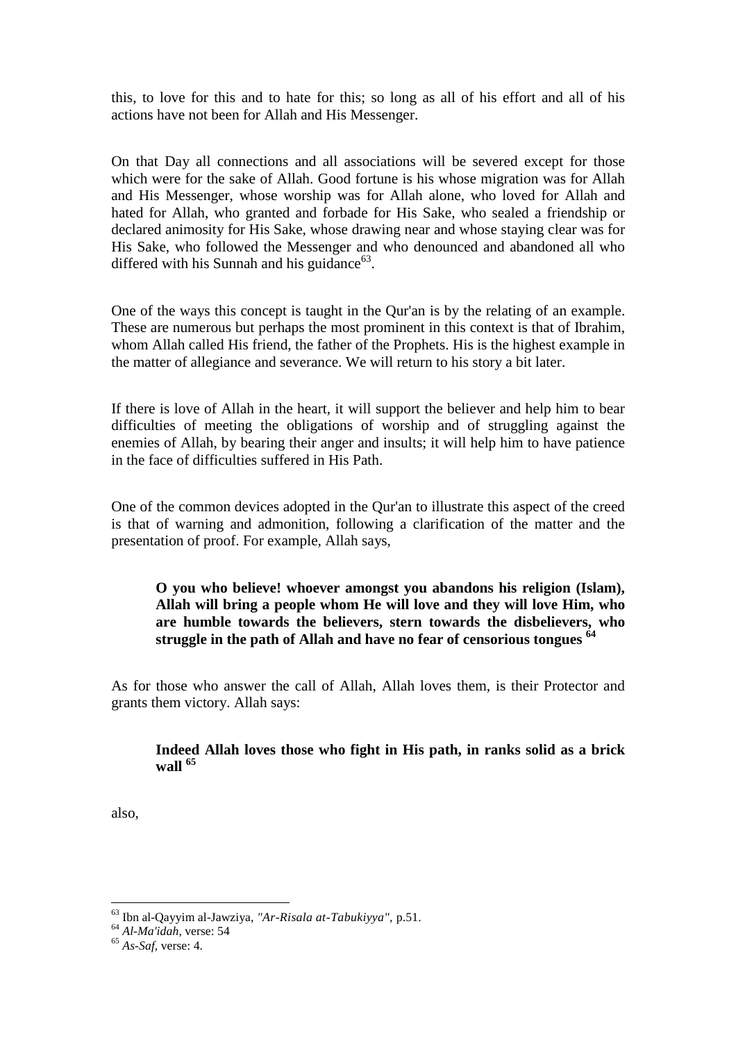this, to love for this and to hate for this; so long as all of his effort and all of his actions have not been for Allah and His Messenger.

On that Day all connections and all associations will be severed except for those which were for the sake of Allah. Good fortune is his whose migration was for Allah and His Messenger, whose worship was for Allah alone, who loved for Allah and hated for Allah, who granted and forbade for His Sake, who sealed a friendship or declared animosity for His Sake, whose drawing near and whose staying clear was for His Sake, who followed the Messenger and who denounced and abandoned all who differed with his Sunnah and his guidance[63].

One of the ways this concept is taught in the Qur'an is by the relating of an example. These are numerous but perhaps the most prominent in this context is that of Ibrahim, whom Allah called His friend, the father of the Prophets. His is the highest example in the matter of allegiance and severance. We will return to his story a bit later.

If there is love of Allah in the heart, it will support the believer and help him to bear difficulties of meeting the obligations of worship and of struggling against the enemies of Allah, by bearing their anger and insults; it will help him to have patience in the face of difficulties suffered in His Path.

One of the common devices adopted in the Qur'an to illustrate this aspect of the creed is that of warning and admonition, following a clarification of the matter and the presentation of proof. For example, Allah says,

> **O you who believe! whoever amongst you abandons his religion (Islam), Allah will bring a people whom He will love and they will love Him, who are humble towards the believers, stern towards the disbelievers, who struggle in the path of Allah and have no fear of censorious tongues [64]**

As for those who answer the call of Allah, Allah loves them, is their Protector and grants them victory. Allah says:

> **Indeed Allah loves those who fight in His path, in ranks solid as a brick wall [65]**

also,

---

[63] Ibn al-Qayyim al-Jawziya, *"Ar-Risala at-Tabukiyya"*, p.51.

[64] *Al-Ma'idah*, verse: 54

[65] *As-Saf*, verse: 4.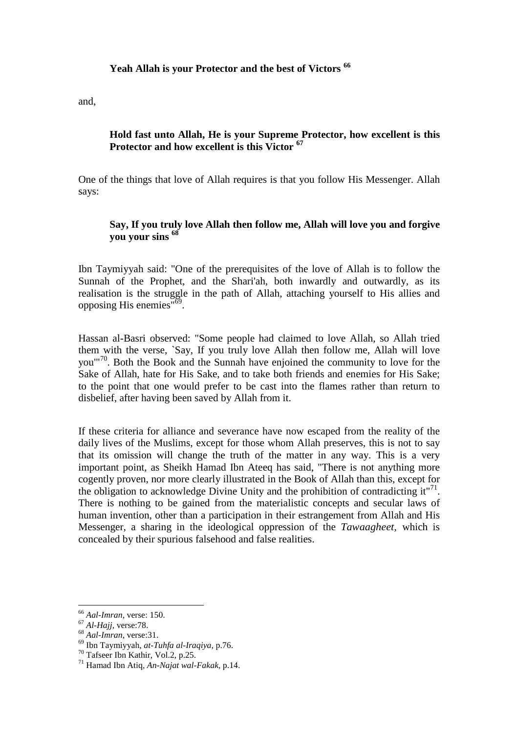> **Yeah Allah is your Protector and the best of Victors** [66]

and,

> **Hold fast unto Allah, He is your Supreme Protector, how excellent is this Protector and how excellent is this Victor** [67]

One of the things that love of Allah requires is that you follow His Messenger. Allah says:

> **Say, If you truly love Allah then follow me, Allah will love you and forgive you your sins** [68]

Ibn Taymiyyah said: "One of the prerequisites of the love of Allah is to follow the Sunnah of the Prophet, and the Shari'ah, both inwardly and outwardly, as its realisation is the struggle in the path of Allah, attaching yourself to His allies and opposing His enemies"[69].

Hassan al-Basri observed: "Some people had claimed to love Allah, so Allah tried them with the verse, `Say, If you truly love Allah then follow me, Allah will love you'"[70]. Both the Book and the Sunnah have enjoined the community to love for the Sake of Allah, hate for His Sake, and to take both friends and enemies for His Sake; to the point that one would prefer to be cast into the flames rather than return to disbelief, after having been saved by Allah from it.

If these criteria for alliance and severance have now escaped from the reality of the daily lives of the Muslims, except for those whom Allah preserves, this is not to say that its omission will change the truth of the matter in any way. This is a very important point, as Sheikh Hamad Ibn Ateeq has said, "There is not anything more cogently proven, nor more clearly illustrated in the Book of Allah than this, except for the obligation to acknowledge Divine Unity and the prohibition of contradicting it"[71]. There is nothing to be gained from the materialistic concepts and secular laws of human invention, other than a participation in their estrangement from Allah and His Messenger, a sharing in the ideological oppression of the *Tawaagheet,* which is concealed by their spurious falsehood and false realities.

---

[66] *Aal-Imran,* verse: 150.
[67] *Al-Hajj,* verse:78.
[68] *Aal-Imran,* verse:31.
[69] Ibn Taymiyyah, *at-Tuhfa al-Iraqiya,* p.76.
[70] Tafseer Ibn Kathir, Vol.2, p.25.
[71] Hamad Ibn Atiq, *An-Najat wal-Fakak,* p.14.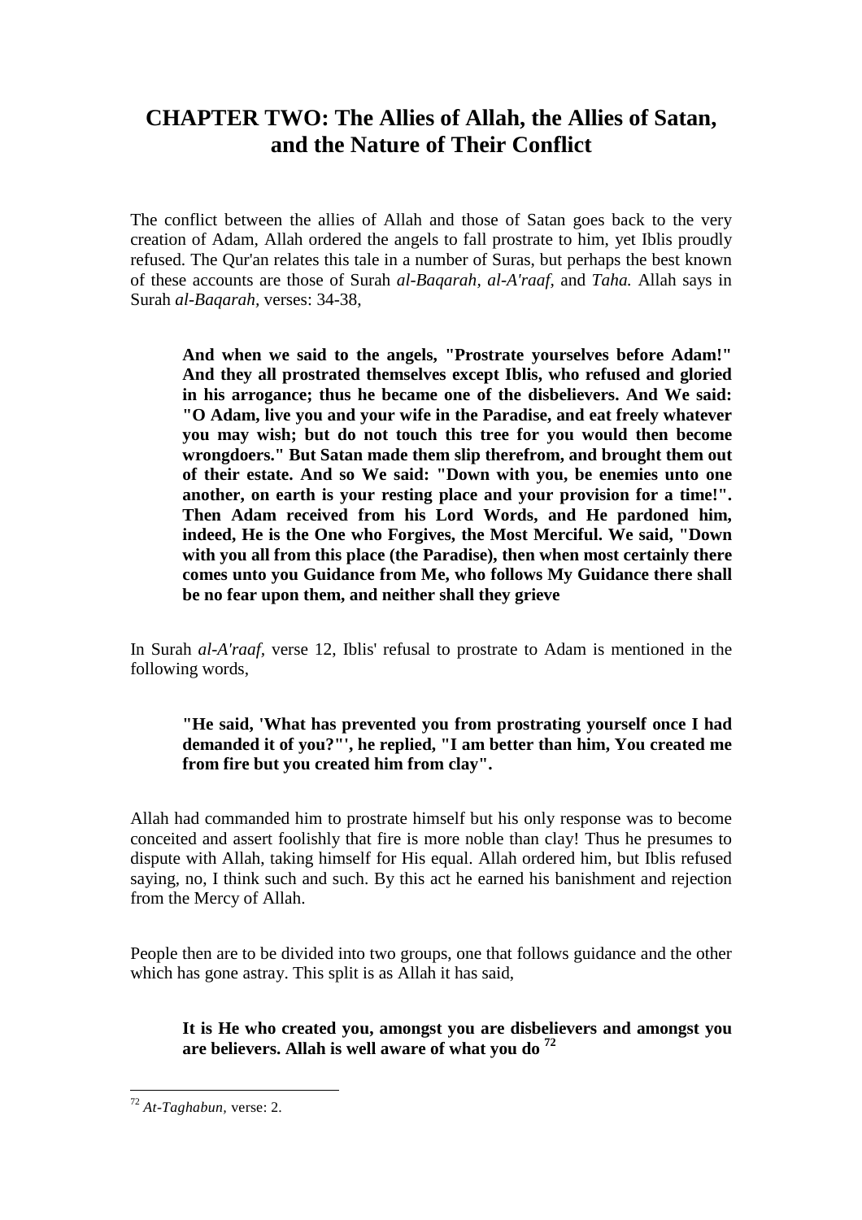# CHAPTER TWO: The Allies of Allah, the Allies of Satan, and the Nature of Their Conflict

The conflict between the allies of Allah and those of Satan goes back to the very creation of Adam, Allah ordered the angels to fall prostrate to him, yet Iblis proudly refused. The Qur'an relates this tale in a number of Suras, but perhaps the best known of these accounts are those of Surah *al-Baqarah*, *al-A'raaf*, and *Taha.* Allah says in Surah *al-Baqarah*, verses: 34-38,

> **And when we said to the angels, "Prostrate yourselves before Adam!" And they all prostrated themselves except Iblis, who refused and gloried in his arrogance; thus he became one of the disbelievers. And We said: "O Adam, live you and your wife in the Paradise, and eat freely whatever you may wish; but do not touch this tree for you would then become wrongdoers." But Satan made them slip therefrom, and brought them out of their estate. And so We said: "Down with you, be enemies unto one another, on earth is your resting place and your provision for a time!". Then Adam received from his Lord Words, and He pardoned him, indeed, He is the One who Forgives, the Most Merciful. We said, "Down with you all from this place (the Paradise), then when most certainly there comes unto you Guidance from Me, who follows My Guidance there shall be no fear upon them, and neither shall they grieve**

In Surah *al-A'raaf*, verse 12, Iblis' refusal to prostrate to Adam is mentioned in the following words,

> **"He said, 'What has prevented you from prostrating yourself once I had demanded it of you?"', he replied, "I am better than him, You created me from fire but you created him from clay".**

Allah had commanded him to prostrate himself but his only response was to become conceited and assert foolishly that fire is more noble than clay! Thus he presumes to dispute with Allah, taking himself for His equal. Allah ordered him, but Iblis refused saying, no, I think such and such. By this act he earned his banishment and rejection from the Mercy of Allah.

People then are to be divided into two groups, one that follows guidance and the other which has gone astray. This split is as Allah it has said,

> **It is He who created you, amongst you are disbelievers and amongst you are believers. Allah is well aware of what you do [72]**

---

[72] *At-Taghabun*, verse: 2.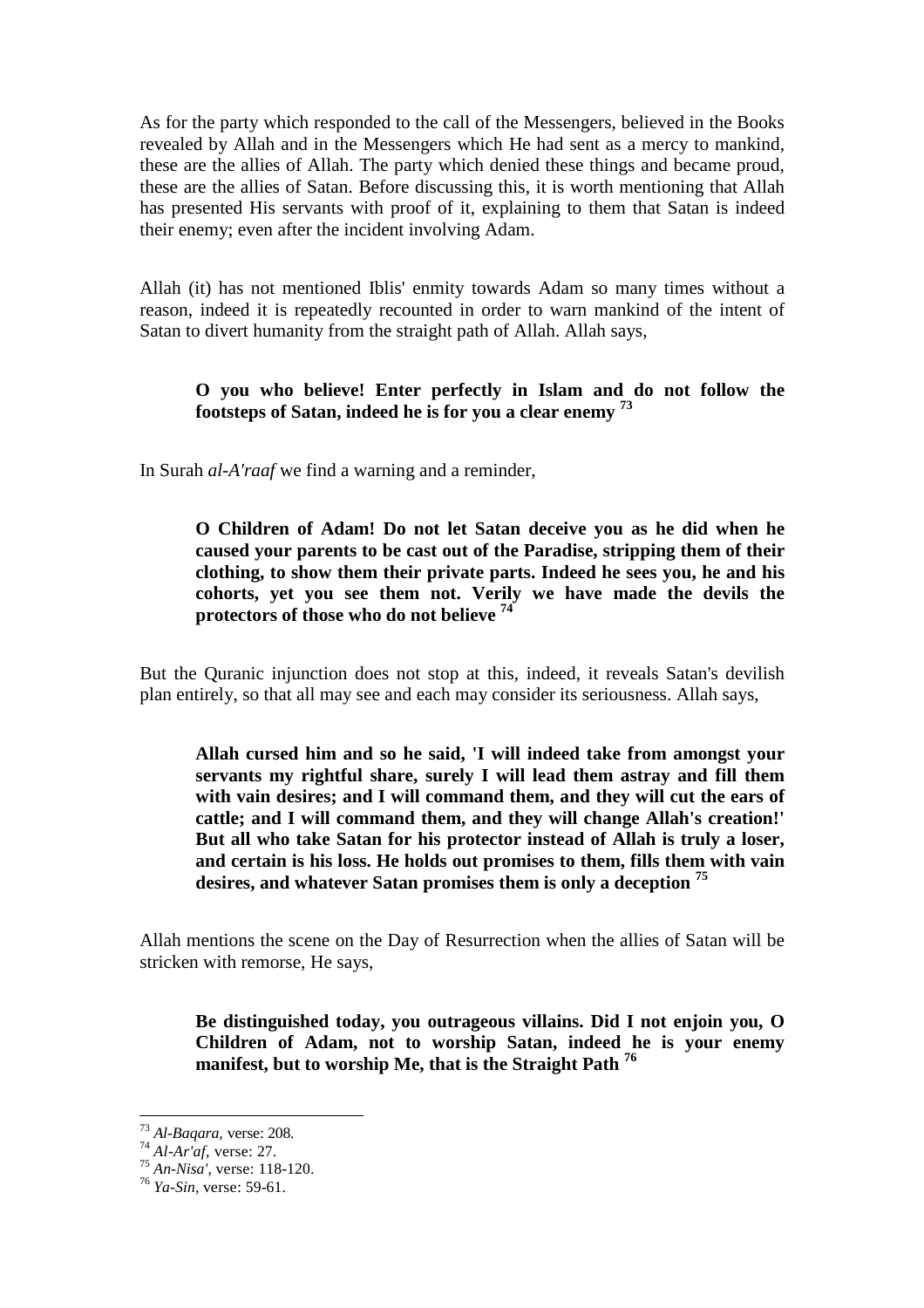As for the party which responded to the call of the Messengers, believed in the Books revealed by Allah and in the Messengers which He had sent as a mercy to mankind, these are the allies of Allah. The party which denied these things and became proud, these are the allies of Satan. Before discussing this, it is worth mentioning that Allah has presented His servants with proof of it, explaining to them that Satan is indeed their enemy; even after the incident involving Adam.

Allah (it) has not mentioned Iblis' enmity towards Adam so many times without a reason, indeed it is repeatedly recounted in order to warn mankind of the intent of Satan to divert humanity from the straight path of Allah. Allah says,

> **O you who believe! Enter perfectly in Islam and do not follow the footsteps of Satan, indeed he is for you a clear enemy** [73]

In Surah *al-A'raaf* we find a warning and a reminder,

> **O Children of Adam! Do not let Satan deceive you as he did when he caused your parents to be cast out of the Paradise, stripping them of their clothing, to show them their private parts. Indeed he sees you, he and his cohorts, yet you see them not. Verily we have made the devils the protectors of those who do not believe** [74]

But the Quranic injunction does not stop at this, indeed, it reveals Satan's devilish plan entirely, so that all may see and each may consider its seriousness. Allah says,

> **Allah cursed him and so he said, 'I will indeed take from amongst your servants my rightful share, surely I will lead them astray and fill them with vain desires; and I will command them, and they will cut the ears of cattle; and I will command them, and they will change Allah's creation!' But all who take Satan for his protector instead of Allah is truly a loser, and certain is his loss. He holds out promises to them, fills them with vain desires, and whatever Satan promises them is only a deception** [75]

Allah mentions the scene on the Day of Resurrection when the allies of Satan will be stricken with remorse, He says,

> **Be distinguished today, you outrageous villains. Did I not enjoin you, O Children of Adam, not to worship Satan, indeed he is your enemy manifest, but to worship Me, that is the Straight Path** [76]

---

[73] *Al-Baqara,* verse: 208.

[74] *Al-Ar'af,* verse: 27.

[75] *An-Nisa',* verse: 118-120.

[76] *Ya-Sin,* verse: 59-61.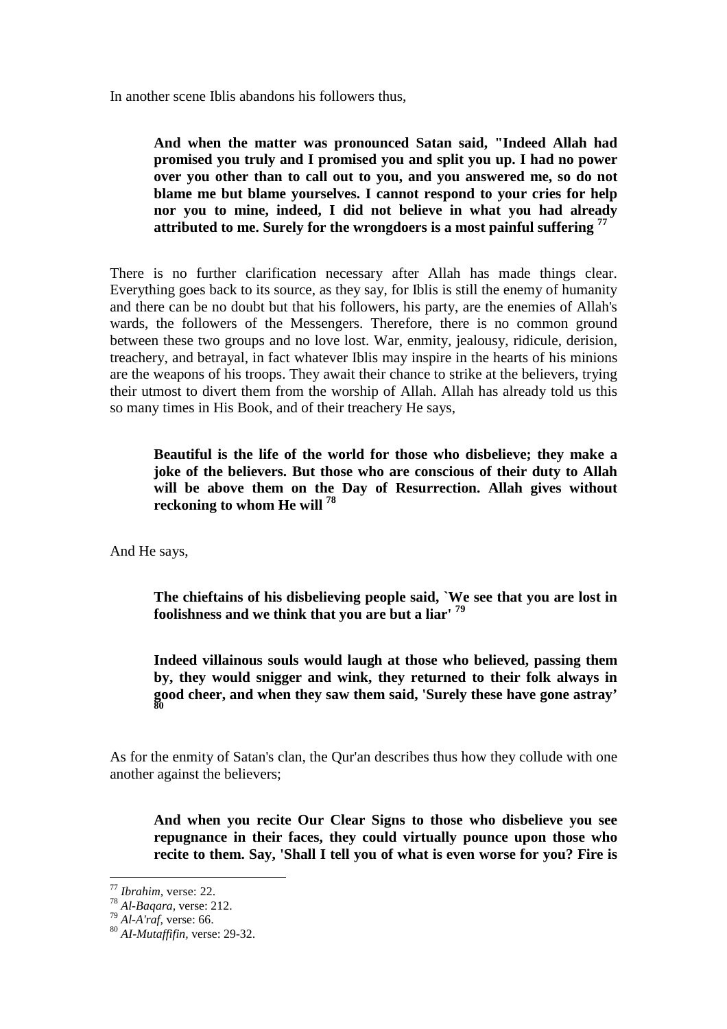In another scene Iblis abandons his followers thus,

> **And when the matter was pronounced Satan said, "Indeed Allah had promised you truly and I promised you and split you up. I had no power over you other than to call out to you, and you answered me, so do not blame me but blame yourselves. I cannot respond to your cries for help nor you to mine, indeed, I did not believe in what you had already attributed to me. Surely for the wrongdoers is a most painful suffering** [77]

There is no further clarification necessary after Allah has made things clear. Everything goes back to its source, as they say, for Iblis is still the enemy of humanity and there can be no doubt but that his followers, his party, are the enemies of Allah's wards, the followers of the Messengers. Therefore, there is no common ground between these two groups and no love lost. War, enmity, jealousy, ridicule, derision, treachery, and betrayal, in fact whatever Iblis may inspire in the hearts of his minions are the weapons of his troops. They await their chance to strike at the believers, trying their utmost to divert them from the worship of Allah. Allah has already told us this so many times in His Book, and of their treachery He says,

> **Beautiful is the life of the world for those who disbelieve; they make a joke of the believers. But those who are conscious of their duty to Allah will be above them on the Day of Resurrection. Allah gives without reckoning to whom He will** [78]

And He says,

> **The chieftains of his disbelieving people said, `We see that you are lost in foolishness and we think that you are but a liar'** [79]

> **Indeed villainous souls would laugh at those who believed, passing them by, they would snigger and wink, they returned to their folk always in good cheer, and when they saw them said, 'Surely these have gone astray'** [80]

As for the enmity of Satan's clan, the Qur'an describes thus how they collude with one another against the believers;

> **And when you recite Our Clear Signs to those who disbelieve you see repugnance in their faces, they could virtually pounce upon those who recite to them. Say, 'Shall I tell you of what is even worse for you? Fire is**

---

[77] *Ibrahim,* verse: 22.
[78] *Al-Baqara,* verse: 212.
[79] *Al-A'raf,* verse: 66.
[80] *AI-Mutaffifin,* verse: 29-32.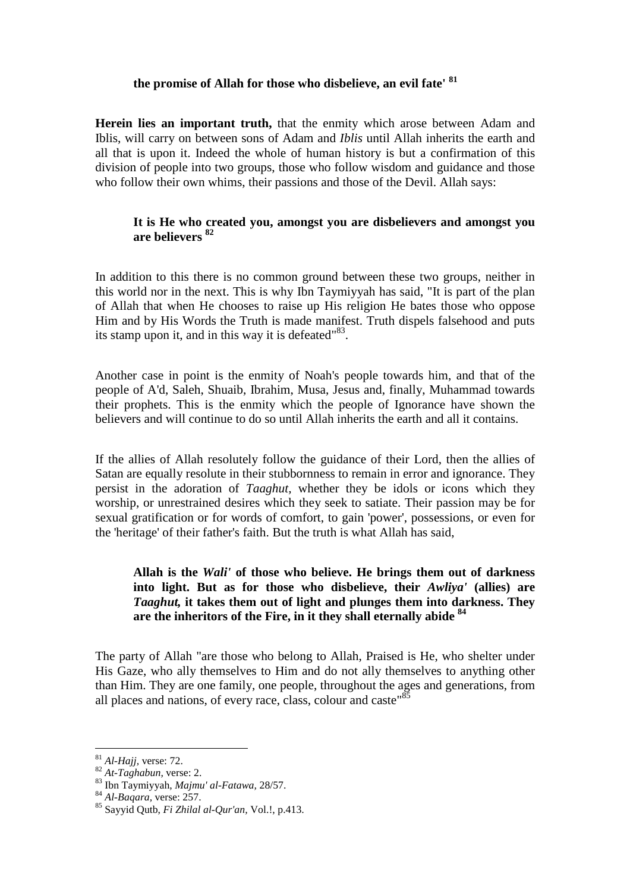> **the promise of Allah for those who disbelieve, an evil fate'** [81]

**Herein lies an important truth,** that the enmity which arose between Adam and Iblis, will carry on between sons of Adam and *Iblis* until Allah inherits the earth and all that is upon it. Indeed the whole of human history is but a confirmation of this division of people into two groups, those who follow wisdom and guidance and those who follow their own whims, their passions and those of the Devil. Allah says:

> **It is He who created you, amongst you are disbelievers and amongst you are believers** [82]

In addition to this there is no common ground between these two groups, neither in this world nor in the next. This is why Ibn Taymiyyah has said, "It is part of the plan of Allah that when He chooses to raise up His religion He bates those who oppose Him and by His Words the Truth is made manifest. Truth dispels falsehood and puts its stamp upon it, and in this way it is defeated"[83].

Another case in point is the enmity of Noah's people towards him, and that of the people of A'd, Saleh, Shuaib, Ibrahim, Musa, Jesus and, finally, Muhammad towards their prophets. This is the enmity which the people of Ignorance have shown the believers and will continue to do so until Allah inherits the earth and all it contains.

If the allies of Allah resolutely follow the guidance of their Lord, then the allies of Satan are equally resolute in their stubbornness to remain in error and ignorance. They persist in the adoration of *Taaghut*, whether they be idols or icons which they worship, or unrestrained desires which they seek to satiate. Their passion may be for sexual gratification or for words of comfort, to gain 'power', possessions, or even for the 'heritage' of their father's faith. But the truth is what Allah has said,

> **Allah is the *Wali'* of those who believe. He brings them out of darkness into light. But as for those who disbelieve, their *Awliya'* (allies) are *Taaghut,* it takes them out of light and plunges them into darkness. They are the inheritors of the Fire, in it they shall eternally abide** [84]

The party of Allah "are those who belong to Allah, Praised is He, who shelter under His Gaze, who ally themselves to Him and do not ally themselves to anything other than Him. They are one family, one people, throughout the ages and generations, from all places and nations, of every race, class, colour and caste"[85]

---

[81] *Al-Hajj,* verse: 72.
[82] *At-Taghabun,* verse: 2.
[83] Ibn Taymiyyah, *Majmu' al-Fatawa,* 28/57.
[84] *Al-Baqara,* verse: 257.
[85] Sayyid Qutb, *Fi Zhilal al-Qur'an,* Vol.!, p.413.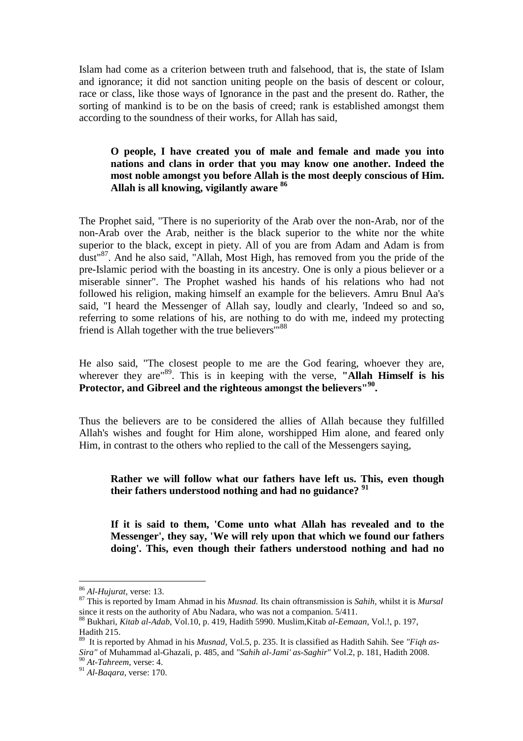Islam had come as a criterion between truth and falsehood, that is, the state of Islam and ignorance; it did not sanction uniting people on the basis of descent or colour, race or class, like those ways of Ignorance in the past and the present do. Rather, the sorting of mankind is to be on the basis of creed; rank is established amongst them according to the soundness of their works, for Allah has said,

> **O people, I have created you of male and female and made you into nations and clans in order that you may know one another. Indeed the most noble amongst you before Allah is the most deeply conscious of Him. Allah is all knowing, vigilantly aware** [86]

The Prophet said, "There is no superiority of the Arab over the non-Arab, nor of the non-Arab over the Arab, neither is the black superior to the white nor the white superior to the black, except in piety. All of you are from Adam and Adam is from dust"[87]. And he also said, "Allah, Most High, has removed from you the pride of the pre-Islamic period with the boasting in its ancestry. One is only a pious believer or a miserable sinner". The Prophet washed his hands of his relations who had not followed his religion, making himself an example for the believers. Amru Bnul Aa's said, "I heard the Messenger of Allah say, loudly and clearly, 'Indeed so and so, referring to some relations of his, are nothing to do with me, indeed my protecting friend is Allah together with the true believers'"[88]

He also said, "The closest people to me are the God fearing, whoever they are, wherever they are"[89]. This is in keeping with the verse, **"Allah Himself is his Protector, and Gibreel and the righteous amongst the believers"**[90].

Thus the believers are to be considered the allies of Allah because they fulfilled Allah's wishes and fought for Him alone, worshipped Him alone, and feared only Him, in contrast to the others who replied to the call of the Messengers saying,

> **Rather we will follow what our fathers have left us. This, even though their fathers understood nothing and had no guidance?** [91]

> **If it is said to them, 'Come unto what Allah has revealed and to the Messenger', they say, 'We will rely upon that which we found our fathers doing'. This, even though their fathers understood nothing and had no**

---

[86] *Al-Hujurat*, verse: 13.

[87] This is reported by Imam Ahmad in his *Musnad.* Its chain oftransmission is *Sahih*, whilst it is *Mursal* since it rests on the authority of Abu Nadara, who was not a companion. 5/411.

[88] Bukhari, *Kitab al-Adab*, Vol.10, p. 419, Hadith 5990. Muslim,Kitab *al-Eemaan*, Vol.!, p. 197, Hadith 215.

[89] It is reported by Ahmad in his *Musnad*, Vol.5, p. 235. It is classified as Hadith Sahih. See *"Fiqh as-Sira"* of Muhammad al-Ghazali, p. 485, and *"Sahih al-Jami' as-Saghir"* Vol.2, p. 181, Hadith 2008.

[90] *At-Tahreem*, verse: 4.

[91] *Al-Baqara*, verse: 170.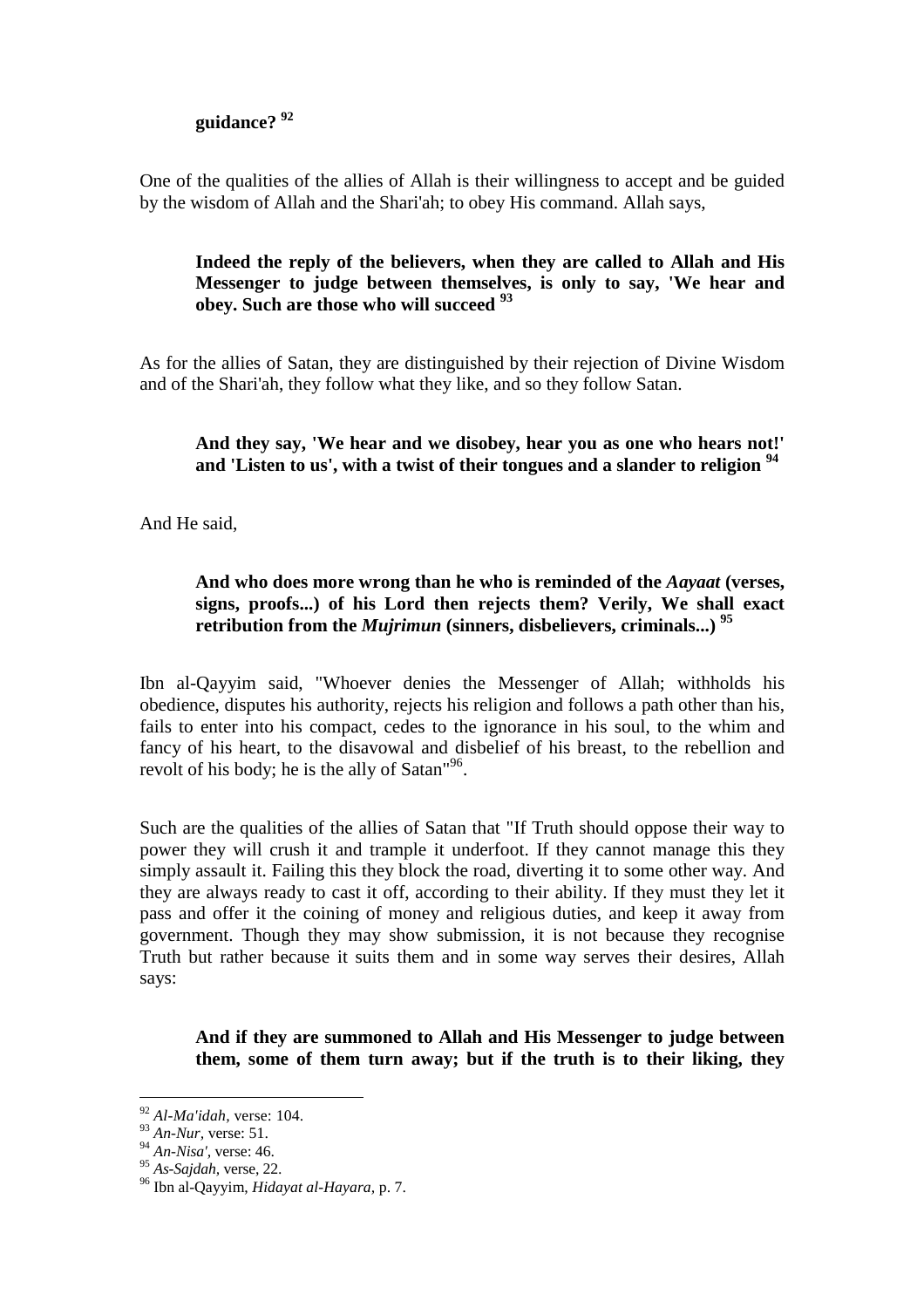**guidance?** [92]

One of the qualities of the allies of Allah is their willingness to accept and be guided by the wisdom of Allah and the Shari'ah; to obey His command. Allah says,

> **Indeed the reply of the believers, when they are called to Allah and His Messenger to judge between themselves, is only to say, 'We hear and obey. Such are those who will succeed** [93]

As for the allies of Satan, they are distinguished by their rejection of Divine Wisdom and of the Shari'ah, they follow what they like, and so they follow Satan.

> **And they say, 'We hear and we disobey, hear you as one who hears not!' and 'Listen to us', with a twist of their tongues and a slander to religion** [94]

And He said,

> **And who does more wrong than he who is reminded of the *Aayaat* (verses, signs, proofs...) of his Lord then rejects them? Verily, We shall exact retribution from the *Mujrimun* (sinners, disbelievers, criminals...)** [95]

Ibn al-Qayyim said, "Whoever denies the Messenger of Allah; withholds his obedience, disputes his authority, rejects his religion and follows a path other than his, fails to enter into his compact, cedes to the ignorance in his soul, to the whim and fancy of his heart, to the disavowal and disbelief of his breast, to the rebellion and revolt of his body; he is the ally of Satan"[96].

Such are the qualities of the allies of Satan that "If Truth should oppose their way to power they will crush it and trample it underfoot. If they cannot manage this they simply assault it. Failing this they block the road, diverting it to some other way. And they are always ready to cast it off, according to their ability. If they must they let it pass and offer it the coining of money and religious duties, and keep it away from government. Though they may show submission, it is not because they recognise Truth but rather because it suits them and in some way serves their desires, Allah says:

> **And if they are summoned to Allah and His Messenger to judge between them, some of them turn away; but if the truth is to their liking, they**

---

[92] *Al-Ma'idah,* verse: 104.
[93] *An-Nur,* verse: 51.
[94] *An-Nisa',* verse: 46.
[95] *As-Sajdah,* verse, 22.
[96] Ibn al-Qayyim, *Hidayat al-Hayara,* p. 7.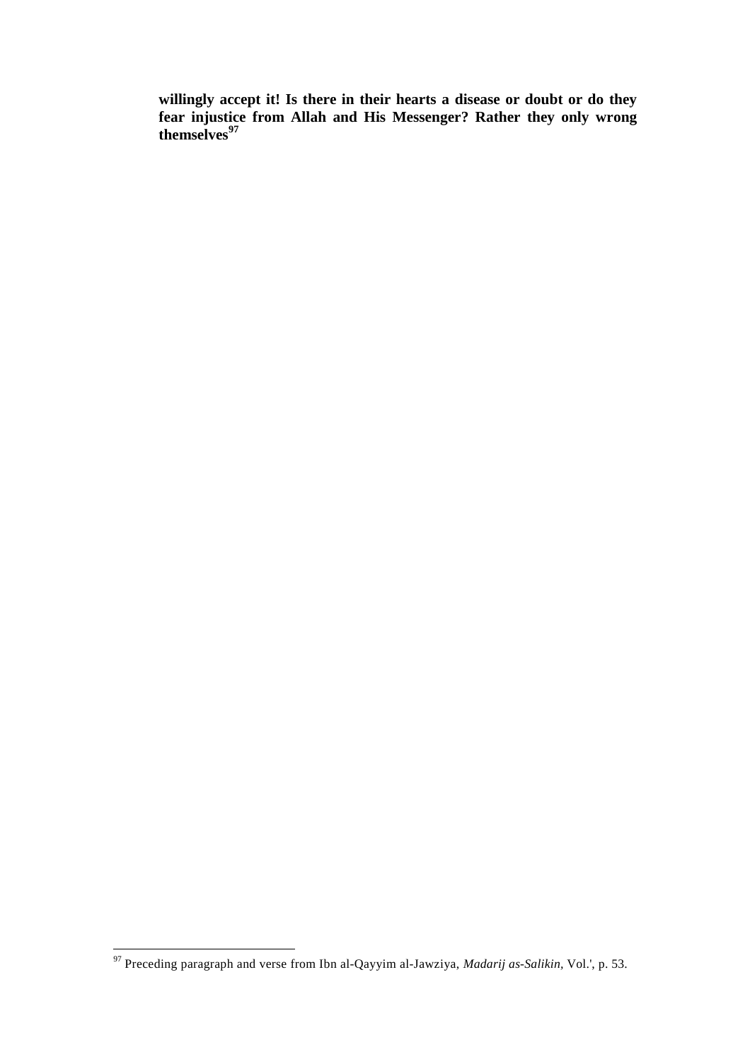**willingly accept it! Is there in their hearts a disease or doubt or do they fear injustice from Allah and His Messenger? Rather they only wrong themselves**[97]

---

[97] Preceding paragraph and verse from Ibn al-Qayyim al-Jawziya, *Madarij as-Salikin*, Vol.', p. 53.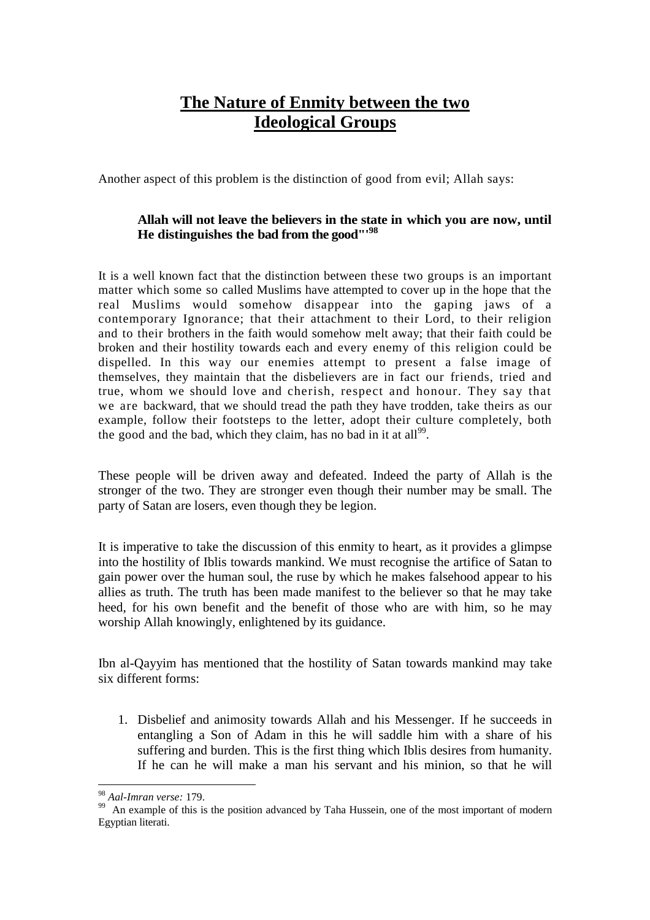# The Nature of Enmity between the two Ideological Groups

Another aspect of this problem is the distinction of good from evil; Allah says:

> **Allah will not leave the believers in the state in which you are now, until He distinguishes the bad from the good"'**[98]

It is a well known fact that the distinction between these two groups is an important matter which some so called Muslims have attempted to cover up in the hope that the real Muslims would somehow disappear into the gaping jaws of a contemporary Ignorance; that their attachment to their Lord, to their religion and to their brothers in the faith would somehow melt away; that their faith could be broken and their hostility towards each and every enemy of this religion could be dispelled. In this way our enemies attempt to present a false image of themselves, they maintain that the disbelievers are in fact our friends, tried and true, whom we should love and cherish, respect and honour. They say that we are backward, that we should tread the path they have trodden, take theirs as our example, follow their footsteps to the letter, adopt their culture completely, both the good and the bad, which they claim, has no bad in it at all[99].

These people will be driven away and defeated. Indeed the party of Allah is the stronger of the two. They are stronger even though their number may be small. The party of Satan are losers, even though they be legion.

It is imperative to take the discussion of this enmity to heart, as it provides a glimpse into the hostility of Iblis towards mankind. We must recognise the artifice of Satan to gain power over the human soul, the ruse by which he makes falsehood appear to his allies as truth. The truth has been made manifest to the believer so that he may take heed, for his own benefit and the benefit of those who are with him, so he may worship Allah knowingly, enlightened by its guidance.

Ibn al-Qayyim has mentioned that the hostility of Satan towards mankind may take six different forms:

1. Disbelief and animosity towards Allah and his Messenger. If he succeeds in entangling a Son of Adam in this he will saddle him with a share of his suffering and burden. This is the first thing which Iblis desires from humanity. If he can he will make a man his servant and his minion, so that he will

---

[98] *Aal-Imran verse:* 179.

[99] An example of this is the position advanced by Taha Hussein, one of the most important of modern Egyptian literati.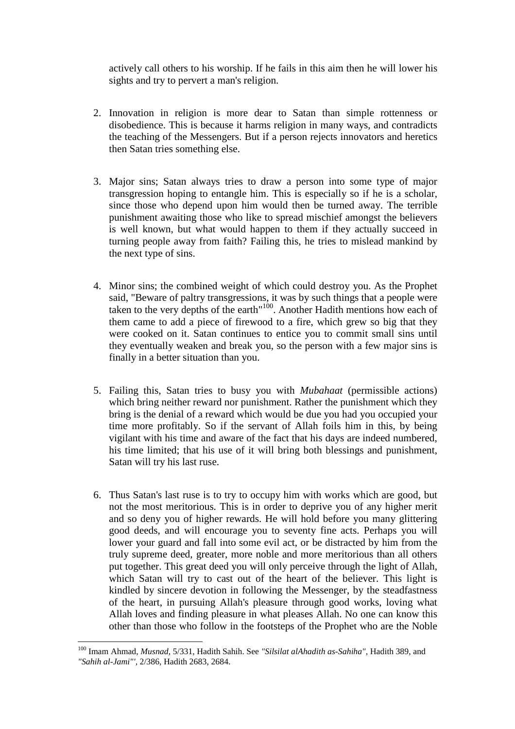actively call others to his worship. If he fails in this aim then he will lower his sights and try to pervert a man's religion.

2. Innovation in religion is more dear to Satan than simple rottenness or disobedience. This is because it harms religion in many ways, and contradicts the teaching of the Messengers. But if a person rejects innovators and heretics then Satan tries something else.

3. Major sins; Satan always tries to draw a person into some type of major transgression hoping to entangle him. This is especially so if he is a scholar, since those who depend upon him would then be turned away. The terrible punishment awaiting those who like to spread mischief amongst the believers is well known, but what would happen to them if they actually succeed in turning people away from faith? Failing this, he tries to mislead mankind by the next type of sins.

4. Minor sins; the combined weight of which could destroy you. As the Prophet said, "Beware of paltry transgressions, it was by such things that a people were taken to the very depths of the earth"[100]. Another Hadith mentions how each of them came to add a piece of firewood to a fire, which grew so big that they were cooked on it. Satan continues to entice you to commit small sins until they eventually weaken and break you, so the person with a few major sins is finally in a better situation than you.

5. Failing this, Satan tries to busy you with *Mubahaat* (permissible actions) which bring neither reward nor punishment. Rather the punishment which they bring is the denial of a reward which would be due you had you occupied your time more profitably. So if the servant of Allah foils him in this, by being vigilant with his time and aware of the fact that his days are indeed numbered, his time limited; that his use of it will bring both blessings and punishment, Satan will try his last ruse.

6. Thus Satan's last ruse is to try to occupy him with works which are good, but not the most meritorious. This is in order to deprive you of any higher merit and so deny you of higher rewards. He will hold before you many glittering good deeds, and will encourage you to seventy fine acts. Perhaps you will lower your guard and fall into some evil act, or be distracted by him from the truly supreme deed, greater, more noble and more meritorious than all others put together. This great deed you will only perceive through the light of Allah, which Satan will try to cast out of the heart of the believer. This light is kindled by sincere devotion in following the Messenger, by the steadfastness of the heart, in pursuing Allah's pleasure through good works, loving what Allah loves and finding pleasure in what pleases Allah. No one can know this other than those who follow in the footsteps of the Prophet who are the Noble

---

[100] Imam Ahmad, *Musnad*, 5/331, Hadith Sahih. See *"Silsilat alAhadith as-Sahiha"*, Hadith 389, and *"Sahih al-Jami"'*, 2/386, Hadith 2683, 2684.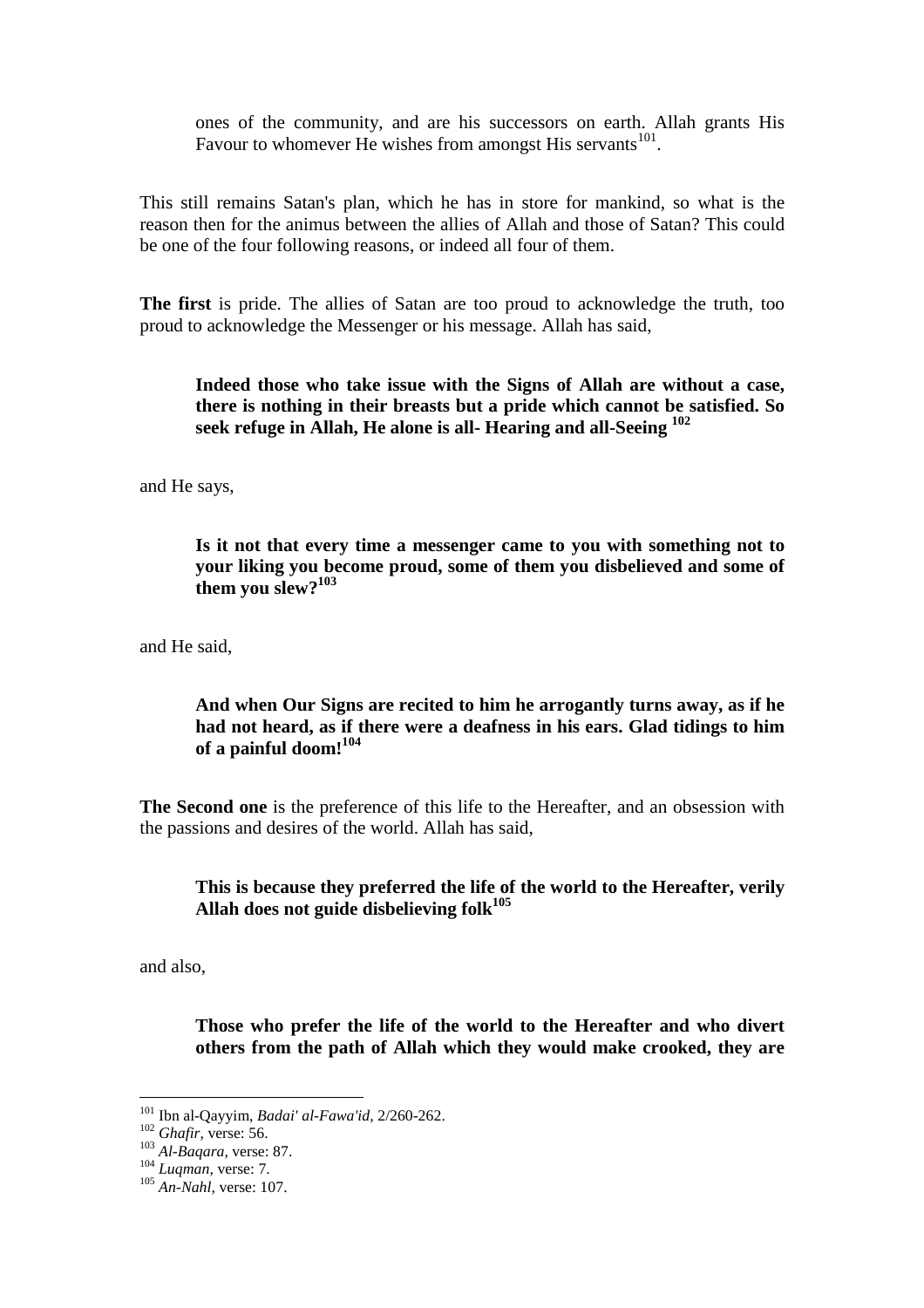> ones of the community, and are his successors on earth. Allah grants His Favour to whomever He wishes from amongst His servants[101].

This still remains Satan's plan, which he has in store for mankind, so what is the reason then for the animus between the allies of Allah and those of Satan? This could be one of the four following reasons, or indeed all four of them.

**The first** is pride. The allies of Satan are too proud to acknowledge the truth, too proud to acknowledge the Messenger or his message. Allah has said,

> **Indeed those who take issue with the Signs of Allah are without a case, there is nothing in their breasts but a pride which cannot be satisfied. So seek refuge in Allah, He alone is all- Hearing and all-Seeing** [102]

and He says,

> **Is it not that every time a messenger came to you with something not to your liking you become proud, some of them you disbelieved and some of them you slew?**[103]

and He said,

> **And when Our Signs are recited to him he arrogantly turns away, as if he had not heard, as if there were a deafness in his ears. Glad tidings to him of a painful doom!**[104]

**The Second one** is the preference of this life to the Hereafter, and an obsession with the passions and desires of the world. Allah has said,

> **This is because they preferred the life of the world to the Hereafter, verily Allah does not guide disbelieving folk**[105]

and also,

> **Those who prefer the life of the world to the Hereafter and who divert others from the path of Allah which they would make crooked, they are**

---

[101] Ibn al-Qayyim, *Badai' al-Fawa'id,* 2/260-262.
[102] *Ghafir,* verse: 56.
[103] *Al-Baqara,* verse: 87.
[104] *Luqman,* verse: 7.
[105] *An-Nahl,* verse: 107.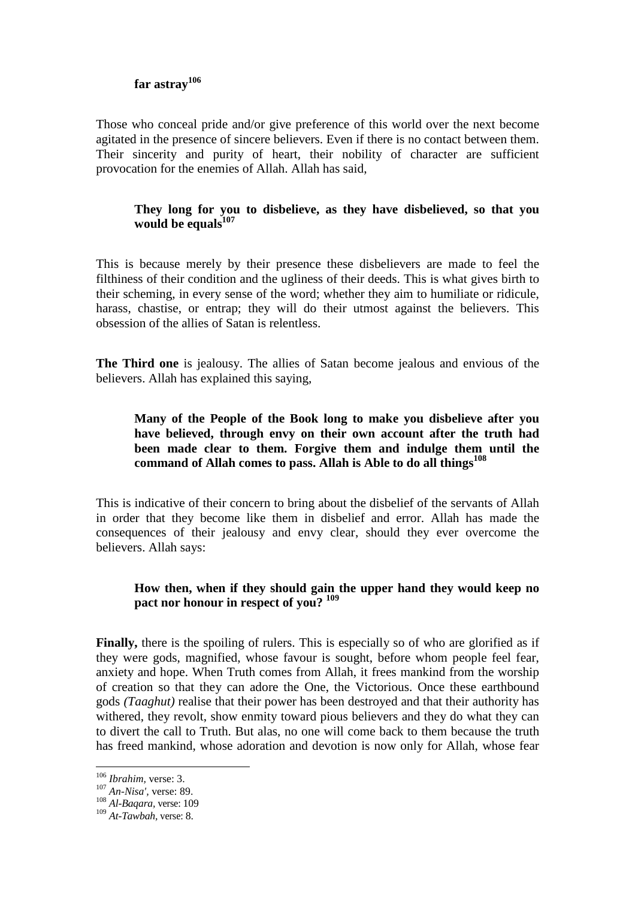**far astray**[106]

Those who conceal pride and/or give preference of this world over the next become agitated in the presence of sincere believers. Even if there is no contact between them. Their sincerity and purity of heart, their nobility of character are sufficient provocation for the enemies of Allah. Allah has said,

> **They long for you to disbelieve, as they have disbelieved, so that you would be equals**[107]

This is because merely by their presence these disbelievers are made to feel the filthiness of their condition and the ugliness of their deeds. This is what gives birth to their scheming, in every sense of the word; whether they aim to humiliate or ridicule, harass, chastise, or entrap; they will do their utmost against the believers. This obsession of the allies of Satan is relentless.

**The Third one** is jealousy. The allies of Satan become jealous and envious of the believers. Allah has explained this saying,

> **Many of the People of the Book long to make you disbelieve after you have believed, through envy on their own account after the truth had been made clear to them. Forgive them and indulge them until the command of Allah comes to pass. Allah is Able to do all things**[108]

This is indicative of their concern to bring about the disbelief of the servants of Allah in order that they become like them in disbelief and error. Allah has made the consequences of their jealousy and envy clear, should they ever overcome the believers. Allah says:

> **How then, when if they should gain the upper hand they would keep no pact nor honour in respect of you?** [109]

**Finally,** there is the spoiling of rulers. This is especially so of who are glorified as if they were gods, magnified, whose favour is sought, before whom people feel fear, anxiety and hope. When Truth comes from Allah, it frees mankind from the worship of creation so that they can adore the One, the Victorious. Once these earthbound gods *(Taaghut)* realise that their power has been destroyed and that their authority has withered, they revolt, show enmity toward pious believers and they do what they can to divert the call to Truth. But alas, no one will come back to them because the truth has freed mankind, whose adoration and devotion is now only for Allah, whose fear

---

[106] *Ibrahim*, verse: 3.
[107] *An-Nisa'*, verse: 89.
[108] *Al-Baqara*, verse: 109
[109] *At-Tawbah*, verse: 8.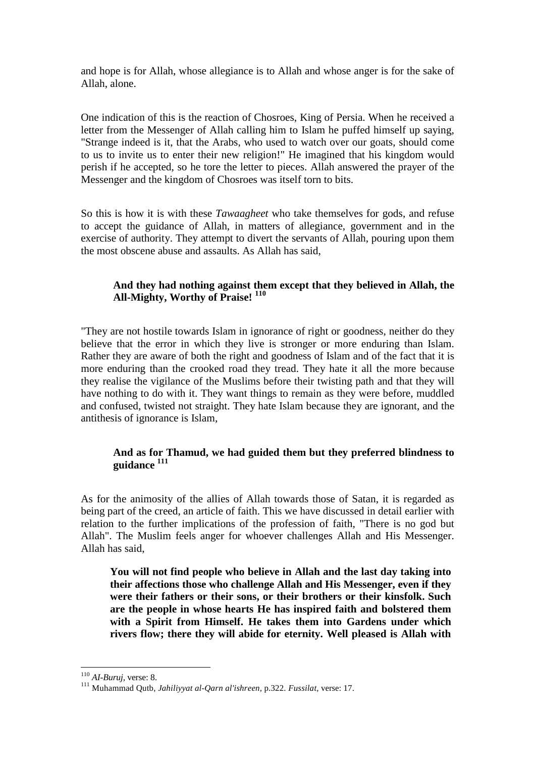and hope is for Allah, whose allegiance is to Allah and whose anger is for the sake of Allah, alone.

One indication of this is the reaction of Chosroes, King of Persia. When he received a letter from the Messenger of Allah calling him to Islam he puffed himself up saying, "Strange indeed is it, that the Arabs, who used to watch over our goats, should come to us to invite us to enter their new religion!" He imagined that his kingdom would perish if he accepted, so he tore the letter to pieces. Allah answered the prayer of the Messenger and the kingdom of Chosroes was itself torn to bits.

So this is how it is with these *Tawaagheet* who take themselves for gods, and refuse to accept the guidance of Allah, in matters of allegiance, government and in the exercise of authority. They attempt to divert the servants of Allah, pouring upon them the most obscene abuse and assaults. As Allah has said,

> **And they had nothing against them except that they believed in Allah, the All-Mighty, Worthy of Praise!** [110]

"They are not hostile towards Islam in ignorance of right or goodness, neither do they believe that the error in which they live is stronger or more enduring than Islam. Rather they are aware of both the right and goodness of Islam and of the fact that it is more enduring than the crooked road they tread. They hate it all the more because they realise the vigilance of the Muslims before their twisting path and that they will have nothing to do with it. They want things to remain as they were before, muddled and confused, twisted not straight. They hate Islam because they are ignorant, and the antithesis of ignorance is Islam,

> **And as for Thamud, we had guided them but they preferred blindness to guidance** [111]

As for the animosity of the allies of Allah towards those of Satan, it is regarded as being part of the creed, an article of faith. This we have discussed in detail earlier with relation to the further implications of the profession of faith, "There is no god but Allah". The Muslim feels anger for whoever challenges Allah and His Messenger. Allah has said,

> **You will not find people who believe in Allah and the last day taking into their affections those who challenge Allah and His Messenger, even if they were their fathers or their sons, or their brothers or their kinsfolk. Such are the people in whose hearts He has inspired faith and bolstered them with a Spirit from Himself. He takes them into Gardens under which rivers flow; there they will abide for eternity. Well pleased is Allah with**

---

[110] *AI-Buruj*, verse: 8.

[111] Muhammad Qutb, *Jahiliyyat al-Qarn al'ishreen*, p.322. *Fussilat*, verse: 17.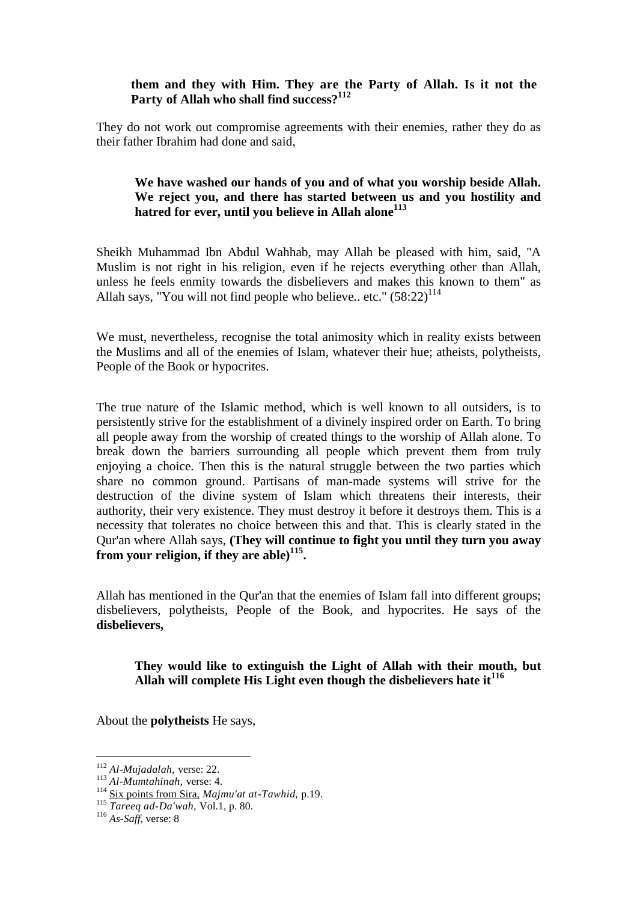**them and they with Him. They are the Party of Allah. Is it not the Party of Allah who shall find success?**[112]

They do not work out compromise agreements with their enemies, rather they do as their father Ibrahim had done and said,

> **We have washed our hands of you and of what you worship beside Allah. We reject you, and there has started between us and you hostility and hatred for ever, until you believe in Allah alone**[113]

Sheikh Muhammad Ibn Abdul Wahhab, may Allah be pleased with him, said, "A Muslim is not right in his religion, even if he rejects everything other than Allah, unless he feels enmity towards the disbelievers and makes this known to them" as Allah says, "You will not find people who believe.. etc." (58:22)[114]

We must, nevertheless, recognise the total animosity which in reality exists between the Muslims and all of the enemies of Islam, whatever their hue; atheists, polytheists, People of the Book or hypocrites.

The true nature of the Islamic method, which is well known to all outsiders, is to persistently strive for the establishment of a divinely inspired order on Earth. To bring all people away from the worship of created things to the worship of Allah alone. To break down the barriers surrounding all people which prevent them from truly enjoying a choice. Then this is the natural struggle between the two parties which share no common ground. Partisans of man-made systems will strive for the destruction of the divine system of Islam which threatens their interests, their authority, their very existence. They must destroy it before it destroys them. This is a necessity that tolerates no choice between this and that. This is clearly stated in the Qur'an where Allah says, **(They will continue to fight you until they turn you away from your religion, if they are able)**[115]**.**

Allah has mentioned in the Qur'an that the enemies of Islam fall into different groups; disbelievers, polytheists, People of the Book, and hypocrites. He says of the **disbelievers,**

> **They would like to extinguish the Light of Allah with their mouth, but Allah will complete His Light even though the disbelievers hate it**[116]

About the **polytheists** He says,

---

[112] *Al-Mujadalah,* verse: 22.
[113] *Al-Mumtahinah,* verse: 4.
[114] Six points from Sira, *Majmu'at at-Tawhid*, p.19.
[115] *Tareeq ad-Da'wah,* Vol.1, p. 80.
[116] *As-Saff,* verse: 8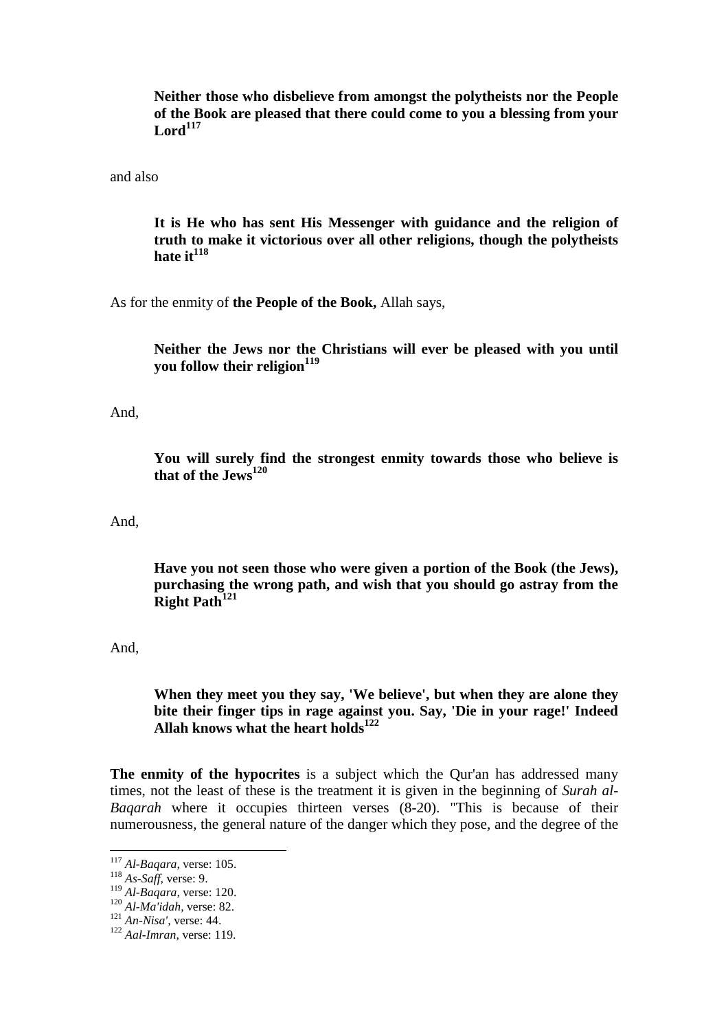> **Neither those who disbelieve from amongst the polytheists nor the People of the Book are pleased that there could come to you a blessing from your Lord**[117]

and also

> **It is He who has sent His Messenger with guidance and the religion of truth to make it victorious over all other religions, though the polytheists hate it**[118]

As for the enmity of **the People of the Book,** Allah says,

> **Neither the Jews nor the Christians will ever be pleased with you until you follow their religion**[119]

And,

> **You will surely find the strongest enmity towards those who believe is that of the Jews**[120]

And,

> **Have you not seen those who were given a portion of the Book (the Jews), purchasing the wrong path, and wish that you should go astray from the Right Path**[121]

And,

> **When they meet you they say, 'We believe', but when they are alone they bite their finger tips in rage against you. Say, 'Die in your rage!' Indeed Allah knows what the heart holds**[122]

**The enmity of the hypocrites** is a subject which the Qur'an has addressed many times, not the least of these is the treatment it is given in the beginning of *Surah al-Baqarah* where it occupies thirteen verses (8-20). "This is because of their numerousness, the general nature of the danger which they pose, and the degree of the

---

[117] *Al-Baqara,* verse: 105.
[118] *As-Saff,* verse: 9.
[119] *Al-Baqara,* verse: 120.
[120] *Al-Ma'idah,* verse: 82.
[121] *An-Nisa',* verse: 44.
[122] *Aal-Imran,* verse: 119.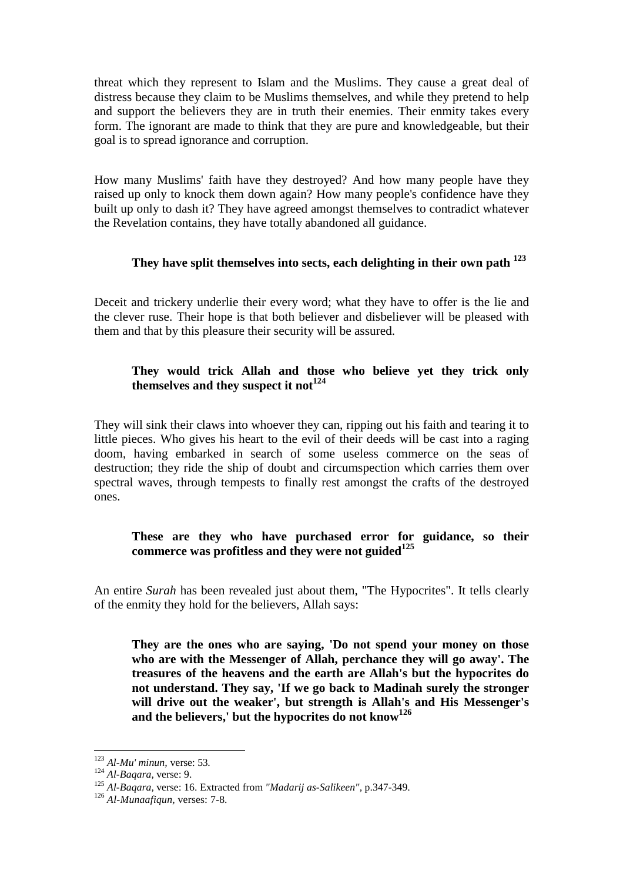threat which they represent to Islam and the Muslims. They cause a great deal of distress because they claim to be Muslims themselves, and while they pretend to help and support the believers they are in truth their enemies. Their enmity takes every form. The ignorant are made to think that they are pure and knowledgeable, but their goal is to spread ignorance and corruption.

How many Muslims' faith have they destroyed? And how many people have they raised up only to knock them down again? How many people's confidence have they built up only to dash it? They have agreed amongst themselves to contradict whatever the Revelation contains, they have totally abandoned all guidance.

> **They have split themselves into sects, each delighting in their own path** [123]

Deceit and trickery underlie their every word; what they have to offer is the lie and the clever ruse. Their hope is that both believer and disbeliever will be pleased with them and that by this pleasure their security will be assured.

> **They would trick Allah and those who believe yet they trick only themselves and they suspect it not**[124]

They will sink their claws into whoever they can, ripping out his faith and tearing it to little pieces. Who gives his heart to the evil of their deeds will be cast into a raging doom, having embarked in search of some useless commerce on the seas of destruction; they ride the ship of doubt and circumspection which carries them over spectral waves, through tempests to finally rest amongst the crafts of the destroyed ones.

> **These are they who have purchased error for guidance, so their commerce was profitless and they were not guided**[125]

An entire *Surah* has been revealed just about them, "The Hypocrites". It tells clearly of the enmity they hold for the believers, Allah says:

> **They are the ones who are saying, 'Do not spend your money on those who are with the Messenger of Allah, perchance they will go away'. The treasures of the heavens and the earth are Allah's but the hypocrites do not understand. They say, 'If we go back to Madinah surely the stronger will drive out the weaker', but strength is Allah's and His Messenger's and the believers,' but the hypocrites do not know**[126]

---

[123] *Al-Mu' minun,* verse: 53.
[124] *Al-Baqara,* verse: 9.
[125] *Al-Baqara,* verse: 16. Extracted from *"Madarij as-Salikeen",* p.347-349.
[126] *Al-Munaafiqun,* verses: 7-8.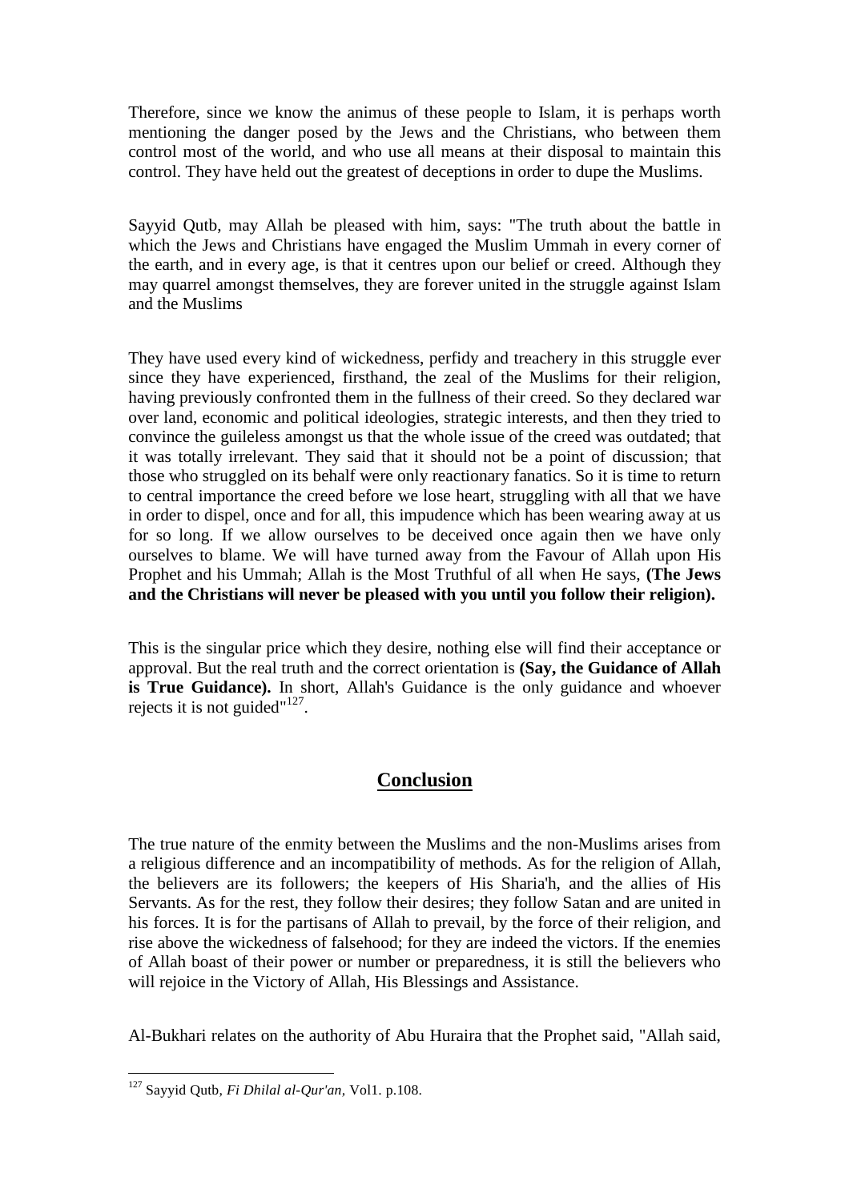Therefore, since we know the animus of these people to Islam, it is perhaps worth mentioning the danger posed by the Jews and the Christians, who between them control most of the world, and who use all means at their disposal to maintain this control. They have held out the greatest of deceptions in order to dupe the Muslims.

Sayyid Qutb, may Allah be pleased with him, says: "The truth about the battle in which the Jews and Christians have engaged the Muslim Ummah in every corner of the earth, and in every age, is that it centres upon our belief or creed. Although they may quarrel amongst themselves, they are forever united in the struggle against Islam and the Muslims

They have used every kind of wickedness, perfidy and treachery in this struggle ever since they have experienced, firsthand, the zeal of the Muslims for their religion, having previously confronted them in the fullness of their creed. So they declared war over land, economic and political ideologies, strategic interests, and then they tried to convince the guileless amongst us that the whole issue of the creed was outdated; that it was totally irrelevant. They said that it should not be a point of discussion; that those who struggled on its behalf were only reactionary fanatics. So it is time to return to central importance the creed before we lose heart, struggling with all that we have in order to dispel, once and for all, this impudence which has been wearing away at us for so long. If we allow ourselves to be deceived once again then we have only ourselves to blame. We will have turned away from the Favour of Allah upon His Prophet and his Ummah; Allah is the Most Truthful of all when He says, **(The Jews and the Christians will never be pleased with you until you follow their religion).**

This is the singular price which they desire, nothing else will find their acceptance or approval. But the real truth and the correct orientation is **(Say, the Guidance of Allah is True Guidance).** In short, Allah's Guidance is the only guidance and whoever rejects it is not guided"[127].

## Conclusion

The true nature of the enmity between the Muslims and the non-Muslims arises from a religious difference and an incompatibility of methods. As for the religion of Allah, the believers are its followers; the keepers of His Sharia'h, and the allies of His Servants. As for the rest, they follow their desires; they follow Satan and are united in his forces. It is for the partisans of Allah to prevail, by the force of their religion, and rise above the wickedness of falsehood; for they are indeed the victors. If the enemies of Allah boast of their power or number or preparedness, it is still the believers who will rejoice in the Victory of Allah, His Blessings and Assistance.

Al-Bukhari relates on the authority of Abu Huraira that the Prophet said, "Allah said,

---

[127] Sayyid Qutb, *Fi Dhilal al-Qur'an,* Vol1. p.108.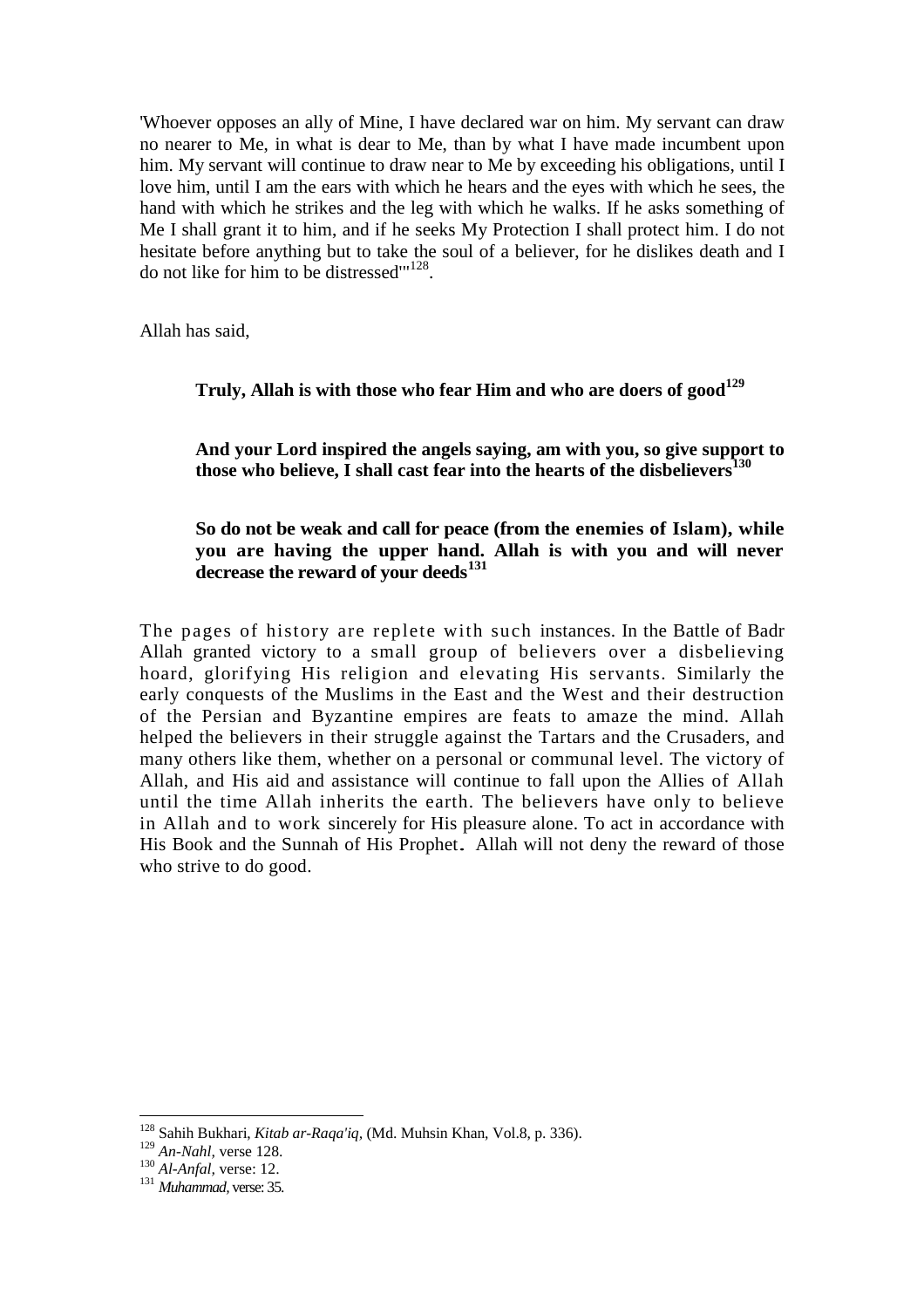'Whoever opposes an ally of Mine, I have declared war on him. My servant can draw no nearer to Me, in what is dear to Me, than by what I have made incumbent upon him. My servant will continue to draw near to Me by exceeding his obligations, until I love him, until I am the ears with which he hears and the eyes with which he sees, the hand with which he strikes and the leg with which he walks. If he asks something of Me I shall grant it to him, and if he seeks My Protection I shall protect him. I do not hesitate before anything but to take the soul of a believer, for he dislikes death and I do not like for him to be distressed'"[128].

Allah has said,

> **Truly, Allah is with those who fear Him and who are doers of good**[129]
>
> **And your Lord inspired the angels saying, am with you, so give support to those who believe, I shall cast fear into the hearts of the disbelievers**[130]
>
> **So do not be weak and call for peace (from the enemies of Islam), while you are having the upper hand. Allah is with you and will never decrease the reward of your deeds**[131]

The pages of history are replete with such instances. In the Battle of Badr Allah granted victory to a small group of believers over a disbelieving hoard, glorifying His religion and elevating His servants. Similarly the early conquests of the Muslims in the East and the West and their destruction of the Persian and Byzantine empires are feats to amaze the mind. Allah helped the believers in their struggle against the Tartars and the Crusaders, and many others like them, whether on a personal or communal level. The victory of Allah, and His aid and assistance will continue to fall upon the Allies of Allah until the time Allah inherits the earth. The believers have only to believe in Allah and to work sincerely for His pleasure alone. To act in accordance with His Book and the Sunnah of His Prophet. Allah will not deny the reward of those who strive to do good.

---

[128] Sahih Bukhari, *Kitab ar-Raqa'iq*, (Md. Muhsin Khan, Vol.8, p. 336).
[129] *An-Nahl*, verse 128.
[130] *Al-Anfal*, verse: 12.
[131] *Muhammad*, verse: 35.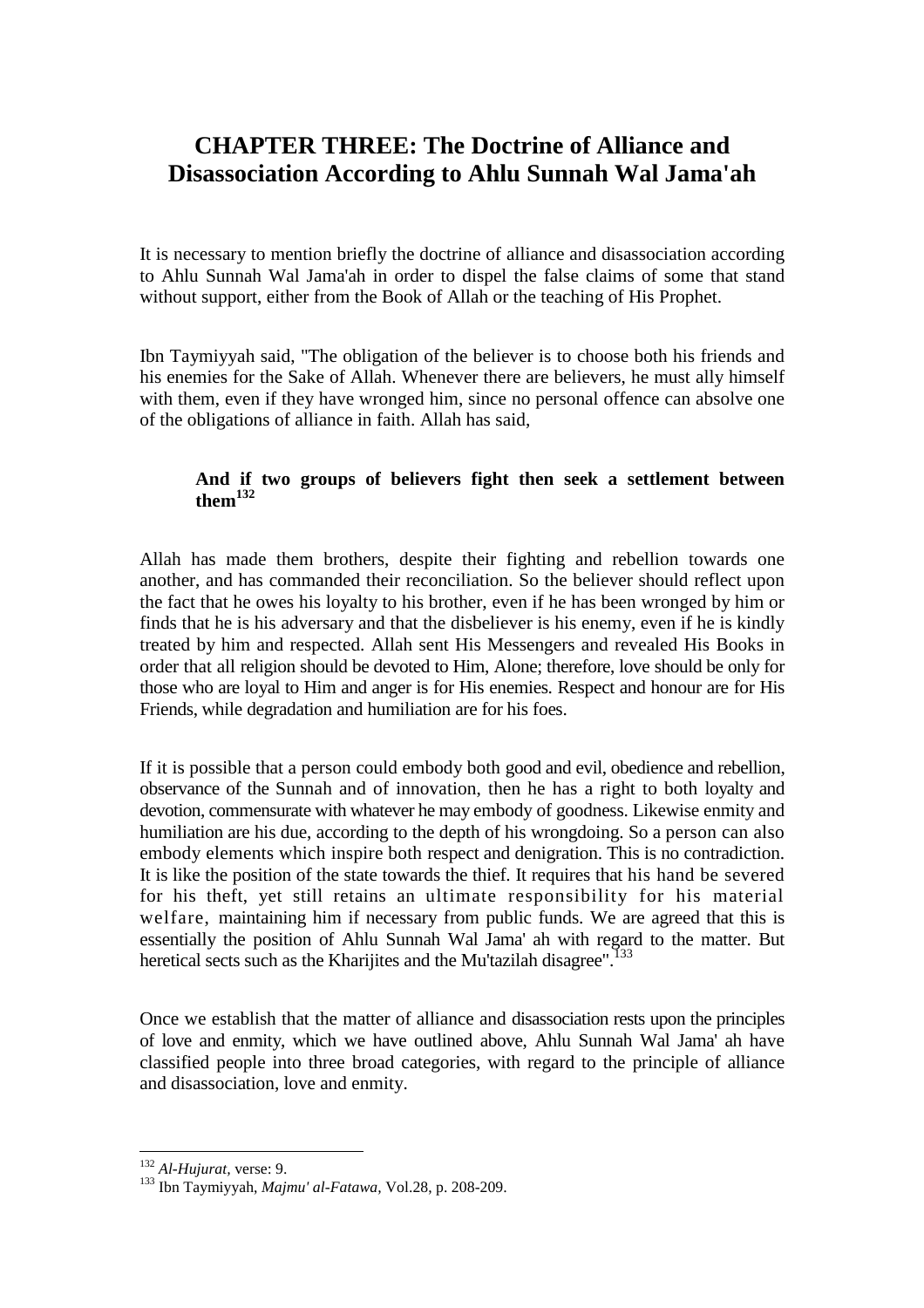# CHAPTER THREE: The Doctrine of Alliance and Disassociation According to Ahlu Sunnah Wal Jama'ah

It is necessary to mention briefly the doctrine of alliance and disassociation according to Ahlu Sunnah Wal Jama'ah in order to dispel the false claims of some that stand without support, either from the Book of Allah or the teaching of His Prophet.

Ibn Taymiyyah said, "The obligation of the believer is to choose both his friends and his enemies for the Sake of Allah. Whenever there are believers, he must ally himself with them, even if they have wronged him, since no personal offence can absolve one of the obligations of alliance in faith. Allah has said,

> **And if two groups of believers fight then seek a settlement between them**[132]

Allah has made them brothers, despite their fighting and rebellion towards one another, and has commanded their reconciliation. So the believer should reflect upon the fact that he owes his loyalty to his brother, even if he has been wronged by him or finds that he is his adversary and that the disbeliever is his enemy, even if he is kindly treated by him and respected. Allah sent His Messengers and revealed His Books in order that all religion should be devoted to Him, Alone; therefore, love should be only for those who are loyal to Him and anger is for His enemies. Respect and honour are for His Friends, while degradation and humiliation are for his foes.

If it is possible that a person could embody both good and evil, obedience and rebellion, observance of the Sunnah and of innovation, then he has a right to both loyalty and devotion, commensurate with whatever he may embody of goodness. Likewise enmity and humiliation are his due, according to the depth of his wrongdoing. So a person can also embody elements which inspire both respect and denigration. This is no contradiction. It is like the position of the state towards the thief. It requires that his hand be severed for his theft, yet still retains an ultimate responsibility for his material welfare, maintaining him if necessary from public funds. We are agreed that this is essentially the position of Ahlu Sunnah Wal Jama' ah with regard to the matter. But heretical sects such as the Kharijites and the Mu'tazilah disagree".[133]

Once we establish that the matter of alliance and disassociation rests upon the principles of love and enmity, which we have outlined above, Ahlu Sunnah Wal Jama' ah have classified people into three broad categories, with regard to the principle of alliance and disassociation, love and enmity.

---

[132] *Al-Hujurat,* verse: 9.

[133] Ibn Taymiyyah, *Majmu' al-Fatawa,* Vol.28, p. 208-209.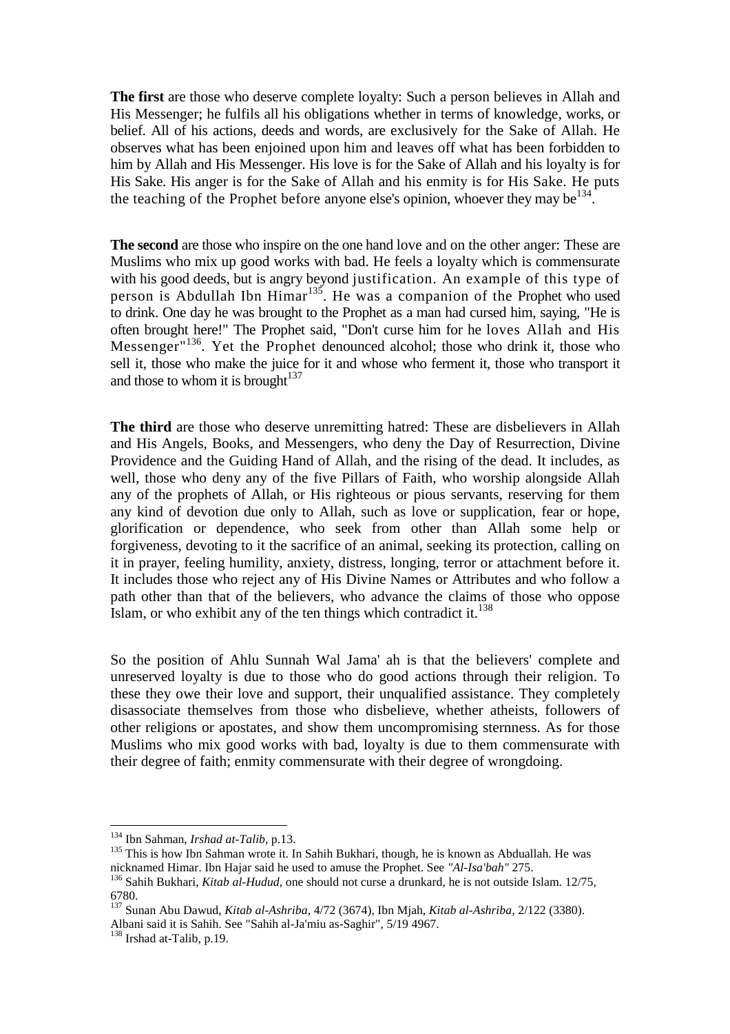**The first** are those who deserve complete loyalty: Such a person believes in Allah and His Messenger; he fulfils all his obligations whether in terms of knowledge, works, or belief. All of his actions, deeds and words, are exclusively for the Sake of Allah. He observes what has been enjoined upon him and leaves off what has been forbidden to him by Allah and His Messenger. His love is for the Sake of Allah and his loyalty is for His Sake. His anger is for the Sake of Allah and his enmity is for His Sake. He puts the teaching of the Prophet before anyone else's opinion, whoever they may be[134].

**The second** are those who inspire on the one hand love and on the other anger: These are Muslims who mix up good works with bad. He feels a loyalty which is commensurate with his good deeds, but is angry beyond justification. An example of this type of person is Abdullah Ibn Himar[135]. He was a companion of the Prophet who used to drink. One day he was brought to the Prophet as a man had cursed him, saying, "He is often brought here!" The Prophet said, "Don't curse him for he loves Allah and His Messenger"[136]. Yet the Prophet denounced alcohol; those who drink it, those who sell it, those who make the juice for it and whose who ferment it, those who transport it and those to whom it is brought[137]

**The third** are those who deserve unremitting hatred: These are disbelievers in Allah and His Angels, Books, and Messengers, who deny the Day of Resurrection, Divine Providence and the Guiding Hand of Allah, and the rising of the dead. It includes, as well, those who deny any of the five Pillars of Faith, who worship alongside Allah any of the prophets of Allah, or His righteous or pious servants, reserving for them any kind of devotion due only to Allah, such as love or supplication, fear or hope, glorification or dependence, who seek from other than Allah some help or forgiveness, devoting to it the sacrifice of an animal, seeking its protection, calling on it in prayer, feeling humility, anxiety, distress, longing, terror or attachment before it. It includes those who reject any of His Divine Names or Attributes and who follow a path other than that of the believers, who advance the claims of those who oppose Islam, or who exhibit any of the ten things which contradict it.[138]

So the position of Ahlu Sunnah Wal Jama' ah is that the believers' complete and unreserved loyalty is due to those who do good actions through their religion. To these they owe their love and support, their unqualified assistance. They completely disassociate themselves from those who disbelieve, whether atheists, followers of other religions or apostates, and show them uncompromising sternness. As for those Muslims who mix good works with bad, loyalty is due to them commensurate with their degree of faith; enmity commensurate with their degree of wrongdoing.

---

[134] Ibn Sahman, *Irshad at-Talib*, p.13.

[135] This is how Ibn Sahman wrote it. In Sahih Bukhari, though, he is known as Abduallah. He was nicknamed Himar. Ibn Hajar said he used to amuse the Prophet. See *"Al-Isa'bah"* 275.

[136] Sahih Bukhari, *Kitab al-Hudud*, one should not curse a drunkard, he is not outside Islam. 12/75, 6780.

[137] Sunan Abu Dawud, *Kitab al-Ashriba*, 4/72 (3674), Ibn Mjah, *Kitab al-Ashriba*, 2/122 (3380). Albani said it is Sahih. See "Sahih al-Ja'miu as-Saghir", 5/19 4967.

[138] Irshad at-Talib, p.19.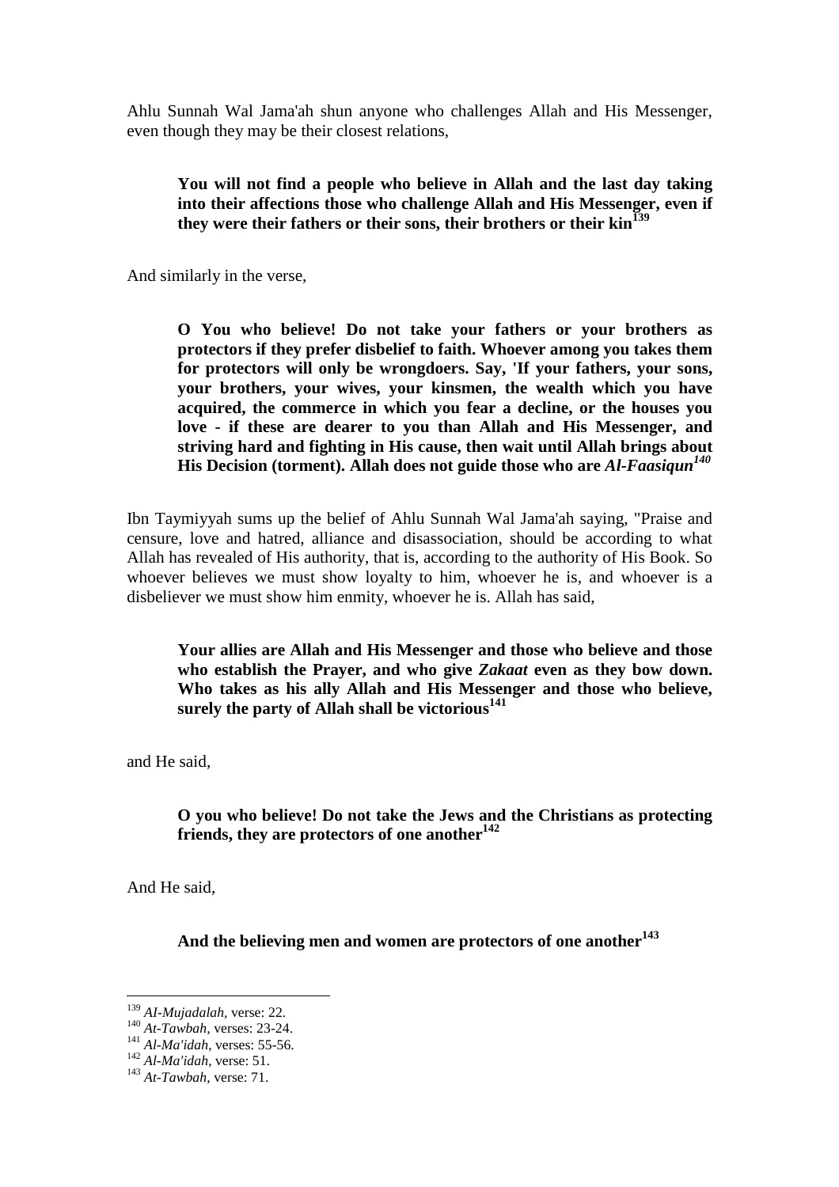Ahlu Sunnah Wal Jama'ah shun anyone who challenges Allah and His Messenger, even though they may be their closest relations,

> **You will not find a people who believe in Allah and the last day taking into their affections those who challenge Allah and His Messenger, even if they were their fathers or their sons, their brothers or their kin**[139]

And similarly in the verse,

> **O You who believe! Do not take your fathers or your brothers as protectors if they prefer disbelief to faith. Whoever among you takes them for protectors will only be wrongdoers. Say, 'If your fathers, your sons, your brothers, your wives, your kinsmen, the wealth which you have acquired, the commerce in which you fear a decline, or the houses you love - if these are dearer to you than Allah and His Messenger, and striving hard and fighting in His cause, then wait until Allah brings about His Decision (torment). Allah does not guide those who are *Al-Faasiqun***[140]

Ibn Taymiyyah sums up the belief of Ahlu Sunnah Wal Jama'ah saying, "Praise and censure, love and hatred, alliance and disassociation, should be according to what Allah has revealed of His authority, that is, according to the authority of His Book. So whoever believes we must show loyalty to him, whoever he is, and whoever is a disbeliever we must show him enmity, whoever he is. Allah has said,

> **Your allies are Allah and His Messenger and those who believe and those who establish the Prayer, and who give *Zakaat* even as they bow down. Who takes as his ally Allah and His Messenger and those who believe, surely the party of Allah shall be victorious**[141]

and He said,

> **O you who believe! Do not take the Jews and the Christians as protecting friends, they are protectors of one another**[142]

And He said,

> **And the believing men and women are protectors of one another**[143]

---

[139] *AI-Mujadalah*, verse: 22.
[140] *At-Tawbah*, verses: 23-24.
[141] *Al-Ma'idah*, verses: 55-56.
[142] *Al-Ma'idah*, verse: 51.
[143] *At-Tawbah*, verse: 71.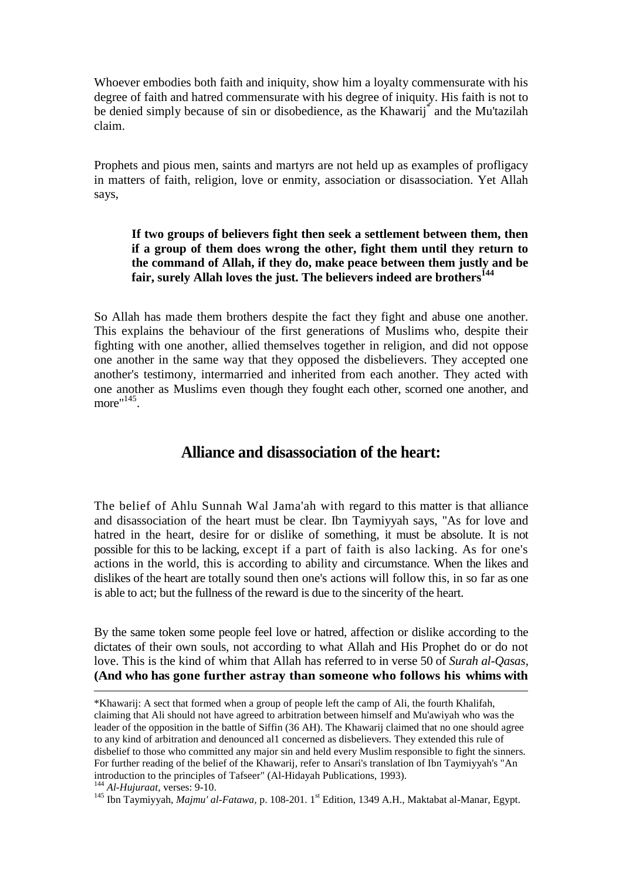Whoever embodies both faith and iniquity, show him a loyalty commensurate with his degree of faith and hatred commensurate with his degree of iniquity. His faith is not to be denied simply because of sin or disobedience, as the Khawarij* and the Mu'tazilah claim.

Prophets and pious men, saints and martyrs are not held up as examples of profligacy in matters of faith, religion, love or enmity, association or disassociation. Yet Allah says,

> **If two groups of believers fight then seek a settlement between them, then if a group of them does wrong the other, fight them until they return to the command of Allah, if they do, make peace between them justly and be fair, surely Allah loves the just. The believers indeed are brothers**[144]

So Allah has made them brothers despite the fact they fight and abuse one another. This explains the behaviour of the first generations of Muslims who, despite their fighting with one another, allied themselves together in religion, and did not oppose one another in the same way that they opposed the disbelievers. They accepted one another's testimony, intermarried and inherited from each another. They acted with one another as Muslims even though they fought each other, scorned one another, and more"[145].

## Alliance and disassociation of the heart:

The belief of Ahlu Sunnah Wal Jama'ah with regard to this matter is that alliance and disassociation of the heart must be clear. Ibn Taymiyyah says, "As for love and hatred in the heart, desire for or dislike of something, it must be absolute. It is not possible for this to be lacking, except if a part of faith is also lacking. As for one's actions in the world, this is according to ability and circumstance. When the likes and dislikes of the heart are totally sound then one's actions will follow this, in so far as one is able to act; but the fullness of the reward is due to the sincerity of the heart.

By the same token some people feel love or hatred, affection or dislike according to the dictates of their own souls, not according to what Allah and His Prophet do or do not love. This is the kind of whim that Allah has referred to in verse 50 of *Surah al-Qasas*, **(And who has gone further astray than someone who follows his whims with**

---

*Khawarij: A sect that formed when a group of people left the camp of Ali, the fourth Khalifah, claiming that Ali should not have agreed to arbitration between himself and Mu'awiyah who was the leader of the opposition in the battle of Siffin (36 AH). The Khawarij claimed that no one should agree to any kind of arbitration and denounced al1 concerned as disbelievers. They extended this rule of disbelief to those who committed any major sin and held every Muslim responsible to fight the sinners. For further reading of the belief of the Khawarij, refer to Ansari's translation of Ibn Taymiyyah's "An introduction to the principles of Tafseer" (Al-Hidayah Publications, 1993).

[144] *Al-Hujuraat*, verses: 9-10.

[145] Ibn Taymiyyah, *Majmu' al-Fatawa*, p. 108-201. 1st Edition, 1349 A.H., Maktabat al-Manar, Egypt.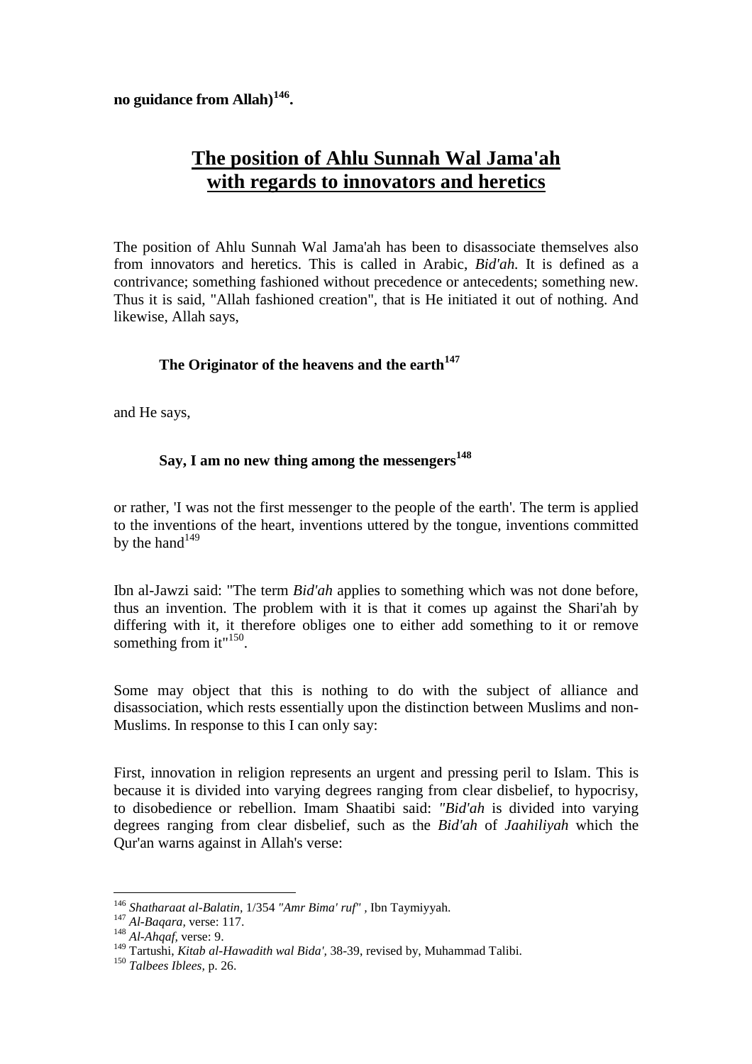**no guidance from Allah)[146].**

## The position of Ahlu Sunnah Wal Jama'ah with regards to innovators and heretics

The position of Ahlu Sunnah Wal Jama'ah has been to disassociate themselves also from innovators and heretics. This is called in Arabic, *Bid'ah.* It is defined as a contrivance; something fashioned without precedence or antecedents; something new. Thus it is said, "Allah fashioned creation", that is He initiated it out of nothing. And likewise, Allah says,

> **The Originator of the heavens and the earth[147]**

and He says,

> **Say, I am no new thing among the messengers[148]**

or rather, 'I was not the first messenger to the people of the earth'. The term is applied to the inventions of the heart, inventions uttered by the tongue, inventions committed by the hand[149]

Ibn al-Jawzi said: "The term *Bid'ah* applies to something which was not done before, thus an invention. The problem with it is that it comes up against the Shari'ah by differing with it, it therefore obliges one to either add something to it or remove something from it"[150].

Some may object that this is nothing to do with the subject of alliance and disassociation, which rests essentially upon the distinction between Muslims and non-Muslims. In response to this I can only say:

First, innovation in religion represents an urgent and pressing peril to Islam. This is because it is divided into varying degrees ranging from clear disbelief, to hypocrisy, to disobedience or rebellion. Imam Shaatibi said: *"Bid'ah* is divided into varying degrees ranging from clear disbelief, such as the *Bid'ah* of *Jaahiliyah* which the Qur'an warns against in Allah's verse:

---

[146] *Shatharaat al-Balatin,* 1/354 *"Amr Bima' ruf"* , Ibn Taymiyyah.
[147] *Al-Baqara,* verse: 117.
[148] *Al-Ahqaf,* verse: 9.
[149] Tartushi, *Kitab al-Hawadith wal Bida',* 38-39, revised by, Muhammad Talibi.
[150] *Talbees Iblees,* p. 26.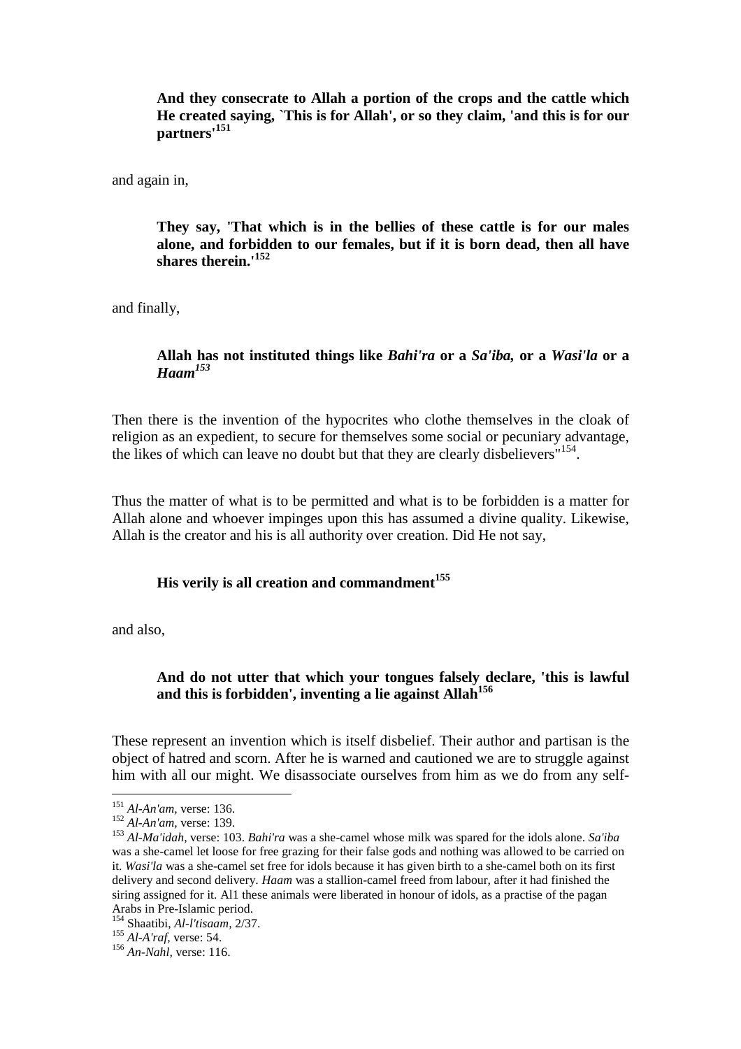> **And they consecrate to Allah a portion of the crops and the cattle which He created saying, `This is for Allah', or so they claim, 'and this is for our partners'**[151]

and again in,

> **They say, 'That which is in the bellies of these cattle is for our males alone, and forbidden to our females, but if it is born dead, then all have shares therein.'**[152]

and finally,

> **Allah has not instituted things like *Bahi'ra* or a *Sa'iba,* or a *Wasi'la* or a *Haam***[153]

Then there is the invention of the hypocrites who clothe themselves in the cloak of religion as an expedient, to secure for themselves some social or pecuniary advantage, the likes of which can leave no doubt but that they are clearly disbelievers"[154].

Thus the matter of what is to be permitted and what is to be forbidden is a matter for Allah alone and whoever impinges upon this has assumed a divine quality. Likewise, Allah is the creator and his is all authority over creation. Did He not say,

> **His verily is all creation and commandment**[155]

and also,

> **And do not utter that which your tongues falsely declare, 'this is lawful and this is forbidden', inventing a lie against Allah**[156]

These represent an invention which is itself disbelief. Their author and partisan is the object of hatred and scorn. After he is warned and cautioned we are to struggle against him with all our might. We disassociate ourselves from him as we do from any self-

---

[151] *Al-An'am,* verse: 136.

[152] *Al-An'am,* verse: 139.

[153] *Al-Ma'idah,* verse: 103. *Bahi'ra* was a she-camel whose milk was spared for the idols alone. *Sa'iba* was a she-camel let loose for free grazing for their false gods and nothing was allowed to be carried on it. *Wasi'la* was a she-camel set free for idols because it has given birth to a she-camel both on its first delivery and second delivery. *Haam* was a stallion-camel freed from labour, after it had finished the siring assigned for it. Al1 these animals were liberated in honour of idols, as a practise of the pagan Arabs in Pre-Islamic period.

[154] Shaatibi, *Al-l'tisaam,* 2/37.

[155] *Al-A'raf,* verse: 54.

[156] *An-Nahl,* verse: 116.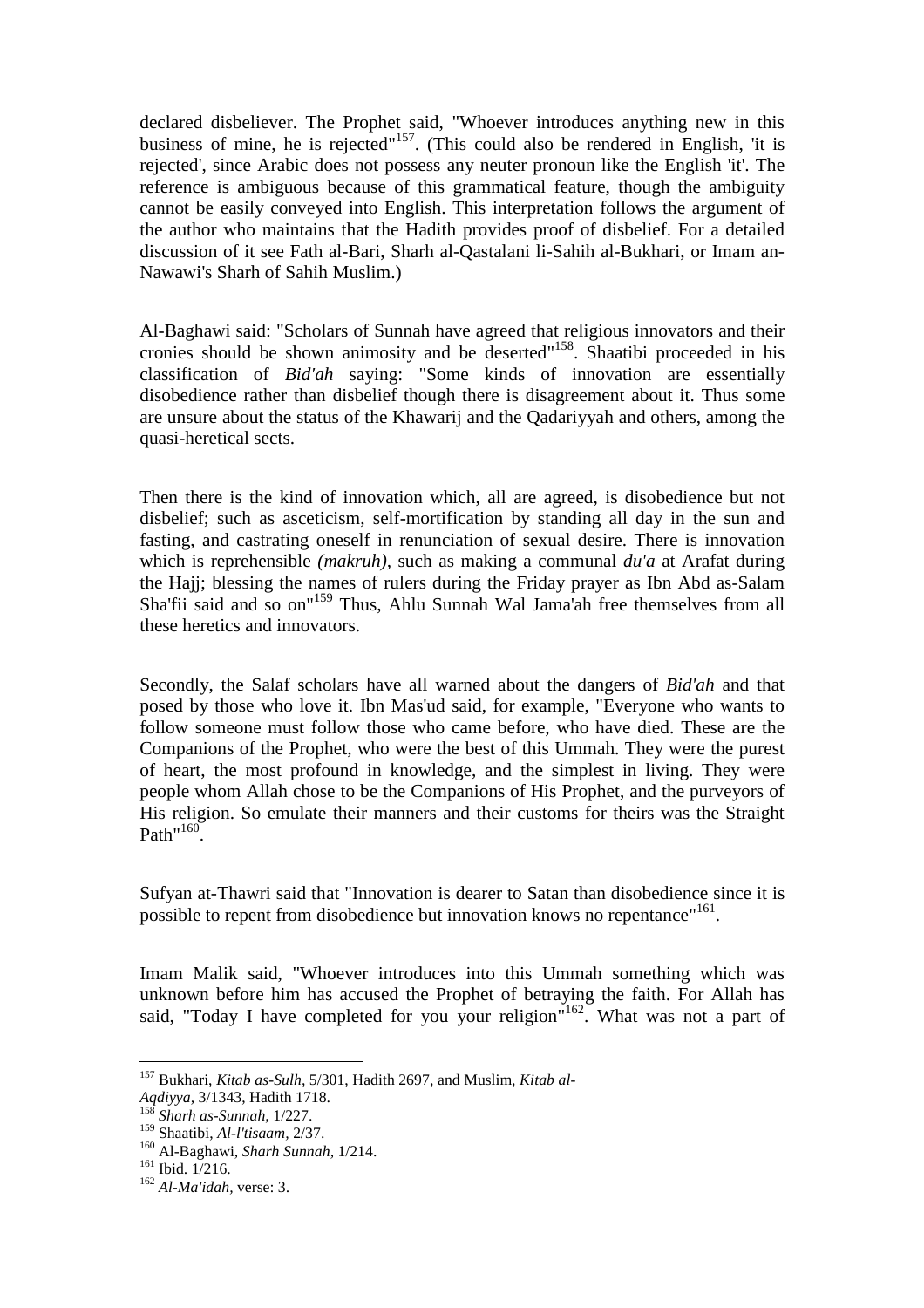declared disbeliever. The Prophet said, "Whoever introduces anything new in this business of mine, he is rejected"[157]. (This could also be rendered in English, 'it is rejected', since Arabic does not possess any neuter pronoun like the English 'it'. The reference is ambiguous because of this grammatical feature, though the ambiguity cannot be easily conveyed into English. This interpretation follows the argument of the author who maintains that the Hadith provides proof of disbelief. For a detailed discussion of it see Fath al-Bari, Sharh al-Qastalani li-Sahih al-Bukhari, or Imam an-Nawawi's Sharh of Sahih Muslim.)

Al-Baghawi said: "Scholars of Sunnah have agreed that religious innovators and their cronies should be shown animosity and be deserted"[158]. Shaatibi proceeded in his classification of *Bid'ah* saying: "Some kinds of innovation are essentially disobedience rather than disbelief though there is disagreement about it. Thus some are unsure about the status of the Khawarij and the Qadariyyah and others, among the quasi-heretical sects.

Then there is the kind of innovation which, all are agreed, is disobedience but not disbelief; such as asceticism, self-mortification by standing all day in the sun and fasting, and castrating oneself in renunciation of sexual desire. There is innovation which is reprehensible *(makruh),* such as making a communal *du'a* at Arafat during the Hajj; blessing the names of rulers during the Friday prayer as Ibn Abd as-Salam Sha'fii said and so on"[159] Thus, Ahlu Sunnah Wal Jama'ah free themselves from all these heretics and innovators.

Secondly, the Salaf scholars have all warned about the dangers of *Bid'ah* and that posed by those who love it. Ibn Mas'ud said, for example, "Everyone who wants to follow someone must follow those who came before, who have died. These are the Companions of the Prophet, who were the best of this Ummah. They were the purest of heart, the most profound in knowledge, and the simplest in living. They were people whom Allah chose to be the Companions of His Prophet, and the purveyors of His religion. So emulate their manners and their customs for theirs was the Straight Path"[160].

Sufyan at-Thawri said that "Innovation is dearer to Satan than disobedience since it is possible to repent from disobedience but innovation knows no repentance"[161].

Imam Malik said, "Whoever introduces into this Ummah something which was unknown before him has accused the Prophet of betraying the faith. For Allah has said, "Today I have completed for you your religion"[162]. What was not a part of

---

[157] Bukhari, *Kitab as-Sulh,* 5/301, Hadith 2697, and Muslim, *Kitab al-Aqdiyya,* 3/1343, Hadith 1718.

[158] *Sharh as-Sunnah,* 1/227.

[159] Shaatibi, *Al-l'tisaam,* 2/37.

[160] Al-Baghawi, *Sharh Sunnah,* 1/214.

[161] Ibid. 1/216.

[162] *Al-Ma'idah,* verse: 3.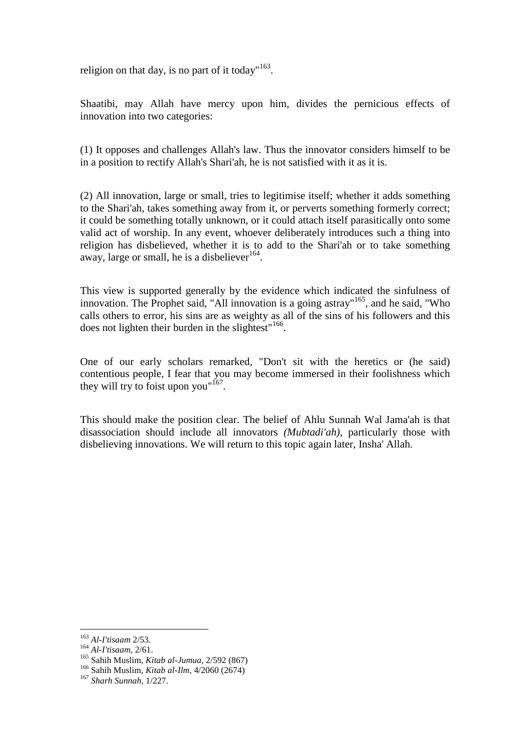religion on that day, is no part of it today"[163].

Shaatibi, may Allah have mercy upon him, divides the pernicious effects of innovation into two categories:

(1) It opposes and challenges Allah's law. Thus the innovator considers himself to be in a position to rectify Allah's Shari'ah, he is not satisfied with it as it is.

(2) All innovation, large or small, tries to legitimise itself; whether it adds something to the Shari'ah, takes something away from it, or perverts something formerly correct; it could be something totally unknown, or it could attach itself parasitically onto some valid act of worship. In any event, whoever deliberately introduces such a thing into religion has disbelieved, whether it is to add to the Shari'ah or to take something away, large or small, he is a disbeliever[164].

This view is supported generally by the evidence which indicated the sinfulness of innovation. The Prophet said, "All innovation is a going astray"[165], and he said, "Who calls others to error, his sins are as weighty as all of the sins of his followers and this does not lighten their burden in the slightest"[166].

One of our early scholars remarked, "Don't sit with the heretics or (he said) contentious people, I fear that you may become immersed in their foolishness which they will try to foist upon you"[167].

This should make the position clear. The belief of Ahlu Sunnah Wal Jama'ah is that disassociation should include all innovators *(Mubtadi'ah)*, particularly those with disbelieving innovations. We will return to this topic again later, Insha' Allah.

---

[163] *Al-I'tisaam* 2/53.
[164] *Al-I'tisaam*, 2/61.
[165] Sahih Muslim, *Kitab al-Jumua*, 2/592 (867)
[166] Sahih Muslim, *Kitab al-Ilm*, 4/2060 (2674)
[167] *Sharh Sunnah*, 1/227.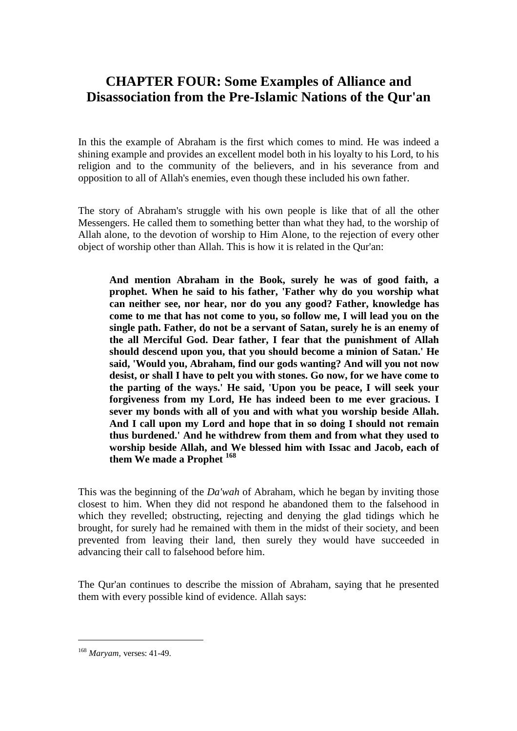# CHAPTER FOUR: Some Examples of Alliance and Disassociation from the Pre-Islamic Nations of the Qur'an

In this the example of Abraham is the first which comes to mind. He was indeed a shining example and provides an excellent model both in his loyalty to his Lord, to his religion and to the community of the believers, and in his severance from and opposition to all of Allah's enemies, even though these included his own father.

The story of Abraham's struggle with his own people is like that of all the other Messengers. He called them to something better than what they had, to the worship of Allah alone, to the devotion of worship to Him Alone, to the rejection of every other object of worship other than Allah. This is how it is related in the Qur'an:

> **And mention Abraham in the Book, surely he was of good faith, a prophet. When he said to his father, 'Father why do you worship what can neither see, nor hear, nor do you any good? Father, knowledge has come to me that has not come to you, so follow me, I will lead you on the single path. Father, do not be a servant of Satan, surely he is an enemy of the all Merciful God. Dear father, I fear that the punishment of Allah should descend upon you, that you should become a minion of Satan.' He said, 'Would you, Abraham, find our gods wanting? And will you not now desist, or shall I have to pelt you with stones. Go now, for we have come to the parting of the ways.' He said, 'Upon you be peace, I will seek your forgiveness from my Lord, He has indeed been to me ever gracious. I sever my bonds with all of you and with what you worship beside Allah. And I call upon my Lord and hope that in so doing I should not remain thus burdened.' And he withdrew from them and from what they used to worship beside Allah, and We blessed him with Issac and Jacob, each of them We made a Prophet [168]**

This was the beginning of the *Da'wah* of Abraham, which he began by inviting those closest to him. When they did not respond he abandoned them to the falsehood in which they revelled; obstructing, rejecting and denying the glad tidings which he brought, for surely had he remained with them in the midst of their society, and been prevented from leaving their land, then surely they would have succeeded in advancing their call to falsehood before him.

The Qur'an continues to describe the mission of Abraham, saying that he presented them with every possible kind of evidence. Allah says:

---

[168] *Maryam,* verses: 41-49.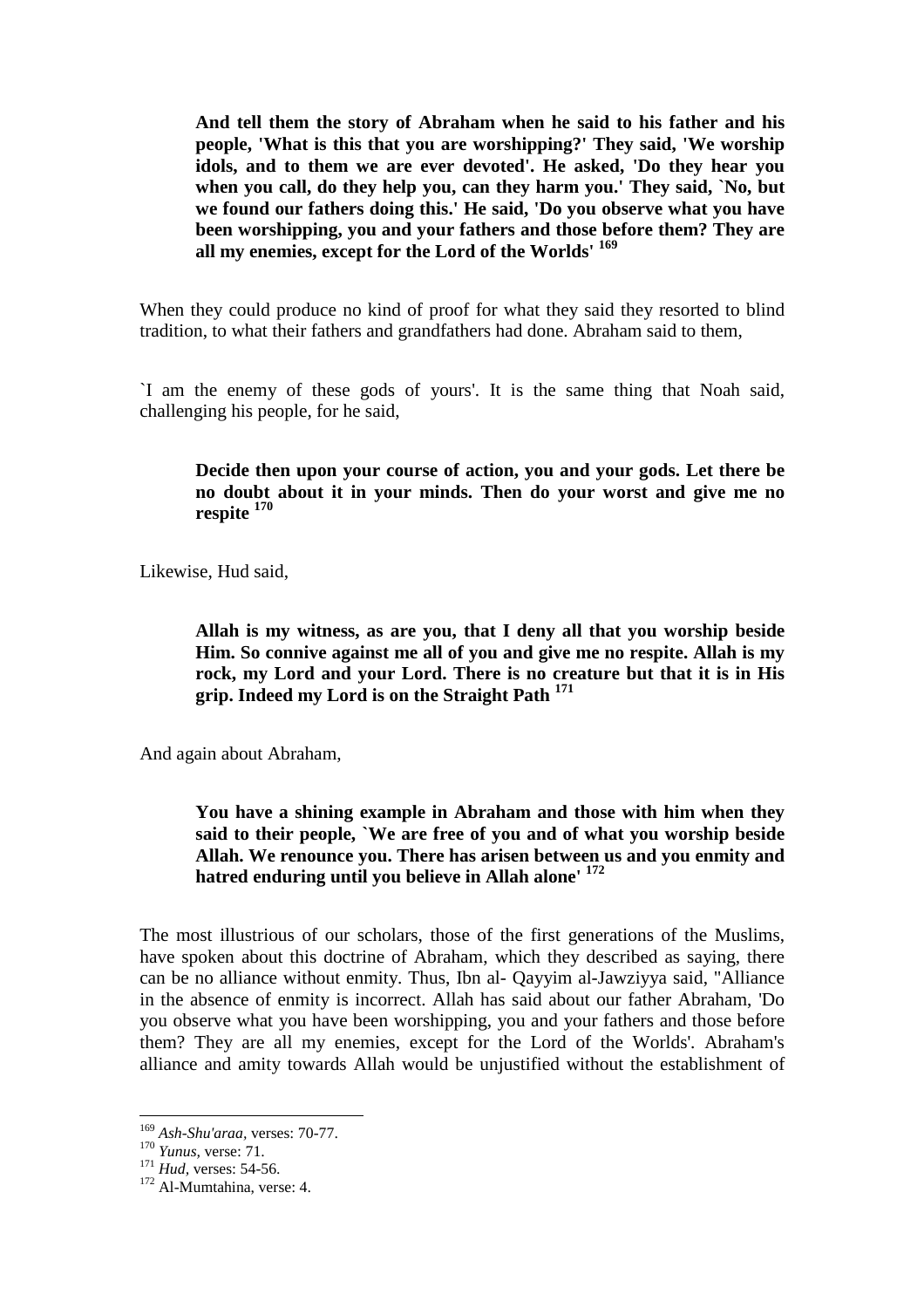> **And tell them the story of Abraham when he said to his father and his people, 'What is this that you are worshipping?' They said, 'We worship idols, and to them we are ever devoted'. He asked, 'Do they hear you when you call, do they help you, can they harm you.' They said, `No, but we found our fathers doing this.' He said, 'Do you observe what you have been worshipping, you and your fathers and those before them? They are all my enemies, except for the Lord of the Worlds'** [169]

When they could produce no kind of proof for what they said they resorted to blind tradition, to what their fathers and grandfathers had done. Abraham said to them,

`I am the enemy of these gods of yours'. It is the same thing that Noah said, challenging his people, for he said,

> **Decide then upon your course of action, you and your gods. Let there be no doubt about it in your minds. Then do your worst and give me no respite** [170]

Likewise, Hud said,

> **Allah is my witness, as are you, that I deny all that you worship beside Him. So connive against me all of you and give me no respite. Allah is my rock, my Lord and your Lord. There is no creature but that it is in His grip. Indeed my Lord is on the Straight Path** [171]

And again about Abraham,

> **You have a shining example in Abraham and those with him when they said to their people, `We are free of you and of what you worship beside Allah. We renounce you. There has arisen between us and you enmity and hatred enduring until you believe in Allah alone'** [172]

The most illustrious of our scholars, those of the first generations of the Muslims, have spoken about this doctrine of Abraham, which they described as saying, there can be no alliance without enmity. Thus, Ibn al- Qayyim al-Jawziyya said, "Alliance in the absence of enmity is incorrect. Allah has said about our father Abraham, 'Do you observe what you have been worshipping, you and your fathers and those before them? They are all my enemies, except for the Lord of the Worlds'. Abraham's alliance and amity towards Allah would be unjustified without the establishment of

---

[169] *Ash-Shu'araa*, verses: 70-77.
[170] *Yunus*, verse: 71.
[171] *Hud*, verses: 54-56.
[172] Al-Mumtahina, verse: 4.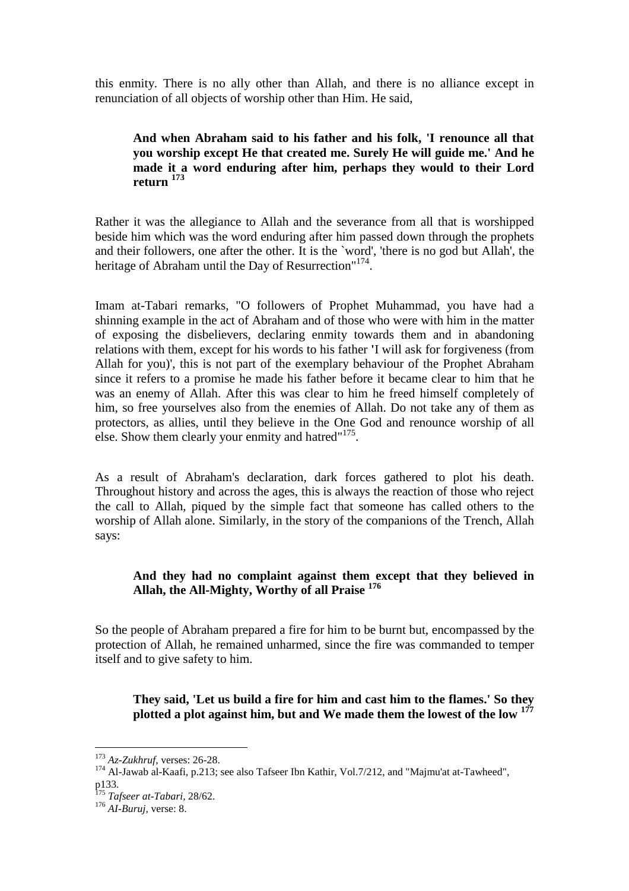this enmity. There is no ally other than Allah, and there is no alliance except in renunciation of all objects of worship other than Him. He said,

> **And when Abraham said to his father and his folk, 'I renounce all that you worship except He that created me. Surely He will guide me.' And he made it a word enduring after him, perhaps they would to their Lord return** [173]

Rather it was the allegiance to Allah and the severance from all that is worshipped beside him which was the word enduring after him passed down through the prophets and their followers, one after the other. It is the `word', 'there is no god but Allah', the heritage of Abraham until the Day of Resurrection"[174].

Imam at-Tabari remarks, "O followers of Prophet Muhammad, you have had a shinning example in the act of Abraham and of those who were with him in the matter of exposing the disbelievers, declaring enmity towards them and in abandoning relations with them, except for his words to his father 'I will ask for forgiveness (from Allah for you)', this is not part of the exemplary behaviour of the Prophet Abraham since it refers to a promise he made his father before it became clear to him that he was an enemy of Allah. After this was clear to him he freed himself completely of him, so free yourselves also from the enemies of Allah. Do not take any of them as protectors, as allies, until they believe in the One God and renounce worship of all else. Show them clearly your enmity and hatred"[175].

As a result of Abraham's declaration, dark forces gathered to plot his death. Throughout history and across the ages, this is always the reaction of those who reject the call to Allah, piqued by the simple fact that someone has called others to the worship of Allah alone. Similarly, in the story of the companions of the Trench, Allah says:

> **And they had no complaint against them except that they believed in Allah, the All-Mighty, Worthy of all Praise** [176]

So the people of Abraham prepared a fire for him to be burnt but, encompassed by the protection of Allah, he remained unharmed, since the fire was commanded to temper itself and to give safety to him.

> **They said, 'Let us build a fire for him and cast him to the flames.' So they plotted a plot against him, but and We made them the lowest of the low** [177]

---

[173] *Az-Zukhruf*, verses: 26-28.

[174] Al-Jawab al-Kaafi, p.213; see also Tafseer Ibn Kathir, Vol.7/212, and "Majmu'at at-Tawheed", p133.

[175] *Tafseer at-Tabari*, 28/62.

[176] *AI-Buruj*, verse: 8.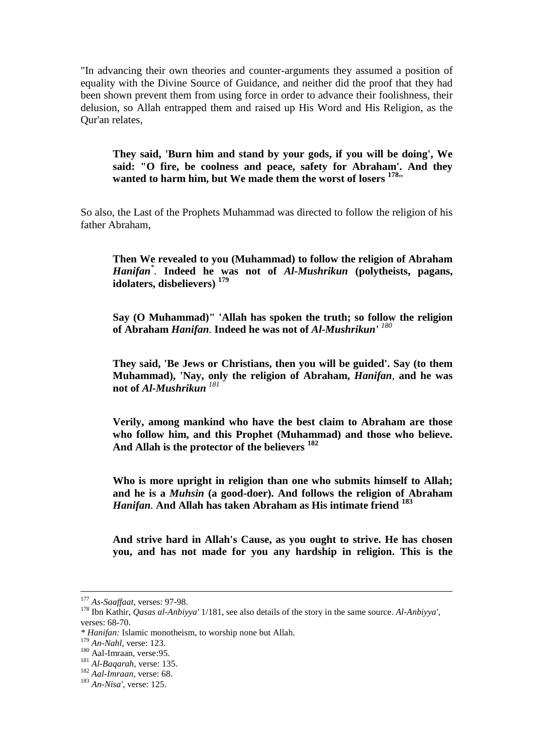"In advancing their own theories and counter-arguments they assumed a position of equality with the Divine Source of Guidance, and neither did the proof that they had been shown prevent them from using force in order to advance their foolishness, their delusion, so Allah entrapped them and raised up His Word and His Religion, as the Qur'an relates,

> **They said, 'Burn him and stand by your gods, if you will be doing', We said: "O fire, be coolness and peace, safety for Abraham'. And they wanted to harm him, but We made them the worst of losers [178]"**

So also, the Last of the Prophets Muhammad was directed to follow the religion of his father Abraham,

> **Then We revealed to you (Muhammad) to follow the religion of Abraham *Hanifan*[*]. Indeed he was not of *Al-Mushrikun* (polytheists, pagans, idolaters, disbelievers) [179]**

> **Say (O Muhammad)" 'Allah has spoken the truth; so follow the religion of Abraham *Hanifan*. Indeed he was not of *Al-Mushrikun'* [180]**

> **They said, 'Be Jews or Christians, then you will be guided'. Say (to them Muhammad), 'Nay, only the religion of Abraham, *Hanifan*, and he was not of *Al-Mushrikun* [181]**

> **Verily, among mankind who have the best claim to Abraham are those who follow him, and this Prophet (Muhammad) and those who believe. And Allah is the protector of the believers [182]**

> **Who is more upright in religion than one who submits himself to Allah; and he is a *Muhsin* (a good-doer). And follows the religion of Abraham *Hanifan*. And Allah has taken Abraham as His intimate friend [183]**

> **And strive hard in Allah's Cause, as you ought to strive. He has chosen you, and has not made for you any hardship in religion. This is the**

---

[177] *As-Saaffaat,* verses: 97-98.

[178] Ibn Kathir, *Qasas al-Anbiyya'* 1/181, see also details of the story in the same source. *Al-Anbiyya',* verses: 68-70.

* *Hanifan:* Islamic monotheism, to worship none but Allah.

[179] *An-Nahl,* verse: 123.

[180] Aal-Imraan, verse:95.

[181] *Al-Baqarah,* verse: 135.

[182] *Aal-Imraan,* verse: 68.

[183] *An-Nisa',* verse: 125.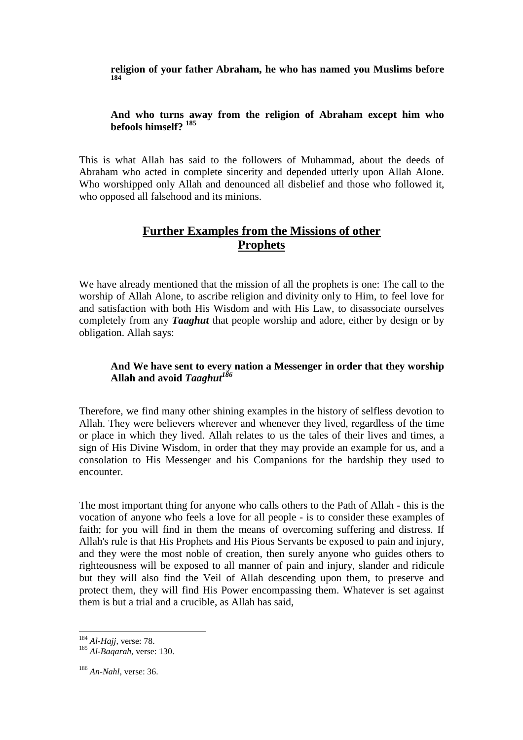**religion of your father Abraham, he who has named you Muslims before** [184]

**And who turns away from the religion of Abraham except him who befools himself?** [185]

This is what Allah has said to the followers of Muhammad, about the deeds of Abraham who acted in complete sincerity and depended utterly upon Allah Alone. Who worshipped only Allah and denounced all disbelief and those who followed it, who opposed all falsehood and its minions.

## Further Examples from the Missions of other Prophets

We have already mentioned that the mission of all the prophets is one: The call to the worship of Allah Alone, to ascribe religion and divinity only to Him, to feel love for and satisfaction with both His Wisdom and with His Law, to disassociate ourselves completely from any ***Taaghut*** that people worship and adore, either by design or by obligation. Allah says:

**And We have sent to every nation a Messenger in order that they worship Allah and avoid *Taaghut*** [186]

Therefore, we find many other shining examples in the history of selfless devotion to Allah. They were believers wherever and whenever they lived, regardless of the time or place in which they lived. Allah relates to us the tales of their lives and times, a sign of His Divine Wisdom, in order that they may provide an example for us, and a consolation to His Messenger and his Companions for the hardship they used to encounter.

The most important thing for anyone who calls others to the Path of Allah - this is the vocation of anyone who feels a love for all people - is to consider these examples of faith; for you will find in them the means of overcoming suffering and distress. If Allah's rule is that His Prophets and His Pious Servants be exposed to pain and injury, and they were the most noble of creation, then surely anyone who guides others to righteousness will be exposed to all manner of pain and injury, slander and ridicule but they will also find the Veil of Allah descending upon them, to preserve and protect them, they will find His Power encompassing them. Whatever is set against them is but a trial and a crucible, as Allah has said,

---

[184] *Al-Hajj,* verse: 78.

[185] *Al-Baqarah,* verse: 130.

[186] *An-Nahl,* verse: 36.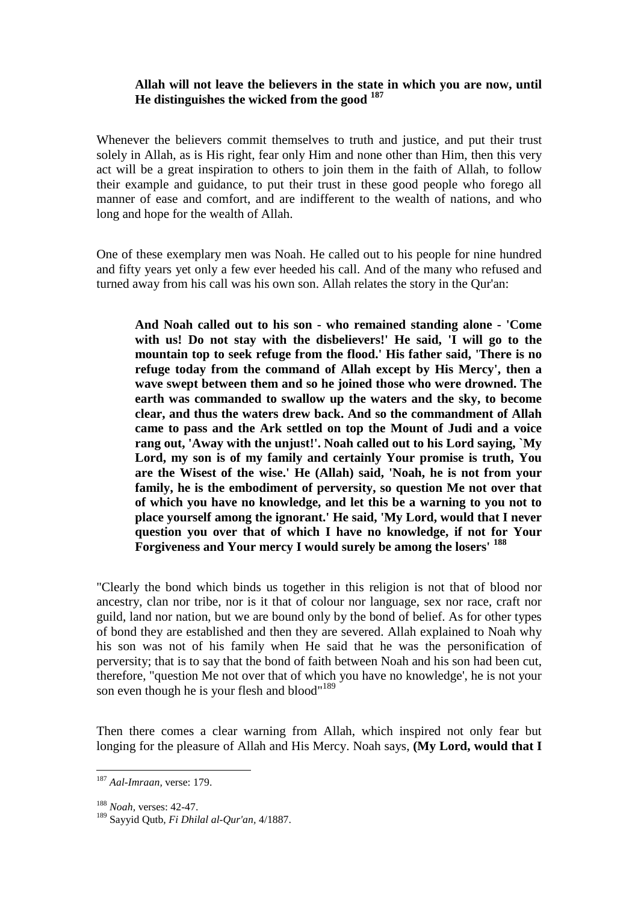> **Allah will not leave the believers in the state in which you are now, until He distinguishes the wicked from the good** [187]

Whenever the believers commit themselves to truth and justice, and put their trust solely in Allah, as is His right, fear only Him and none other than Him, then this very act will be a great inspiration to others to join them in the faith of Allah, to follow their example and guidance, to put their trust in these good people who forego all manner of ease and comfort, and are indifferent to the wealth of nations, and who long and hope for the wealth of Allah.

One of these exemplary men was Noah. He called out to his people for nine hundred and fifty years yet only a few ever heeded his call. And of the many who refused and turned away from his call was his own son. Allah relates the story in the Qur'an:

> **And Noah called out to his son - who remained standing alone - 'Come with us! Do not stay with the disbelievers!' He said, 'I will go to the mountain top to seek refuge from the flood.' His father said, 'There is no refuge today from the command of Allah except by His Mercy', then a wave swept between them and so he joined those who were drowned. The earth was commanded to swallow up the waters and the sky, to become clear, and thus the waters drew back. And so the commandment of Allah came to pass and the Ark settled on top the Mount of Judi and a voice rang out, 'Away with the unjust!'. Noah called out to his Lord saying, `My Lord, my son is of my family and certainly Your promise is truth, You are the Wisest of the wise.' He (Allah) said, 'Noah, he is not from your family, he is the embodiment of perversity, so question Me not over that of which you have no knowledge, and let this be a warning to you not to place yourself among the ignorant.' He said, 'My Lord, would that I never question you over that of which I have no knowledge, if not for Your Forgiveness and Your mercy I would surely be among the losers'** [188]

"Clearly the bond which binds us together in this religion is not that of blood nor ancestry, clan nor tribe, nor is it that of colour nor language, sex nor race, craft nor guild, land nor nation, but we are bound only by the bond of belief. As for other types of bond they are established and then they are severed. Allah explained to Noah why his son was not of his family when He said that he was the personification of perversity; that is to say that the bond of faith between Noah and his son had been cut, therefore, "question Me not over that of which you have no knowledge', he is not your son even though he is your flesh and blood"[189]

Then there comes a clear warning from Allah, which inspired not only fear but longing for the pleasure of Allah and His Mercy. Noah says, **(My Lord, would that I**

---

[187] *Aal-Imraan,* verse: 179.

[188] *Noah,* verses: 42-47.

[189] Sayyid Qutb, *Fi Dhilal al-Qur'an,* 4/1887.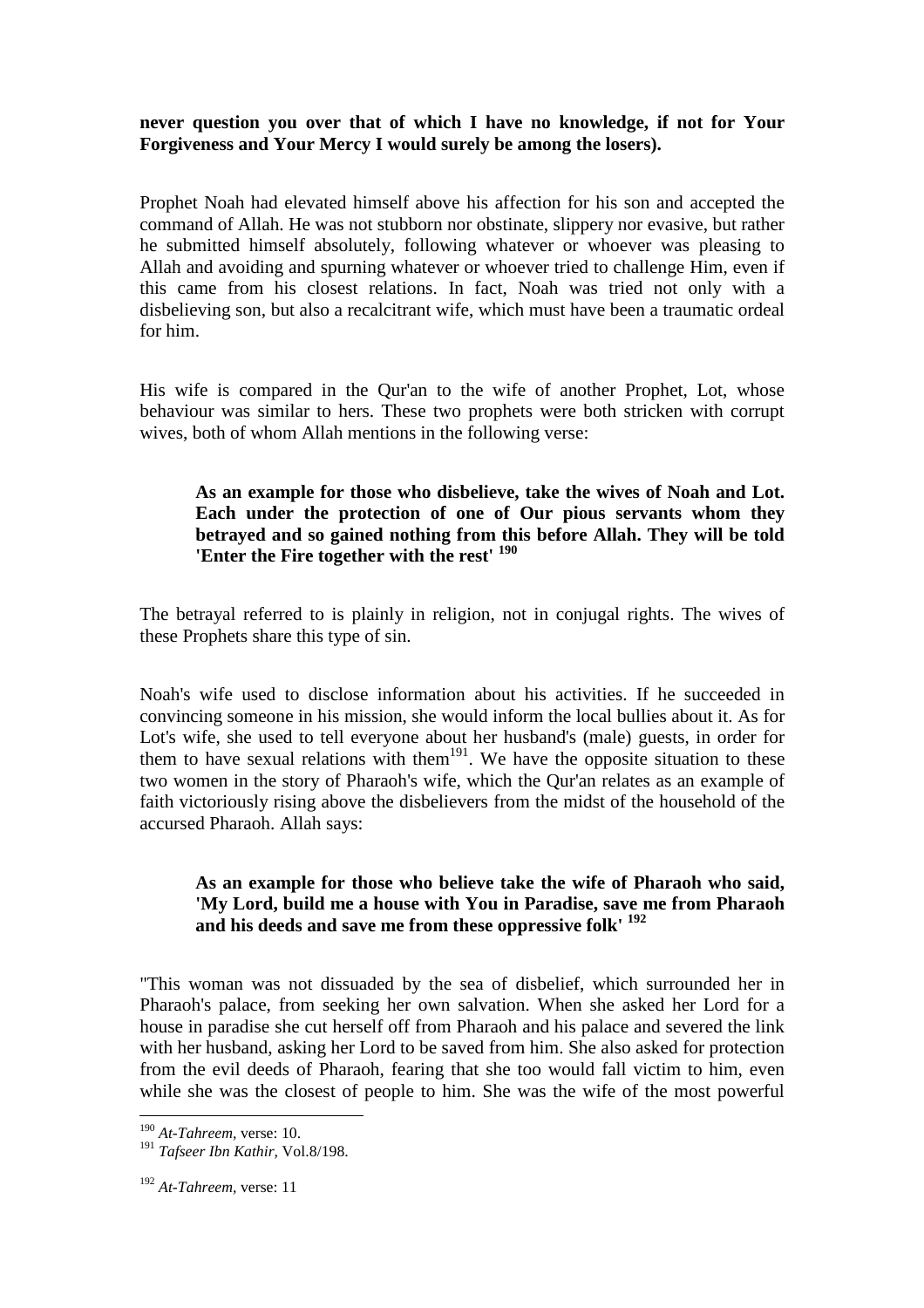**never question you over that of which I have no knowledge, if not for Your Forgiveness and Your Mercy I would surely be among the losers).**

Prophet Noah had elevated himself above his affection for his son and accepted the command of Allah. He was not stubborn nor obstinate, slippery nor evasive, but rather he submitted himself absolutely, following whatever or whoever was pleasing to Allah and avoiding and spurning whatever or whoever tried to challenge Him, even if this came from his closest relations. In fact, Noah was tried not only with a disbelieving son, but also a recalcitrant wife, which must have been a traumatic ordeal for him.

His wife is compared in the Qur'an to the wife of another Prophet, Lot, whose behaviour was similar to hers. These two prophets were both stricken with corrupt wives, both of whom Allah mentions in the following verse:

> **As an example for those who disbelieve, take the wives of Noah and Lot. Each under the protection of one of Our pious servants whom they betrayed and so gained nothing from this before Allah. They will be told 'Enter the Fire together with the rest'** [190]

The betrayal referred to is plainly in religion, not in conjugal rights. The wives of these Prophets share this type of sin.

Noah's wife used to disclose information about his activities. If he succeeded in convincing someone in his mission, she would inform the local bullies about it. As for Lot's wife, she used to tell everyone about her husband's (male) guests, in order for them to have sexual relations with them[191]. We have the opposite situation to these two women in the story of Pharaoh's wife, which the Qur'an relates as an example of faith victoriously rising above the disbelievers from the midst of the household of the accursed Pharaoh. Allah says:

> **As an example for those who believe take the wife of Pharaoh who said, 'My Lord, build me a house with You in Paradise, save me from Pharaoh and his deeds and save me from these oppressive folk'** [192]

"This woman was not dissuaded by the sea of disbelief, which surrounded her in Pharaoh's palace, from seeking her own salvation. When she asked her Lord for a house in paradise she cut herself off from Pharaoh and his palace and severed the link with her husband, asking her Lord to be saved from him. She also asked for protection from the evil deeds of Pharaoh, fearing that she too would fall victim to him, even while she was the closest of people to him. She was the wife of the most powerful

---

[190] *At-Tahreem,* verse: 10.

[191] *Tafseer Ibn Kathir,* Vol.8/198.

[192] *At-Tahreem*, verse: 11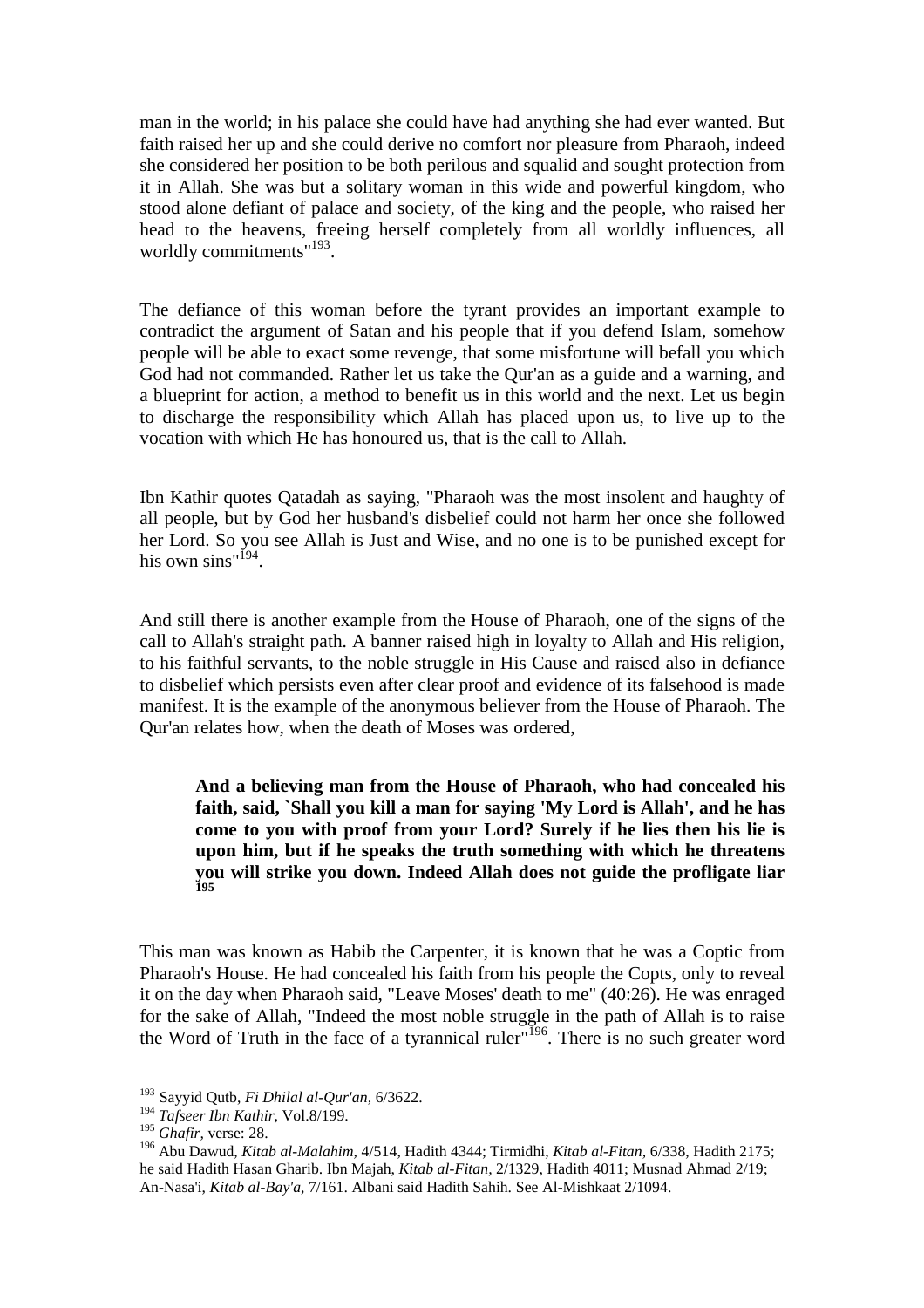man in the world; in his palace she could have had anything she had ever wanted. But faith raised her up and she could derive no comfort nor pleasure from Pharaoh, indeed she considered her position to be both perilous and squalid and sought protection from it in Allah. She was but a solitary woman in this wide and powerful kingdom, who stood alone defiant of palace and society, of the king and the people, who raised her head to the heavens, freeing herself completely from all worldly influences, all worldly commitments"[193].

The defiance of this woman before the tyrant provides an important example to contradict the argument of Satan and his people that if you defend Islam, somehow people will be able to exact some revenge, that some misfortune will befall you which God had not commanded. Rather let us take the Qur'an as a guide and a warning, and a blueprint for action, a method to benefit us in this world and the next. Let us begin to discharge the responsibility which Allah has placed upon us, to live up to the vocation with which He has honoured us, that is the call to Allah.

Ibn Kathir quotes Qatadah as saying, "Pharaoh was the most insolent and haughty of all people, but by God her husband's disbelief could not harm her once she followed her Lord. So you see Allah is Just and Wise, and no one is to be punished except for his own sins"[194].

And still there is another example from the House of Pharaoh, one of the signs of the call to Allah's straight path. A banner raised high in loyalty to Allah and His religion, to his faithful servants, to the noble struggle in His Cause and raised also in defiance to disbelief which persists even after clear proof and evidence of its falsehood is made manifest. It is the example of the anonymous believer from the House of Pharaoh. The Qur'an relates how, when the death of Moses was ordered,

> **And a believing man from the House of Pharaoh, who had concealed his faith, said, `Shall you kill a man for saying 'My Lord is Allah', and he has come to you with proof from your Lord? Surely if he lies then his lie is upon him, but if he speaks the truth something with which he threatens you will strike you down. Indeed Allah does not guide the profligate liar** [195]

This man was known as Habib the Carpenter, it is known that he was a Coptic from Pharaoh's House. He had concealed his faith from his people the Copts, only to reveal it on the day when Pharaoh said, "Leave Moses' death to me" (40:26). He was enraged for the sake of Allah, "Indeed the most noble struggle in the path of Allah is to raise the Word of Truth in the face of a tyrannical ruler"[196]. There is no such greater word

---

[193] Sayyid Qutb, *Fi Dhilal al-Qur'an*, 6/3622.

[194] *Tafseer Ibn Kathir*, Vol.8/199.

[195] *Ghafir*, verse: 28.

[196] Abu Dawud, *Kitab al-Malahim*, 4/514, Hadith 4344; Tirmidhi, *Kitab al-Fitan*, 6/338, Hadith 2175; he said Hadith Hasan Gharib. Ibn Majah, *Kitab al-Fitan*, 2/1329, Hadith 4011; Musnad Ahmad 2/19; An-Nasa'i, *Kitab al-Bay'a*, 7/161. Albani said Hadith Sahih. See Al-Mishkaat 2/1094.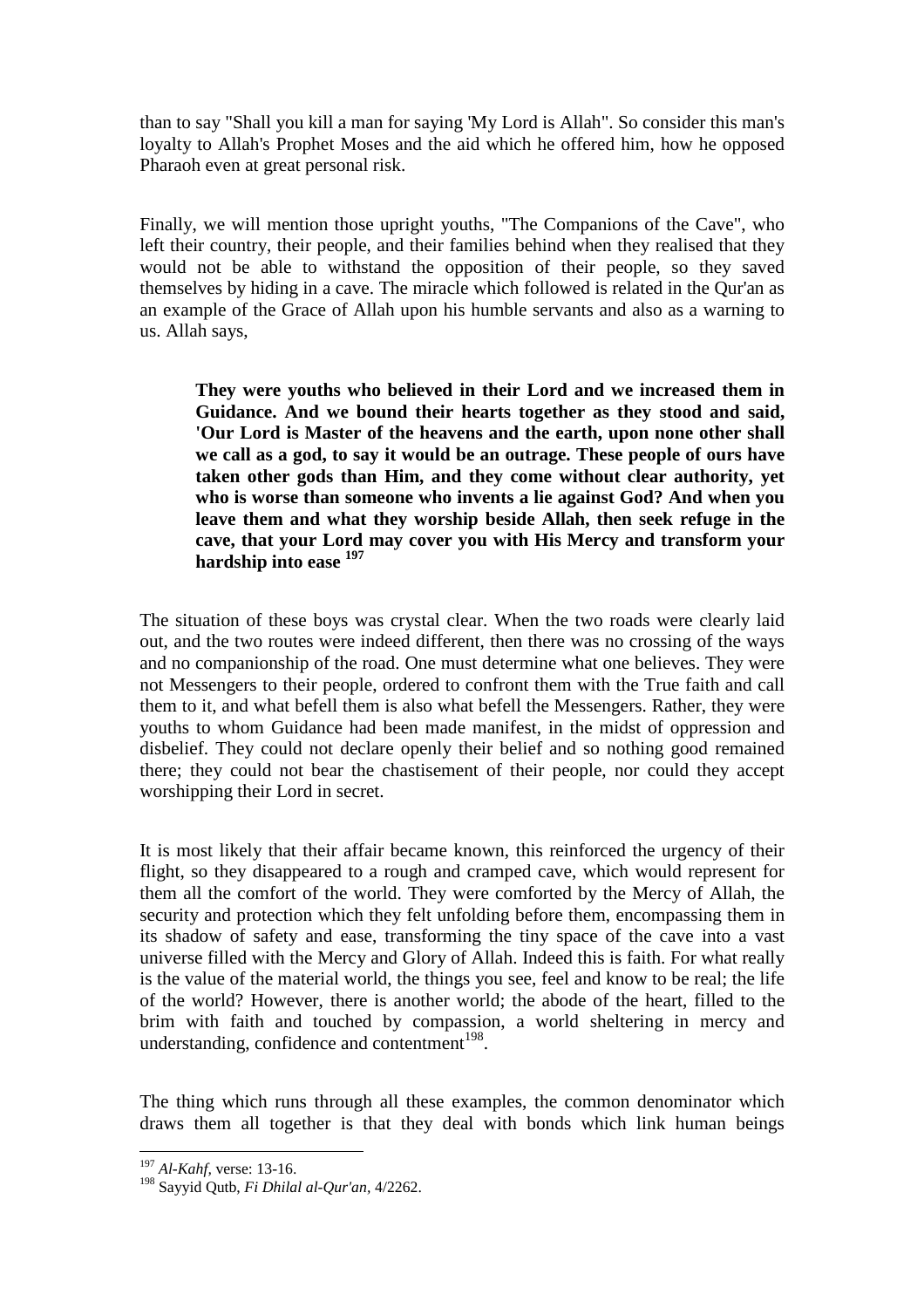than to say "Shall you kill a man for saying 'My Lord is Allah". So consider this man's loyalty to Allah's Prophet Moses and the aid which he offered him, how he opposed Pharaoh even at great personal risk.

Finally, we will mention those upright youths, "The Companions of the Cave", who left their country, their people, and their families behind when they realised that they would not be able to withstand the opposition of their people, so they saved themselves by hiding in a cave. The miracle which followed is related in the Qur'an as an example of the Grace of Allah upon his humble servants and also as a warning to us. Allah says,

> **They were youths who believed in their Lord and we increased them in Guidance. And we bound their hearts together as they stood and said, 'Our Lord is Master of the heavens and the earth, upon none other shall we call as a god, to say it would be an outrage. These people of ours have taken other gods than Him, and they come without clear authority, yet who is worse than someone who invents a lie against God? And when you leave them and what they worship beside Allah, then seek refuge in the cave, that your Lord may cover you with His Mercy and transform your hardship into ease** [197]

The situation of these boys was crystal clear. When the two roads were clearly laid out, and the two routes were indeed different, then there was no crossing of the ways and no companionship of the road. One must determine what one believes. They were not Messengers to their people, ordered to confront them with the True faith and call them to it, and what befell them is also what befell the Messengers. Rather, they were youths to whom Guidance had been made manifest, in the midst of oppression and disbelief. They could not declare openly their belief and so nothing good remained there; they could not bear the chastisement of their people, nor could they accept worshipping their Lord in secret.

It is most likely that their affair became known, this reinforced the urgency of their flight, so they disappeared to a rough and cramped cave, which would represent for them all the comfort of the world. They were comforted by the Mercy of Allah, the security and protection which they felt unfolding before them, encompassing them in its shadow of safety and ease, transforming the tiny space of the cave into a vast universe filled with the Mercy and Glory of Allah. Indeed this is faith. For what really is the value of the material world, the things you see, feel and know to be real; the life of the world? However, there is another world; the abode of the heart, filled to the brim with faith and touched by compassion, a world sheltering in mercy and understanding, confidence and contentment[198].

The thing which runs through all these examples, the common denominator which draws them all together is that they deal with bonds which link human beings

---

[197] *Al-Kahf*, verse: 13-16.

[198] Sayyid Qutb, *Fi Dhilal al-Qur'an*, 4/2262.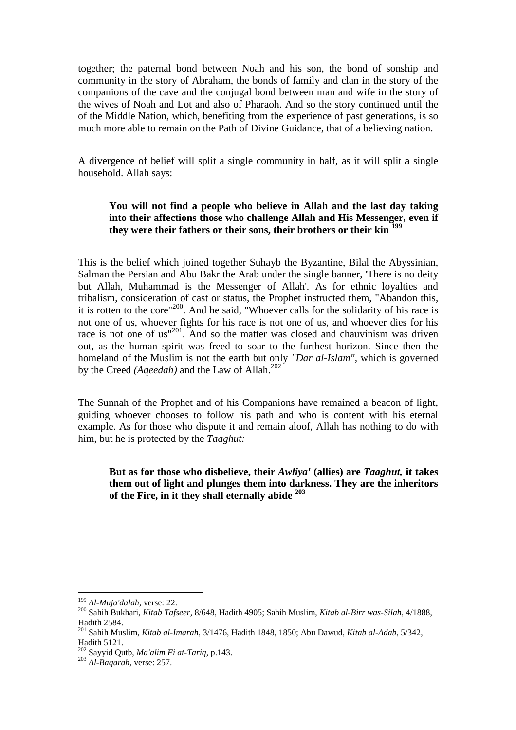together; the paternal bond between Noah and his son, the bond of sonship and community in the story of Abraham, the bonds of family and clan in the story of the companions of the cave and the conjugal bond between man and wife in the story of the wives of Noah and Lot and also of Pharaoh. And so the story continued until the of the Middle Nation, which, benefiting from the experience of past generations, is so much more able to remain on the Path of Divine Guidance, that of a believing nation.

A divergence of belief will split a single community in half, as it will split a single household. Allah says:

> **You will not find a people who believe in Allah and the last day taking into their affections those who challenge Allah and His Messenger, even if they were their fathers or their sons, their brothers or their kin** [199]

This is the belief which joined together Suhayb the Byzantine, Bilal the Abyssinian, Salman the Persian and Abu Bakr the Arab under the single banner, 'There is no deity but Allah, Muhammad is the Messenger of Allah'. As for ethnic loyalties and tribalism, consideration of cast or status, the Prophet instructed them, "Abandon this, it is rotten to the core"[200]. And he said, "Whoever calls for the solidarity of his race is not one of us, whoever fights for his race is not one of us, and whoever dies for his race is not one of us"[201]. And so the matter was closed and chauvinism was driven out, as the human spirit was freed to soar to the furthest horizon. Since then the homeland of the Muslim is not the earth but only *"Dar al-Islam"*, which is governed by the Creed *(Aqeedah)* and the Law of Allah.[202]

The Sunnah of the Prophet and of his Companions have remained a beacon of light, guiding whoever chooses to follow his path and who is content with his eternal example. As for those who dispute it and remain aloof, Allah has nothing to do with him, but he is protected by the *Taaghut:*

> **But as for those who disbelieve, their *Awliya'* (allies) are *Taaghut,* it takes them out of light and plunges them into darkness. They are the inheritors of the Fire, in it they shall eternally abide** [203]

---

[199] *Al-Muja'dalah,* verse: 22.

[200] Sahih Bukhari, *Kitab Tafseer,* 8/648, Hadith 4905; Sahih Muslim, *Kitab al-Birr was-Silah,* 4/1888, Hadith 2584.

[201] Sahih Muslim, *Kitab al-Imarah,* 3/1476, Hadith 1848, 1850; Abu Dawud, *Kitab al-Adab,* 5/342, Hadith 5121.

[202] Sayyid Qutb, *Ma'alim Fi at-Tariq,* p.143.

[203] *Al-Baqarah,* verse: 257.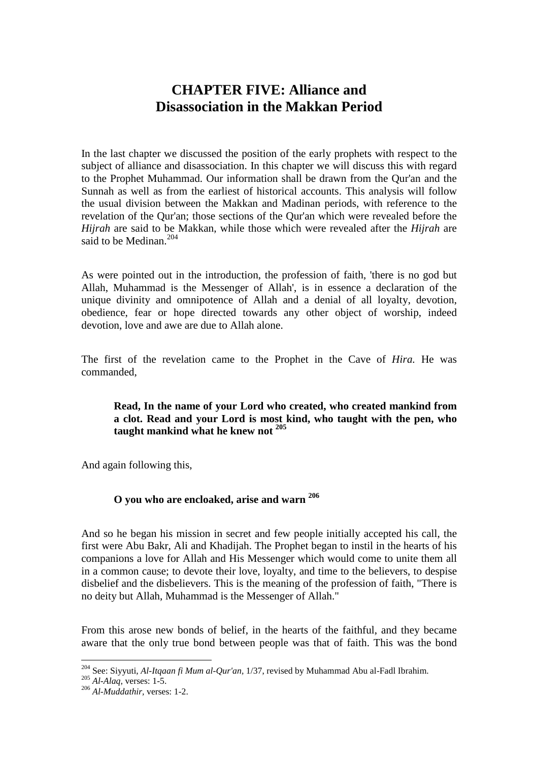# CHAPTER FIVE: Alliance and Disassociation in the Makkan Period

In the last chapter we discussed the position of the early prophets with respect to the subject of alliance and disassociation. In this chapter we will discuss this with regard to the Prophet Muhammad. Our information shall be drawn from the Qur'an and the Sunnah as well as from the earliest of historical accounts. This analysis will follow the usual division between the Makkan and Madinan periods, with reference to the revelation of the Qur'an; those sections of the Qur'an which were revealed before the *Hijrah* are said to be Makkan, while those which were revealed after the *Hijrah* are said to be Medinan.[204]

As were pointed out in the introduction, the profession of faith, 'there is no god but Allah, Muhammad is the Messenger of Allah', is in essence a declaration of the unique divinity and omnipotence of Allah and a denial of all loyalty, devotion, obedience, fear or hope directed towards any other object of worship, indeed devotion, love and awe are due to Allah alone.

The first of the revelation came to the Prophet in the Cave of *Hira.* He was commanded,

> **Read, In the name of your Lord who created, who created mankind from a clot. Read and your Lord is most kind, who taught with the pen, who taught mankind what he knew not [205]**

And again following this,

> **O you who are encloaked, arise and warn [206]**

And so he began his mission in secret and few people initially accepted his call, the first were Abu Bakr, Ali and Khadijah. The Prophet began to instil in the hearts of his companions a love for Allah and His Messenger which would come to unite them all in a common cause; to devote their love, loyalty, and time to the believers, to despise disbelief and the disbelievers. This is the meaning of the profession of faith, "There is no deity but Allah, Muhammad is the Messenger of Allah."

From this arose new bonds of belief, in the hearts of the faithful, and they became aware that the only true bond between people was that of faith. This was the bond

---

[204] See: Siyyuti, *Al-Itqaan fi Mum al-Qur'an,* 1/37, revised by Muhammad Abu al-Fadl Ibrahim.

[205] *Al-Alaq,* verses: 1-5.

[206] *Al-Muddathir,* verses: 1-2.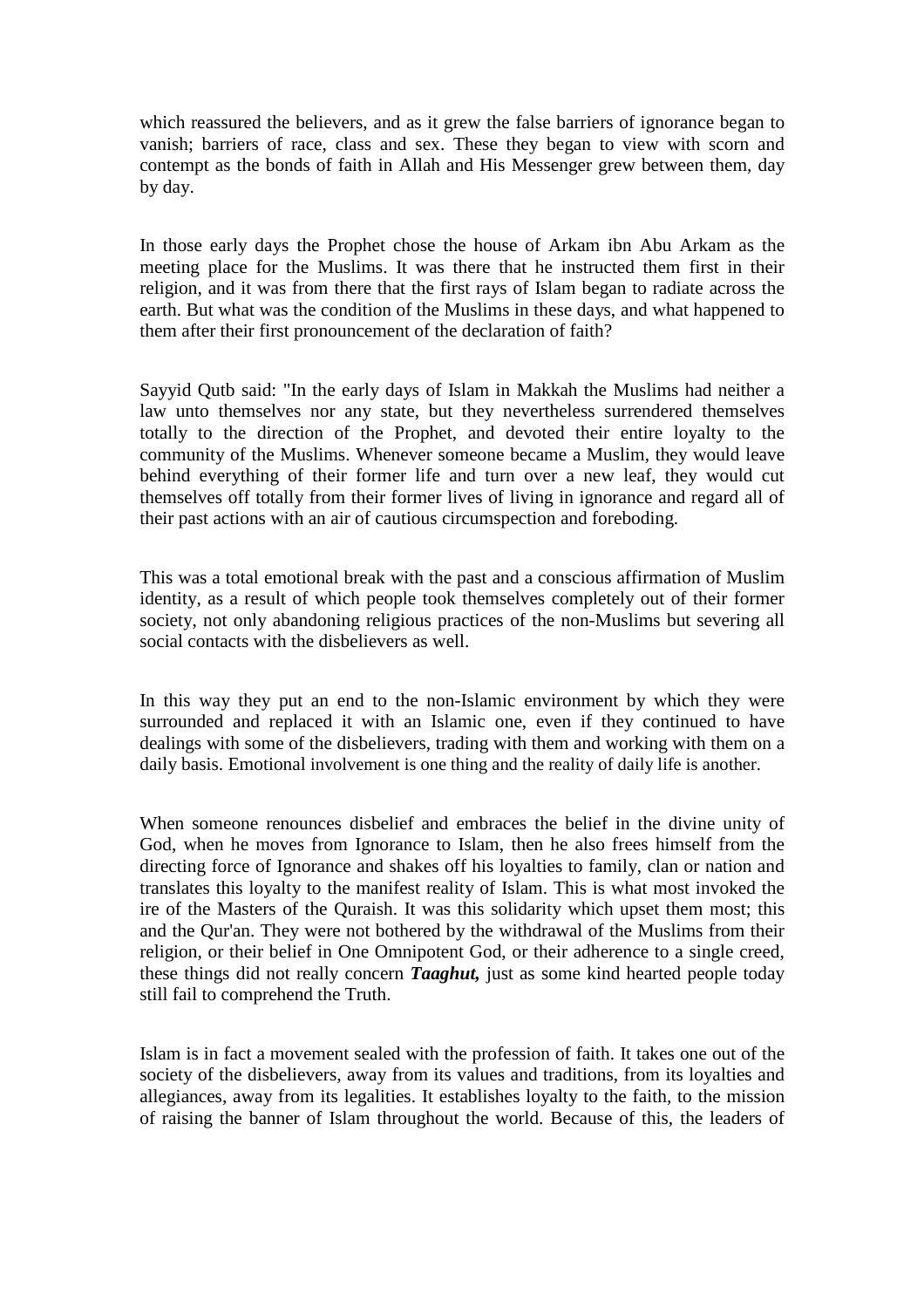which reassured the believers, and as it grew the false barriers of ignorance began to vanish; barriers of race, class and sex. These they began to view with scorn and contempt as the bonds of faith in Allah and His Messenger grew between them, day by day.

In those early days the Prophet chose the house of Arkam ibn Abu Arkam as the meeting place for the Muslims. It was there that he instructed them first in their religion, and it was from there that the first rays of Islam began to radiate across the earth. But what was the condition of the Muslims in these days, and what happened to them after their first pronouncement of the declaration of faith?

Sayyid Qutb said: "In the early days of Islam in Makkah the Muslims had neither a law unto themselves nor any state, but they nevertheless surrendered themselves totally to the direction of the Prophet, and devoted their entire loyalty to the community of the Muslims. Whenever someone became a Muslim, they would leave behind everything of their former life and turn over a new leaf, they would cut themselves off totally from their former lives of living in ignorance and regard all of their past actions with an air of cautious circumspection and foreboding.

This was a total emotional break with the past and a conscious affirmation of Muslim identity, as a result of which people took themselves completely out of their former society, not only abandoning religious practices of the non-Muslims but severing all social contacts with the disbelievers as well.

In this way they put an end to the non-Islamic environment by which they were surrounded and replaced it with an Islamic one, even if they continued to have dealings with some of the disbelievers, trading with them and working with them on a daily basis. Emotional involvement is one thing and the reality of daily life is another.

When someone renounces disbelief and embraces the belief in the divine unity of God, when he moves from Ignorance to Islam, then he also frees himself from the directing force of Ignorance and shakes off his loyalties to family, clan or nation and translates this loyalty to the manifest reality of Islam. This is what most invoked the ire of the Masters of the Quraish. It was this solidarity which upset them most; this and the Qur'an. They were not bothered by the withdrawal of the Muslims from their religion, or their belief in One Omnipotent God, or their adherence to a single creed, these things did not really concern ***Taaghut,*** just as some kind hearted people today still fail to comprehend the Truth.

Islam is in fact a movement sealed with the profession of faith. It takes one out of the society of the disbelievers, away from its values and traditions, from its loyalties and allegiances, away from its legalities. It establishes loyalty to the faith, to the mission of raising the banner of Islam throughout the world. Because of this, the leaders of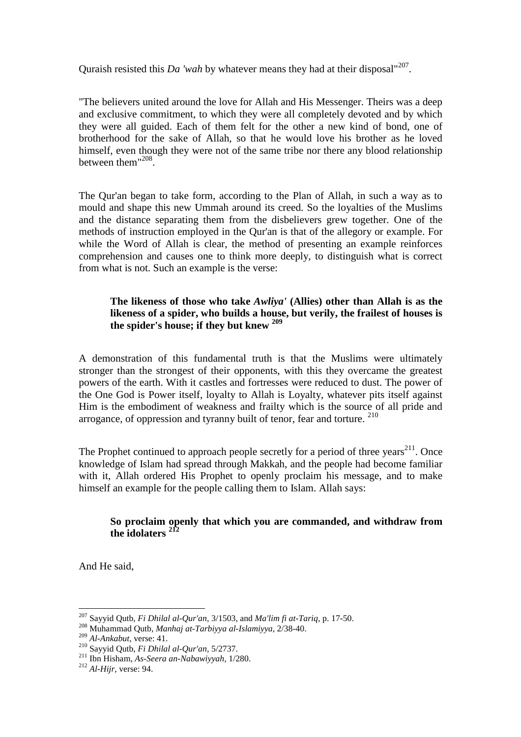Quraish resisted this *Da 'wah* by whatever means they had at their disposal"[207].

"The believers united around the love for Allah and His Messenger. Theirs was a deep and exclusive commitment, to which they were all completely devoted and by which they were all guided. Each of them felt for the other a new kind of bond, one of brotherhood for the sake of Allah, so that he would love his brother as he loved himself, even though they were not of the same tribe nor there any blood relationship between them"[208].

The Qur'an began to take form, according to the Plan of Allah, in such a way as to mould and shape this new Ummah around its creed. So the loyalties of the Muslims and the distance separating them from the disbelievers grew together. One of the methods of instruction employed in the Qur'an is that of the allegory or example. For while the Word of Allah is clear, the method of presenting an example reinforces comprehension and causes one to think more deeply, to distinguish what is correct from what is not. Such an example is the verse:

> **The likeness of those who take *Awliya'* (Allies) other than Allah is as the likeness of a spider, who builds a house, but verily, the frailest of houses is the spider's house; if they but knew [209]**

A demonstration of this fundamental truth is that the Muslims were ultimately stronger than the strongest of their opponents, with this they overcame the greatest powers of the earth. With it castles and fortresses were reduced to dust. The power of the One God is Power itself, loyalty to Allah is Loyalty, whatever pits itself against Him is the embodiment of weakness and frailty which is the source of all pride and arrogance, of oppression and tyranny built of tenor, fear and torture. [210]

The Prophet continued to approach people secretly for a period of three years[211]. Once knowledge of Islam had spread through Makkah, and the people had become familiar with it, Allah ordered His Prophet to openly proclaim his message, and to make himself an example for the people calling them to Islam. Allah says:

> **So proclaim openly that which you are commanded, and withdraw from the idolaters [212]**

And He said,

---

[207] Sayyid Qutb, *Fi Dhilal al-Qur'an*, 3/1503, and *Ma'lim fi at-Tariq*, p. 17-50.
[208] Muhammad Qutb, *Manhaj at-Tarbiyya al-Islamiyya*, 2/38-40.
[209] *Al-Ankabut*, verse: 41.
[210] Sayyid Qutb, *Fi Dhilal al-Qur'an*, 5/2737.
[211] Ibn Hisham, *As-Seera an-Nabawiyyah*, 1/280.
[212] *Al-Hijr*, verse: 94.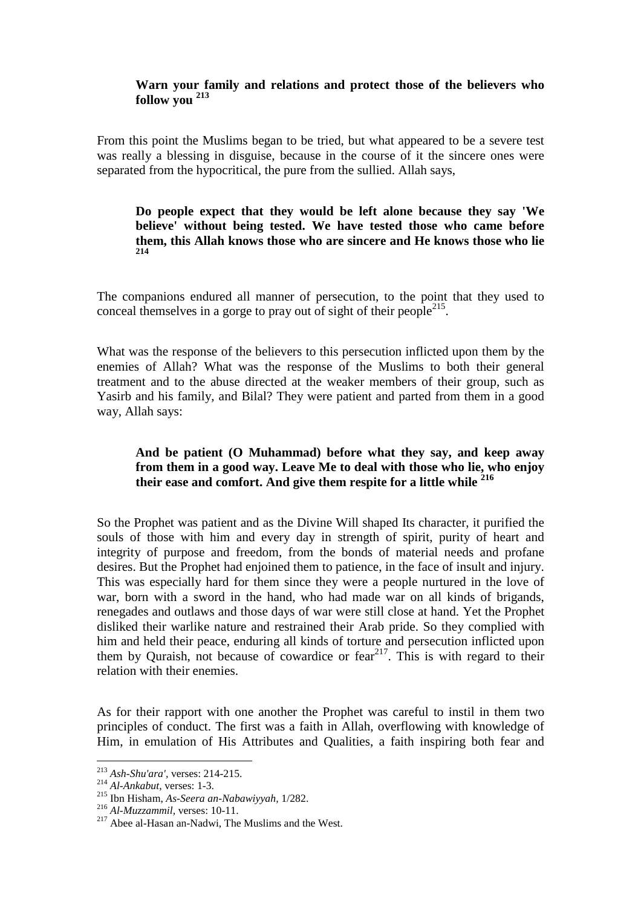> **Warn your family and relations and protect those of the believers who follow you** [213]

From this point the Muslims began to be tried, but what appeared to be a severe test was really a blessing in disguise, because in the course of it the sincere ones were separated from the hypocritical, the pure from the sullied. Allah says,

> **Do people expect that they would be left alone because they say 'We believe' without being tested. We have tested those who came before them, this Allah knows those who are sincere and He knows those who lie** [214]

The companions endured all manner of persecution, to the point that they used to conceal themselves in a gorge to pray out of sight of their people[215].

What was the response of the believers to this persecution inflicted upon them by the enemies of Allah? What was the response of the Muslims to both their general treatment and to the abuse directed at the weaker members of their group, such as Yasirb and his family, and Bilal? They were patient and parted from them in a good way, Allah says:

> **And be patient (O Muhammad) before what they say, and keep away from them in a good way. Leave Me to deal with those who lie, who enjoy their ease and comfort. And give them respite for a little while** [216]

So the Prophet was patient and as the Divine Will shaped Its character, it purified the souls of those with him and every day in strength of spirit, purity of heart and integrity of purpose and freedom, from the bonds of material needs and profane desires. But the Prophet had enjoined them to patience, in the face of insult and injury. This was especially hard for them since they were a people nurtured in the love of war, born with a sword in the hand, who had made war on all kinds of brigands, renegades and outlaws and those days of war were still close at hand. Yet the Prophet disliked their warlike nature and restrained their Arab pride. So they complied with him and held their peace, enduring all kinds of torture and persecution inflicted upon them by Quraish, not because of cowardice or fear[217]. This is with regard to their relation with their enemies.

As for their rapport with one another the Prophet was careful to instil in them two principles of conduct. The first was a faith in Allah, overflowing with knowledge of Him, in emulation of His Attributes and Qualities, a faith inspiring both fear and

---

[213] *Ash-Shu'ara'*, verses: 214-215.
[214] *Al-Ankabut*, verses: 1-3.
[215] Ibn Hisham, *As-Seera an-Nabawiyyah*, 1/282.
[216] *Al-Muzzammil*, verses: 10-11.
[217] Abee al-Hasan an-Nadwi, The Muslims and the West.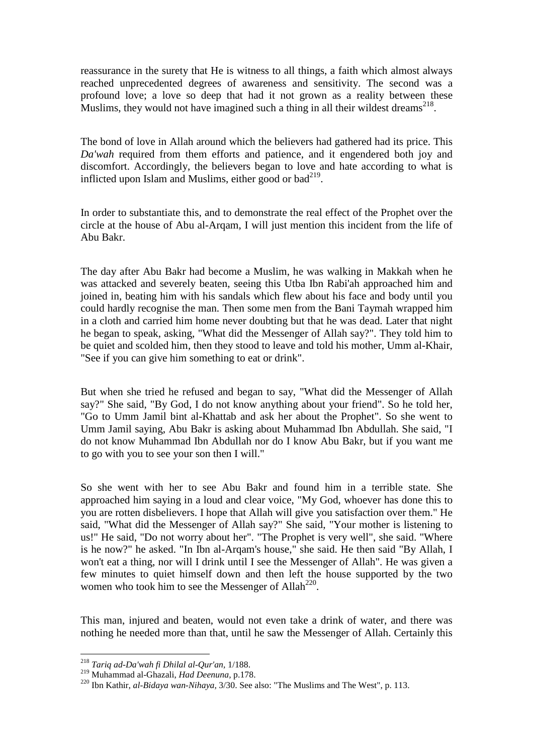reassurance in the surety that He is witness to all things, a faith which almost always reached unprecedented degrees of awareness and sensitivity. The second was a profound love; a love so deep that had it not grown as a reality between these Muslims, they would not have imagined such a thing in all their wildest dreams[218].

The bond of love in Allah around which the believers had gathered had its price. This *Da'wah* required from them efforts and patience, and it engendered both joy and discomfort. Accordingly, the believers began to love and hate according to what is inflicted upon Islam and Muslims, either good or bad[219].

In order to substantiate this, and to demonstrate the real effect of the Prophet over the circle at the house of Abu al-Arqam, I will just mention this incident from the life of Abu Bakr.

The day after Abu Bakr had become a Muslim, he was walking in Makkah when he was attacked and severely beaten, seeing this Utba Ibn Rabi'ah approached him and joined in, beating him with his sandals which flew about his face and body until you could hardly recognise the man. Then some men from the Bani Taymah wrapped him in a cloth and carried him home never doubting but that he was dead. Later that night he began to speak, asking, "What did the Messenger of Allah say?". They told him to be quiet and scolded him, then they stood to leave and told his mother, Umm al-Khair, "See if you can give him something to eat or drink".

But when she tried he refused and began to say, "What did the Messenger of Allah say?" She said, "By God, I do not know anything about your friend". So he told her, "Go to Umm Jamil bint al-Khattab and ask her about the Prophet". So she went to Umm Jamil saying, Abu Bakr is asking about Muhammad Ibn Abdullah. She said, "I do not know Muhammad Ibn Abdullah nor do I know Abu Bakr, but if you want me to go with you to see your son then I will."

So she went with her to see Abu Bakr and found him in a terrible state. She approached him saying in a loud and clear voice, "My God, whoever has done this to you are rotten disbelievers. I hope that Allah will give you satisfaction over them." He said, "What did the Messenger of Allah say?" She said, "Your mother is listening to us!" He said, "Do not worry about her". "The Prophet is very well", she said. "Where is he now?" he asked. "In Ibn al-Arqam's house," she said. He then said "By Allah, I won't eat a thing, nor will I drink until I see the Messenger of Allah". He was given a few minutes to quiet himself down and then left the house supported by the two women who took him to see the Messenger of Allah[220].

This man, injured and beaten, would not even take a drink of water, and there was nothing he needed more than that, until he saw the Messenger of Allah. Certainly this

---

[218] *Tariq ad-Da'wah fi Dhilal al-Qur'an*, 1/188.

[219] Muhammad al-Ghazali, *Had Deenuna*, p.178.

[220] Ibn Kathir, *al-Bidaya wan-Nihaya*, 3/30. See also: "The Muslims and The West", p. 113.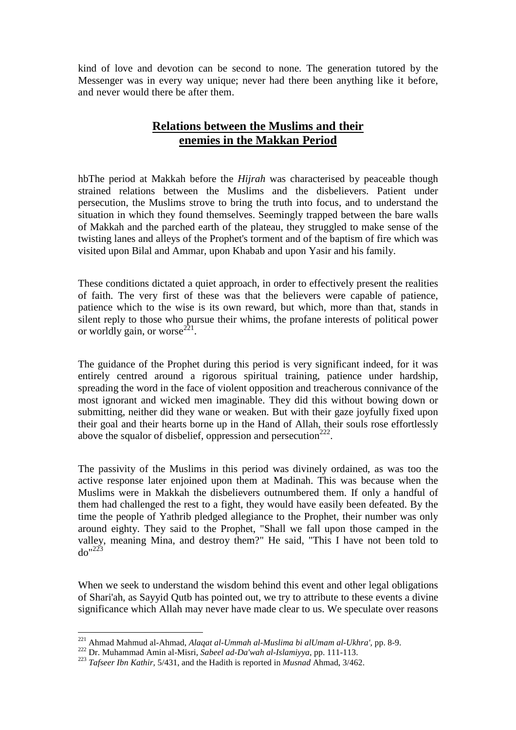kind of love and devotion can be second to none. The generation tutored by the Messenger was in every way unique; never had there been anything like it before, and never would there be after them.

## Relations between the Muslims and their enemies in the Makkan Period

hbThe period at Makkah before the *Hijrah* was characterised by peaceable though strained relations between the Muslims and the disbelievers. Patient under persecution, the Muslims strove to bring the truth into focus, and to understand the situation in which they found themselves. Seemingly trapped between the bare walls of Makkah and the parched earth of the plateau, they struggled to make sense of the twisting lanes and alleys of the Prophet's torment and of the baptism of fire which was visited upon Bilal and Ammar, upon Khabab and upon Yasir and his family.

These conditions dictated a quiet approach, in order to effectively present the realities of faith. The very first of these was that the believers were capable of patience, patience which to the wise is its own reward, but which, more than that, stands in silent reply to those who pursue their whims, the profane interests of political power or worldly gain, or worse[221].

The guidance of the Prophet during this period is very significant indeed, for it was entirely centred around a rigorous spiritual training, patience under hardship, spreading the word in the face of violent opposition and treacherous connivance of the most ignorant and wicked men imaginable. They did this without bowing down or submitting, neither did they wane or weaken. But with their gaze joyfully fixed upon their goal and their hearts borne up in the Hand of Allah, their souls rose effortlessly above the squalor of disbelief, oppression and persecution[222].

The passivity of the Muslims in this period was divinely ordained, as was too the active response later enjoined upon them at Madinah. This was because when the Muslims were in Makkah the disbelievers outnumbered them. If only a handful of them had challenged the rest to a fight, they would have easily been defeated. By the time the people of Yathrib pledged allegiance to the Prophet, their number was only around eighty. They said to the Prophet, "Shall we fall upon those camped in the valley, meaning Mina, and destroy them?" He said, "This I have not been told to do"[223]

When we seek to understand the wisdom behind this event and other legal obligations of Shari'ah, as Sayyid Qutb has pointed out, we try to attribute to these events a divine significance which Allah may never have made clear to us. We speculate over reasons

---

[221] Ahmad Mahmud al-Ahmad, *Alaqat al-Ummah al-Muslima bi alUmam al-Ukhra'*, pp. 8-9.

[222] Dr. Muhammad Amin al-Misri, *Sabeel ad-Da'wah al-Islamiyya*, pp. 111-113.

[223] *Tafseer Ibn Kathir*, 5/431, and the Hadith is reported in *Musnad* Ahmad, 3/462.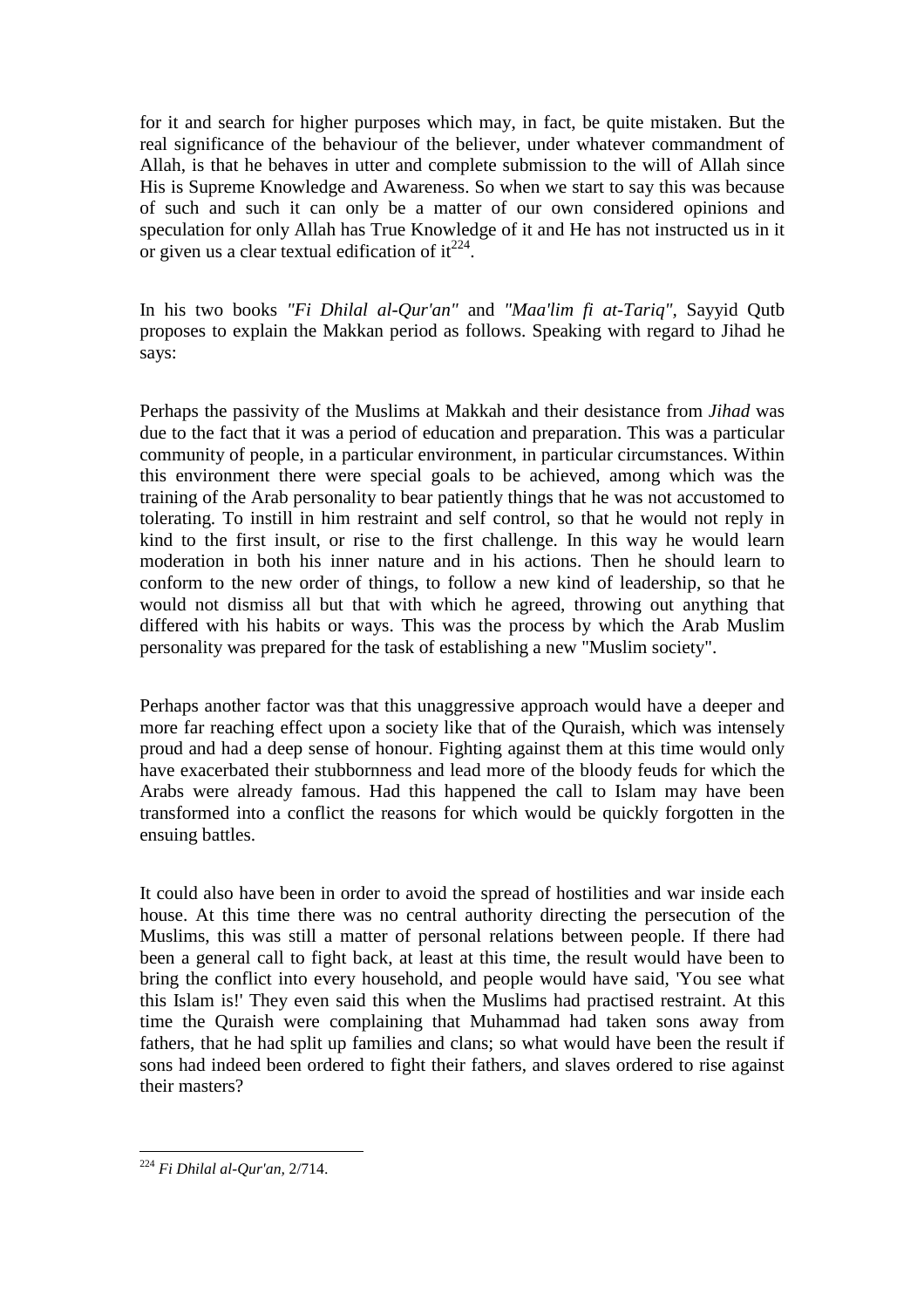for it and search for higher purposes which may, in fact, be quite mistaken. But the real significance of the behaviour of the believer, under whatever commandment of Allah, is that he behaves in utter and complete submission to the will of Allah since His is Supreme Knowledge and Awareness. So when we start to say this was because of such and such it can only be a matter of our own considered opinions and speculation for only Allah has True Knowledge of it and He has not instructed us in it or given us a clear textual edification of it[224].

In his two books *"Fi Dhilal al-Qur'an"* and *"Maa'lim fi at-Tariq"*, Sayyid Qutb proposes to explain the Makkan period as follows. Speaking with regard to Jihad he says:

Perhaps the passivity of the Muslims at Makkah and their desistance from *Jihad* was due to the fact that it was a period of education and preparation. This was a particular community of people, in a particular environment, in particular circumstances. Within this environment there were special goals to be achieved, among which was the training of the Arab personality to bear patiently things that he was not accustomed to tolerating. To instill in him restraint and self control, so that he would not reply in kind to the first insult, or rise to the first challenge. In this way he would learn moderation in both his inner nature and in his actions. Then he should learn to conform to the new order of things, to follow a new kind of leadership, so that he would not dismiss all but that with which he agreed, throwing out anything that differed with his habits or ways. This was the process by which the Arab Muslim personality was prepared for the task of establishing a new "Muslim society".

Perhaps another factor was that this unaggressive approach would have a deeper and more far reaching effect upon a society like that of the Quraish, which was intensely proud and had a deep sense of honour. Fighting against them at this time would only have exacerbated their stubbornness and lead more of the bloody feuds for which the Arabs were already famous. Had this happened the call to Islam may have been transformed into a conflict the reasons for which would be quickly forgotten in the ensuing battles.

It could also have been in order to avoid the spread of hostilities and war inside each house. At this time there was no central authority directing the persecution of the Muslims, this was still a matter of personal relations between people. If there had been a general call to fight back, at least at this time, the result would have been to bring the conflict into every household, and people would have said, 'You see what this Islam is!' They even said this when the Muslims had practised restraint. At this time the Quraish were complaining that Muhammad had taken sons away from fathers, that he had split up families and clans; so what would have been the result if sons had indeed been ordered to fight their fathers, and slaves ordered to rise against their masters?

[224] *Fi Dhilal al-Qur'an*, 2/714.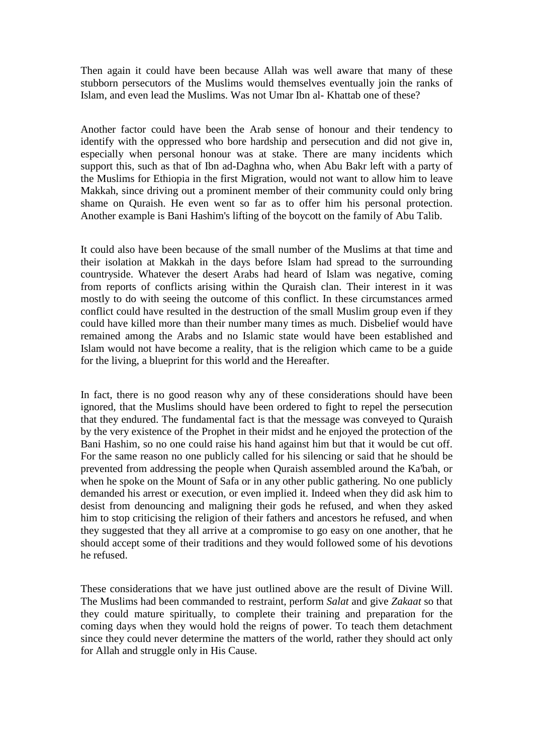Then again it could have been because Allah was well aware that many of these stubborn persecutors of the Muslims would themselves eventually join the ranks of Islam, and even lead the Muslims. Was not Umar Ibn al- Khattab one of these?

Another factor could have been the Arab sense of honour and their tendency to identify with the oppressed who bore hardship and persecution and did not give in, especially when personal honour was at stake. There are many incidents which support this, such as that of Ibn ad-Daghna who, when Abu Bakr left with a party of the Muslims for Ethiopia in the first Migration, would not want to allow him to leave Makkah, since driving out a prominent member of their community could only bring shame on Quraish. He even went so far as to offer him his personal protection. Another example is Bani Hashim's lifting of the boycott on the family of Abu Talib.

It could also have been because of the small number of the Muslims at that time and their isolation at Makkah in the days before Islam had spread to the surrounding countryside. Whatever the desert Arabs had heard of Islam was negative, coming from reports of conflicts arising within the Quraish clan. Their interest in it was mostly to do with seeing the outcome of this conflict. In these circumstances armed conflict could have resulted in the destruction of the small Muslim group even if they could have killed more than their number many times as much. Disbelief would have remained among the Arabs and no Islamic state would have been established and Islam would not have become a reality, that is the religion which came to be a guide for the living, a blueprint for this world and the Hereafter.

In fact, there is no good reason why any of these considerations should have been ignored, that the Muslims should have been ordered to fight to repel the persecution that they endured. The fundamental fact is that the message was conveyed to Quraish by the very existence of the Prophet in their midst and he enjoyed the protection of the Bani Hashim, so no one could raise his hand against him but that it would be cut off. For the same reason no one publicly called for his silencing or said that he should be prevented from addressing the people when Quraish assembled around the Ka'bah, or when he spoke on the Mount of Safa or in any other public gathering. No one publicly demanded his arrest or execution, or even implied it. Indeed when they did ask him to desist from denouncing and maligning their gods he refused, and when they asked him to stop criticising the religion of their fathers and ancestors he refused, and when they suggested that they all arrive at a compromise to go easy on one another, that he should accept some of their traditions and they would followed some of his devotions he refused.

These considerations that we have just outlined above are the result of Divine Will. The Muslims had been commanded to restraint, perform *Salat* and give *Zakaat* so that they could mature spiritually, to complete their training and preparation for the coming days when they would hold the reigns of power. To teach them detachment since they could never determine the matters of the world, rather they should act only for Allah and struggle only in His Cause.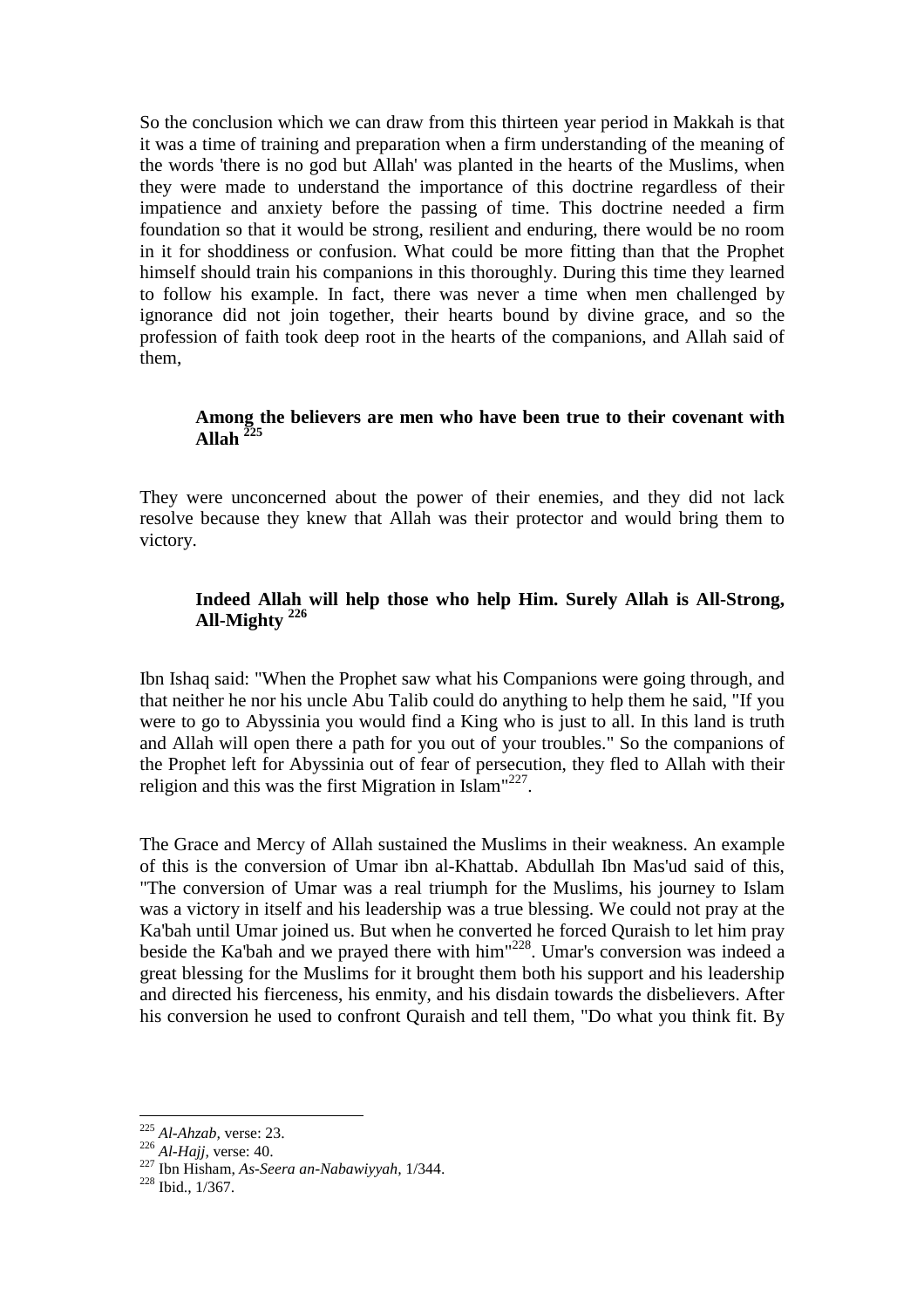So the conclusion which we can draw from this thirteen year period in Makkah is that it was a time of training and preparation when a firm understanding of the meaning of the words 'there is no god but Allah' was planted in the hearts of the Muslims, when they were made to understand the importance of this doctrine regardless of their impatience and anxiety before the passing of time. This doctrine needed a firm foundation so that it would be strong, resilient and enduring, there would be no room in it for shoddiness or confusion. What could be more fitting than that the Prophet himself should train his companions in this thoroughly. During this time they learned to follow his example. In fact, there was never a time when men challenged by ignorance did not join together, their hearts bound by divine grace, and so the profession of faith took deep root in the hearts of the companions, and Allah said of them,

> **Among the believers are men who have been true to their covenant with Allah** [225]

They were unconcerned about the power of their enemies, and they did not lack resolve because they knew that Allah was their protector and would bring them to victory.

> **Indeed Allah will help those who help Him. Surely Allah is All-Strong, All-Mighty** [226]

Ibn Ishaq said: "When the Prophet saw what his Companions were going through, and that neither he nor his uncle Abu Talib could do anything to help them he said, "If you were to go to Abyssinia you would find a King who is just to all. In this land is truth and Allah will open there a path for you out of your troubles." So the companions of the Prophet left for Abyssinia out of fear of persecution, they fled to Allah with their religion and this was the first Migration in Islam"[227].

The Grace and Mercy of Allah sustained the Muslims in their weakness. An example of this is the conversion of Umar ibn al-Khattab. Abdullah Ibn Mas'ud said of this, "The conversion of Umar was a real triumph for the Muslims, his journey to Islam was a victory in itself and his leadership was a true blessing. We could not pray at the Ka'bah until Umar joined us. But when he converted he forced Quraish to let him pray beside the Ka'bah and we prayed there with him"[228]. Umar's conversion was indeed a great blessing for the Muslims for it brought them both his support and his leadership and directed his fierceness, his enmity, and his disdain towards the disbelievers. After his conversion he used to confront Quraish and tell them, "Do what you think fit. By

---

[225] *Al-Ahzab*, verse: 23.
[226] *Al-Hajj*, verse: 40.
[227] Ibn Hisham, *As-Seera an-Nabawiyyah*, 1/344.
[228] Ibid., 1/367.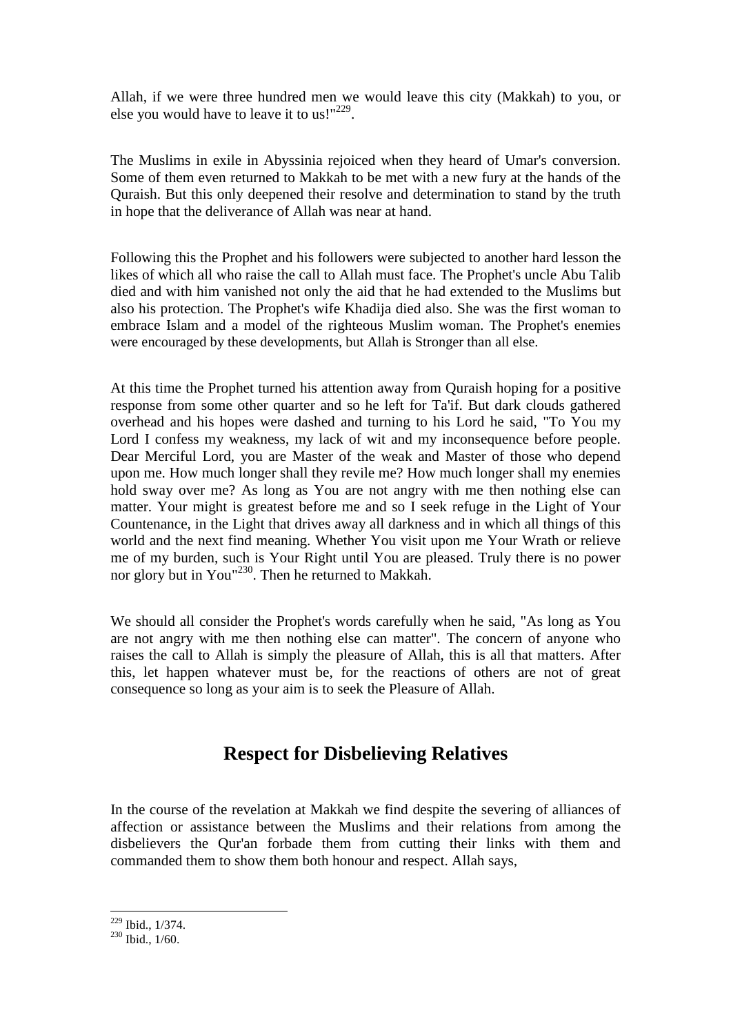Allah, if we were three hundred men we would leave this city (Makkah) to you, or else you would have to leave it to us!"[229].

The Muslims in exile in Abyssinia rejoiced when they heard of Umar's conversion. Some of them even returned to Makkah to be met with a new fury at the hands of the Quraish. But this only deepened their resolve and determination to stand by the truth in hope that the deliverance of Allah was near at hand.

Following this the Prophet and his followers were subjected to another hard lesson the likes of which all who raise the call to Allah must face. The Prophet's uncle Abu Talib died and with him vanished not only the aid that he had extended to the Muslims but also his protection. The Prophet's wife Khadija died also. She was the first woman to embrace Islam and a model of the righteous Muslim woman. The Prophet's enemies were encouraged by these developments, but Allah is Stronger than all else.

At this time the Prophet turned his attention away from Quraish hoping for a positive response from some other quarter and so he left for Ta'if. But dark clouds gathered overhead and his hopes were dashed and turning to his Lord he said, "To You my Lord I confess my weakness, my lack of wit and my inconsequence before people. Dear Merciful Lord, you are Master of the weak and Master of those who depend upon me. How much longer shall they revile me? How much longer shall my enemies hold sway over me? As long as You are not angry with me then nothing else can matter. Your might is greatest before me and so I seek refuge in the Light of Your Countenance, in the Light that drives away all darkness and in which all things of this world and the next find meaning. Whether You visit upon me Your Wrath or relieve me of my burden, such is Your Right until You are pleased. Truly there is no power nor glory but in You"[230]. Then he returned to Makkah.

We should all consider the Prophet's words carefully when he said, "As long as You are not angry with me then nothing else can matter". The concern of anyone who raises the call to Allah is simply the pleasure of Allah, this is all that matters. After this, let happen whatever must be, for the reactions of others are not of great consequence so long as your aim is to seek the Pleasure of Allah.

## Respect for Disbelieving Relatives

In the course of the revelation at Makkah we find despite the severing of alliances of affection or assistance between the Muslims and their relations from among the disbelievers the Qur'an forbade them from cutting their links with them and commanded them to show them both honour and respect. Allah says,

---

[229] Ibid., 1/374.

[230] Ibid., 1/60.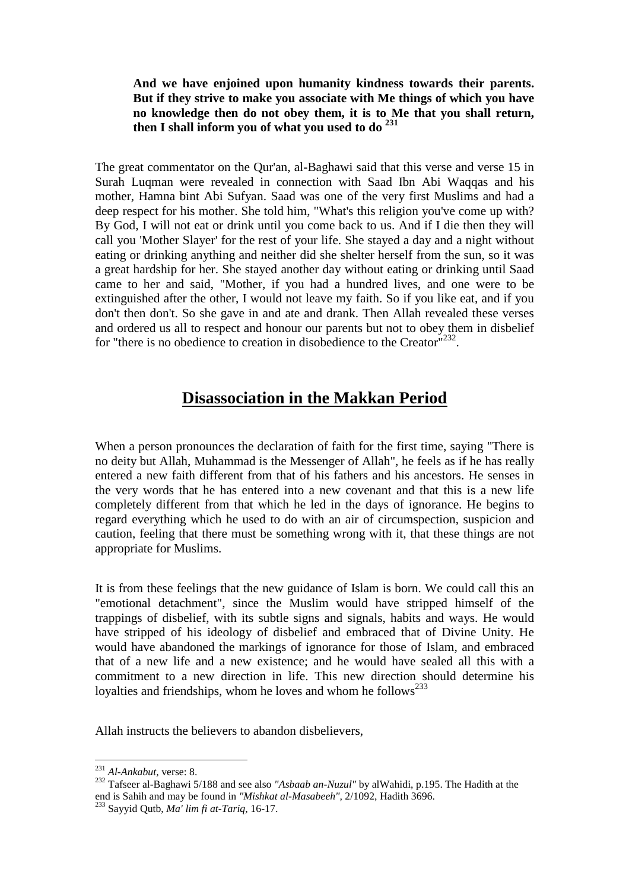> **And we have enjoined upon humanity kindness towards their parents. But if they strive to make you associate with Me things of which you have no knowledge then do not obey them, it is to Me that you shall return, then I shall inform you of what you used to do** [231]

The great commentator on the Qur'an, al-Baghawi said that this verse and verse 15 in Surah Luqman were revealed in connection with Saad Ibn Abi Waqqas and his mother, Hamna bint Abi Sufyan. Saad was one of the very first Muslims and had a deep respect for his mother. She told him, "What's this religion you've come up with? By God, I will not eat or drink until you come back to us. And if I die then they will call you 'Mother Slayer' for the rest of your life. She stayed a day and a night without eating or drinking anything and neither did she shelter herself from the sun, so it was a great hardship for her. She stayed another day without eating or drinking until Saad came to her and said, "Mother, if you had a hundred lives, and one were to be extinguished after the other, I would not leave my faith. So if you like eat, and if you don't then don't. So she gave in and ate and drank. Then Allah revealed these verses and ordered us all to respect and honour our parents but not to obey them in disbelief for "there is no obedience to creation in disobedience to the Creator"[232].

## Disassociation in the Makkan Period

When a person pronounces the declaration of faith for the first time, saying "There is no deity but Allah, Muhammad is the Messenger of Allah", he feels as if he has really entered a new faith different from that of his fathers and his ancestors. He senses in the very words that he has entered into a new covenant and that this is a new life completely different from that which he led in the days of ignorance. He begins to regard everything which he used to do with an air of circumspection, suspicion and caution, feeling that there must be something wrong with it, that these things are not appropriate for Muslims.

It is from these feelings that the new guidance of Islam is born. We could call this an "emotional detachment", since the Muslim would have stripped himself of the trappings of disbelief, with its subtle signs and signals, habits and ways. He would have stripped of his ideology of disbelief and embraced that of Divine Unity. He would have abandoned the markings of ignorance for those of Islam, and embraced that of a new life and a new existence; and he would have sealed all this with a commitment to a new direction in life. This new direction should determine his loyalties and friendships, whom he loves and whom he follows[233]

Allah instructs the believers to abandon disbelievers,

---

[231] *Al-Ankabut,* verse: 8.

[232] Tafseer al-Baghawi 5/188 and see also *"Asbaab an-Nuzul"* by alWahidi, p.195. The Hadith at the end is Sahih and may be found in *"Mishkat al-Masabeeh"*, 2/1092, Hadith 3696.

[233] Sayyid Qutb, *Ma' lim fi at-Tariq,* 16-17.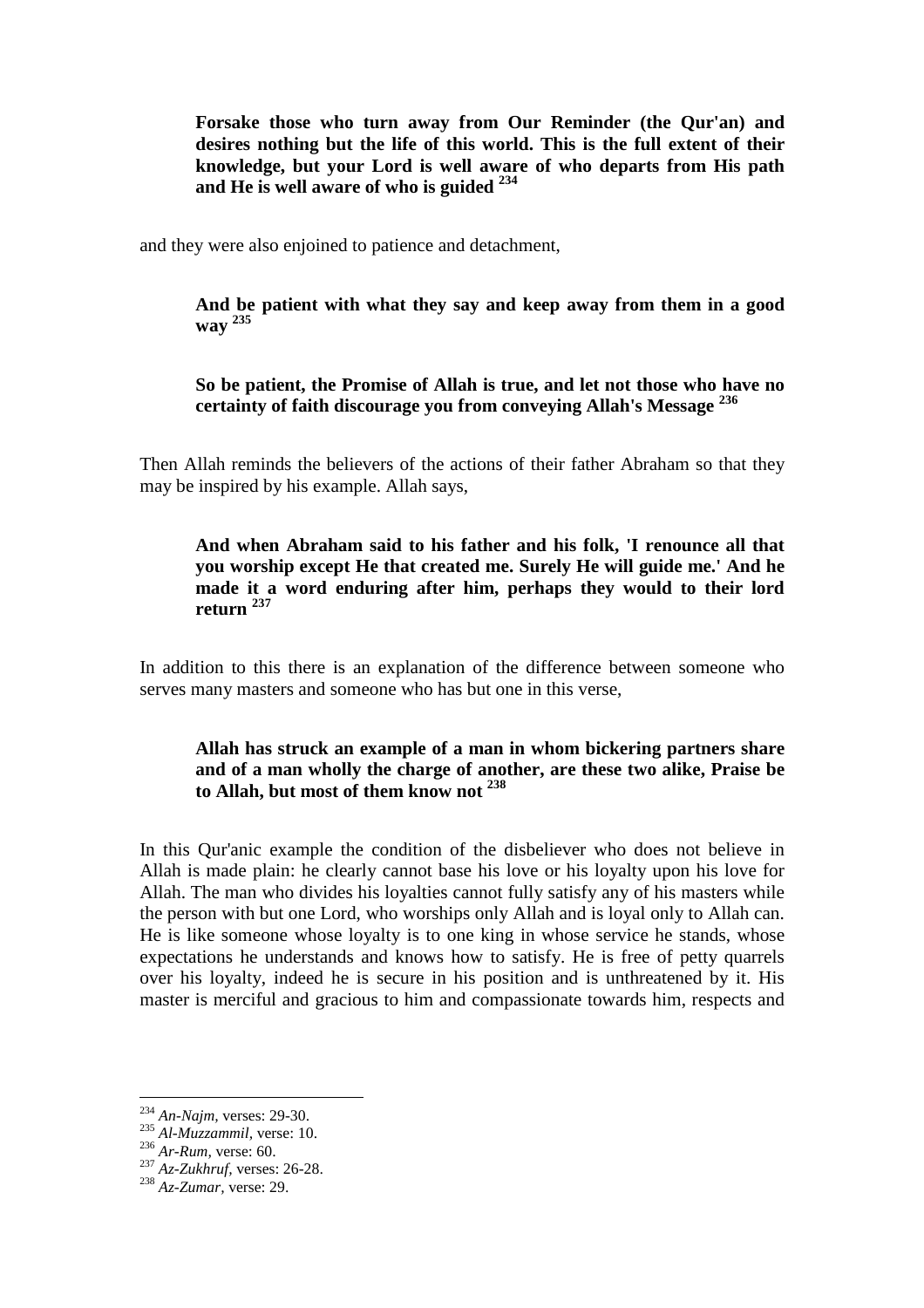> **Forsake those who turn away from Our Reminder (the Qur'an) and desires nothing but the life of this world. This is the full extent of their knowledge, but your Lord is well aware of who departs from His path and He is well aware of who is guided** [234]

and they were also enjoined to patience and detachment,

> **And be patient with what they say and keep away from them in a good way** [235]

> **So be patient, the Promise of Allah is true, and let not those who have no certainty of faith discourage you from conveying Allah's Message** [236]

Then Allah reminds the believers of the actions of their father Abraham so that they may be inspired by his example. Allah says,

> **And when Abraham said to his father and his folk, 'I renounce all that you worship except He that created me. Surely He will guide me.' And he made it a word enduring after him, perhaps they would to their lord return** [237]

In addition to this there is an explanation of the difference between someone who serves many masters and someone who has but one in this verse,

> **Allah has struck an example of a man in whom bickering partners share and of a man wholly the charge of another, are these two alike, Praise be to Allah, but most of them know not** [238]

In this Qur'anic example the condition of the disbeliever who does not believe in Allah is made plain: he clearly cannot base his love or his loyalty upon his love for Allah. The man who divides his loyalties cannot fully satisfy any of his masters while the person with but one Lord, who worships only Allah and is loyal only to Allah can. He is like someone whose loyalty is to one king in whose service he stands, whose expectations he understands and knows how to satisfy. He is free of petty quarrels over his loyalty, indeed he is secure in his position and is unthreatened by it. His master is merciful and gracious to him and compassionate towards him, respects and

---

[234] *An-Najm,* verses: 29-30.

[235] *Al-Muzzammil,* verse: 10.

[236] *Ar-Rum,* verse: 60.

[237] *Az-Zukhruf,* verses: 26-28.

[238] *Az-Zumar,* verse: 29.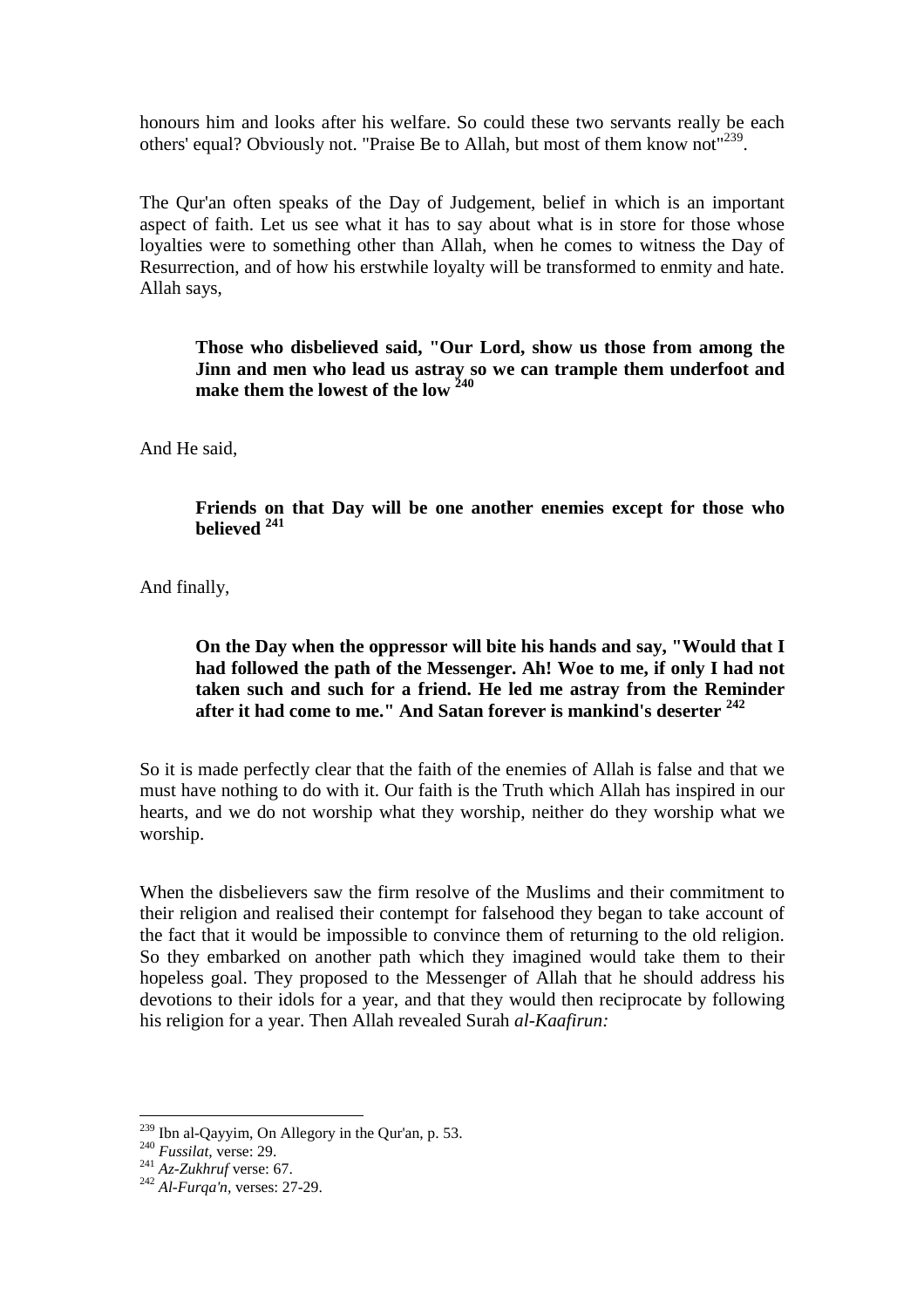honours him and looks after his welfare. So could these two servants really be each others' equal? Obviously not. "Praise Be to Allah, but most of them know not"[239].

The Qur'an often speaks of the Day of Judgement, belief in which is an important aspect of faith. Let us see what it has to say about what is in store for those whose loyalties were to something other than Allah, when he comes to witness the Day of Resurrection, and of how his erstwhile loyalty will be transformed to enmity and hate. Allah says,

> **Those who disbelieved said, "Our Lord, show us those from among the Jinn and men who lead us astray so we can trample them underfoot and make them the lowest of the low [240]**

And He said,

> **Friends on that Day will be one another enemies except for those who believed [241]**

And finally,

> **On the Day when the oppressor will bite his hands and say, "Would that I had followed the path of the Messenger. Ah! Woe to me, if only I had not taken such and such for a friend. He led me astray from the Reminder after it had come to me." And Satan forever is mankind's deserter [242]**

So it is made perfectly clear that the faith of the enemies of Allah is false and that we must have nothing to do with it. Our faith is the Truth which Allah has inspired in our hearts, and we do not worship what they worship, neither do they worship what we worship.

When the disbelievers saw the firm resolve of the Muslims and their commitment to their religion and realised their contempt for falsehood they began to take account of the fact that it would be impossible to convince them of returning to the old religion. So they embarked on another path which they imagined would take them to their hopeless goal. They proposed to the Messenger of Allah that he should address his devotions to their idols for a year, and that they would then reciprocate by following his religion for a year. Then Allah revealed Surah *al-Kaafirun:*

---

[239] Ibn al-Qayyim, On Allegory in the Qur'an, p. 53.

[240] *Fussilat,* verse: 29.

[241] *Az-Zukhruf* verse: 67.

[242] *Al-Furqa'n,* verses: 27-29.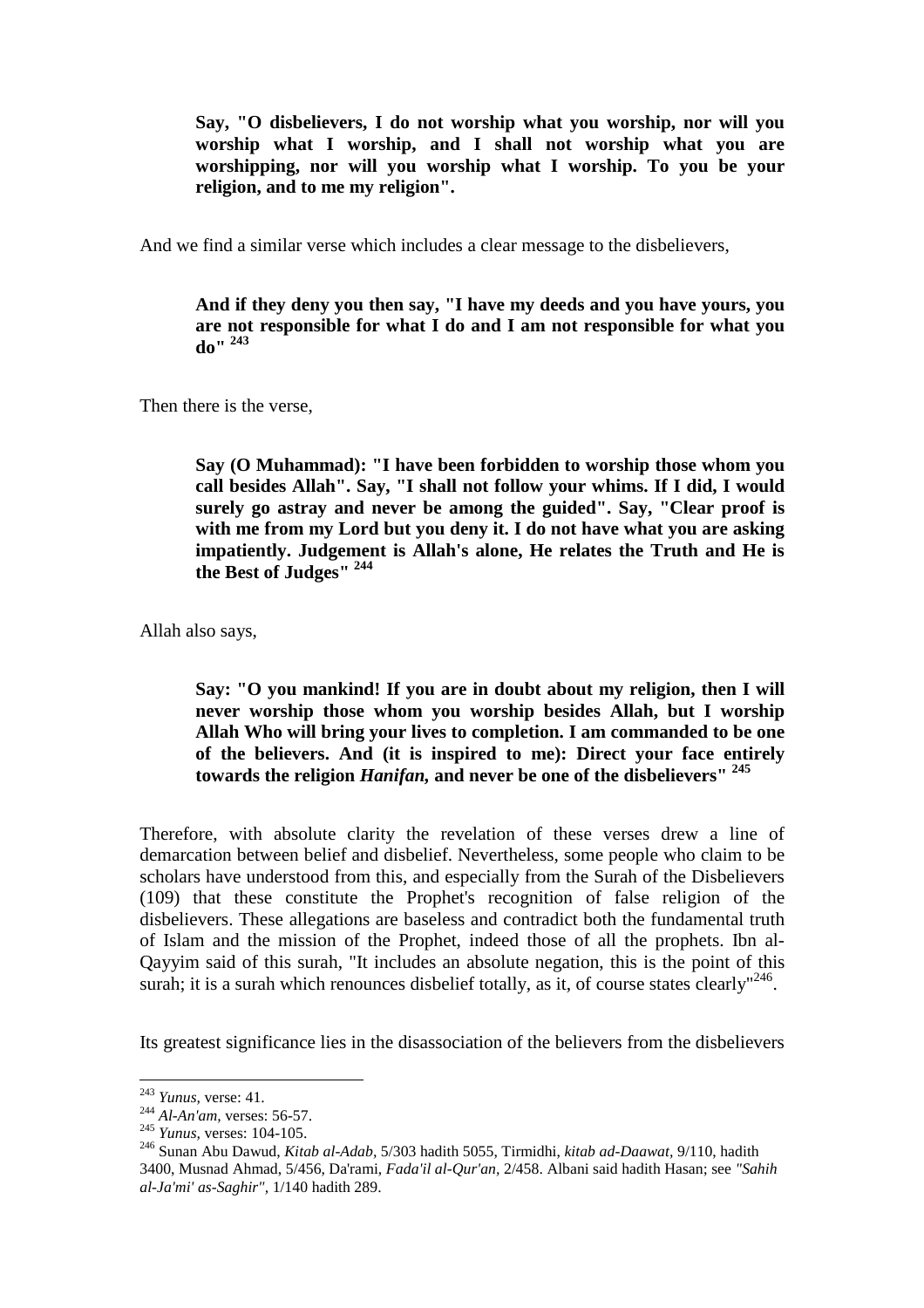> **Say, "O disbelievers, I do not worship what you worship, nor will you worship what I worship, and I shall not worship what you are worshipping, nor will you worship what I worship. To you be your religion, and to me my religion".**

And we find a similar verse which includes a clear message to the disbelievers,

> **And if they deny you then say, "I have my deeds and you have yours, you are not responsible for what I do and I am not responsible for what you do"** [243]

Then there is the verse,

> **Say (O Muhammad): "I have been forbidden to worship those whom you call besides Allah". Say, "I shall not follow your whims. If I did, I would surely go astray and never be among the guided". Say, "Clear proof is with me from my Lord but you deny it. I do not have what you are asking impatiently. Judgement is Allah's alone, He relates the Truth and He is the Best of Judges"** [244]

Allah also says,

> **Say: "O you mankind! If you are in doubt about my religion, then I will never worship those whom you worship besides Allah, but I worship Allah Who will bring your lives to completion. I am commanded to be one of the believers. And (it is inspired to me): Direct your face entirely towards the religion *Hanifan*, and never be one of the disbelievers"** [245]

Therefore, with absolute clarity the revelation of these verses drew a line of demarcation between belief and disbelief. Nevertheless, some people who claim to be scholars have understood from this, and especially from the Surah of the Disbelievers (109) that these constitute the Prophet's recognition of false religion of the disbelievers. These allegations are baseless and contradict both the fundamental truth of Islam and the mission of the Prophet, indeed those of all the prophets. Ibn al-Qayyim said of this surah, "It includes an absolute negation, this is the point of this surah; it is a surah which renounces disbelief totally, as it, of course states clearly"[246].

Its greatest significance lies in the disassociation of the believers from the disbelievers

---

[243] *Yunus,* verse: 41.

[244] *Al-An'am,* verses: 56-57.

[245] *Yunus,* verses: 104-105.

[246] Sunan Abu Dawud, *Kitab al-Adab*, 5/303 hadith 5055, Tirmidhi, *kitab ad-Daawat*, 9/110, hadith 3400, Musnad Ahmad, 5/456, Da'rami, *Fada'il al-Qur'an*, 2/458. Albani said hadith Hasan; see *"Sahih al-Ja'mi' as-Saghir"*, 1/140 hadith 289.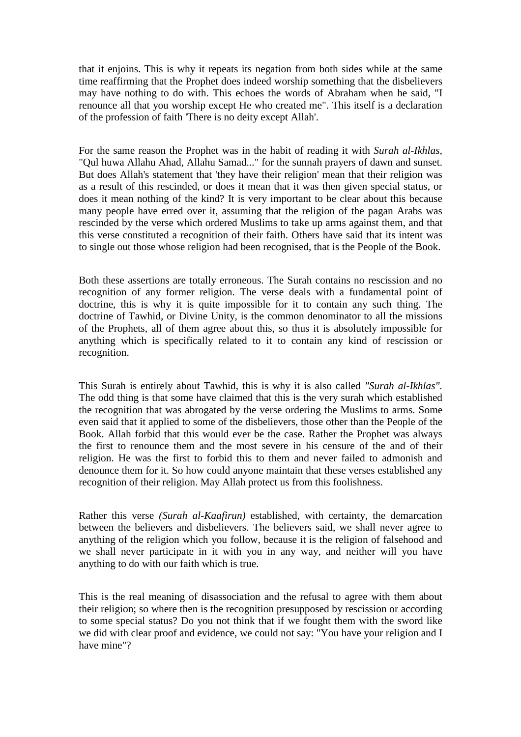that it enjoins. This is why it repeats its negation from both sides while at the same time reaffirming that the Prophet does indeed worship something that the disbelievers may have nothing to do with. This echoes the words of Abraham when he said, "I renounce all that you worship except He who created me". This itself is a declaration of the profession of faith 'There is no deity except Allah'.

For the same reason the Prophet was in the habit of reading it with *Surah al-Ikhlas*, "Qul huwa Allahu Ahad, Allahu Samad..." for the sunnah prayers of dawn and sunset. But does Allah's statement that 'they have their religion' mean that their religion was as a result of this rescinded, or does it mean that it was then given special status, or does it mean nothing of the kind? It is very important to be clear about this because many people have erred over it, assuming that the religion of the pagan Arabs was rescinded by the verse which ordered Muslims to take up arms against them, and that this verse constituted a recognition of their faith. Others have said that its intent was to single out those whose religion had been recognised, that is the People of the Book.

Both these assertions are totally erroneous. The Surah contains no rescission and no recognition of any former religion. The verse deals with a fundamental point of doctrine, this is why it is quite impossible for it to contain any such thing. The doctrine of Tawhid, or Divine Unity, is the common denominator to all the missions of the Prophets, all of them agree about this, so thus it is absolutely impossible for anything which is specifically related to it to contain any kind of rescission or recognition.

This Surah is entirely about Tawhid, this is why it is also called *"Surah al-Ikhlas"*. The odd thing is that some have claimed that this is the very surah which established the recognition that was abrogated by the verse ordering the Muslims to arms. Some even said that it applied to some of the disbelievers, those other than the People of the Book. Allah forbid that this would ever be the case. Rather the Prophet was always the first to renounce them and the most severe in his censure of the and of their religion. He was the first to forbid this to them and never failed to admonish and denounce them for it. So how could anyone maintain that these verses established any recognition of their religion. May Allah protect us from this foolishness.

Rather this verse *(Surah al-Kaafirun)* established, with certainty, the demarcation between the believers and disbelievers. The believers said, we shall never agree to anything of the religion which you follow, because it is the religion of falsehood and we shall never participate in it with you in any way, and neither will you have anything to do with our faith which is true.

This is the real meaning of disassociation and the refusal to agree with them about their religion; so where then is the recognition presupposed by rescission or according to some special status? Do you not think that if we fought them with the sword like we did with clear proof and evidence, we could not say: "You have your religion and I have mine"?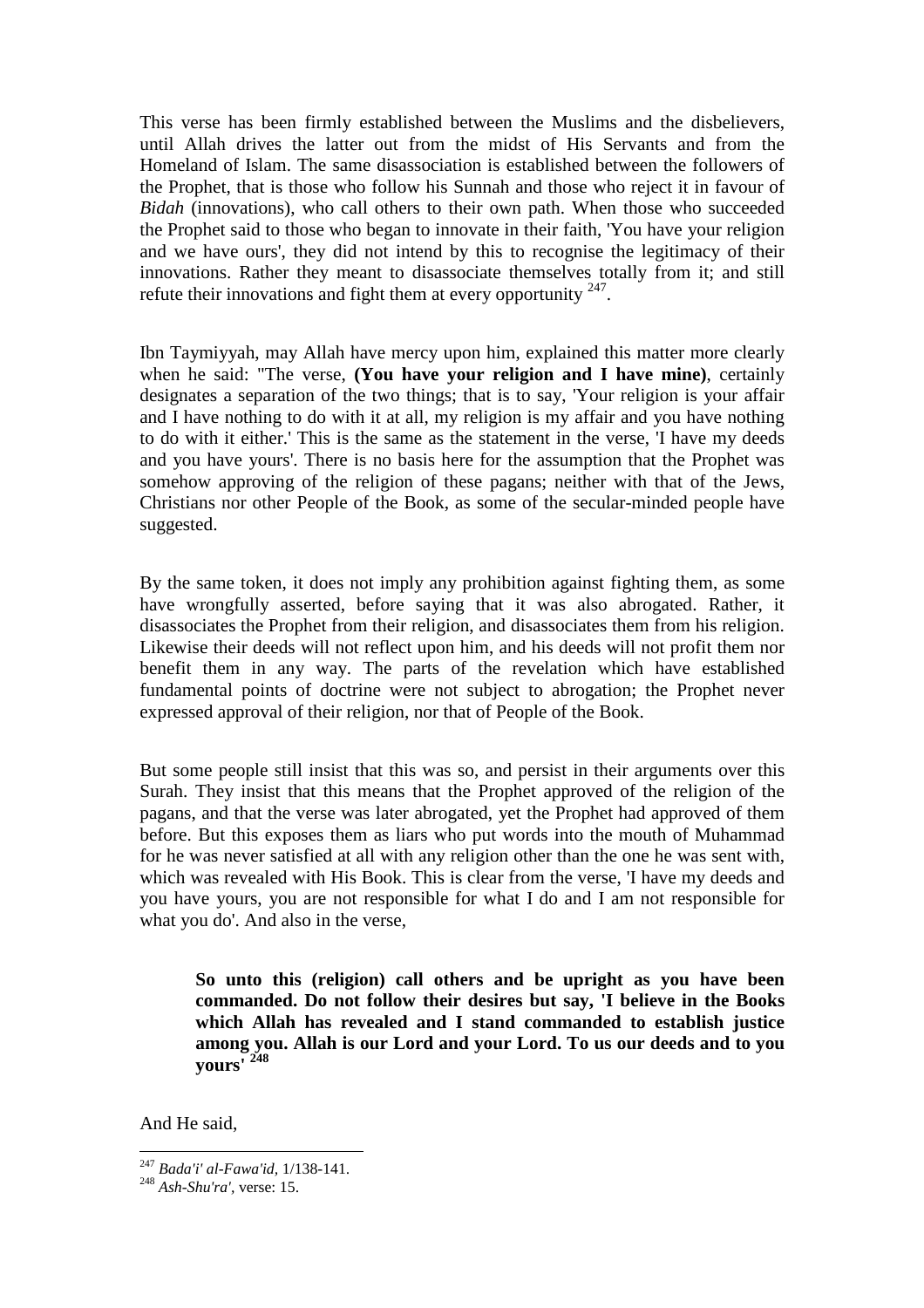This verse has been firmly established between the Muslims and the disbelievers, until Allah drives the latter out from the midst of His Servants and from the Homeland of Islam. The same disassociation is established between the followers of the Prophet, that is those who follow his Sunnah and those who reject it in favour of *Bidah* (innovations), who call others to their own path. When those who succeeded the Prophet said to those who began to innovate in their faith, 'You have your religion and we have ours', they did not intend by this to recognise the legitimacy of their innovations. Rather they meant to disassociate themselves totally from it; and still refute their innovations and fight them at every opportunity [247].

Ibn Taymiyyah, may Allah have mercy upon him, explained this matter more clearly when he said: "The verse, **(You have your religion and I have mine)**, certainly designates a separation of the two things; that is to say, 'Your religion is your affair and I have nothing to do with it at all, my religion is my affair and you have nothing to do with it either.' This is the same as the statement in the verse, 'I have my deeds and you have yours'. There is no basis here for the assumption that the Prophet was somehow approving of the religion of these pagans; neither with that of the Jews, Christians nor other People of the Book, as some of the secular-minded people have suggested.

By the same token, it does not imply any prohibition against fighting them, as some have wrongfully asserted, before saying that it was also abrogated. Rather, it disassociates the Prophet from their religion, and disassociates them from his religion. Likewise their deeds will not reflect upon him, and his deeds will not profit them nor benefit them in any way. The parts of the revelation which have established fundamental points of doctrine were not subject to abrogation; the Prophet never expressed approval of their religion, nor that of People of the Book.

But some people still insist that this was so, and persist in their arguments over this Surah. They insist that this means that the Prophet approved of the religion of the pagans, and that the verse was later abrogated, yet the Prophet had approved of them before. But this exposes them as liars who put words into the mouth of Muhammad for he was never satisfied at all with any religion other than the one he was sent with, which was revealed with His Book. This is clear from the verse, 'I have my deeds and you have yours, you are not responsible for what I do and I am not responsible for what you do'. And also in the verse,

> **So unto this (religion) call others and be upright as you have been commanded. Do not follow their desires but say, 'I believe in the Books which Allah has revealed and I stand commanded to establish justice among you. Allah is our Lord and your Lord. To us our deeds and to you yours'** [248]

And He said,

---

[247] *Bada'i' al-Fawa'id*, 1/138-141.

[248] *Ash-Shu'ra'*, verse: 15.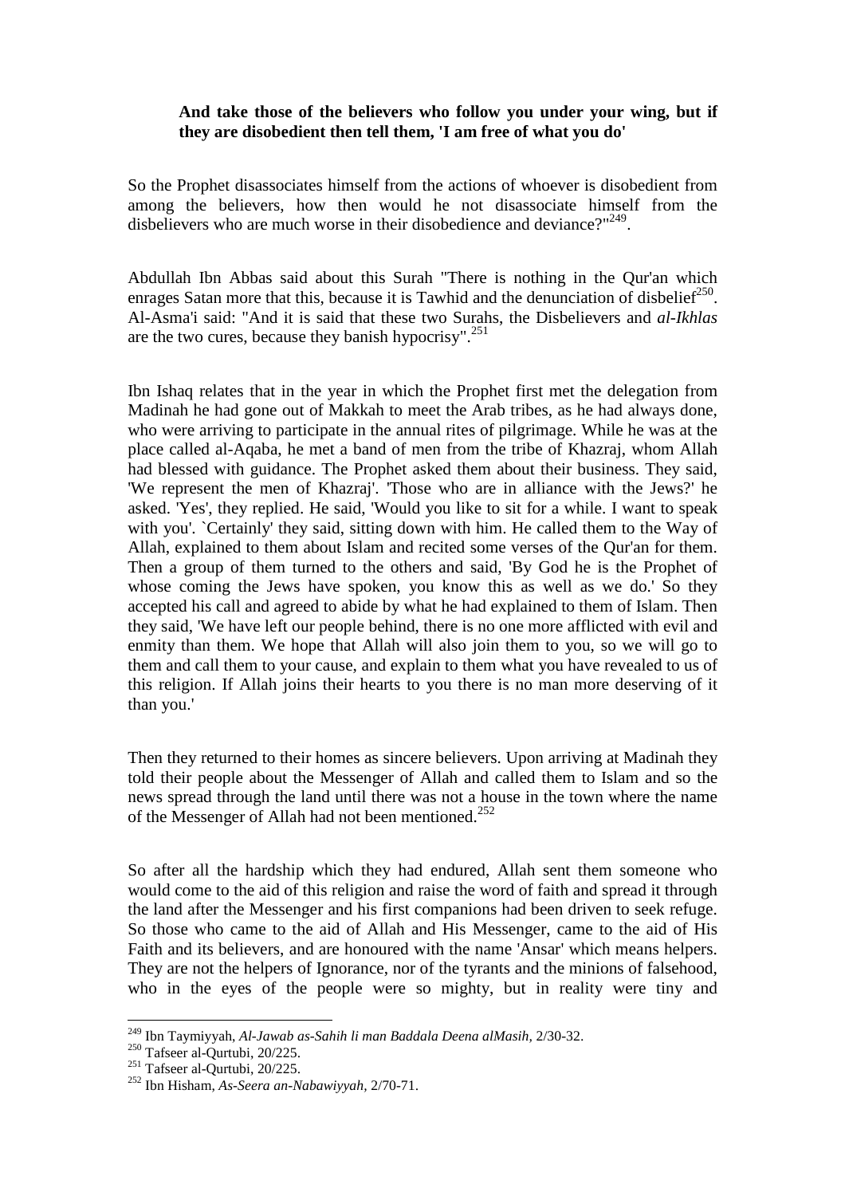**And take those of the believers who follow you under your wing, but if they are disobedient then tell them, 'I am free of what you do'**

So the Prophet disassociates himself from the actions of whoever is disobedient from among the believers, how then would he not disassociate himself from the disbelievers who are much worse in their disobedience and deviance?"[249].

Abdullah Ibn Abbas said about this Surah "There is nothing in the Qur'an which enrages Satan more that this, because it is Tawhid and the denunciation of disbelief[250]. Al-Asma'i said: "And it is said that these two Surahs, the Disbelievers and *al-Ikhlas* are the two cures, because they banish hypocrisy".[251]

Ibn Ishaq relates that in the year in which the Prophet first met the delegation from Madinah he had gone out of Makkah to meet the Arab tribes, as he had always done, who were arriving to participate in the annual rites of pilgrimage. While he was at the place called al-Aqaba, he met a band of men from the tribe of Khazraj, whom Allah had blessed with guidance. The Prophet asked them about their business. They said, 'We represent the men of Khazraj'. 'Those who are in alliance with the Jews?' he asked. 'Yes', they replied. He said, 'Would you like to sit for a while. I want to speak with you'. `Certainly' they said, sitting down with him. He called them to the Way of Allah, explained to them about Islam and recited some verses of the Qur'an for them. Then a group of them turned to the others and said, 'By God he is the Prophet of whose coming the Jews have spoken, you know this as well as we do.' So they accepted his call and agreed to abide by what he had explained to them of Islam. Then they said, 'We have left our people behind, there is no one more afflicted with evil and enmity than them. We hope that Allah will also join them to you, so we will go to them and call them to your cause, and explain to them what you have revealed to us of this religion. If Allah joins their hearts to you there is no man more deserving of it than you.'

Then they returned to their homes as sincere believers. Upon arriving at Madinah they told their people about the Messenger of Allah and called them to Islam and so the news spread through the land until there was not a house in the town where the name of the Messenger of Allah had not been mentioned.[252]

So after all the hardship which they had endured, Allah sent them someone who would come to the aid of this religion and raise the word of faith and spread it through the land after the Messenger and his first companions had been driven to seek refuge. So those who came to the aid of Allah and His Messenger, came to the aid of His Faith and its believers, and are honoured with the name 'Ansar' which means helpers. They are not the helpers of Ignorance, nor of the tyrants and the minions of falsehood, who in the eyes of the people were so mighty, but in reality were tiny and

---

[249] Ibn Taymiyyah, *Al-Jawab as-Sahih li man Baddala Deena alMasih,* 2/30-32.
[250] Tafseer al-Qurtubi, 20/225.
[251] Tafseer al-Qurtubi, 20/225.
[252] Ibn Hisham, *As-Seera an-Nabawiyyah,* 2/70-71.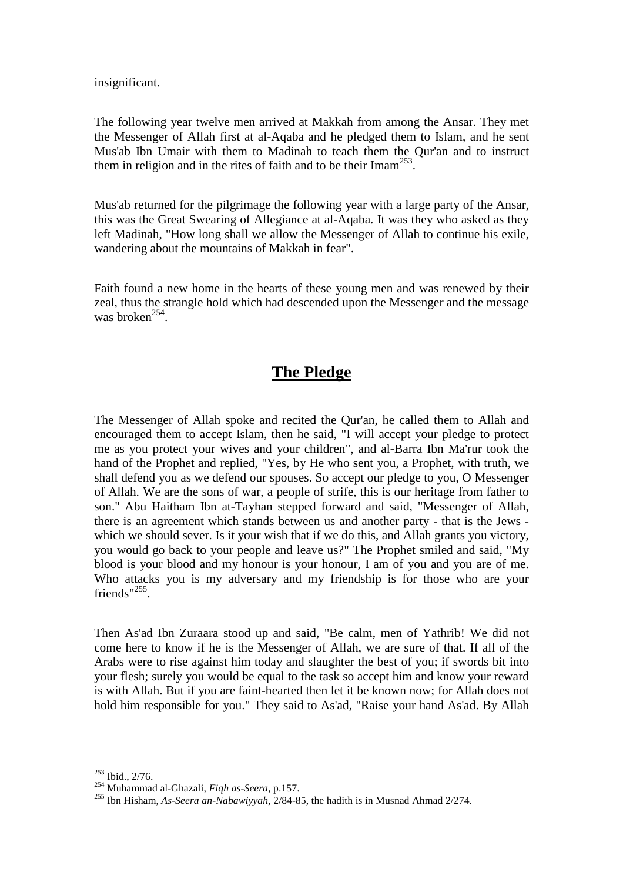insignificant.

The following year twelve men arrived at Makkah from among the Ansar. They met the Messenger of Allah first at al-Aqaba and he pledged them to Islam, and he sent Mus'ab Ibn Umair with them to Madinah to teach them the Qur'an and to instruct them in religion and in the rites of faith and to be their Imam[253].

Mus'ab returned for the pilgrimage the following year with a large party of the Ansar, this was the Great Swearing of Allegiance at al-Aqaba. It was they who asked as they left Madinah, "How long shall we allow the Messenger of Allah to continue his exile, wandering about the mountains of Makkah in fear".

Faith found a new home in the hearts of these young men and was renewed by their zeal, thus the strangle hold which had descended upon the Messenger and the message was broken[254].

## **The Pledge**

The Messenger of Allah spoke and recited the Qur'an, he called them to Allah and encouraged them to accept Islam, then he said, "I will accept your pledge to protect me as you protect your wives and your children", and al-Barra Ibn Ma'rur took the hand of the Prophet and replied, "Yes, by He who sent you, a Prophet, with truth, we shall defend you as we defend our spouses. So accept our pledge to you, O Messenger of Allah. We are the sons of war, a people of strife, this is our heritage from father to son." Abu Haitham Ibn at-Tayhan stepped forward and said, "Messenger of Allah, there is an agreement which stands between us and another party - that is the Jews - which we should sever. Is it your wish that if we do this, and Allah grants you victory, you would go back to your people and leave us?" The Prophet smiled and said, "My blood is your blood and my honour is your honour, I am of you and you are of me. Who attacks you is my adversary and my friendship is for those who are your friends"[255].

Then As'ad Ibn Zuraara stood up and said, "Be calm, men of Yathrib! We did not come here to know if he is the Messenger of Allah, we are sure of that. If all of the Arabs were to rise against him today and slaughter the best of you; if swords bit into your flesh; surely you would be equal to the task so accept him and know your reward is with Allah. But if you are faint-hearted then let it be known now; for Allah does not hold him responsible for you." They said to As'ad, "Raise your hand As'ad. By Allah

---

[253] Ibid., 2/76.

[254] Muhammad al-Ghazali, *Fiqh as-Seera*, p.157.

[255] Ibn Hisham, *As-Seera an-Nabawiyyah*, 2/84-85, the hadith is in Musnad Ahmad 2/274.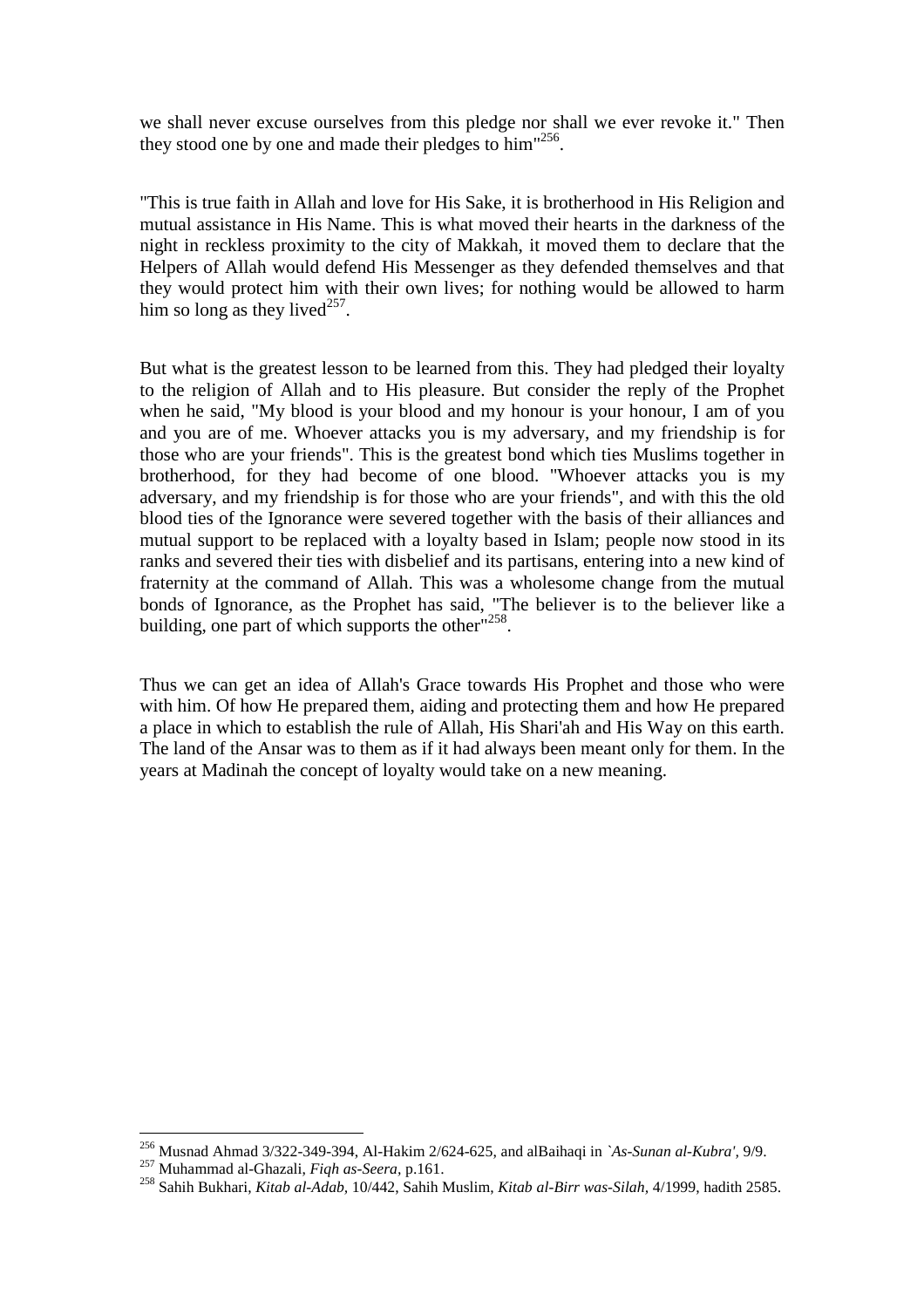we shall never excuse ourselves from this pledge nor shall we ever revoke it." Then they stood one by one and made their pledges to him"[256].

"This is true faith in Allah and love for His Sake, it is brotherhood in His Religion and mutual assistance in His Name. This is what moved their hearts in the darkness of the night in reckless proximity to the city of Makkah, it moved them to declare that the Helpers of Allah would defend His Messenger as they defended themselves and that they would protect him with their own lives; for nothing would be allowed to harm him so long as they lived[257].

But what is the greatest lesson to be learned from this. They had pledged their loyalty to the religion of Allah and to His pleasure. But consider the reply of the Prophet when he said, "My blood is your blood and my honour is your honour, I am of you and you are of me. Whoever attacks you is my adversary, and my friendship is for those who are your friends". This is the greatest bond which ties Muslims together in brotherhood, for they had become of one blood. "Whoever attacks you is my adversary, and my friendship is for those who are your friends", and with this the old blood ties of the Ignorance were severed together with the basis of their alliances and mutual support to be replaced with a loyalty based in Islam; people now stood in its ranks and severed their ties with disbelief and its partisans, entering into a new kind of fraternity at the command of Allah. This was a wholesome change from the mutual bonds of Ignorance, as the Prophet has said, "The believer is to the believer like a building, one part of which supports the other"[258].

Thus we can get an idea of Allah's Grace towards His Prophet and those who were with him. Of how He prepared them, aiding and protecting them and how He prepared a place in which to establish the rule of Allah, His Shari'ah and His Way on this earth. The land of the Ansar was to them as if it had always been meant only for them. In the years at Madinah the concept of loyalty would take on a new meaning.

---

[256] Musnad Ahmad 3/322-349-394, Al-Hakim 2/624-625, and alBaihaqi in *`As-Sunan al-Kubra'*, 9/9.

[257] Muhammad al-Ghazali, *Fiqh as-Seera*, p.161.

[258] Sahih Bukhari, *Kitab al-Adab*, 10/442, Sahih Muslim, *Kitab al-Birr was-Silah*, 4/1999, hadith 2585.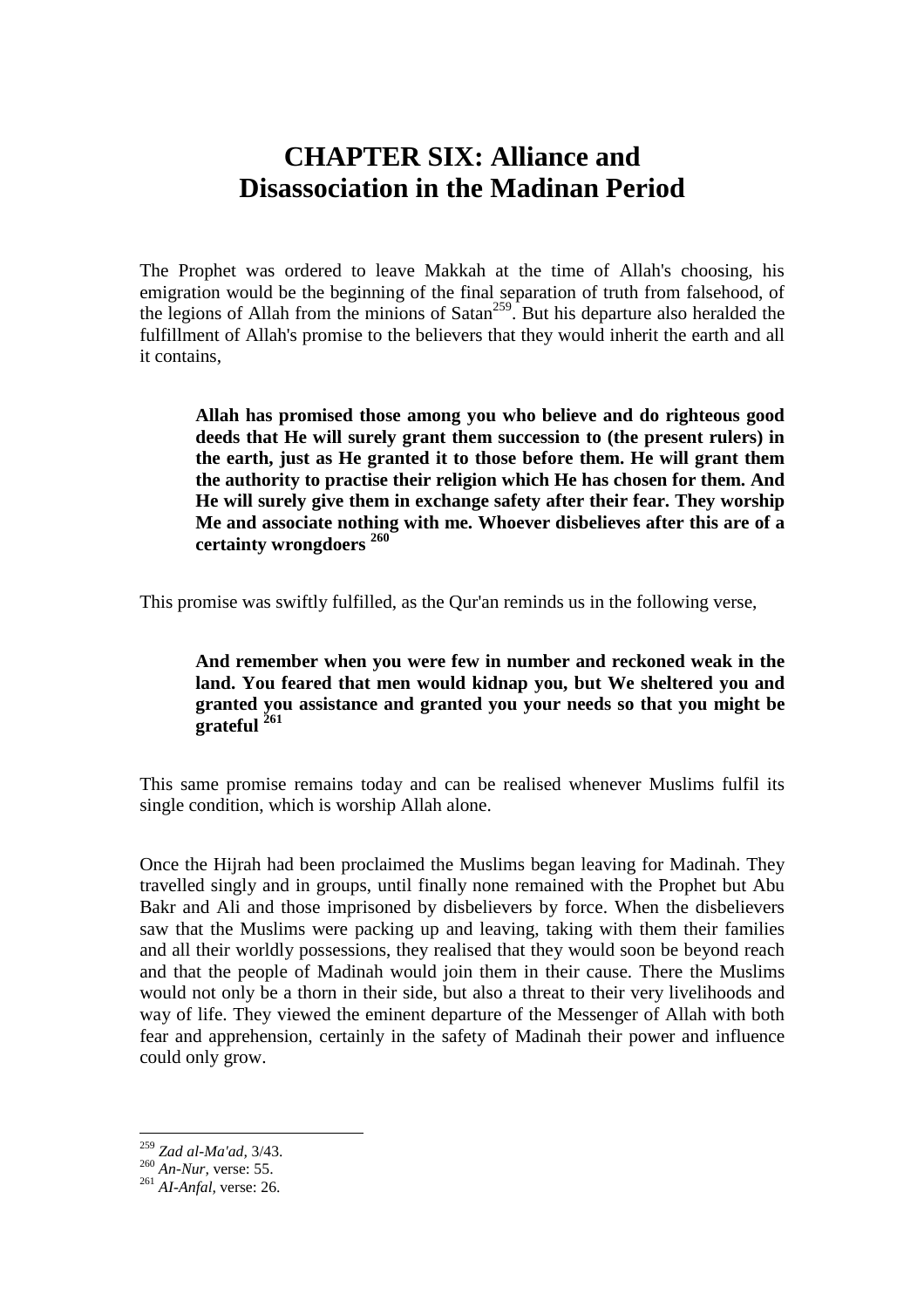# CHAPTER SIX: Alliance and Disassociation in the Madinan Period

The Prophet was ordered to leave Makkah at the time of Allah's choosing, his emigration would be the beginning of the final separation of truth from falsehood, of the legions of Allah from the minions of Satan[259]. But his departure also heralded the fulfillment of Allah's promise to the believers that they would inherit the earth and all it contains,

> **Allah has promised those among you who believe and do righteous good deeds that He will surely grant them succession to (the present rulers) in the earth, just as He granted it to those before them. He will grant them the authority to practise their religion which He has chosen for them. And He will surely give them in exchange safety after their fear. They worship Me and associate nothing with me. Whoever disbelieves after this are of a certainty wrongdoers [260]**

This promise was swiftly fulfilled, as the Qur'an reminds us in the following verse,

> **And remember when you were few in number and reckoned weak in the land. You feared that men would kidnap you, but We sheltered you and granted you assistance and granted you your needs so that you might be grateful [261]**

This same promise remains today and can be realised whenever Muslims fulfil its single condition, which is worship Allah alone.

Once the Hijrah had been proclaimed the Muslims began leaving for Madinah. They travelled singly and in groups, until finally none remained with the Prophet but Abu Bakr and Ali and those imprisoned by disbelievers by force. When the disbelievers saw that the Muslims were packing up and leaving, taking with them their families and all their worldly possessions, they realised that they would soon be beyond reach and that the people of Madinah would join them in their cause. There the Muslims would not only be a thorn in their side, but also a threat to their very livelihoods and way of life. They viewed the eminent departure of the Messenger of Allah with both fear and apprehension, certainly in the safety of Madinah their power and influence could only grow.

---

[259] *Zad al-Ma'ad,* 3/43.
[260] *An-Nur,* verse: 55.
[261] *AI-Anfal,* verse: 26.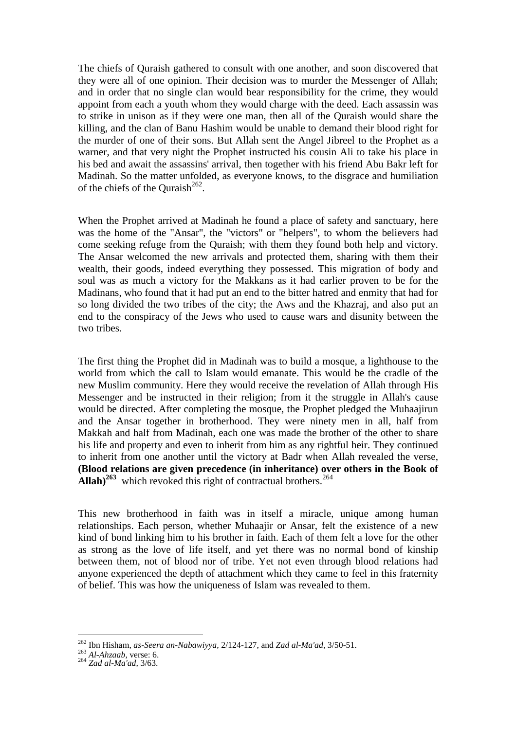The chiefs of Quraish gathered to consult with one another, and soon discovered that they were all of one opinion. Their decision was to murder the Messenger of Allah; and in order that no single clan would bear responsibility for the crime, they would appoint from each a youth whom they would charge with the deed. Each assassin was to strike in unison as if they were one man, then all of the Quraish would share the killing, and the clan of Banu Hashim would be unable to demand their blood right for the murder of one of their sons. But Allah sent the Angel Jibreel to the Prophet as a warner, and that very night the Prophet instructed his cousin Ali to take his place in his bed and await the assassins' arrival, then together with his friend Abu Bakr left for Madinah. So the matter unfolded, as everyone knows, to the disgrace and humiliation of the chiefs of the Quraish[262].

When the Prophet arrived at Madinah he found a place of safety and sanctuary, here was the home of the "Ansar", the "victors" or "helpers", to whom the believers had come seeking refuge from the Quraish; with them they found both help and victory. The Ansar welcomed the new arrivals and protected them, sharing with them their wealth, their goods, indeed everything they possessed. This migration of body and soul was as much a victory for the Makkans as it had earlier proven to be for the Madinans, who found that it had put an end to the bitter hatred and enmity that had for so long divided the two tribes of the city; the Aws and the Khazraj, and also put an end to the conspiracy of the Jews who used to cause wars and disunity between the two tribes.

The first thing the Prophet did in Madinah was to build a mosque, a lighthouse to the world from which the call to Islam would emanate. This would be the cradle of the new Muslim community. Here they would receive the revelation of Allah through His Messenger and be instructed in their religion; from it the struggle in Allah's cause would be directed. After completing the mosque, the Prophet pledged the Muhaajirun and the Ansar together in brotherhood. They were ninety men in all, half from Makkah and half from Madinah, each one was made the brother of the other to share his life and property and even to inherit from him as any rightful heir. They continued to inherit from one another until the victory at Badr when Allah revealed the verse, **(Blood relations are given precedence (in inheritance) over others in the Book of Allah)[263]** which revoked this right of contractual brothers.[264]

This new brotherhood in faith was in itself a miracle, unique among human relationships. Each person, whether Muhaajir or Ansar, felt the existence of a new kind of bond linking him to his brother in faith. Each of them felt a love for the other as strong as the love of life itself, and yet there was no normal bond of kinship between them, not of blood nor of tribe. Yet not even through blood relations had anyone experienced the depth of attachment which they came to feel in this fraternity of belief. This was how the uniqueness of Islam was revealed to them.

---

[262] Ibn Hisham, *as-Seera an-Nabawiyya,* 2/124-127, and *Zad al-Ma'ad,* 3/50-51.

[263] *Al-Ahzaab,* verse: 6.

[264] *Zad al-Ma'ad,* 3/63.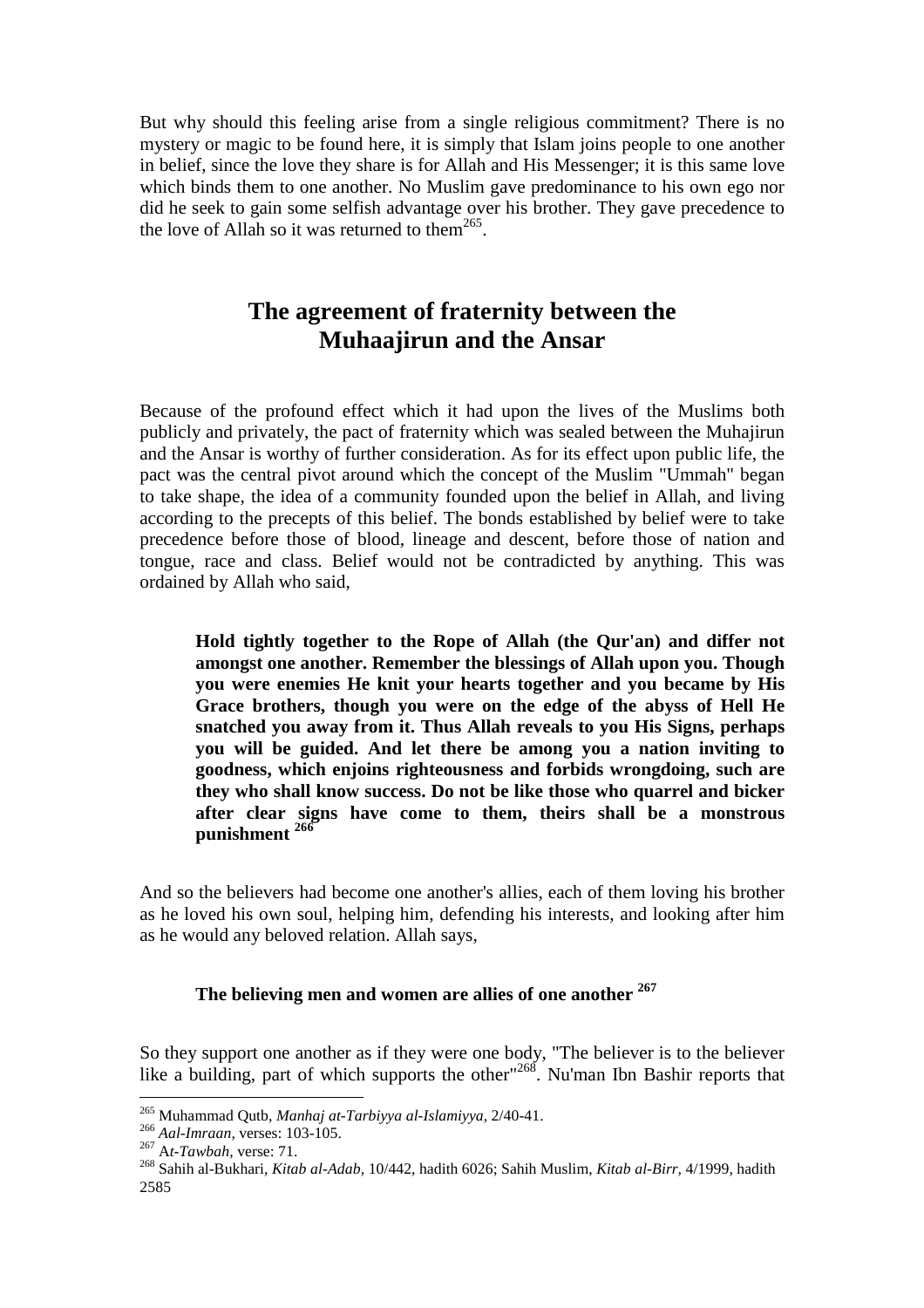But why should this feeling arise from a single religious commitment? There is no mystery or magic to be found here, it is simply that Islam joins people to one another in belief, since the love they share is for Allah and His Messenger; it is this same love which binds them to one another. No Muslim gave predominance to his own ego nor did he seek to gain some selfish advantage over his brother. They gave precedence to the love of Allah so it was returned to them[265].

## The agreement of fraternity between the Muhaajirun and the Ansar

Because of the profound effect which it had upon the lives of the Muslims both publicly and privately, the pact of fraternity which was sealed between the Muhajirun and the Ansar is worthy of further consideration. As for its effect upon public life, the pact was the central pivot around which the concept of the Muslim "Ummah" began to take shape, the idea of a community founded upon the belief in Allah, and living according to the precepts of this belief. The bonds established by belief were to take precedence before those of blood, lineage and descent, before those of nation and tongue, race and class. Belief would not be contradicted by anything. This was ordained by Allah who said,

> **Hold tightly together to the Rope of Allah (the Qur'an) and differ not amongst one another. Remember the blessings of Allah upon you. Though you were enemies He knit your hearts together and you became by His Grace brothers, though you were on the edge of the abyss of Hell He snatched you away from it. Thus Allah reveals to you His Signs, perhaps you will be guided. And let there be among you a nation inviting to goodness, which enjoins righteousness and forbids wrongdoing, such are they who shall know success. Do not be like those who quarrel and bicker after clear signs have come to them, theirs shall be a monstrous punishment** [266]

And so the believers had become one another's allies, each of them loving his brother as he loved his own soul, helping him, defending his interests, and looking after him as he would any beloved relation. Allah says,

> **The believing men and women are allies of one another** [267]

So they support one another as if they were one body, "The believer is to the believer like a building, part of which supports the other"[268]. Nu'man Ibn Bashir reports that

---

[265] Muhammad Qutb, *Manhaj at-Tarbiyya al-Islamiyya,* 2/40-41.

[266] *Aal-Imraan,* verses: 103-105.

[267] A*t-Tawbah,* verse: 71.

[268] Sahih al-Bukhari, *Kitab al-Adab,* 10/442, hadith 6026; Sahih Muslim, *Kitab al-Birr,* 4/1999, hadith 2585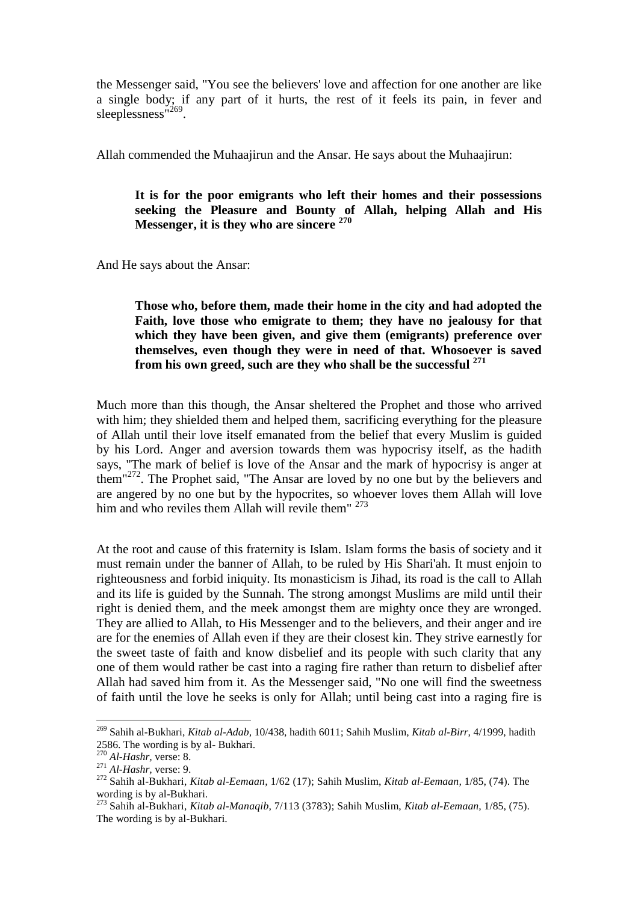the Messenger said, "You see the believers' love and affection for one another are like a single body; if any part of it hurts, the rest of it feels its pain, in fever and sleeplessness"[269].

Allah commended the Muhaajirun and the Ansar. He says about the Muhaajirun:

> **It is for the poor emigrants who left their homes and their possessions seeking the Pleasure and Bounty of Allah, helping Allah and His Messenger, it is they who are sincere [270]**

And He says about the Ansar:

> **Those who, before them, made their home in the city and had adopted the Faith, love those who emigrate to them; they have no jealousy for that which they have been given, and give them (emigrants) preference over themselves, even though they were in need of that. Whosoever is saved from his own greed, such are they who shall be the successful [271]**

Much more than this though, the Ansar sheltered the Prophet and those who arrived with him; they shielded them and helped them, sacrificing everything for the pleasure of Allah until their love itself emanated from the belief that every Muslim is guided by his Lord. Anger and aversion towards them was hypocrisy itself, as the hadith says, "The mark of belief is love of the Ansar and the mark of hypocrisy is anger at them"[272]. The Prophet said, "The Ansar are loved by no one but by the believers and are angered by no one but by the hypocrites, so whoever loves them Allah will love him and who reviles them Allah will revile them" [273]

At the root and cause of this fraternity is Islam. Islam forms the basis of society and it must remain under the banner of Allah, to be ruled by His Shari'ah. It must enjoin to righteousness and forbid iniquity. Its monasticism is Jihad, its road is the call to Allah and its life is guided by the Sunnah. The strong amongst Muslims are mild until their right is denied them, and the meek amongst them are mighty once they are wronged. They are allied to Allah, to His Messenger and to the believers, and their anger and ire are for the enemies of Allah even if they are their closest kin. They strive earnestly for the sweet taste of faith and know disbelief and its people with such clarity that any one of them would rather be cast into a raging fire rather than return to disbelief after Allah had saved him from it. As the Messenger said, "No one will find the sweetness of faith until the love he seeks is only for Allah; until being cast into a raging fire is

---

[269] Sahih al-Bukhari, *Kitab al-Adab,* 10/438, hadith 6011; Sahih Muslim, *Kitab al-Birr,* 4/1999, hadith 2586. The wording is by al- Bukhari.

[270] *Al-Hashr,* verse: 8.

[271] *Al-Hashr,* verse: 9.

[272] Sahih al-Bukhari, *Kitab al-Eemaan,* 1/62 (17); Sahih Muslim, *Kitab al-Eemaan,* 1/85, (74). The wording is by al-Bukhari.

[273] Sahih al-Bukhari, *Kitab al-Manaqib,* 7/113 (3783); Sahih Muslim, *Kitab al-Eemaan,* 1/85, (75). The wording is by al-Bukhari.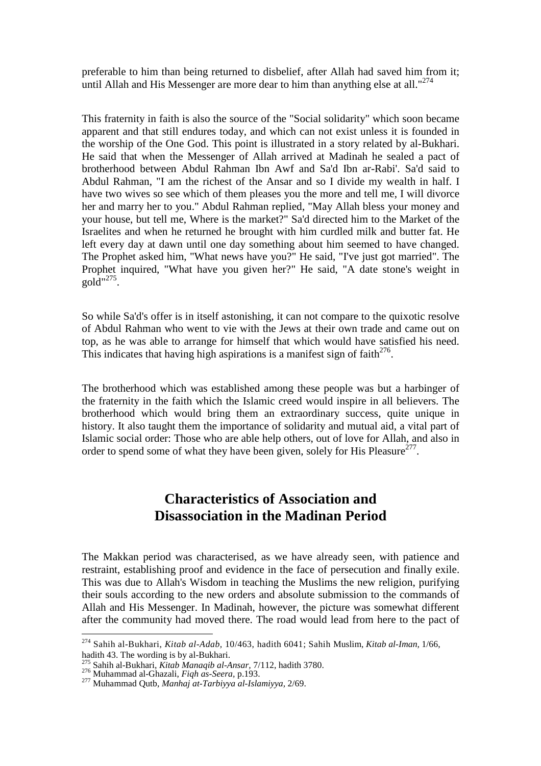preferable to him than being returned to disbelief, after Allah had saved him from it; until Allah and His Messenger are more dear to him than anything else at all."[274]

This fraternity in faith is also the source of the "Social solidarity" which soon became apparent and that still endures today, and which can not exist unless it is founded in the worship of the One God. This point is illustrated in a story related by al-Bukhari. He said that when the Messenger of Allah arrived at Madinah he sealed a pact of brotherhood between Abdul Rahman Ibn Awf and Sa'd Ibn ar-Rabi'. Sa'd said to Abdul Rahman, "I am the richest of the Ansar and so I divide my wealth in half. I have two wives so see which of them pleases you the more and tell me, I will divorce her and marry her to you." Abdul Rahman replied, "May Allah bless your money and your house, but tell me, Where is the market?" Sa'd directed him to the Market of the Israelites and when he returned he brought with him curdled milk and butter fat. He left every day at dawn until one day something about him seemed to have changed. The Prophet asked him, "What news have you?" He said, "I've just got married". The Prophet inquired, "What have you given her?" He said, "A date stone's weight in gold"[275].

So while Sa'd's offer is in itself astonishing, it can not compare to the quixotic resolve of Abdul Rahman who went to vie with the Jews at their own trade and came out on top, as he was able to arrange for himself that which would have satisfied his need. This indicates that having high aspirations is a manifest sign of faith[276].

The brotherhood which was established among these people was but a harbinger of the fraternity in the faith which the Islamic creed would inspire in all believers. The brotherhood which would bring them an extraordinary success, quite unique in history. It also taught them the importance of solidarity and mutual aid, a vital part of Islamic social order: Those who are able help others, out of love for Allah, and also in order to spend some of what they have been given, solely for His Pleasure[277].

## Characteristics of Association and Disassociation in the Madinan Period

The Makkan period was characterised, as we have already seen, with patience and restraint, establishing proof and evidence in the face of persecution and finally exile. This was due to Allah's Wisdom in teaching the Muslims the new religion, purifying their souls according to the new orders and absolute submission to the commands of Allah and His Messenger. In Madinah, however, the picture was somewhat different after the community had moved there. The road would lead from here to the pact of

---

[274] Sahih al-Bukhari, *Kitab al-Adab,* 10/463, hadith 6041; Sahih Muslim, *Kitab al-Iman,* 1/66, hadith 43. The wording is by al-Bukhari.

[275] Sahih al-Bukhari, *Kitab Manaqib al-Ansar,* 7/112, hadith 3780.

[276] Muhammad al-Ghazali, *Fiqh as-Seera,* p.193.

[277] Muhammad Qutb, *Manhaj at-Tarbiyya al-Islamiyya,* 2/69.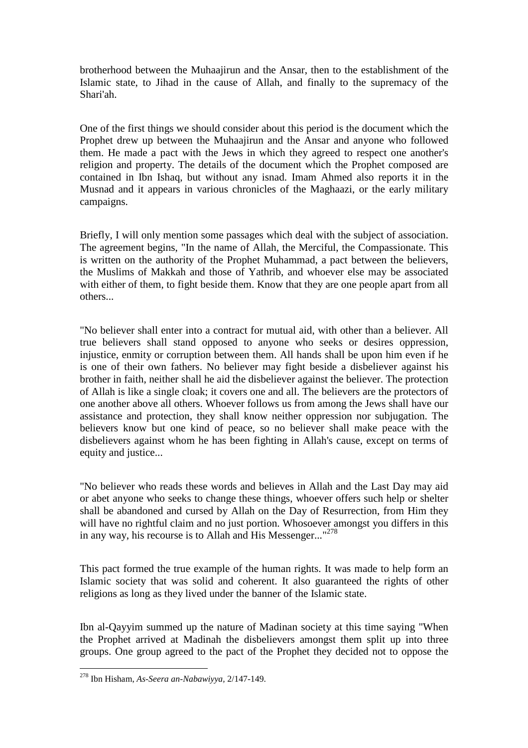brotherhood between the Muhaajirun and the Ansar, then to the establishment of the Islamic state, to Jihad in the cause of Allah, and finally to the supremacy of the Shari'ah.

One of the first things we should consider about this period is the document which the Prophet drew up between the Muhaajirun and the Ansar and anyone who followed them. He made a pact with the Jews in which they agreed to respect one another's religion and property. The details of the document which the Prophet composed are contained in Ibn Ishaq, but without any isnad. Imam Ahmed also reports it in the Musnad and it appears in various chronicles of the Maghaazi, or the early military campaigns.

Briefly, I will only mention some passages which deal with the subject of association. The agreement begins, "In the name of Allah, the Merciful, the Compassionate. This is written on the authority of the Prophet Muhammad, a pact between the believers, the Muslims of Makkah and those of Yathrib, and whoever else may be associated with either of them, to fight beside them. Know that they are one people apart from all others...

"No believer shall enter into a contract for mutual aid, with other than a believer. All true believers shall stand opposed to anyone who seeks or desires oppression, injustice, enmity or corruption between them. All hands shall be upon him even if he is one of their own fathers. No believer may fight beside a disbeliever against his brother in faith, neither shall he aid the disbeliever against the believer. The protection of Allah is like a single cloak; it covers one and all. The believers are the protectors of one another above all others. Whoever follows us from among the Jews shall have our assistance and protection, they shall know neither oppression nor subjugation. The believers know but one kind of peace, so no believer shall make peace with the disbelievers against whom he has been fighting in Allah's cause, except on terms of equity and justice...

"No believer who reads these words and believes in Allah and the Last Day may aid or abet anyone who seeks to change these things, whoever offers such help or shelter shall be abandoned and cursed by Allah on the Day of Resurrection, from Him they will have no rightful claim and no just portion. Whosoever amongst you differs in this in any way, his recourse is to Allah and His Messenger..."[278]

This pact formed the true example of the human rights. It was made to help form an Islamic society that was solid and coherent. It also guaranteed the rights of other religions as long as they lived under the banner of the Islamic state.

Ibn al-Qayyim summed up the nature of Madinan society at this time saying "When the Prophet arrived at Madinah the disbelievers amongst them split up into three groups. One group agreed to the pact of the Prophet they decided not to oppose the

---

[278] Ibn Hisham, *As-Seera an-Nabawiyya,* 2/147-149.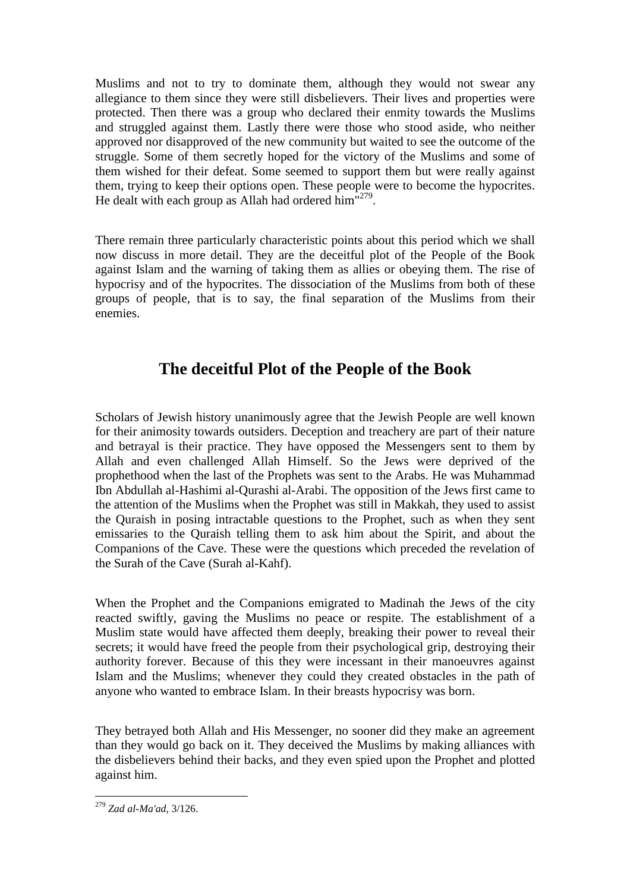Muslims and not to try to dominate them, although they would not swear any allegiance to them since they were still disbelievers. Their lives and properties were protected. Then there was a group who declared their enmity towards the Muslims and struggled against them. Lastly there were those who stood aside, who neither approved nor disapproved of the new community but waited to see the outcome of the struggle. Some of them secretly hoped for the victory of the Muslims and some of them wished for their defeat. Some seemed to support them but were really against them, trying to keep their options open. These people were to become the hypocrites. He dealt with each group as Allah had ordered him"[279].

There remain three particularly characteristic points about this period which we shall now discuss in more detail. They are the deceitful plot of the People of the Book against Islam and the warning of taking them as allies or obeying them. The rise of hypocrisy and of the hypocrites. The dissociation of the Muslims from both of these groups of people, that is to say, the final separation of the Muslims from their enemies.

## The deceitful Plot of the People of the Book

Scholars of Jewish history unanimously agree that the Jewish People are well known for their animosity towards outsiders. Deception and treachery are part of their nature and betrayal is their practice. They have opposed the Messengers sent to them by Allah and even challenged Allah Himself. So the Jews were deprived of the prophethood when the last of the Prophets was sent to the Arabs. He was Muhammad Ibn Abdullah al-Hashimi al-Qurashi al-Arabi. The opposition of the Jews first came to the attention of the Muslims when the Prophet was still in Makkah, they used to assist the Quraish in posing intractable questions to the Prophet, such as when they sent emissaries to the Quraish telling them to ask him about the Spirit, and about the Companions of the Cave. These were the questions which preceded the revelation of the Surah of the Cave (Surah al-Kahf).

When the Prophet and the Companions emigrated to Madinah the Jews of the city reacted swiftly, gaving the Muslims no peace or respite. The establishment of a Muslim state would have affected them deeply, breaking their power to reveal their secrets; it would have freed the people from their psychological grip, destroying their authority forever. Because of this they were incessant in their manoeuvres against Islam and the Muslims; whenever they could they created obstacles in the path of anyone who wanted to embrace Islam. In their breasts hypocrisy was born.

They betrayed both Allah and His Messenger, no sooner did they make an agreement than they would go back on it. They deceived the Muslims by making alliances with the disbelievers behind their backs, and they even spied upon the Prophet and plotted against him.

---

[279] *Zad al-Ma'ad*, 3/126.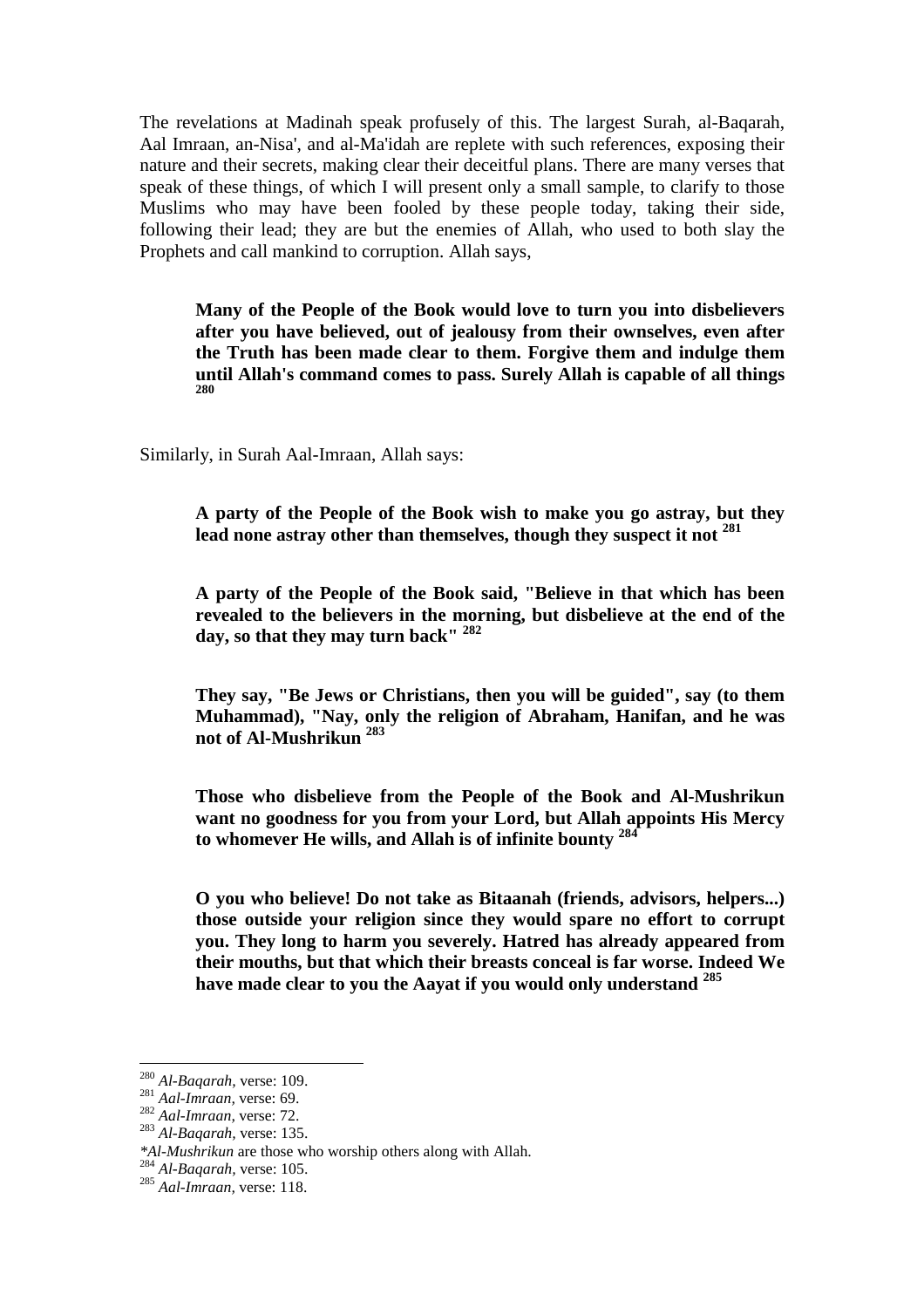The revelations at Madinah speak profusely of this. The largest Surah, al-Baqarah, Aal Imraan, an-Nisa', and al-Ma'idah are replete with such references, exposing their nature and their secrets, making clear their deceitful plans. There are many verses that speak of these things, of which I will present only a small sample, to clarify to those Muslims who may have been fooled by these people today, taking their side, following their lead; they are but the enemies of Allah, who used to both slay the Prophets and call mankind to corruption. Allah says,

> **Many of the People of the Book would love to turn you into disbelievers after you have believed, out of jealousy from their ownselves, even after the Truth has been made clear to them. Forgive them and indulge them until Allah's command comes to pass. Surely Allah is capable of all things** [280]

Similarly, in Surah Aal-Imraan, Allah says:

> **A party of the People of the Book wish to make you go astray, but they lead none astray other than themselves, though they suspect it not** [281]

> **A party of the People of the Book said, "Believe in that which has been revealed to the believers in the morning, but disbelieve at the end of the day, so that they may turn back"** [282]

> **They say, "Be Jews or Christians, then you will be guided", say (to them Muhammad), "Nay, only the religion of Abraham, Hanifan, and he was not of Al-Mushrikun** [283]

> **Those who disbelieve from the People of the Book and Al-Mushrikun want no goodness for you from your Lord, but Allah appoints His Mercy to whomever He wills, and Allah is of infinite bounty** [284]

> **O you who believe! Do not take as Bitaanah (friends, advisors, helpers...) those outside your religion since they would spare no effort to corrupt you. They long to harm you severely. Hatred has already appeared from their mouths, but that which their breasts conceal is far worse. Indeed We have made clear to you the Aayat if you would only understand** [285]

---

[280] *Al-Baqarah,* verse: 109.
[281] *Aal-Imraan,* verse: 69.
[282] *Aal-Imraan,* verse: 72.
[283] *Al-Baqarah,* verse: 135.
*\*Al-Mushrikun* are those who worship others along with Allah.
[284] *Al-Baqarah,* verse: 105.
[285] *Aal-Imraan,* verse: 118.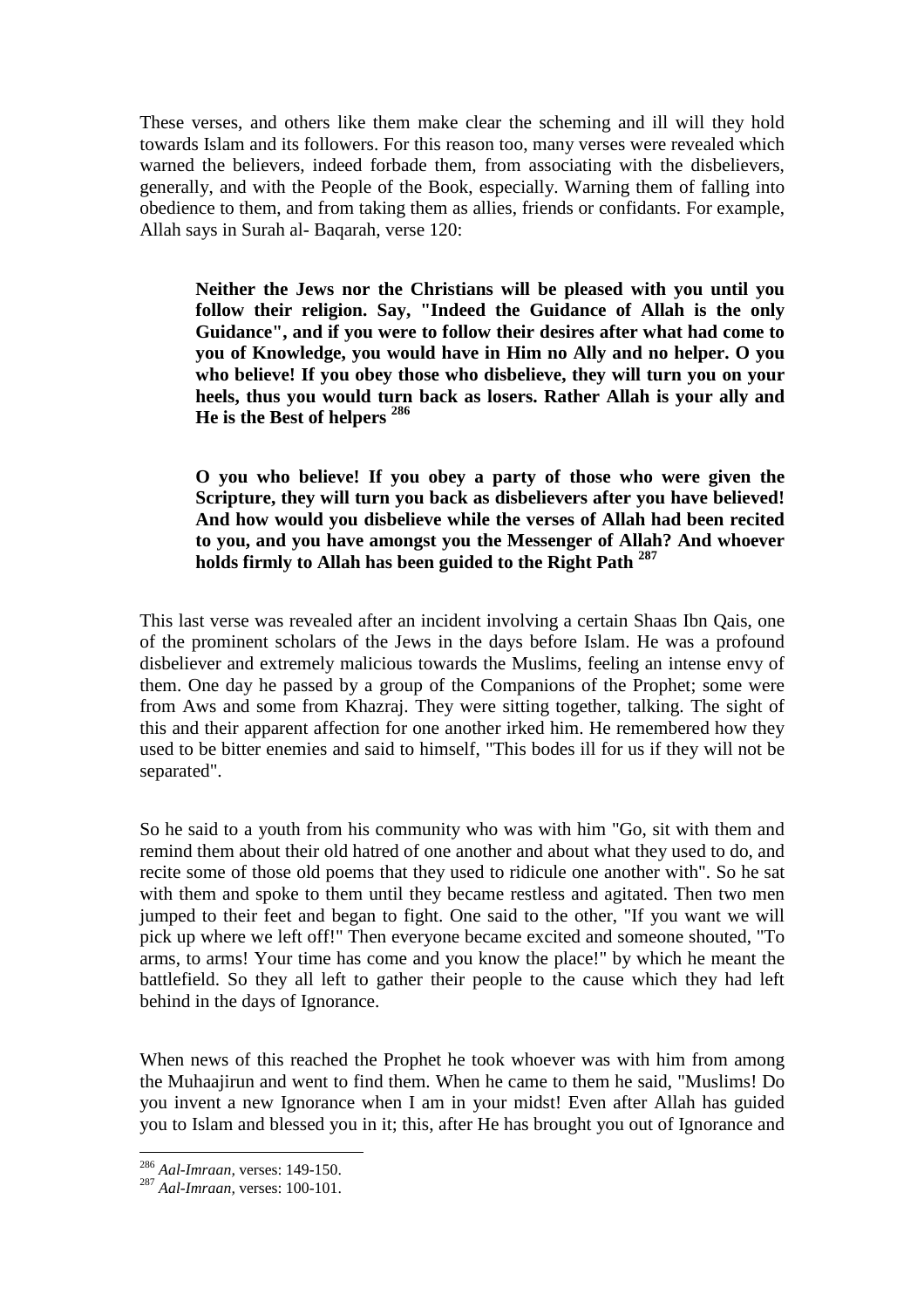These verses, and others like them make clear the scheming and ill will they hold towards Islam and its followers. For this reason too, many verses were revealed which warned the believers, indeed forbade them, from associating with the disbelievers, generally, and with the People of the Book, especially. Warning them of falling into obedience to them, and from taking them as allies, friends or confidants. For example, Allah says in Surah al- Baqarah, verse 120:

> **Neither the Jews nor the Christians will be pleased with you until you follow their religion. Say, "Indeed the Guidance of Allah is the only Guidance", and if you were to follow their desires after what had come to you of Knowledge, you would have in Him no Ally and no helper. O you who believe! If you obey those who disbelieve, they will turn you on your heels, thus you would turn back as losers. Rather Allah is your ally and He is the Best of helpers** [286]

> **O you who believe! If you obey a party of those who were given the Scripture, they will turn you back as disbelievers after you have believed! And how would you disbelieve while the verses of Allah had been recited to you, and you have amongst you the Messenger of Allah? And whoever holds firmly to Allah has been guided to the Right Path** [287]

This last verse was revealed after an incident involving a certain Shaas Ibn Qais, one of the prominent scholars of the Jews in the days before Islam. He was a profound disbeliever and extremely malicious towards the Muslims, feeling an intense envy of them. One day he passed by a group of the Companions of the Prophet; some were from Aws and some from Khazraj. They were sitting together, talking. The sight of this and their apparent affection for one another irked him. He remembered how they used to be bitter enemies and said to himself, "This bodes ill for us if they will not be separated".

So he said to a youth from his community who was with him "Go, sit with them and remind them about their old hatred of one another and about what they used to do, and recite some of those old poems that they used to ridicule one another with". So he sat with them and spoke to them until they became restless and agitated. Then two men jumped to their feet and began to fight. One said to the other, "If you want we will pick up where we left off!" Then everyone became excited and someone shouted, "To arms, to arms! Your time has come and you know the place!" by which he meant the battlefield. So they all left to gather their people to the cause which they had left behind in the days of Ignorance.

When news of this reached the Prophet he took whoever was with him from among the Muhaajirun and went to find them. When he came to them he said, "Muslims! Do you invent a new Ignorance when I am in your midst! Even after Allah has guided you to Islam and blessed you in it; this, after He has brought you out of Ignorance and

---

[286] *Aal-Imraan,* verses: 149-150.

[287] *Aal-Imraan,* verses: 100-101.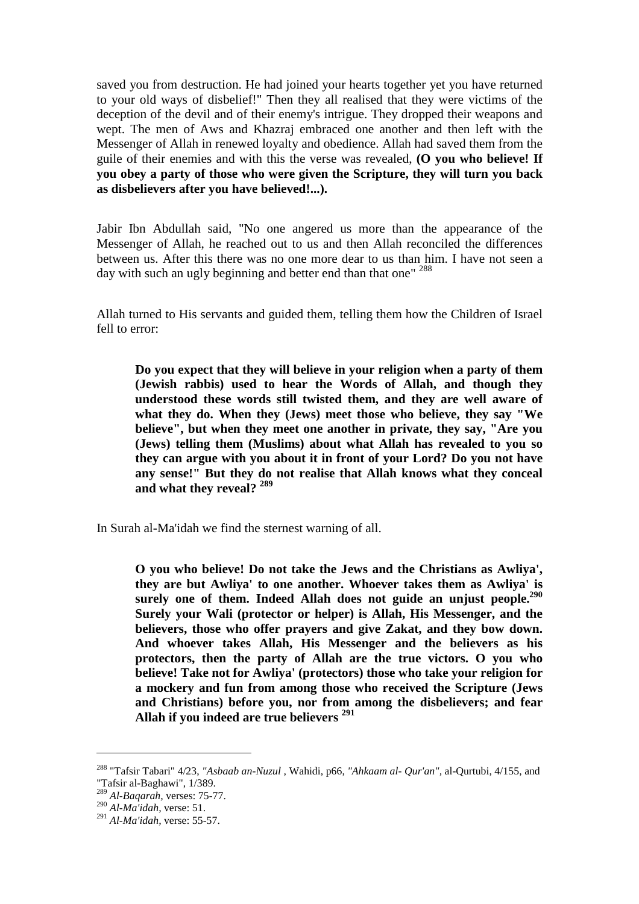saved you from destruction. He had joined your hearts together yet you have returned to your old ways of disbelief!" Then they all realised that they were victims of the deception of the devil and of their enemy's intrigue. They dropped their weapons and wept. The men of Aws and Khazraj embraced one another and then left with the Messenger of Allah in renewed loyalty and obedience. Allah had saved them from the guile of their enemies and with this the verse was revealed, **(O you who believe! If you obey a party of those who were given the Scripture, they will turn you back as disbelievers after you have believed!...).**

Jabir Ibn Abdullah said, "No one angered us more than the appearance of the Messenger of Allah, he reached out to us and then Allah reconciled the differences between us. After this there was no one more dear to us than him. I have not seen a day with such an ugly beginning and better end than that one" [288]

Allah turned to His servants and guided them, telling them how the Children of Israel fell to error:

> **Do you expect that they will believe in your religion when a party of them (Jewish rabbis) used to hear the Words of Allah, and though they understood these words still twisted them, and they are well aware of what they do. When they (Jews) meet those who believe, they say "We believe", but when they meet one another in private, they say, "Are you (Jews) telling them (Muslims) about what Allah has revealed to you so they can argue with you about it in front of your Lord? Do you not have any sense!" But they do not realise that Allah knows what they conceal and what they reveal? [289]**

In Surah al-Ma'idah we find the sternest warning of all.

> **O you who believe! Do not take the Jews and the Christians as Awliya', they are but Awliya' to one another. Whoever takes them as Awliya' is surely one of them. Indeed Allah does not guide an unjust people.[290] Surely your Wali (protector or helper) is Allah, His Messenger, and the believers, those who offer prayers and give Zakat, and they bow down. And whoever takes Allah, His Messenger and the believers as his protectors, then the party of Allah are the true victors. O you who believe! Take not for Awliya' (protectors) those who take your religion for a mockery and fun from among those who received the Scripture (Jews and Christians) before you, nor from among the disbelievers; and fear Allah if you indeed are true believers [291]**

---

[288] "Tafsir Tabari" 4/23, *"Asbaab an-Nuzul* , Wahidi, p66, *"Ahkaam al- Qur'an"*, al-Qurtubi, 4/155, and "Tafsir al-Baghawi", 1/389.

[289] *Al-Baqarah*, verses: 75-77.

[290] *Al-Ma'idah*, verse: 51.

[291] *Al-Ma'idah*, verse: 55-57.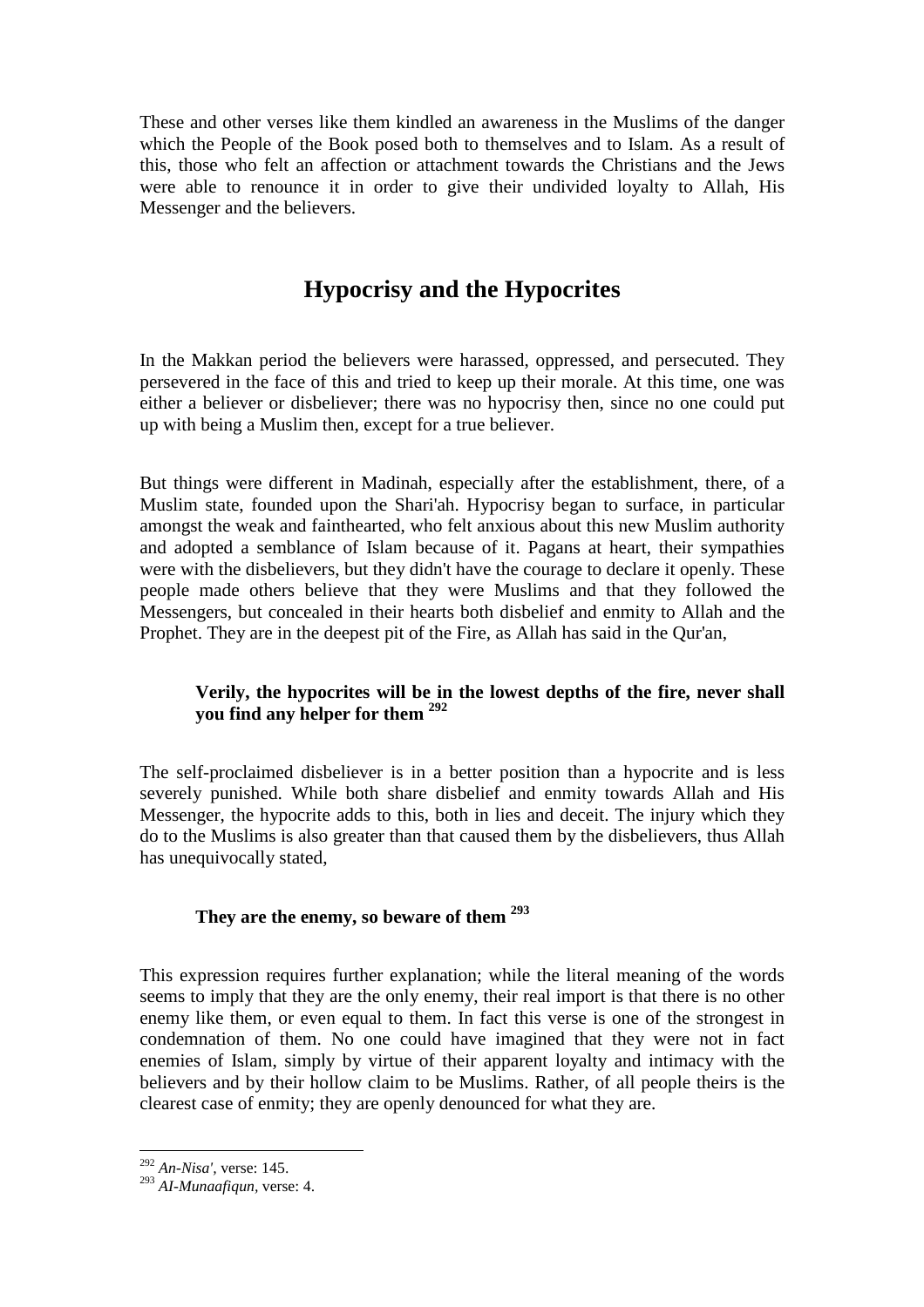These and other verses like them kindled an awareness in the Muslims of the danger which the People of the Book posed both to themselves and to Islam. As a result of this, those who felt an affection or attachment towards the Christians and the Jews were able to renounce it in order to give their undivided loyalty to Allah, His Messenger and the believers.

## Hypocrisy and the Hypocrites

In the Makkan period the believers were harassed, oppressed, and persecuted. They persevered in the face of this and tried to keep up their morale. At this time, one was either a believer or disbeliever; there was no hypocrisy then, since no one could put up with being a Muslim then, except for a true believer.

But things were different in Madinah, especially after the establishment, there, of a Muslim state, founded upon the Shari'ah. Hypocrisy began to surface, in particular amongst the weak and fainthearted, who felt anxious about this new Muslim authority and adopted a semblance of Islam because of it. Pagans at heart, their sympathies were with the disbelievers, but they didn't have the courage to declare it openly. These people made others believe that they were Muslims and that they followed the Messengers, but concealed in their hearts both disbelief and enmity to Allah and the Prophet. They are in the deepest pit of the Fire, as Allah has said in the Qur'an,

> **Verily, the hypocrites will be in the lowest depths of the fire, never shall you find any helper for them** [292]

The self-proclaimed disbeliever is in a better position than a hypocrite and is less severely punished. While both share disbelief and enmity towards Allah and His Messenger, the hypocrite adds to this, both in lies and deceit. The injury which they do to the Muslims is also greater than that caused them by the disbelievers, thus Allah has unequivocally stated,

> **They are the enemy, so beware of them** [293]

This expression requires further explanation; while the literal meaning of the words seems to imply that they are the only enemy, their real import is that there is no other enemy like them, or even equal to them. In fact this verse is one of the strongest in condemnation of them. No one could have imagined that they were not in fact enemies of Islam, simply by virtue of their apparent loyalty and intimacy with the believers and by their hollow claim to be Muslims. Rather, of all people theirs is the clearest case of enmity; they are openly denounced for what they are.

---

[292] *An-Nisa'*, verse: 145.

[293] *AI-Munaafiqun*, verse: 4.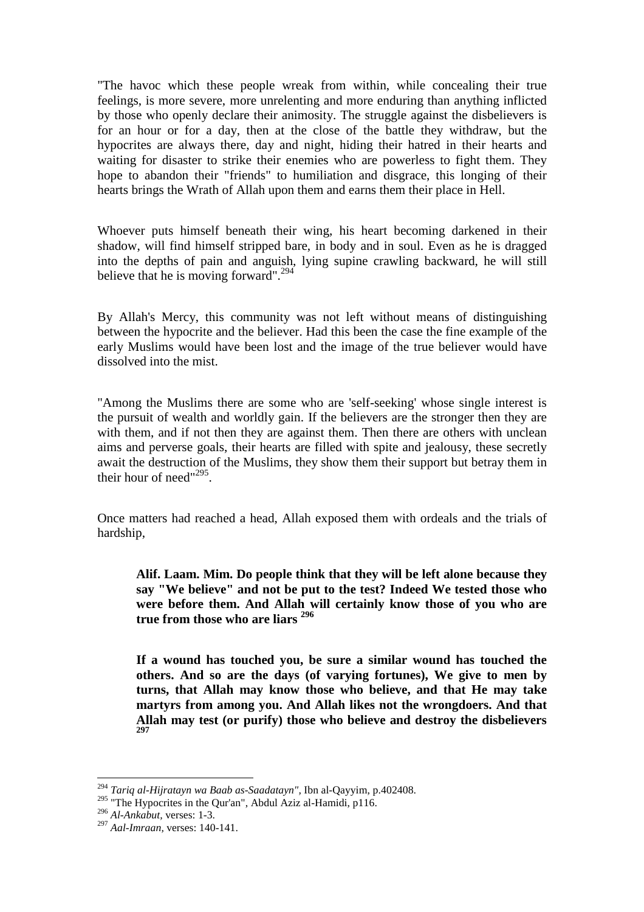"The havoc which these people wreak from within, while concealing their true feelings, is more severe, more unrelenting and more enduring than anything inflicted by those who openly declare their animosity. The struggle against the disbelievers is for an hour or for a day, then at the close of the battle they withdraw, but the hypocrites are always there, day and night, hiding their hatred in their hearts and waiting for disaster to strike their enemies who are powerless to fight them. They hope to abandon their "friends" to humiliation and disgrace, this longing of their hearts brings the Wrath of Allah upon them and earns them their place in Hell.

Whoever puts himself beneath their wing, his heart becoming darkened in their shadow, will find himself stripped bare, in body and in soul. Even as he is dragged into the depths of pain and anguish, lying supine crawling backward, he will still believe that he is moving forward".[294]

By Allah's Mercy, this community was not left without means of distinguishing between the hypocrite and the believer. Had this been the case the fine example of the early Muslims would have been lost and the image of the true believer would have dissolved into the mist.

"Among the Muslims there are some who are 'self-seeking' whose single interest is the pursuit of wealth and worldly gain. If the believers are the stronger then they are with them, and if not then they are against them. Then there are others with unclean aims and perverse goals, their hearts are filled with spite and jealousy, these secretly await the destruction of the Muslims, they show them their support but betray them in their hour of need"[295].

Once matters had reached a head, Allah exposed them with ordeals and the trials of hardship,

> **Alif. Laam. Mim. Do people think that they will be left alone because they say "We believe" and not be put to the test? Indeed We tested those who were before them. And Allah will certainly know those of you who are true from those who are liars [296]**

> **If a wound has touched you, be sure a similar wound has touched the others. And so are the days (of varying fortunes), We give to men by turns, that Allah may know those who believe, and that He may take martyrs from among you. And Allah likes not the wrongdoers. And that Allah may test (or purify) those who believe and destroy the disbelievers [297]**

---

[294] *Tariq al-Hijratayn wa Baab as-Saadatayn"*, Ibn al-Qayyim, p.402408.

[295] "The Hypocrites in the Qur'an", Abdul Aziz al-Hamidi, p116.

[296] *Al-Ankabut*, verses: 1-3.

[297] *Aal-Imraan*, verses: 140-141.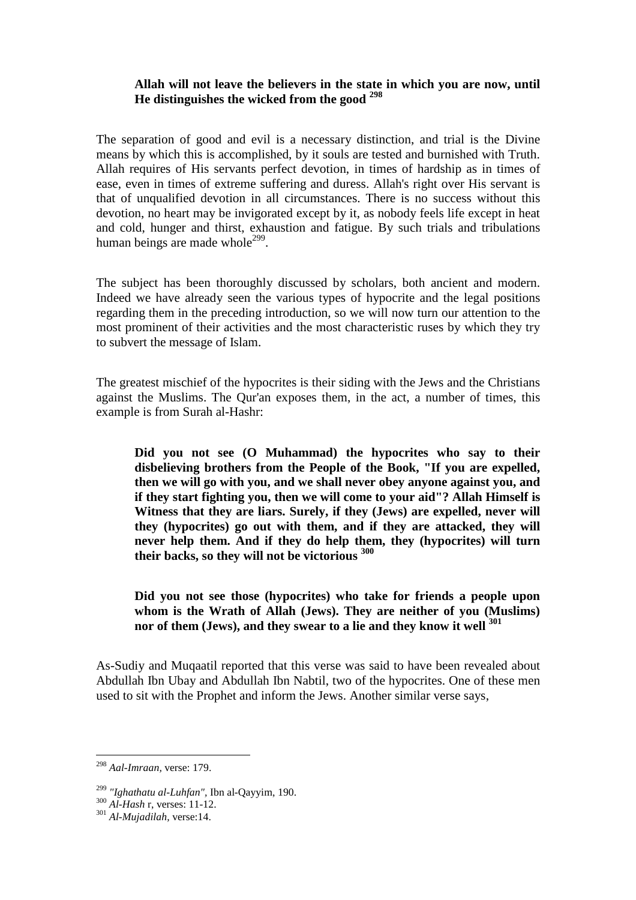**Allah will not leave the believers in the state in which you are now, until He distinguishes the wicked from the good [298]**

The separation of good and evil is a necessary distinction, and trial is the Divine means by which this is accomplished, by it souls are tested and burnished with Truth. Allah requires of His servants perfect devotion, in times of hardship as in times of ease, even in times of extreme suffering and duress. Allah's right over His servant is that of unqualified devotion in all circumstances. There is no success without this devotion, no heart may be invigorated except by it, as nobody feels life except in heat and cold, hunger and thirst, exhaustion and fatigue. By such trials and tribulations human beings are made whole[299].

The subject has been thoroughly discussed by scholars, both ancient and modern. Indeed we have already seen the various types of hypocrite and the legal positions regarding them in the preceding introduction, so we will now turn our attention to the most prominent of their activities and the most characteristic ruses by which they try to subvert the message of Islam.

The greatest mischief of the hypocrites is their siding with the Jews and the Christians against the Muslims. The Qur'an exposes them, in the act, a number of times, this example is from Surah al-Hashr:

> **Did you not see (O Muhammad) the hypocrites who say to their disbelieving brothers from the People of the Book, "If you are expelled, then we will go with you, and we shall never obey anyone against you, and if they start fighting you, then we will come to your aid"? Allah Himself is Witness that they are liars. Surely, if they (Jews) are expelled, never will they (hypocrites) go out with them, and if they are attacked, they will never help them. And if they do help them, they (hypocrites) will turn their backs, so they will not be victorious [300]**

> **Did you not see those (hypocrites) who take for friends a people upon whom is the Wrath of Allah (Jews). They are neither of you (Muslims) nor of them (Jews), and they swear to a lie and they know it well [301]**

As-Sudiy and Muqaatil reported that this verse was said to have been revealed about Abdullah Ibn Ubay and Abdullah Ibn Nabtil, two of the hypocrites. One of these men used to sit with the Prophet and inform the Jews. Another similar verse says,

---

[298] *Aal-Imraan,* verse: 179.

[299] *"Ighathatu al-Luhfan",* Ibn al-Qayyim, 190.

[300] *Al-Hash* r, verses: 11-12.

[301] *Al-Mujadilah,* verse:14.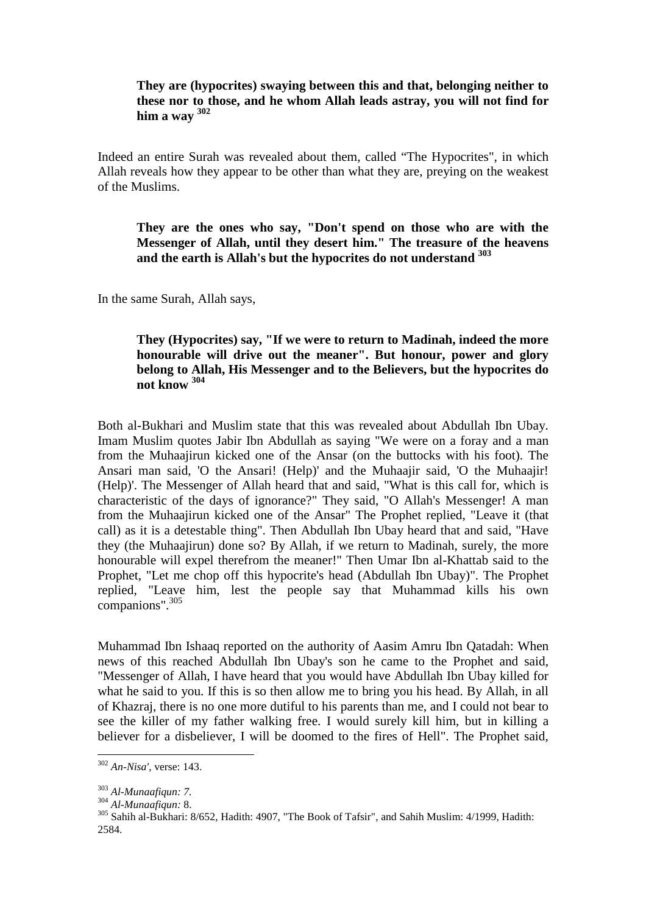> **They are (hypocrites) swaying between this and that, belonging neither to these nor to those, and he whom Allah leads astray, you will not find for him a way [302]**

Indeed an entire Surah was revealed about them, called "The Hypocrites", in which Allah reveals how they appear to be other than what they are, preying on the weakest of the Muslims.

> **They are the ones who say, "Don't spend on those who are with the Messenger of Allah, until they desert him." The treasure of the heavens and the earth is Allah's but the hypocrites do not understand [303]**

In the same Surah, Allah says,

> **They (Hypocrites) say, "If we were to return to Madinah, indeed the more honourable will drive out the meaner". But honour, power and glory belong to Allah, His Messenger and to the Believers, but the hypocrites do not know [304]**

Both al-Bukhari and Muslim state that this was revealed about Abdullah Ibn Ubay. Imam Muslim quotes Jabir Ibn Abdullah as saying "We were on a foray and a man from the Muhaajirun kicked one of the Ansar (on the buttocks with his foot). The Ansari man said, 'O the Ansari! (Help)' and the Muhaajir said, 'O the Muhaajir! (Help)'. The Messenger of Allah heard that and said, "What is this call for, which is characteristic of the days of ignorance?" They said, "O Allah's Messenger! A man from the Muhaajirun kicked one of the Ansar" The Prophet replied, "Leave it (that call) as it is a detestable thing". Then Abdullah Ibn Ubay heard that and said, "Have they (the Muhaajirun) done so? By Allah, if we return to Madinah, surely, the more honourable will expel therefrom the meaner!" Then Umar Ibn al-Khattab said to the Prophet, "Let me chop off this hypocrite's head (Abdullah Ibn Ubay)". The Prophet replied, "Leave him, lest the people say that Muhammad kills his own companions".[305]

Muhammad Ibn Ishaaq reported on the authority of Aasim Amru Ibn Qatadah: When news of this reached Abdullah Ibn Ubay's son he came to the Prophet and said, "Messenger of Allah, I have heard that you would have Abdullah Ibn Ubay killed for what he said to you. If this is so then allow me to bring you his head. By Allah, in all of Khazraj, there is no one more dutiful to his parents than me, and I could not bear to see the killer of my father walking free. I would surely kill him, but in killing a believer for a disbeliever, I will be doomed to the fires of Hell". The Prophet said,

---

[302] *An-Nisa',* verse: 143.

[303] *Al-Munaafiqun: 7.*

[304] *Al-Munaafiqun:* 8.

[305] Sahih al-Bukhari: 8/652, Hadith: 4907, "The Book of Tafsir", and Sahih Muslim: 4/1999, Hadith: 2584.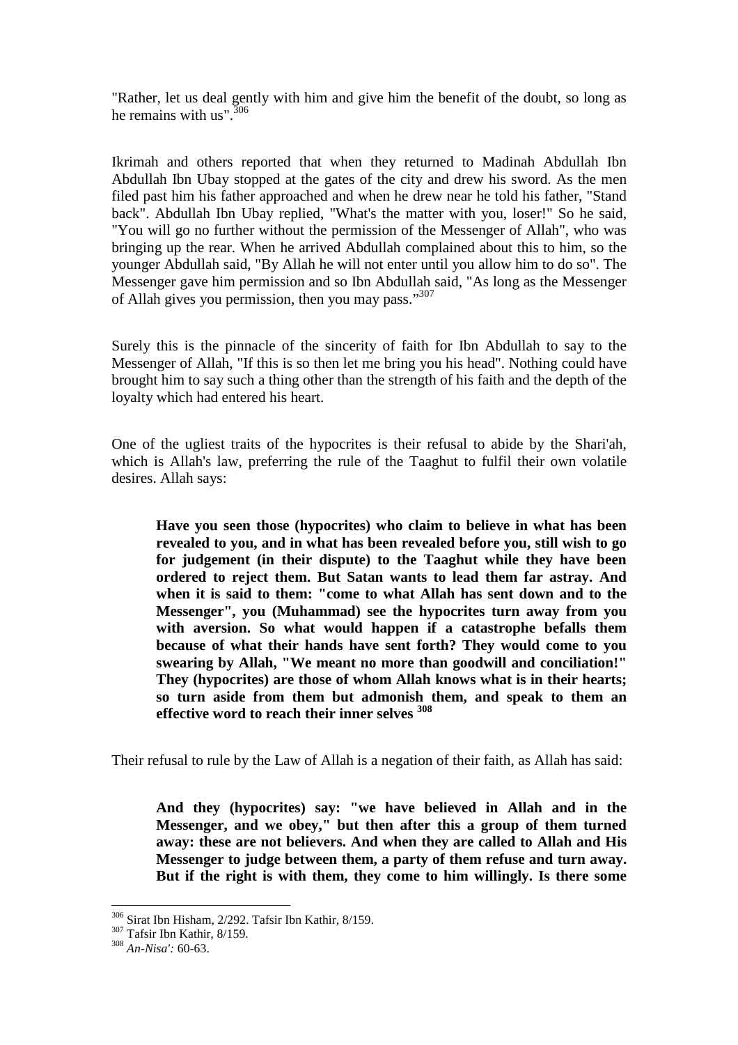"Rather, let us deal gently with him and give him the benefit of the doubt, so long as he remains with us".[306]

Ikrimah and others reported that when they returned to Madinah Abdullah Ibn Abdullah Ibn Ubay stopped at the gates of the city and drew his sword. As the men filed past him his father approached and when he drew near he told his father, "Stand back". Abdullah Ibn Ubay replied, "What's the matter with you, loser!" So he said, "You will go no further without the permission of the Messenger of Allah", who was bringing up the rear. When he arrived Abdullah complained about this to him, so the younger Abdullah said, "By Allah he will not enter until you allow him to do so". The Messenger gave him permission and so Ibn Abdullah said, "As long as the Messenger of Allah gives you permission, then you may pass."[307]

Surely this is the pinnacle of the sincerity of faith for Ibn Abdullah to say to the Messenger of Allah, "If this is so then let me bring you his head". Nothing could have brought him to say such a thing other than the strength of his faith and the depth of the loyalty which had entered his heart.

One of the ugliest traits of the hypocrites is their refusal to abide by the Shari'ah, which is Allah's law, preferring the rule of the Taaghut to fulfil their own volatile desires. Allah says:

> **Have you seen those (hypocrites) who claim to believe in what has been revealed to you, and in what has been revealed before you, still wish to go for judgement (in their dispute) to the Taaghut while they have been ordered to reject them. But Satan wants to lead them far astray. And when it is said to them: "come to what Allah has sent down and to the Messenger", you (Muhammad) see the hypocrites turn away from you with aversion. So what would happen if a catastrophe befalls them because of what their hands have sent forth? They would come to you swearing by Allah, "We meant no more than goodwill and conciliation!" They (hypocrites) are those of whom Allah knows what is in their hearts; so turn aside from them but admonish them, and speak to them an effective word to reach their inner selves** [308]

Their refusal to rule by the Law of Allah is a negation of their faith, as Allah has said:

> **And they (hypocrites) say: "we have believed in Allah and in the Messenger, and we obey," but then after this a group of them turned away: these are not believers. And when they are called to Allah and His Messenger to judge between them, a party of them refuse and turn away. But if the right is with them, they come to him willingly. Is there some**

---

[306] Sirat Ibn Hisham, 2/292. Tafsir Ibn Kathir, 8/159.

[307] Tafsir Ibn Kathir, 8/159.

[308] *An-Nisa':* 60-63.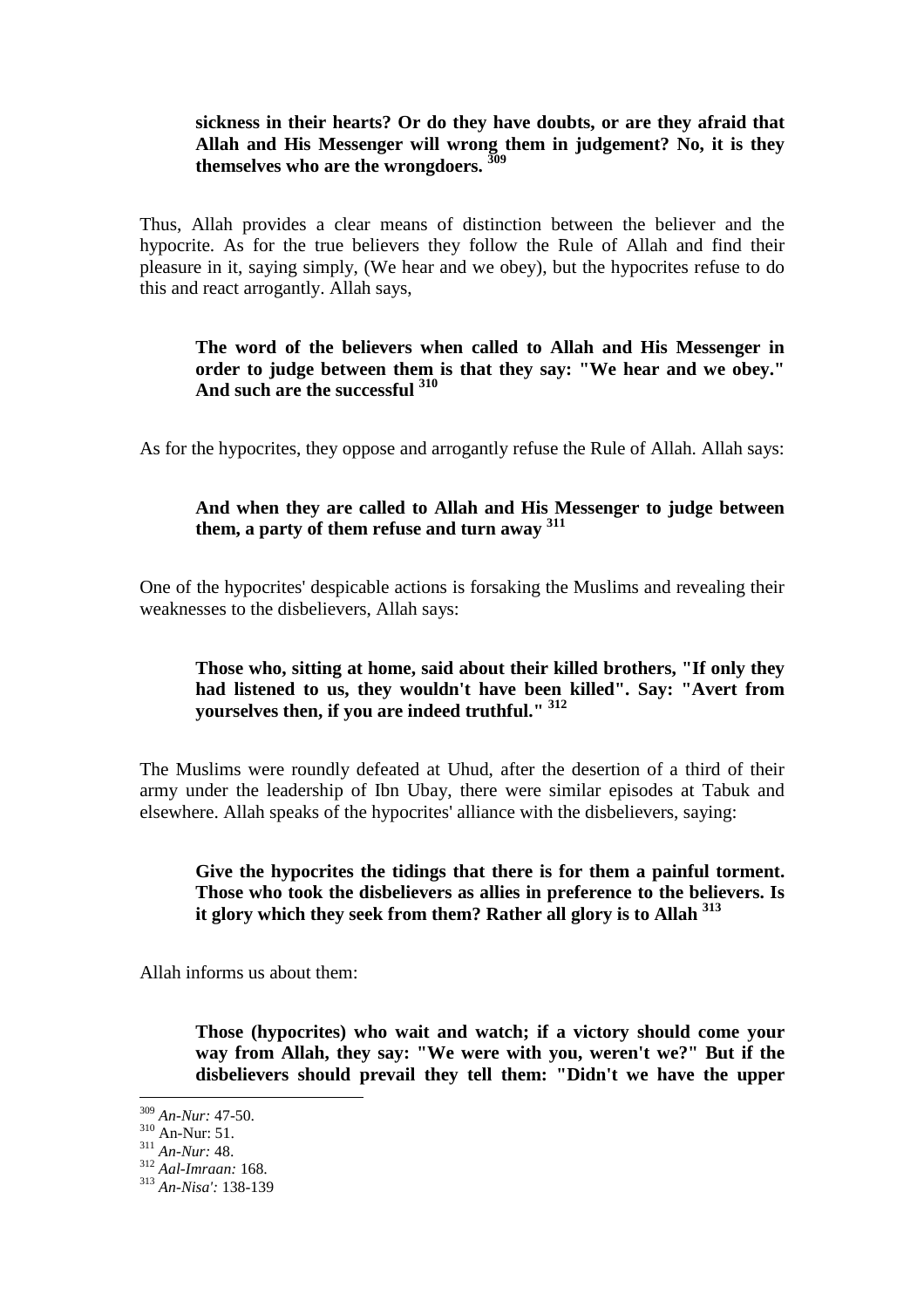> **sickness in their hearts? Or do they have doubts, or are they afraid that Allah and His Messenger will wrong them in judgement? No, it is they themselves who are the wrongdoers.** [309]

Thus, Allah provides a clear means of distinction between the believer and the hypocrite. As for the true believers they follow the Rule of Allah and find their pleasure in it, saying simply, (We hear and we obey), but the hypocrites refuse to do this and react arrogantly. Allah says,

> **The word of the believers when called to Allah and His Messenger in order to judge between them is that they say: "We hear and we obey." And such are the successful** [310]

As for the hypocrites, they oppose and arrogantly refuse the Rule of Allah. Allah says:

> **And when they are called to Allah and His Messenger to judge between them, a party of them refuse and turn away** [311]

One of the hypocrites' despicable actions is forsaking the Muslims and revealing their weaknesses to the disbelievers, Allah says:

> **Those who, sitting at home, said about their killed brothers, "If only they had listened to us, they wouldn't have been killed". Say: "Avert from yourselves then, if you are indeed truthful."** [312]

The Muslims were roundly defeated at Uhud, after the desertion of a third of their army under the leadership of Ibn Ubay, there were similar episodes at Tabuk and elsewhere. Allah speaks of the hypocrites' alliance with the disbelievers, saying:

> **Give the hypocrites the tidings that there is for them a painful torment. Those who took the disbelievers as allies in preference to the believers. Is it glory which they seek from them? Rather all glory is to Allah** [313]

Allah informs us about them:

> **Those (hypocrites) who wait and watch; if a victory should come your way from Allah, they say: "We were with you, weren't we?" But if the disbelievers should prevail they tell them: "Didn't we have the upper**

---

[309] *An-Nur:* 47-50.
[310] An-Nur: 51.
[311] *An-Nur:* 48.
[312] *Aal-Imraan:* 168.
[313] *An-Nisa':* 138-139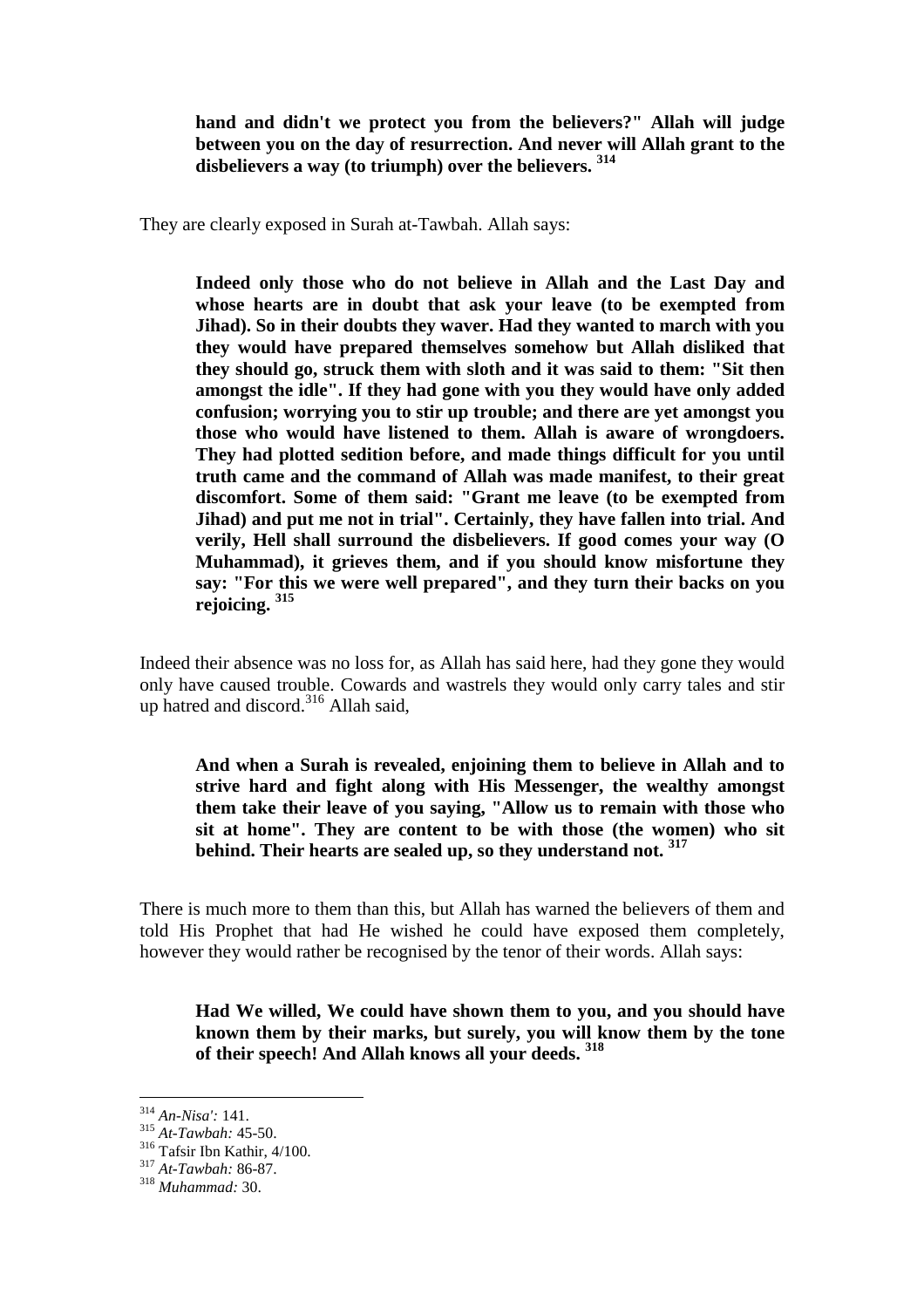> **hand and didn't we protect you from the believers?" Allah will judge between you on the day of resurrection. And never will Allah grant to the disbelievers a way (to triumph) over the believers.** [314]

They are clearly exposed in Surah at-Tawbah. Allah says:

> **Indeed only those who do not believe in Allah and the Last Day and whose hearts are in doubt that ask your leave (to be exempted from Jihad). So in their doubts they waver. Had they wanted to march with you they would have prepared themselves somehow but Allah disliked that they should go, struck them with sloth and it was said to them: "Sit then amongst the idle". If they had gone with you they would have only added confusion; worrying you to stir up trouble; and there are yet amongst you those who would have listened to them. Allah is aware of wrongdoers. They had plotted sedition before, and made things difficult for you until truth came and the command of Allah was made manifest, to their great discomfort. Some of them said: "Grant me leave (to be exempted from Jihad) and put me not in trial". Certainly, they have fallen into trial. And verily, Hell shall surround the disbelievers. If good comes your way (O Muhammad), it grieves them, and if you should know misfortune they say: "For this we were well prepared", and they turn their backs on you rejoicing.** [315]

Indeed their absence was no loss for, as Allah has said here, had they gone they would only have caused trouble. Cowards and wastrels they would only carry tales and stir up hatred and discord.[316] Allah said,

> **And when a Surah is revealed, enjoining them to believe in Allah and to strive hard and fight along with His Messenger, the wealthy amongst them take their leave of you saying, "Allow us to remain with those who sit at home". They are content to be with those (the women) who sit behind. Their hearts are sealed up, so they understand not.** [317]

There is much more to them than this, but Allah has warned the believers of them and told His Prophet that had He wished he could have exposed them completely, however they would rather be recognised by the tenor of their words. Allah says:

> **Had We willed, We could have shown them to you, and you should have known them by their marks, but surely, you will know them by the tone of their speech! And Allah knows all your deeds.** [318]

---

[314] *An-Nisa':* 141.
[315] *At-Tawbah:* 45-50.
[316] Tafsir Ibn Kathir, 4/100.
[317] *At-Tawbah:* 86-87.
[318] *Muhammad:* 30.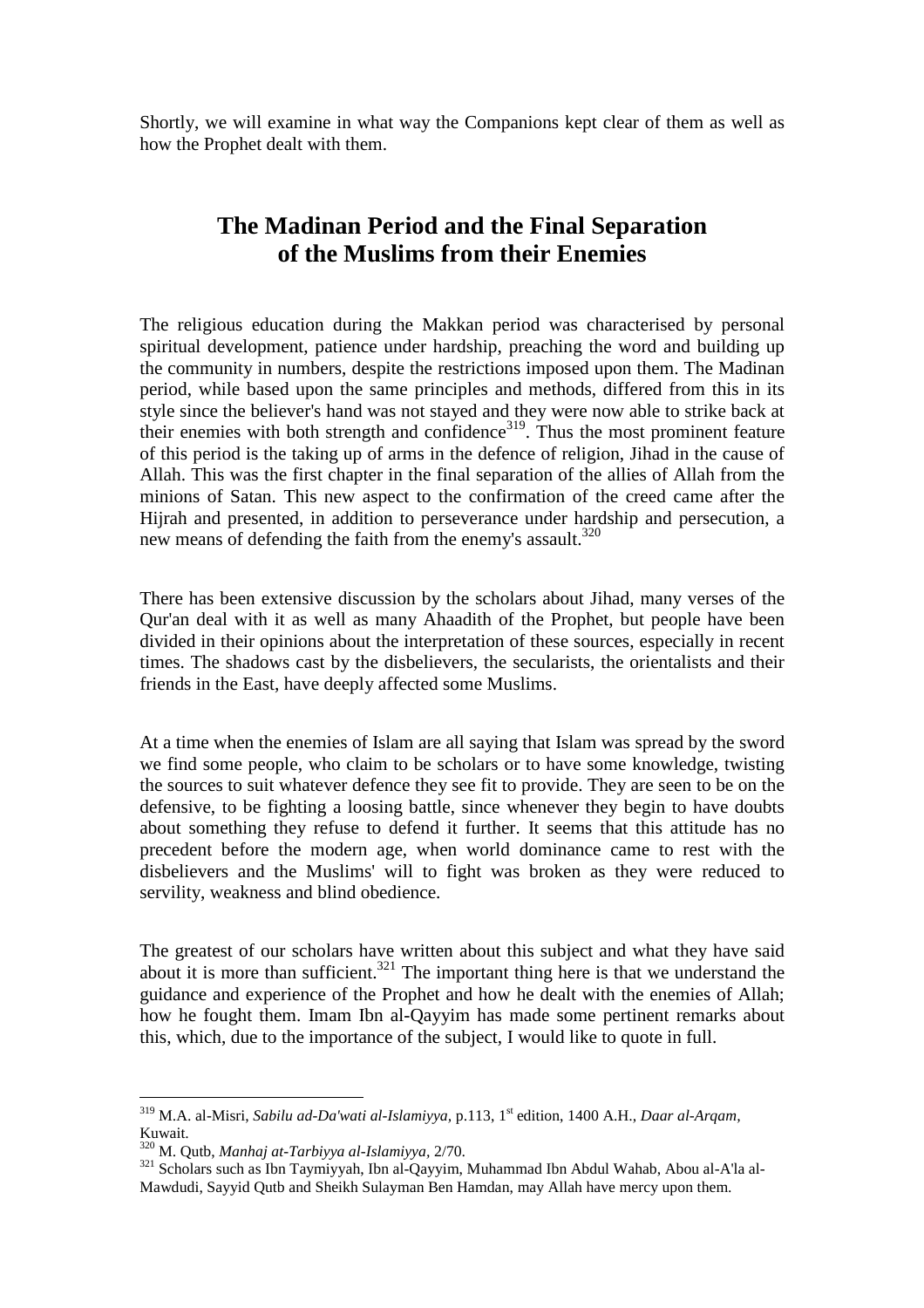Shortly, we will examine in what way the Companions kept clear of them as well as how the Prophet dealt with them.

## The Madinan Period and the Final Separation of the Muslims from their Enemies

The religious education during the Makkan period was characterised by personal spiritual development, patience under hardship, preaching the word and building up the community in numbers, despite the restrictions imposed upon them. The Madinan period, while based upon the same principles and methods, differed from this in its style since the believer's hand was not stayed and they were now able to strike back at their enemies with both strength and confidence[319]. Thus the most prominent feature of this period is the taking up of arms in the defence of religion, Jihad in the cause of Allah. This was the first chapter in the final separation of the allies of Allah from the minions of Satan. This new aspect to the confirmation of the creed came after the Hijrah and presented, in addition to perseverance under hardship and persecution, a new means of defending the faith from the enemy's assault.[320]

There has been extensive discussion by the scholars about Jihad, many verses of the Qur'an deal with it as well as many Ahaadith of the Prophet, but people have been divided in their opinions about the interpretation of these sources, especially in recent times. The shadows cast by the disbelievers, the secularists, the orientalists and their friends in the East, have deeply affected some Muslims.

At a time when the enemies of Islam are all saying that Islam was spread by the sword we find some people, who claim to be scholars or to have some knowledge, twisting the sources to suit whatever defence they see fit to provide. They are seen to be on the defensive, to be fighting a loosing battle, since whenever they begin to have doubts about something they refuse to defend it further. It seems that this attitude has no precedent before the modern age, when world dominance came to rest with the disbelievers and the Muslims' will to fight was broken as they were reduced to servility, weakness and blind obedience.

The greatest of our scholars have written about this subject and what they have said about it is more than sufficient.[321] The important thing here is that we understand the guidance and experience of the Prophet and how he dealt with the enemies of Allah; how he fought them. Imam Ibn al-Qayyim has made some pertinent remarks about this, which, due to the importance of the subject, I would like to quote in full.

---

[319] M.A. al-Misri, *Sabilu ad-Da'wati al-Islamiyya*, p.113, 1st edition, 1400 A.H., *Daar al-Arqam*, Kuwait.

[320] M. Qutb, *Manhaj at-Tarbiyya al-Islamiyya*, 2/70.

[321] Scholars such as Ibn Taymiyyah, Ibn al-Qayyim, Muhammad Ibn Abdul Wahab, Abou al-A'la al-Mawdudi, Sayyid Qutb and Sheikh Sulayman Ben Hamdan, may Allah have mercy upon them.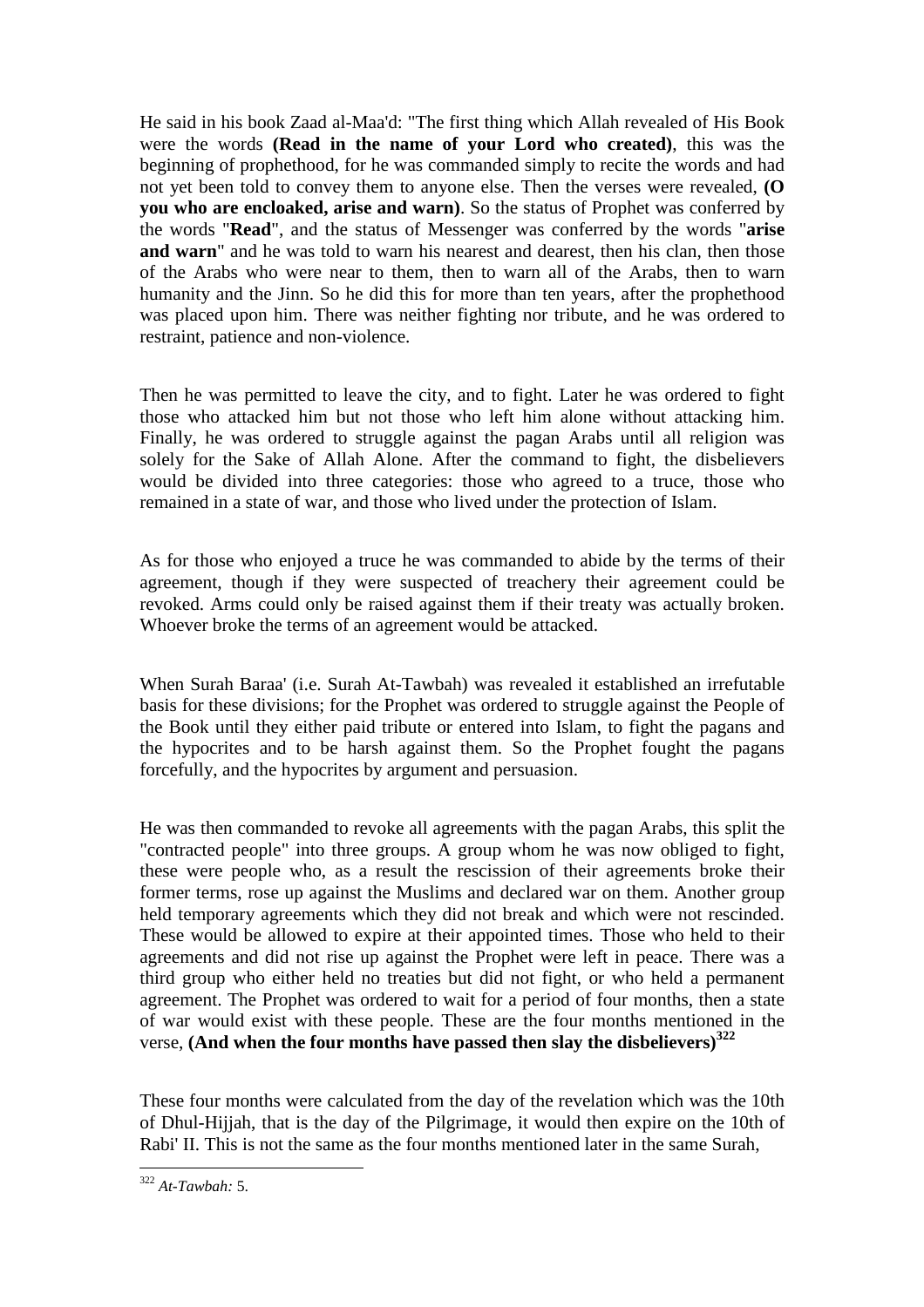He said in his book Zaad al-Maa'd: "The first thing which Allah revealed of His Book were the words **(Read in the name of your Lord who created)**, this was the beginning of prophethood, for he was commanded simply to recite the words and had not yet been told to convey them to anyone else. Then the verses were revealed, **(O you who are encloaked, arise and warn)**. So the status of Prophet was conferred by the words "**Read**", and the status of Messenger was conferred by the words "**arise and warn**" and he was told to warn his nearest and dearest, then his clan, then those of the Arabs who were near to them, then to warn all of the Arabs, then to warn humanity and the Jinn. So he did this for more than ten years, after the prophethood was placed upon him. There was neither fighting nor tribute, and he was ordered to restraint, patience and non-violence.

Then he was permitted to leave the city, and to fight. Later he was ordered to fight those who attacked him but not those who left him alone without attacking him. Finally, he was ordered to struggle against the pagan Arabs until all religion was solely for the Sake of Allah Alone. After the command to fight, the disbelievers would be divided into three categories: those who agreed to a truce, those who remained in a state of war, and those who lived under the protection of Islam.

As for those who enjoyed a truce he was commanded to abide by the terms of their agreement, though if they were suspected of treachery their agreement could be revoked. Arms could only be raised against them if their treaty was actually broken. Whoever broke the terms of an agreement would be attacked.

When Surah Baraa' (i.e. Surah At-Tawbah) was revealed it established an irrefutable basis for these divisions; for the Prophet was ordered to struggle against the People of the Book until they either paid tribute or entered into Islam, to fight the pagans and the hypocrites and to be harsh against them. So the Prophet fought the pagans forcefully, and the hypocrites by argument and persuasion.

He was then commanded to revoke all agreements with the pagan Arabs, this split the "contracted people" into three groups. A group whom he was now obliged to fight, these were people who, as a result the rescission of their agreements broke their former terms, rose up against the Muslims and declared war on them. Another group held temporary agreements which they did not break and which were not rescinded. These would be allowed to expire at their appointed times. Those who held to their agreements and did not rise up against the Prophet were left in peace. There was a third group who either held no treaties but did not fight, or who held a permanent agreement. The Prophet was ordered to wait for a period of four months, then a state of war would exist with these people. These are the four months mentioned in the verse, **(And when the four months have passed then slay the disbelievers)**[322]

These four months were calculated from the day of the revelation which was the 10th of Dhul-Hijjah, that is the day of the Pilgrimage, it would then expire on the 10th of Rabi' II. This is not the same as the four months mentioned later in the same Surah,

---

[322] *At-Tawbah:* 5.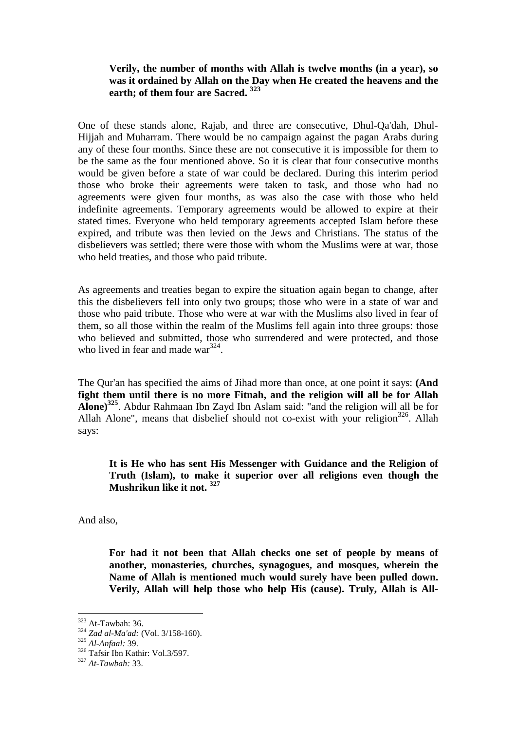> **Verily, the number of months with Allah is twelve months (in a year), so was it ordained by Allah on the Day when He created the heavens and the earth; of them four are Sacred.** [323]

One of these stands alone, Rajab, and three are consecutive, Dhul-Qa'dah, Dhul-Hijjah and Muharram. There would be no campaign against the pagan Arabs during any of these four months. Since these are not consecutive it is impossible for them to be the same as the four mentioned above. So it is clear that four consecutive months would be given before a state of war could be declared. During this interim period those who broke their agreements were taken to task, and those who had no agreements were given four months, as was also the case with those who held indefinite agreements. Temporary agreements would be allowed to expire at their stated times. Everyone who held temporary agreements accepted Islam before these expired, and tribute was then levied on the Jews and Christians. The status of the disbelievers was settled; there were those with whom the Muslims were at war, those who held treaties, and those who paid tribute.

As agreements and treaties began to expire the situation again began to change, after this the disbelievers fell into only two groups; those who were in a state of war and those who paid tribute. Those who were at war with the Muslims also lived in fear of them, so all those within the realm of the Muslims fell again into three groups: those who believed and submitted, those who surrendered and were protected, and those who lived in fear and made war[324].

The Qur'an has specified the aims of Jihad more than once, at one point it says: **(And fight them until there is no more Fitnah, and the religion will all be for Allah Alone)**[325]. Abdur Rahmaan Ibn Zayd Ibn Aslam said: "and the religion will all be for Allah Alone", means that disbelief should not co-exist with your religion[326]. Allah says:

> **It is He who has sent His Messenger with Guidance and the Religion of Truth (Islam), to make it superior over all religions even though the Mushrikun like it not.** [327]

And also,

> **For had it not been that Allah checks one set of people by means of another, monasteries, churches, synagogues, and mosques, wherein the Name of Allah is mentioned much would surely have been pulled down. Verily, Allah will help those who help His (cause). Truly, Allah is All-**

---

[323] At-Tawbah: 36.
[324] *Zad al-Ma'ad:* (Vol. 3/158-160).
[325] *Al-Anfaal:* 39.
[326] Tafsir Ibn Kathir: Vol.3/597.
[327] *At-Tawbah:* 33.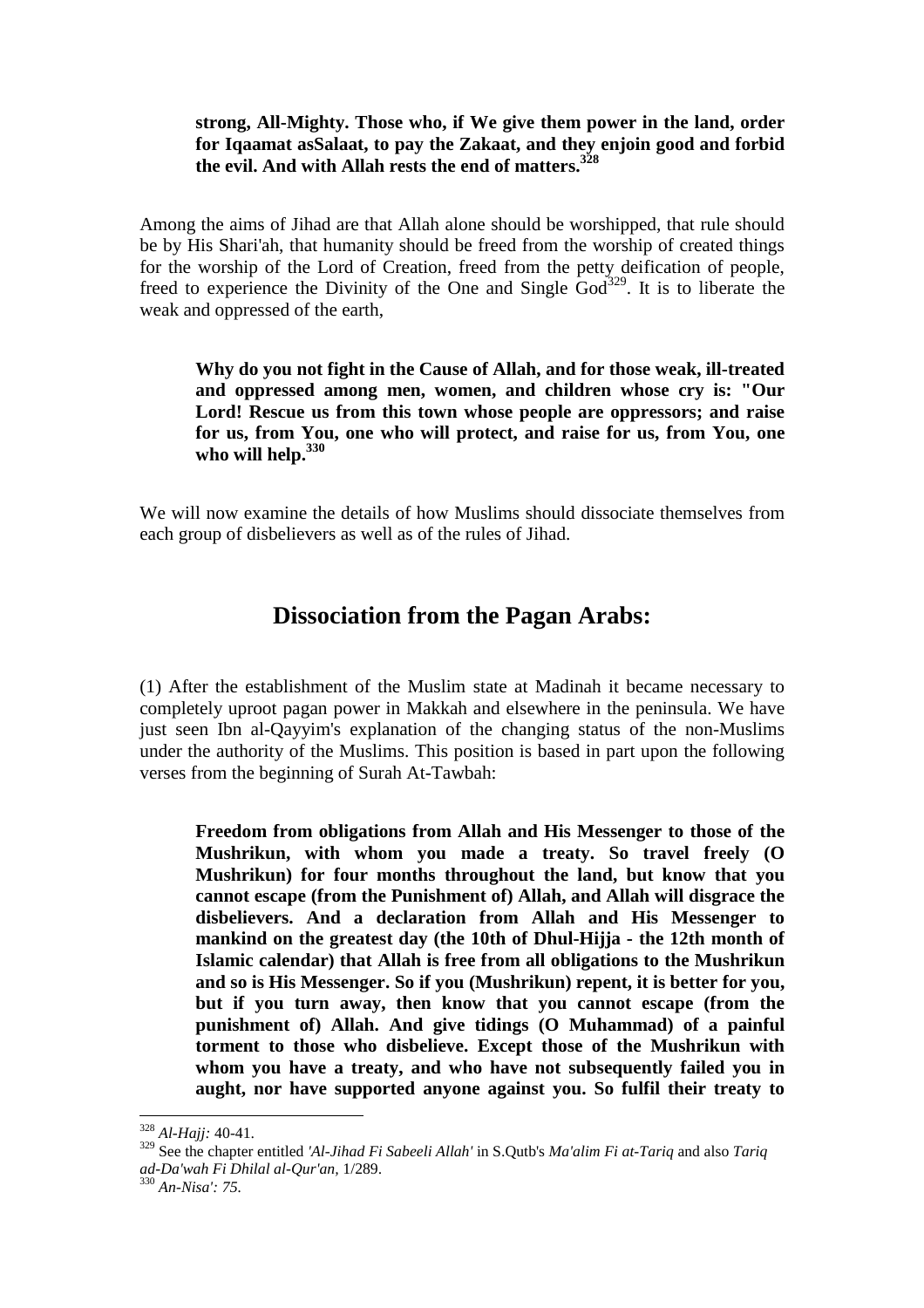**strong, All-Mighty. Those who, if We give them power in the land, order for Iqaamat asSalaat, to pay the Zakaat, and they enjoin good and forbid the evil. And with Allah rests the end of matters.**[328]

Among the aims of Jihad are that Allah alone should be worshipped, that rule should be by His Shari'ah, that humanity should be freed from the worship of created things for the worship of the Lord of Creation, freed from the petty deification of people, freed to experience the Divinity of the One and Single God[329]. It is to liberate the weak and oppressed of the earth,

**Why do you not fight in the Cause of Allah, and for those weak, ill-treated and oppressed among men, women, and children whose cry is: "Our Lord! Rescue us from this town whose people are oppressors; and raise for us, from You, one who will protect, and raise for us, from You, one who will help.**[330]

We will now examine the details of how Muslims should dissociate themselves from each group of disbelievers as well as of the rules of Jihad.

## Dissociation from the Pagan Arabs:

(1) After the establishment of the Muslim state at Madinah it became necessary to completely uproot pagan power in Makkah and elsewhere in the peninsula. We have just seen Ibn al-Qayyim's explanation of the changing status of the non-Muslims under the authority of the Muslims. This position is based in part upon the following verses from the beginning of Surah At-Tawbah:

**Freedom from obligations from Allah and His Messenger to those of the Mushrikun, with whom you made a treaty. So travel freely (O Mushrikun) for four months throughout the land, but know that you cannot escape (from the Punishment of) Allah, and Allah will disgrace the disbelievers. And a declaration from Allah and His Messenger to mankind on the greatest day (the 10th of Dhul-Hijja - the 12th month of Islamic calendar) that Allah is free from all obligations to the Mushrikun and so is His Messenger. So if you (Mushrikun) repent, it is better for you, but if you turn away, then know that you cannot escape (from the punishment of) Allah. And give tidings (O Muhammad) of a painful torment to those who disbelieve. Except those of the Mushrikun with whom you have a treaty, and who have not subsequently failed you in aught, nor have supported anyone against you. So fulfil their treaty to**

---

[328] *Al-Hajj:* 40-41.

[329] See the chapter entitled *'Al-Jihad Fi Sabeeli Allah'* in S.Qutb's *Ma'alim Fi at-Tariq* and also *Tariq ad-Da'wah Fi Dhilal al-Qur'an*, 1/289.

[330] *An-Nisa': 75.*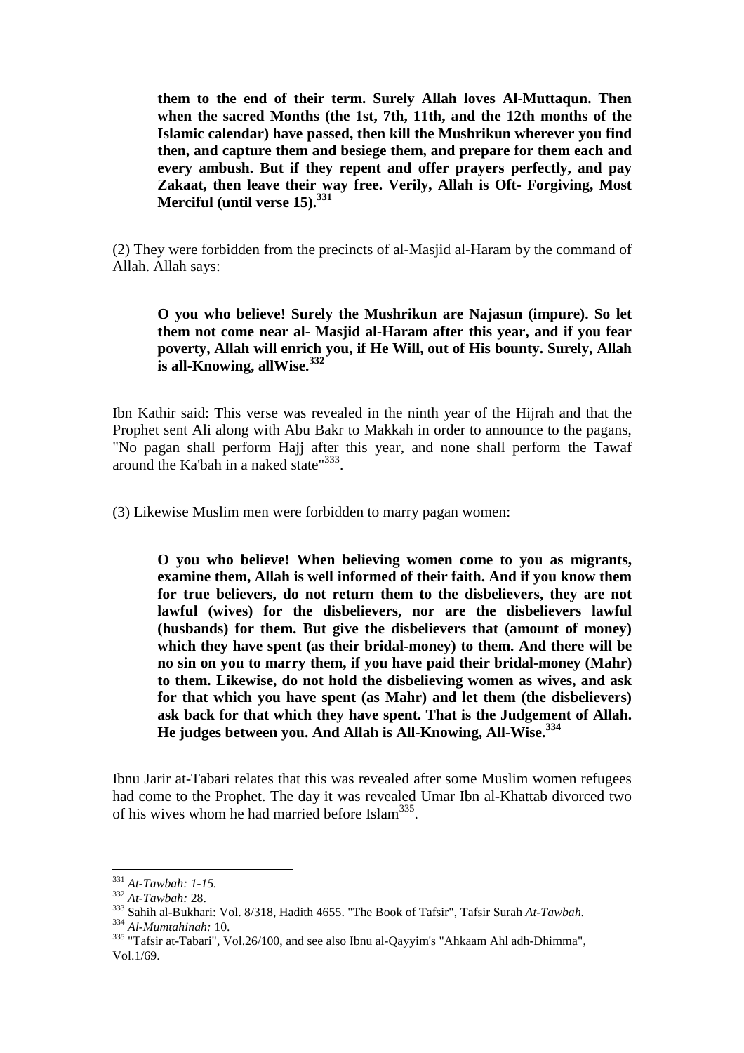**them to the end of their term. Surely Allah loves Al-Muttaqun. Then when the sacred Months (the 1st, 7th, 11th, and the 12th months of the Islamic calendar) have passed, then kill the Mushrikun wherever you find then, and capture them and besiege them, and prepare for them each and every ambush. But if they repent and offer prayers perfectly, and pay Zakaat, then leave their way free. Verily, Allah is Oft- Forgiving, Most Merciful (until verse 15).**[331]

(2) They were forbidden from the precincts of al-Masjid al-Haram by the command of Allah. Allah says:

**O you who believe! Surely the Mushrikun are Najasun (impure). So let them not come near al- Masjid al-Haram after this year, and if you fear poverty, Allah will enrich you, if He Will, out of His bounty. Surely, Allah is all-Knowing, allWise.**[332]

Ibn Kathir said: This verse was revealed in the ninth year of the Hijrah and that the Prophet sent Ali along with Abu Bakr to Makkah in order to announce to the pagans, "No pagan shall perform Hajj after this year, and none shall perform the Tawaf around the Ka'bah in a naked state"[333].

(3) Likewise Muslim men were forbidden to marry pagan women:

**O you who believe! When believing women come to you as migrants, examine them, Allah is well informed of their faith. And if you know them for true believers, do not return them to the disbelievers, they are not lawful (wives) for the disbelievers, nor are the disbelievers lawful (husbands) for them. But give the disbelievers that (amount of money) which they have spent (as their bridal-money) to them. And there will be no sin on you to marry them, if you have paid their bridal-money (Mahr) to them. Likewise, do not hold the disbelieving women as wives, and ask for that which you have spent (as Mahr) and let them (the disbelievers) ask back for that which they have spent. That is the Judgement of Allah. He judges between you. And Allah is All-Knowing, All-Wise.**[334]

Ibnu Jarir at-Tabari relates that this was revealed after some Muslim women refugees had come to the Prophet. The day it was revealed Umar Ibn al-Khattab divorced two of his wives whom he had married before Islam[335].

---

[331] *At-Tawbah: 1-15.*

[332] *At-Tawbah:* 28.

[333] Sahih al-Bukhari: Vol. 8/318, Hadith 4655. "The Book of Tafsir", Tafsir Surah *At-Tawbah.*

[334] *Al-Mumtahinah:* 10.

[335] "Tafsir at-Tabari", Vol.26/100, and see also Ibnu al-Qayyim's "Ahkaam Ahl adh-Dhimma", Vol.1/69.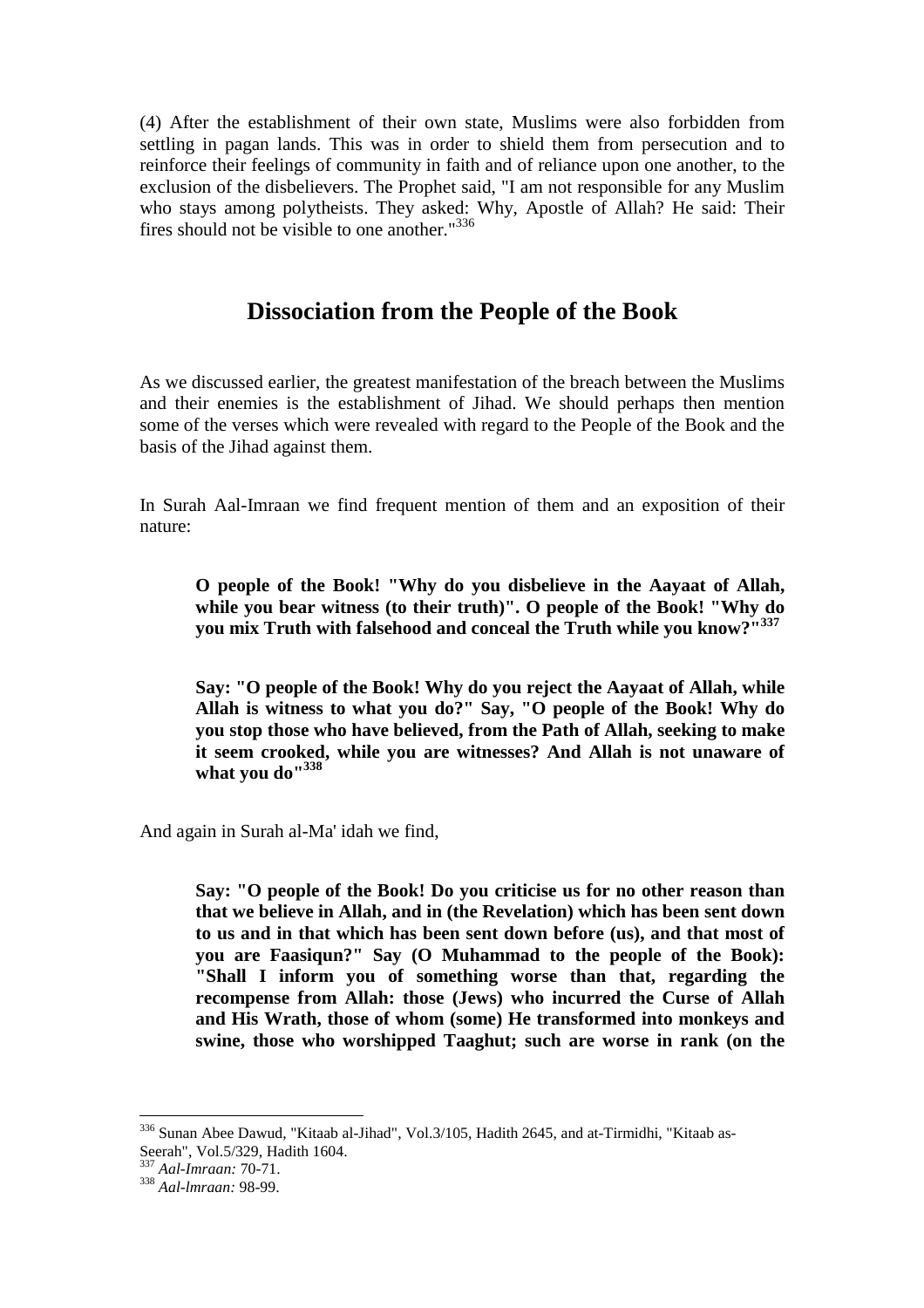(4) After the establishment of their own state, Muslims were also forbidden from settling in pagan lands. This was in order to shield them from persecution and to reinforce their feelings of community in faith and of reliance upon one another, to the exclusion of the disbelievers. The Prophet said, "I am not responsible for any Muslim who stays among polytheists. They asked: Why, Apostle of Allah? He said: Their fires should not be visible to one another."[336]

## Dissociation from the People of the Book

As we discussed earlier, the greatest manifestation of the breach between the Muslims and their enemies is the establishment of Jihad. We should perhaps then mention some of the verses which were revealed with regard to the People of the Book and the basis of the Jihad against them.

In Surah Aal-Imraan we find frequent mention of them and an exposition of their nature:

> **O people of the Book! "Why do you disbelieve in the Aayaat of Allah, while you bear witness (to their truth)". O people of the Book! "Why do you mix Truth with falsehood and conceal the Truth while you know?"[337]**

> **Say: "O people of the Book! Why do you reject the Aayaat of Allah, while Allah is witness to what you do?" Say, "O people of the Book! Why do you stop those who have believed, from the Path of Allah, seeking to make it seem crooked, while you are witnesses? And Allah is not unaware of what you do"[338]**

And again in Surah al-Ma' idah we find,

> **Say: "O people of the Book! Do you criticise us for no other reason than that we believe in Allah, and in (the Revelation) which has been sent down to us and in that which has been sent down before (us), and that most of you are Faasiqun?" Say (O Muhammad to the people of the Book): "Shall I inform you of something worse than that, regarding the recompense from Allah: those (Jews) who incurred the Curse of Allah and His Wrath, those of whom (some) He transformed into monkeys and swine, those who worshipped Taaghut; such are worse in rank (on the**

---

[336] Sunan Abee Dawud, "Kitaab al-Jihad", Vol.3/105, Hadith 2645, and at-Tirmidhi, "Kitaab as-Seerah", Vol.5/329, Hadith 1604.

[337] *Aal-Imraan:* 70-71.

[338] *Aal-lmraan:* 98-99.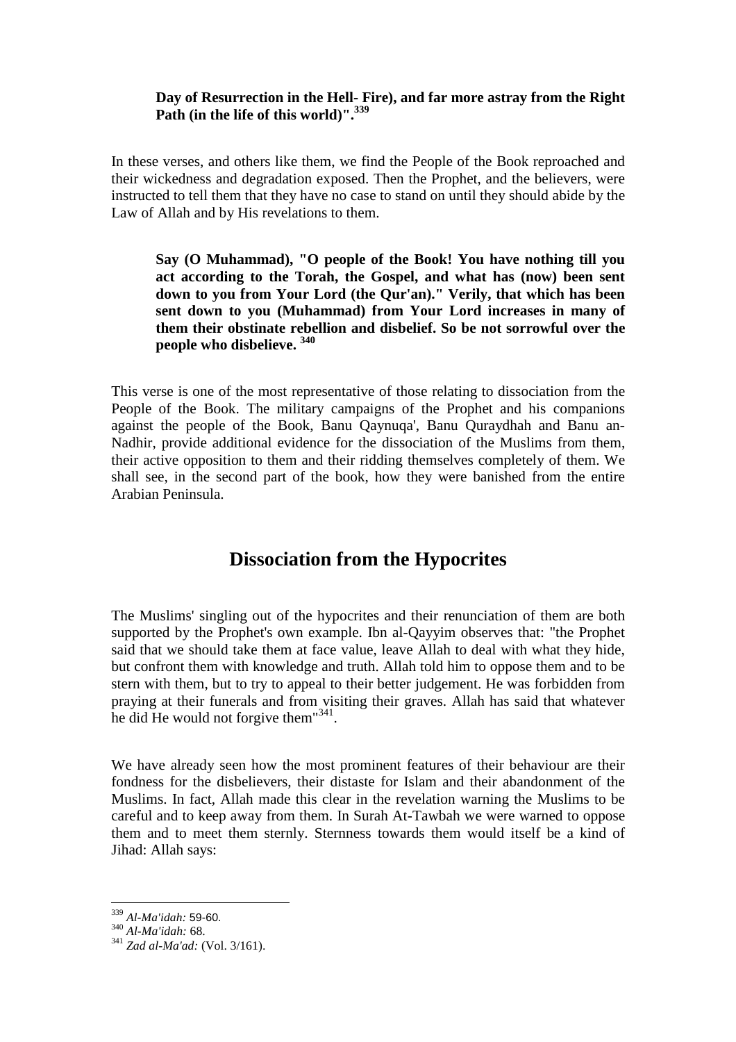**Day of Resurrection in the Hell- Fire), and far more astray from the Right Path (in the life of this world)".[339]**

In these verses, and others like them, we find the People of the Book reproached and their wickedness and degradation exposed. Then the Prophet, and the believers, were instructed to tell them that they have no case to stand on until they should abide by the Law of Allah and by His revelations to them.

> **Say (O Muhammad), "O people of the Book! You have nothing till you act according to the Torah, the Gospel, and what has (now) been sent down to you from Your Lord (the Qur'an)." Verily, that which has been sent down to you (Muhammad) from Your Lord increases in many of them their obstinate rebellion and disbelief. So be not sorrowful over the people who disbelieve.[340]**

This verse is one of the most representative of those relating to dissociation from the People of the Book. The military campaigns of the Prophet and his companions against the people of the Book, Banu Qaynuqa', Banu Quraydhah and Banu an-Nadhir, provide additional evidence for the dissociation of the Muslims from them, their active opposition to them and their ridding themselves completely of them. We shall see, in the second part of the book, how they were banished from the entire Arabian Peninsula.

## Dissociation from the Hypocrites

The Muslims' singling out of the hypocrites and their renunciation of them are both supported by the Prophet's own example. Ibn al-Qayyim observes that: "the Prophet said that we should take them at face value, leave Allah to deal with what they hide, but confront them with knowledge and truth. Allah told him to oppose them and to be stern with them, but to try to appeal to their better judgement. He was forbidden from praying at their funerals and from visiting their graves. Allah has said that whatever he did He would not forgive them"[341].

We have already seen how the most prominent features of their behaviour are their fondness for the disbelievers, their distaste for Islam and their abandonment of the Muslims. In fact, Allah made this clear in the revelation warning the Muslims to be careful and to keep away from them. In Surah At-Tawbah we were warned to oppose them and to meet them sternly. Sternness towards them would itself be a kind of Jihad: Allah says:

---

[339] *Al-Ma'idah:* 59-60.
[340] *Al-Ma'idah:* 68.
[341] *Zad al-Ma'ad:* (Vol. 3/161).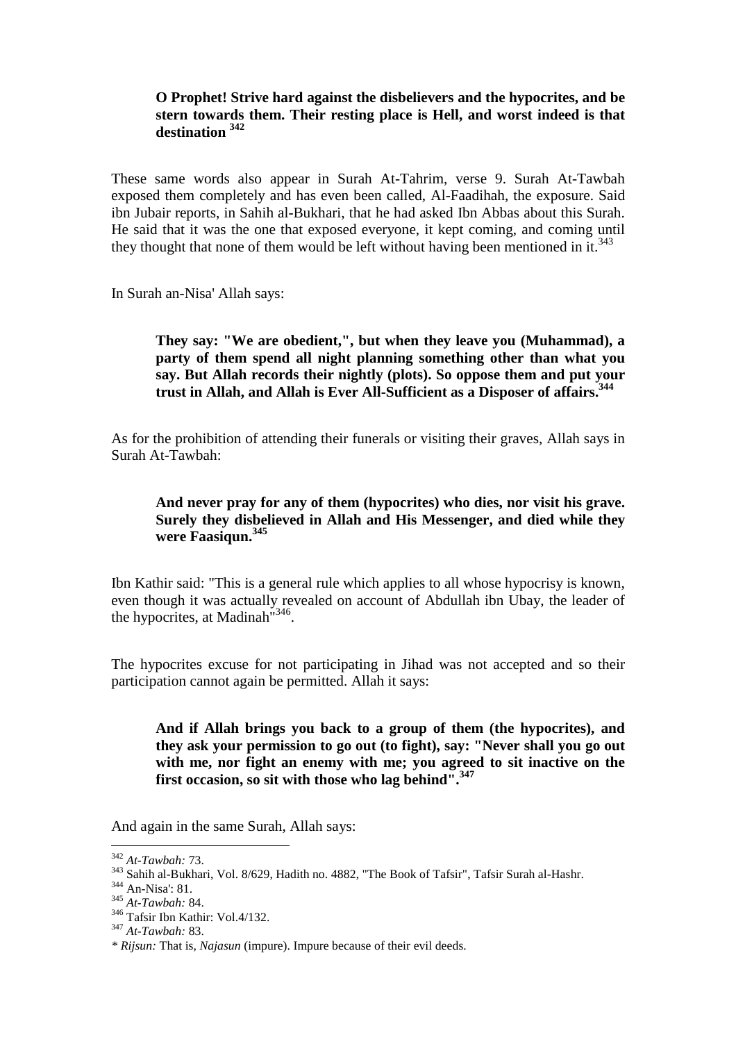> **O Prophet! Strive hard against the disbelievers and the hypocrites, and be stern towards them. Their resting place is Hell, and worst indeed is that destination** [342]

These same words also appear in Surah At-Tahrim, verse 9. Surah At-Tawbah exposed them completely and has even been called, Al-Faadihah, the exposure. Said ibn Jubair reports, in Sahih al-Bukhari, that he had asked Ibn Abbas about this Surah. He said that it was the one that exposed everyone, it kept coming, and coming until they thought that none of them would be left without having been mentioned in it.[343]

In Surah an-Nisa' Allah says:

> **They say: "We are obedient,", but when they leave you (Muhammad), a party of them spend all night planning something other than what you say. But Allah records their nightly (plots). So oppose them and put your trust in Allah, and Allah is Ever All-Sufficient as a Disposer of affairs.**[344]

As for the prohibition of attending their funerals or visiting their graves, Allah says in Surah At-Tawbah:

> **And never pray for any of them (hypocrites) who dies, nor visit his grave. Surely they disbelieved in Allah and His Messenger, and died while they were Faasiqun.**[345]

Ibn Kathir said: "This is a general rule which applies to all whose hypocrisy is known, even though it was actually revealed on account of Abdullah ibn Ubay, the leader of the hypocrites, at Madinah"[346].

The hypocrites excuse for not participating in Jihad was not accepted and so their participation cannot again be permitted. Allah it says:

> **And if Allah brings you back to a group of them (the hypocrites), and they ask your permission to go out (to fight), say: "Never shall you go out with me, nor fight an enemy with me; you agreed to sit inactive on the first occasion, so sit with those who lag behind".**[347]

And again in the same Surah, Allah says:

---

[342] *At-Tawbah:* 73.

[343] Sahih al-Bukhari, Vol. 8/629, Hadith no. 4882, "The Book of Tafsir", Tafsir Surah al-Hashr.

[344] An-Nisa': 81.

[345] *At-Tawbah:* 84.

[346] Tafsir Ibn Kathir: Vol.4/132.

[347] *At-Tawbah:* 83.

*\* Rijsun:* That is, *Najasun* (impure). Impure because of their evil deeds.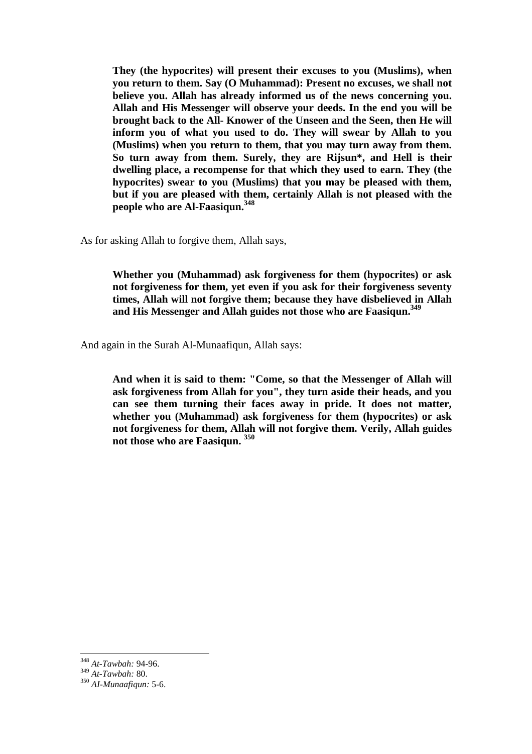> **They (the hypocrites) will present their excuses to you (Muslims), when you return to them. Say (O Muhammad): Present no excuses, we shall not believe you. Allah has already informed us of the news concerning you. Allah and His Messenger will observe your deeds. In the end you will be brought back to the All- Knower of the Unseen and the Seen, then He will inform you of what you used to do. They will swear by Allah to you (Muslims) when you return to them, that you may turn away from them. So turn away from them. Surely, they are Rijsun*, and Hell is their dwelling place, a recompense for that which they used to earn. They (the hypocrites) swear to you (Muslims) that you may be pleased with them, but if you are pleased with them, certainly Allah is not pleased with the people who are Al-Faasiqun.**[348]

As for asking Allah to forgive them, Allah says,

> **Whether you (Muhammad) ask forgiveness for them (hypocrites) or ask not forgiveness for them, yet even if you ask for their forgiveness seventy times, Allah will not forgive them; because they have disbelieved in Allah and His Messenger and Allah guides not those who are Faasiqun.**[349]

And again in the Surah Al-Munaafiqun, Allah says:

> **And when it is said to them: "Come, so that the Messenger of Allah will ask forgiveness from Allah for you", they turn aside their heads, and you can see them turning their faces away in pride. It does not matter, whether you (Muhammad) ask forgiveness for them (hypocrites) or ask not forgiveness for them, Allah will not forgive them. Verily, Allah guides not those who are Faasiqun.** [350]

---

[348] *At-Tawbah:* 94-96.

[349] *At-Tawbah:* 80.

[350] *Al-Munaafiqun:* 5-6.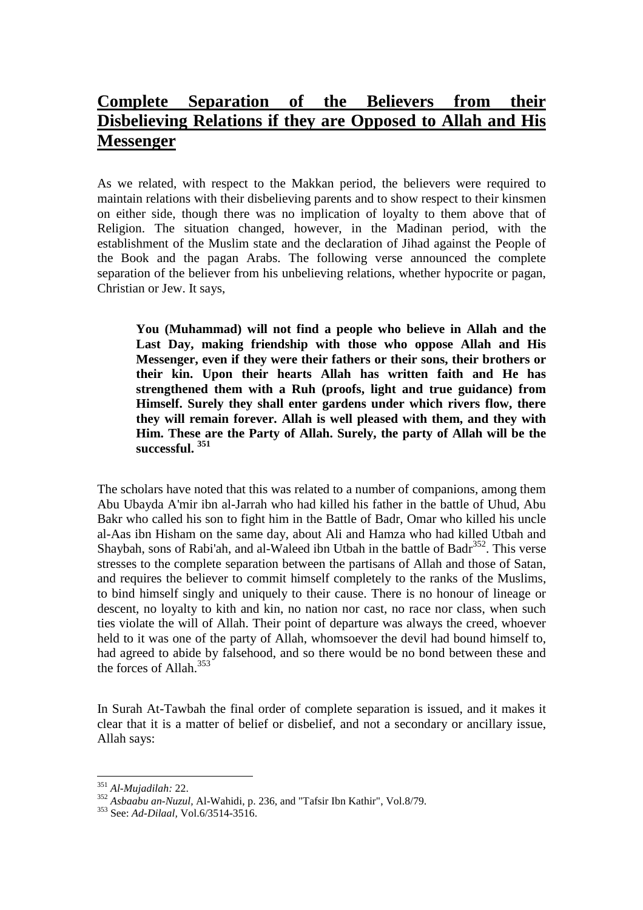## Complete Separation of the Believers from their Disbelieving Relations if they are Opposed to Allah and His Messenger

As we related, with respect to the Makkan period, the believers were required to maintain relations with their disbelieving parents and to show respect to their kinsmen on either side, though there was no implication of loyalty to them above that of Religion. The situation changed, however, in the Madinan period, with the establishment of the Muslim state and the declaration of Jihad against the People of the Book and the pagan Arabs. The following verse announced the complete separation of the believer from his unbelieving relations, whether hypocrite or pagan, Christian or Jew. It says,

> **You (Muhammad) will not find a people who believe in Allah and the Last Day, making friendship with those who oppose Allah and His Messenger, even if they were their fathers or their sons, their brothers or their kin. Upon their hearts Allah has written faith and He has strengthened them with a Ruh (proofs, light and true guidance) from Himself. Surely they shall enter gardens under which rivers flow, there they will remain forever. Allah is well pleased with them, and they with Him. These are the Party of Allah. Surely, the party of Allah will be the successful.** [351]

The scholars have noted that this was related to a number of companions, among them Abu Ubayda A'mir ibn al-Jarrah who had killed his father in the battle of Uhud, Abu Bakr who called his son to fight him in the Battle of Badr, Omar who killed his uncle al-Aas ibn Hisham on the same day, about Ali and Hamza who had killed Utbah and Shaybah, sons of Rabi'ah, and al-Waleed ibn Utbah in the battle of Badr[352]. This verse stresses to the complete separation between the partisans of Allah and those of Satan, and requires the believer to commit himself completely to the ranks of the Muslims, to bind himself singly and uniquely to their cause. There is no honour of lineage or descent, no loyalty to kith and kin, no nation nor cast, no race nor class, when such ties violate the will of Allah. Their point of departure was always the creed, whoever held to it was one of the party of Allah, whomsoever the devil had bound himself to, had agreed to abide by falsehood, and so there would be no bond between these and the forces of Allah.[353]

In Surah At-Tawbah the final order of complete separation is issued, and it makes it clear that it is a matter of belief or disbelief, and not a secondary or ancillary issue, Allah says:

---

[351] *Al-Mujadilah:* 22.

[352] *Asbaabu an-Nuzul*, Al-Wahidi, p. 236, and "Tafsir Ibn Kathir", Vol.8/79.

[353] See: *Ad-Dilaal*, Vol.6/3514-3516.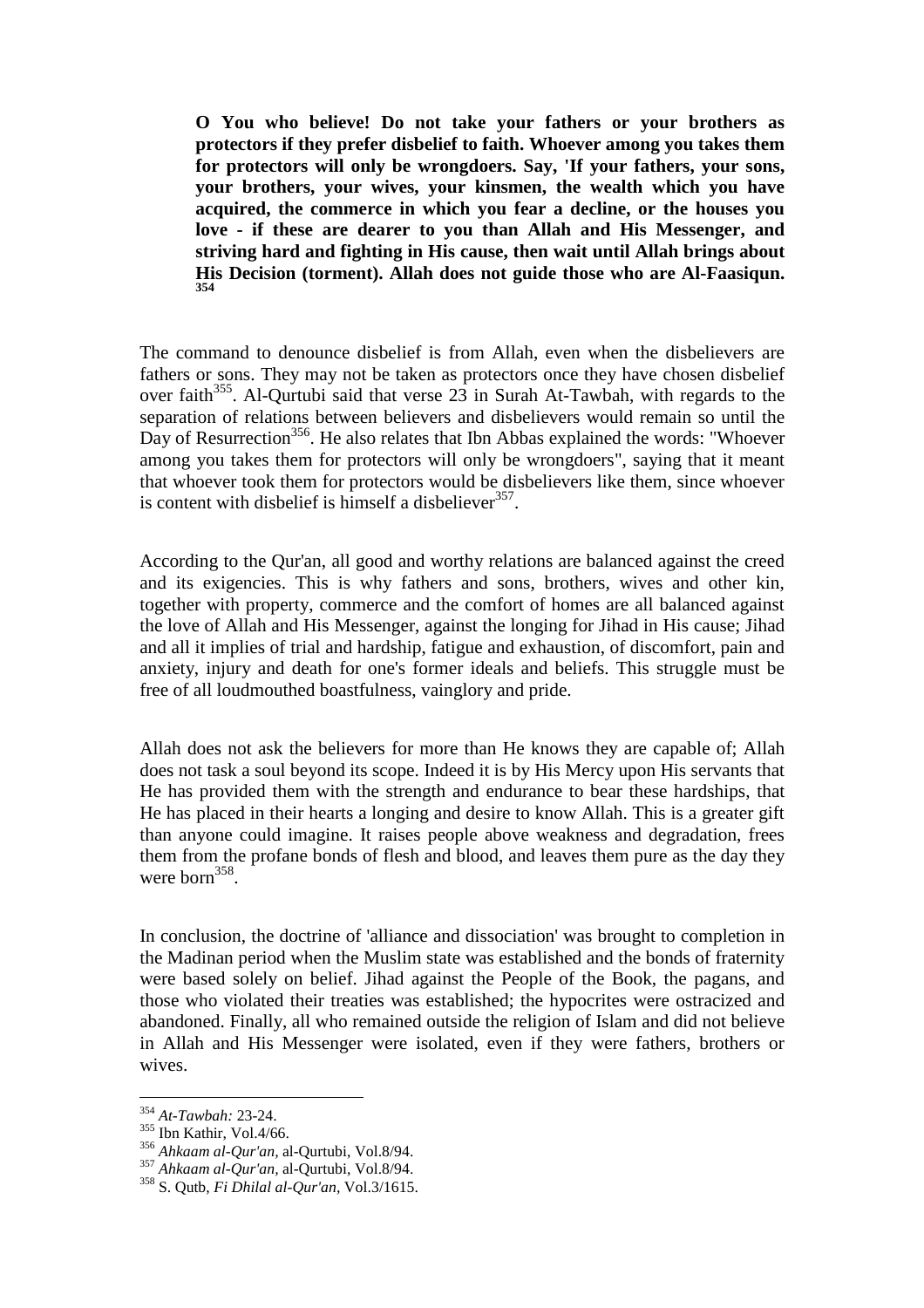**O You who believe! Do not take your fathers or your brothers as protectors if they prefer disbelief to faith. Whoever among you takes them for protectors will only be wrongdoers. Say, 'If your fathers, your sons, your brothers, your wives, your kinsmen, the wealth which you have acquired, the commerce in which you fear a decline, or the houses you love - if these are dearer to you than Allah and His Messenger, and striving hard and fighting in His cause, then wait until Allah brings about His Decision (torment). Allah does not guide those who are Al-Faasiqun.** [354]

The command to denounce disbelief is from Allah, even when the disbelievers are fathers or sons. They may not be taken as protectors once they have chosen disbelief over faith[355]. Al-Qurtubi said that verse 23 in Surah At-Tawbah, with regards to the separation of relations between believers and disbelievers would remain so until the Day of Resurrection[356]. He also relates that Ibn Abbas explained the words: "Whoever among you takes them for protectors will only be wrongdoers", saying that it meant that whoever took them for protectors would be disbelievers like them, since whoever is content with disbelief is himself a disbeliever[357].

According to the Qur'an, all good and worthy relations are balanced against the creed and its exigencies. This is why fathers and sons, brothers, wives and other kin, together with property, commerce and the comfort of homes are all balanced against the love of Allah and His Messenger, against the longing for Jihad in His cause; Jihad and all it implies of trial and hardship, fatigue and exhaustion, of discomfort, pain and anxiety, injury and death for one's former ideals and beliefs. This struggle must be free of all loudmouthed boastfulness, vainglory and pride.

Allah does not ask the believers for more than He knows they are capable of; Allah does not task a soul beyond its scope. Indeed it is by His Mercy upon His servants that He has provided them with the strength and endurance to bear these hardships, that He has placed in their hearts a longing and desire to know Allah. This is a greater gift than anyone could imagine. It raises people above weakness and degradation, frees them from the profane bonds of flesh and blood, and leaves them pure as the day they were born[358].

In conclusion, the doctrine of 'alliance and dissociation' was brought to completion in the Madinan period when the Muslim state was established and the bonds of fraternity were based solely on belief. Jihad against the People of the Book, the pagans, and those who violated their treaties was established; the hypocrites were ostracized and abandoned. Finally, all who remained outside the religion of Islam and did not believe in Allah and His Messenger were isolated, even if they were fathers, brothers or wives.

---

[354] *At-Tawbah:* 23-24.
[355] Ibn Kathir, Vol.4/66.
[356] *Ahkaam al-Qur'an,* al-Qurtubi, Vol.8/94.
[357] *Ahkaam al-Qur'an,* al-Qurtubi, Vol.8/94.
[358] S. Qutb, *Fi Dhilal al-Qur'an,* Vol.3/1615.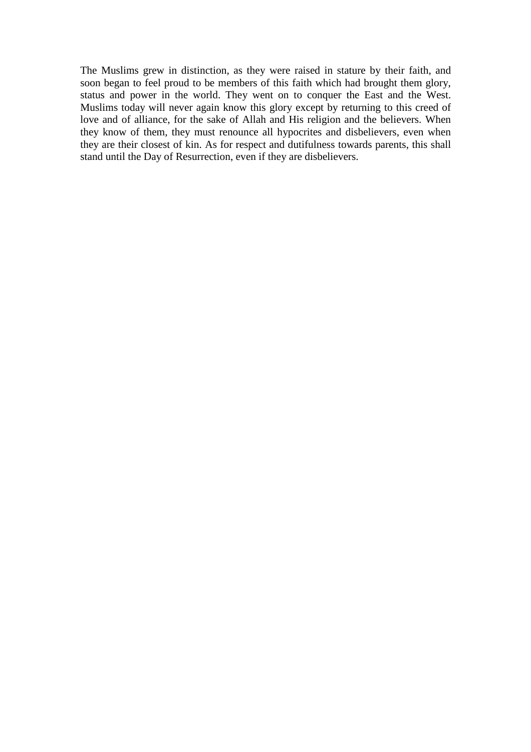The Muslims grew in distinction, as they were raised in stature by their faith, and soon began to feel proud to be members of this faith which had brought them glory, status and power in the world. They went on to conquer the East and the West. Muslims today will never again know this glory except by returning to this creed of love and of alliance, for the sake of Allah and His religion and the believers. When they know of them, they must renounce all hypocrites and disbelievers, even when they are their closest of kin. As for respect and dutifulness towards parents, this shall stand until the Day of Resurrection, even if they are disbelievers.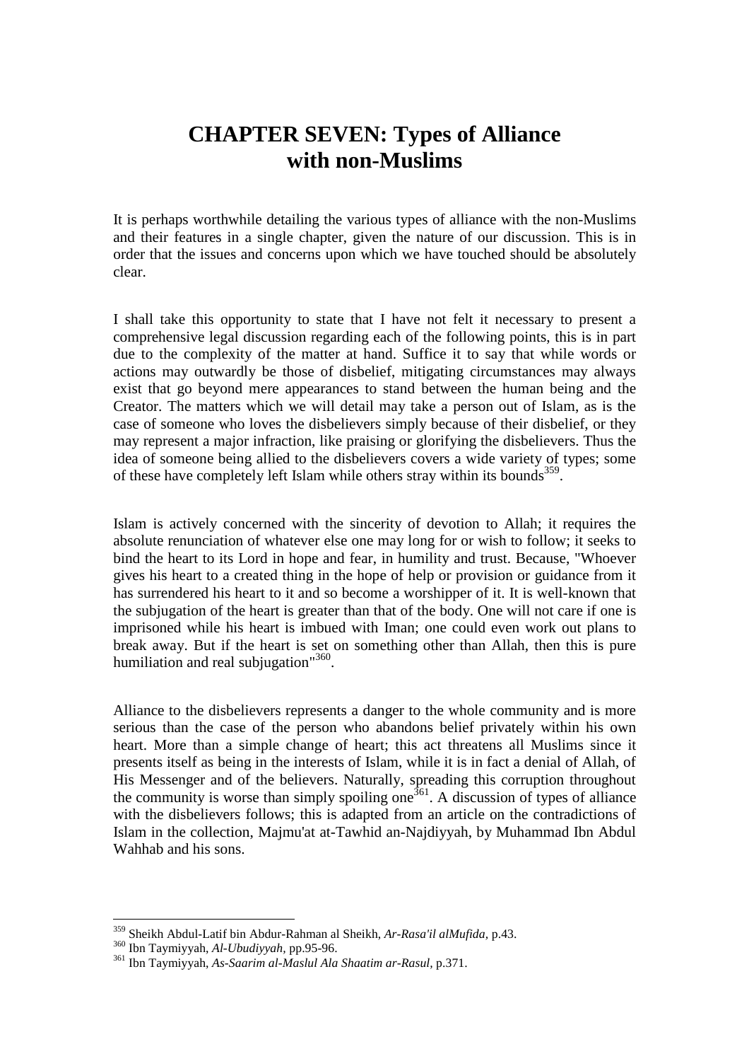# CHAPTER SEVEN: Types of Alliance with non-Muslims

It is perhaps worthwhile detailing the various types of alliance with the non-Muslims and their features in a single chapter, given the nature of our discussion. This is in order that the issues and concerns upon which we have touched should be absolutely clear.

I shall take this opportunity to state that I have not felt it necessary to present a comprehensive legal discussion regarding each of the following points, this is in part due to the complexity of the matter at hand. Suffice it to say that while words or actions may outwardly be those of disbelief, mitigating circumstances may always exist that go beyond mere appearances to stand between the human being and the Creator. The matters which we will detail may take a person out of Islam, as is the case of someone who loves the disbelievers simply because of their disbelief, or they may represent a major infraction, like praising or glorifying the disbelievers. Thus the idea of someone being allied to the disbelievers covers a wide variety of types; some of these have completely left Islam while others stray within its bounds[359].

Islam is actively concerned with the sincerity of devotion to Allah; it requires the absolute renunciation of whatever else one may long for or wish to follow; it seeks to bind the heart to its Lord in hope and fear, in humility and trust. Because, "Whoever gives his heart to a created thing in the hope of help or provision or guidance from it has surrendered his heart to it and so become a worshipper of it. It is well-known that the subjugation of the heart is greater than that of the body. One will not care if one is imprisoned while his heart is imbued with Iman; one could even work out plans to break away. But if the heart is set on something other than Allah, then this is pure humiliation and real subjugation"[360].

Alliance to the disbelievers represents a danger to the whole community and is more serious than the case of the person who abandons belief privately within his own heart. More than a simple change of heart; this act threatens all Muslims since it presents itself as being in the interests of Islam, while it is in fact a denial of Allah, of His Messenger and of the believers. Naturally, spreading this corruption throughout the community is worse than simply spoiling one[361]. A discussion of types of alliance with the disbelievers follows; this is adapted from an article on the contradictions of Islam in the collection, Majmu'at at-Tawhid an-Najdiyyah, by Muhammad Ibn Abdul Wahhab and his sons.

---

[359] Sheikh Abdul-Latif bin Abdur-Rahman al Sheikh, *Ar-Rasa'il alMufida*, p.43.

[360] Ibn Taymiyyah, *Al-Ubudiyyah*, pp.95-96.

[361] Ibn Taymiyyah, *As-Saarim al-Maslul Ala Shaatim ar-Rasul*, p.371.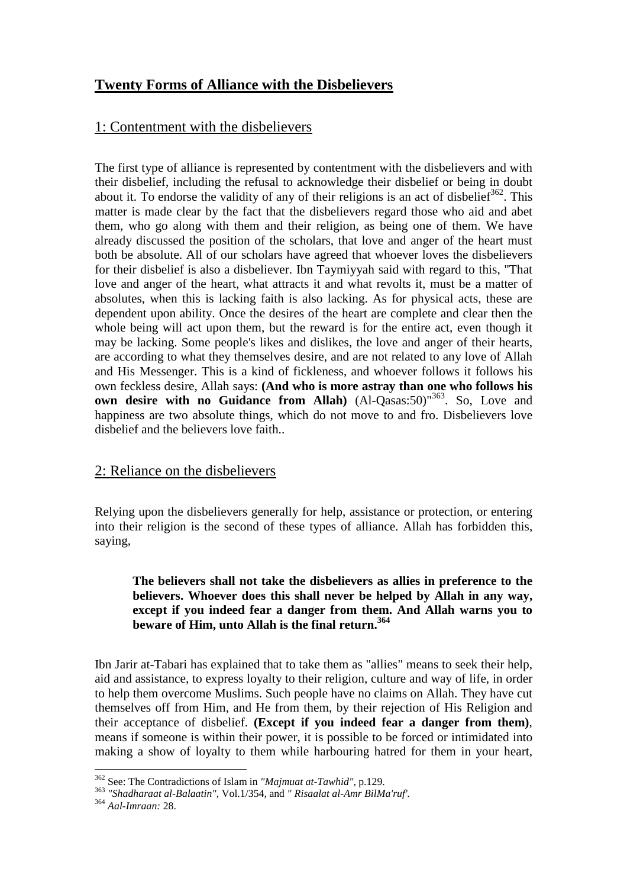# Twenty Forms of Alliance with the Disbelievers

## 1: Contentment with the disbelievers

The first type of alliance is represented by contentment with the disbelievers and with their disbelief, including the refusal to acknowledge their disbelief or being in doubt about it. To endorse the validity of any of their religions is an act of disbelief[362]. This matter is made clear by the fact that the disbelievers regard those who aid and abet them, who go along with them and their religion, as being one of them. We have already discussed the position of the scholars, that love and anger of the heart must both be absolute. All of our scholars have agreed that whoever loves the disbelievers for their disbelief is also a disbeliever. Ibn Taymiyyah said with regard to this, "That love and anger of the heart, what attracts it and what revolts it, must be a matter of absolutes, when this is lacking faith is also lacking. As for physical acts, these are dependent upon ability. Once the desires of the heart are complete and clear then the whole being will act upon them, but the reward is for the entire act, even though it may be lacking. Some people's likes and dislikes, the love and anger of their hearts, are according to what they themselves desire, and are not related to any love of Allah and His Messenger. This is a kind of fickleness, and whoever follows it follows his own feckless desire, Allah says: **(And who is more astray than one who follows his own desire with no Guidance from Allah)** (Al-Qasas:50)"[363]. So, Love and happiness are two absolute things, which do not move to and fro. Disbelievers love disbelief and the believers love faith..

## 2: Reliance on the disbelievers

Relying upon the disbelievers generally for help, assistance or protection, or entering into their religion is the second of these types of alliance. Allah has forbidden this, saying,

> **The believers shall not take the disbelievers as allies in preference to the believers. Whoever does this shall never be helped by Allah in any way, except if you indeed fear a danger from them. And Allah warns you to beware of Him, unto Allah is the final return.[364]**

Ibn Jarir at-Tabari has explained that to take them as "allies" means to seek their help, aid and assistance, to express loyalty to their religion, culture and way of life, in order to help them overcome Muslims. Such people have no claims on Allah. They have cut themselves off from Him, and He from them, by their rejection of His Religion and their acceptance of disbelief. **(Except if you indeed fear a danger from them)**, means if someone is within their power, it is possible to be forced or intimidated into making a show of loyalty to them while harbouring hatred for them in your heart,

---

[362] See: The Contradictions of Islam in *"Majmuat at-Tawhid"*, p.129.

[363] *"Shadharaat al-Balaatin"*, Vol.1/354, and *" Risaalat al-Amr BilMa'ruf'*.

[364] *Aal-Imraan:* 28.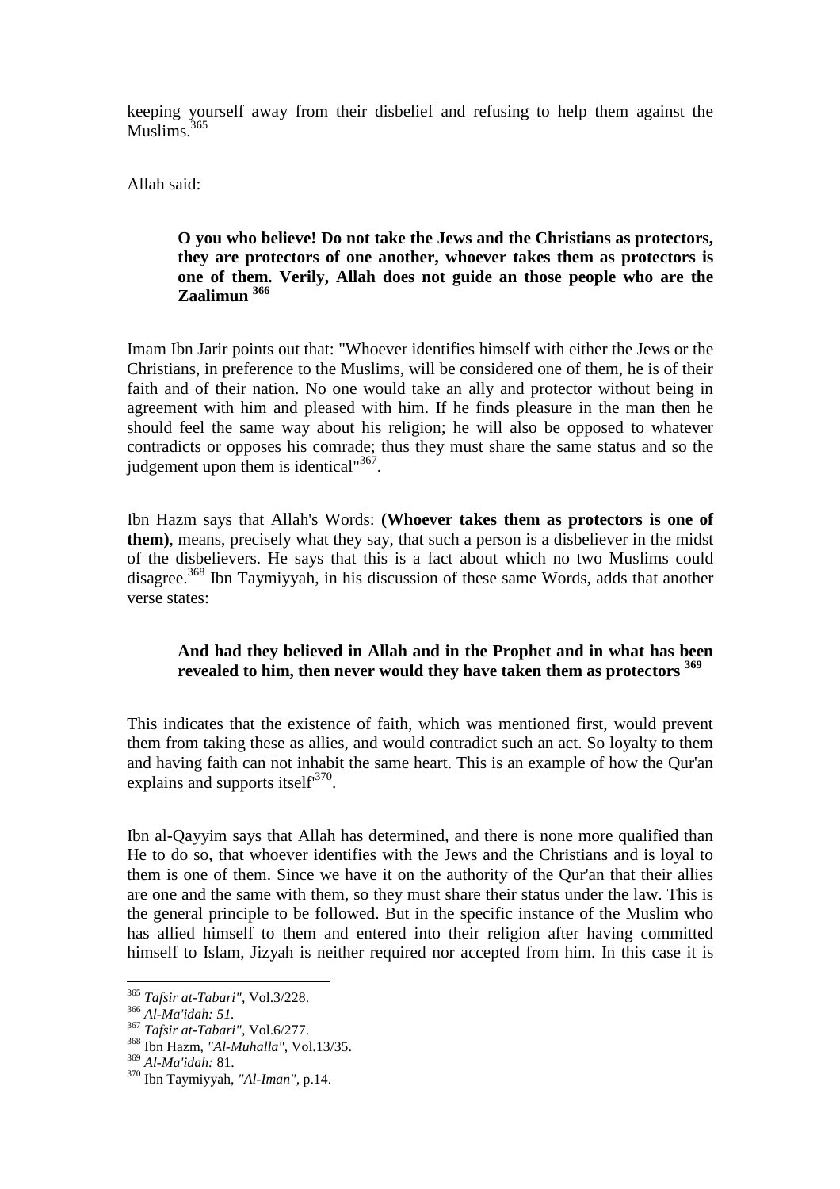keeping yourself away from their disbelief and refusing to help them against the Muslims.[365]

Allah said:

> **O you who believe! Do not take the Jews and the Christians as protectors, they are protectors of one another, whoever takes them as protectors is one of them. Verily, Allah does not guide an those people who are the Zaalimun [366]**

Imam Ibn Jarir points out that: "Whoever identifies himself with either the Jews or the Christians, in preference to the Muslims, will be considered one of them, he is of their faith and of their nation. No one would take an ally and protector without being in agreement with him and pleased with him. If he finds pleasure in the man then he should feel the same way about his religion; he will also be opposed to whatever contradicts or opposes his comrade; thus they must share the same status and so the judgement upon them is identical"[367].

Ibn Hazm says that Allah's Words: **(Whoever takes them as protectors is one of them)**, means, precisely what they say, that such a person is a disbeliever in the midst of the disbelievers. He says that this is a fact about which no two Muslims could disagree.[368] Ibn Taymiyyah, in his discussion of these same Words, adds that another verse states:

> **And had they believed in Allah and in the Prophet and in what has been revealed to him, then never would they have taken them as protectors [369]**

This indicates that the existence of faith, which was mentioned first, would prevent them from taking these as allies, and would contradict such an act. So loyalty to them and having faith can not inhabit the same heart. This is an example of how the Qur'an explains and supports itself"[370].

Ibn al-Qayyim says that Allah has determined, and there is none more qualified than He to do so, that whoever identifies with the Jews and the Christians and is loyal to them is one of them. Since we have it on the authority of the Qur'an that their allies are one and the same with them, so they must share their status under the law. This is the general principle to be followed. But in the specific instance of the Muslim who has allied himself to them and entered into their religion after having committed himself to Islam, Jizyah is neither required nor accepted from him. In this case it is

---

[365] *Tafsir at-Tabari"*, Vol.3/228.
[366] *Al-Ma'idah: 51.*
[367] *Tafsir at-Tabari"*, Vol.6/277.
[368] Ibn Hazm, *"Al-Muhalla"*, Vol.13/35.
[369] *Al-Ma'idah:* 81.
[370] Ibn Taymiyyah, *"Al-Iman"*, p.14.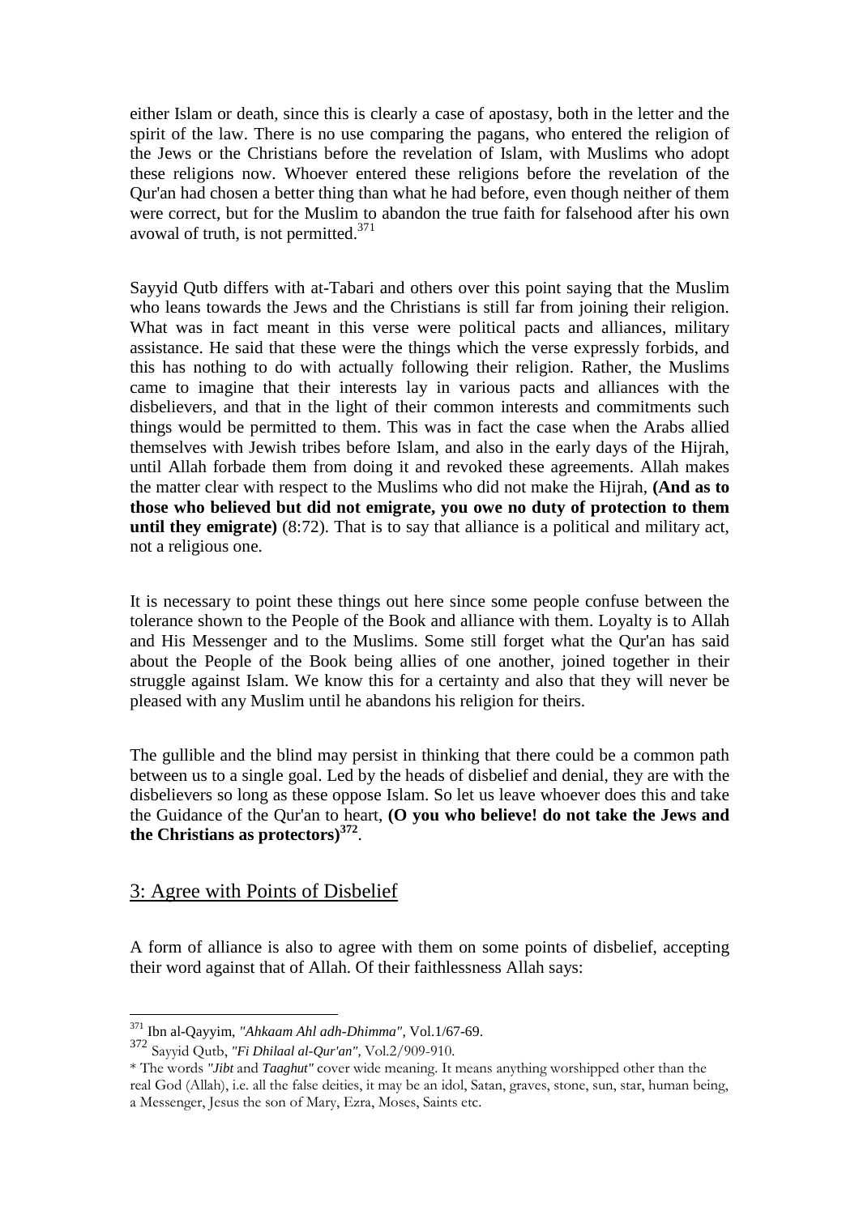either Islam or death, since this is clearly a case of apostasy, both in the letter and the spirit of the law. There is no use comparing the pagans, who entered the religion of the Jews or the Christians before the revelation of Islam, with Muslims who adopt these religions now. Whoever entered these religions before the revelation of the Qur'an had chosen a better thing than what he had before, even though neither of them were correct, but for the Muslim to abandon the true faith for falsehood after his own avowal of truth, is not permitted.[371]

Sayyid Qutb differs with at-Tabari and others over this point saying that the Muslim who leans towards the Jews and the Christians is still far from joining their religion. What was in fact meant in this verse were political pacts and alliances, military assistance. He said that these were the things which the verse expressly forbids, and this has nothing to do with actually following their religion. Rather, the Muslims came to imagine that their interests lay in various pacts and alliances with the disbelievers, and that in the light of their common interests and commitments such things would be permitted to them. This was in fact the case when the Arabs allied themselves with Jewish tribes before Islam, and also in the early days of the Hijrah, until Allah forbade them from doing it and revoked these agreements. Allah makes the matter clear with respect to the Muslims who did not make the Hijrah, **(And as to those who believed but did not emigrate, you owe no duty of protection to them until they emigrate)** (8:72). That is to say that alliance is a political and military act, not a religious one.

It is necessary to point these things out here since some people confuse between the tolerance shown to the People of the Book and alliance with them. Loyalty is to Allah and His Messenger and to the Muslims. Some still forget what the Qur'an has said about the People of the Book being allies of one another, joined together in their struggle against Islam. We know this for a certainty and also that they will never be pleased with any Muslim until he abandons his religion for theirs.

The gullible and the blind may persist in thinking that there could be a common path between us to a single goal. Led by the heads of disbelief and denial, they are with the disbelievers so long as these oppose Islam. So let us leave whoever does this and take the Guidance of the Qur'an to heart, **(O you who believe! do not take the Jews and the Christians as protectors)**[372].

## 3: Agree with Points of Disbelief

A form of alliance is also to agree with them on some points of disbelief, accepting their word against that of Allah. Of their faithlessness Allah says:

---

[371] Ibn al-Qayyim, *"Ahkaam Ahl adh-Dhimma"*, Vol.1/67-69.

[372] Sayyid Qutb, *"Fi Dhilaal al-Qur'an"*, Vol.2/909-910.

\* The words *"Jibt* and *Taaghut"* cover wide meaning. It means anything worshipped other than the real God (Allah), i.e. all the false deities, it may be an idol, Satan, graves, stone, sun, star, human being, a Messenger, Jesus the son of Mary, Ezra, Moses, Saints etc.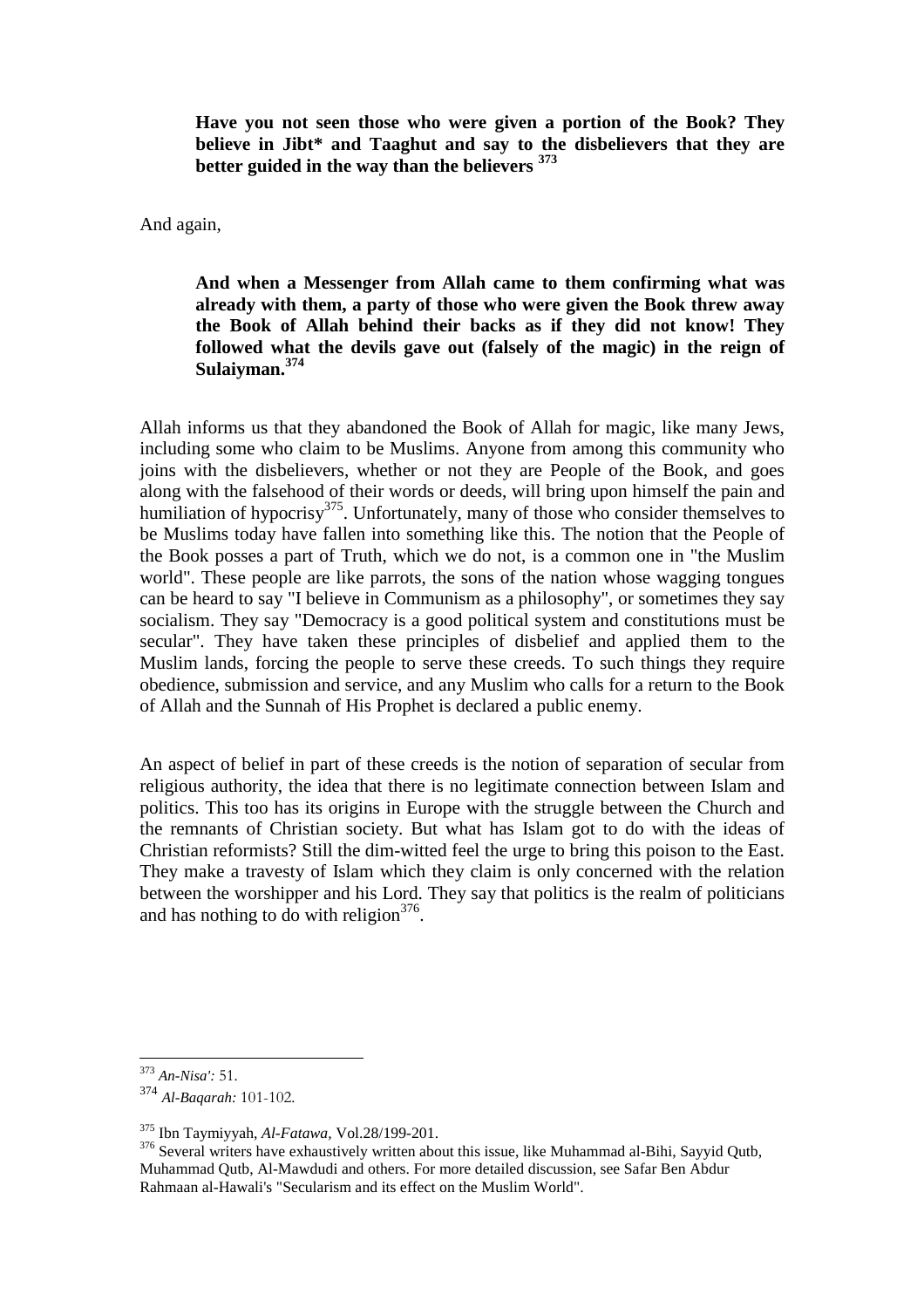> **Have you not seen those who were given a portion of the Book? They believe in Jibt* and Taaghut and say to the disbelievers that they are better guided in the way than the believers [373]**

And again,

> **And when a Messenger from Allah came to them confirming what was already with them, a party of those who were given the Book threw away the Book of Allah behind their backs as if they did not know! They followed what the devils gave out (falsely of the magic) in the reign of Sulaiyman.[374]**

Allah informs us that they abandoned the Book of Allah for magic, like many Jews, including some who claim to be Muslims. Anyone from among this community who joins with the disbelievers, whether or not they are People of the Book, and goes along with the falsehood of their words or deeds, will bring upon himself the pain and humiliation of hypocrisy[375]. Unfortunately, many of those who consider themselves to be Muslims today have fallen into something like this. The notion that the People of the Book posses a part of Truth, which we do not, is a common one in "the Muslim world". These people are like parrots, the sons of the nation whose wagging tongues can be heard to say "I believe in Communism as a philosophy", or sometimes they say socialism. They say "Democracy is a good political system and constitutions must be secular". They have taken these principles of disbelief and applied them to the Muslim lands, forcing the people to serve these creeds. To such things they require obedience, submission and service, and any Muslim who calls for a return to the Book of Allah and the Sunnah of His Prophet is declared a public enemy.

An aspect of belief in part of these creeds is the notion of separation of secular from religious authority, the idea that there is no legitimate connection between Islam and politics. This too has its origins in Europe with the struggle between the Church and the remnants of Christian society. But what has Islam got to do with the ideas of Christian reformists? Still the dim-witted feel the urge to bring this poison to the East. They make a travesty of Islam which they claim is only concerned with the relation between the worshipper and his Lord. They say that politics is the realm of politicians and has nothing to do with religion[376].

---

[373] *An-Nisa':* 51.

[374] *Al-Baqarah:* 101-102.

[375] Ibn Taymiyyah, *Al-Fatawa,* Vol.28/199-201.

[376] Several writers have exhaustively written about this issue, like Muhammad al-Bihi, Sayyid Qutb, Muhammad Qutb, Al-Mawdudi and others. For more detailed discussion, see Safar Ben Abdur Rahmaan al-Hawali's "Secularism and its effect on the Muslim World".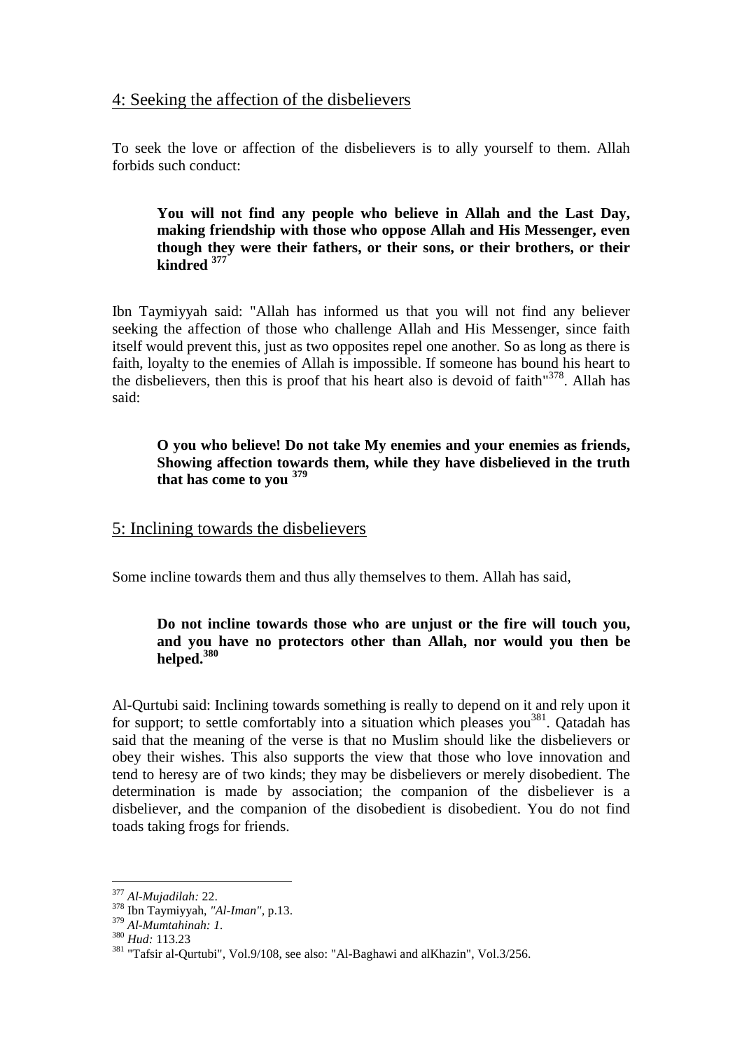## 4: Seeking the affection of the disbelievers

To seek the love or affection of the disbelievers is to ally yourself to them. Allah forbids such conduct:

> **You will not find any people who believe in Allah and the Last Day, making friendship with those who oppose Allah and His Messenger, even though they were their fathers, or their sons, or their brothers, or their kindred** [377]

Ibn Taymiyyah said: "Allah has informed us that you will not find any believer seeking the affection of those who challenge Allah and His Messenger, since faith itself would prevent this, just as two opposites repel one another. So as long as there is faith, loyalty to the enemies of Allah is impossible. If someone has bound his heart to the disbelievers, then this is proof that his heart also is devoid of faith"[378]. Allah has said:

> **O you who believe! Do not take My enemies and your enemies as friends, Showing affection towards them, while they have disbelieved in the truth that has come to you** [379]

## 5: Inclining towards the disbelievers

Some incline towards them and thus ally themselves to them. Allah has said,

> **Do not incline towards those who are unjust or the fire will touch you, and you have no protectors other than Allah, nor would you then be helped.**[380]

Al-Qurtubi said: Inclining towards something is really to depend on it and rely upon it for support; to settle comfortably into a situation which pleases you[381]. Qatadah has said that the meaning of the verse is that no Muslim should like the disbelievers or obey their wishes. This also supports the view that those who love innovation and tend to heresy are of two kinds; they may be disbelievers or merely disobedient. The determination is made by association; the companion of the disbeliever is a disbeliever, and the companion of the disobedient is disobedient. You do not find toads taking frogs for friends.

---

[377] *Al-Mujadilah:* 22.

[378] Ibn Taymiyyah, *"Al-Iman"*, p.13.

[379] *Al-Mumtahinah: 1.*

[380] *Hud:* 113.23

[381] "Tafsir al-Qurtubi", Vol.9/108, see also: "Al-Baghawi and alKhazin", Vol.3/256.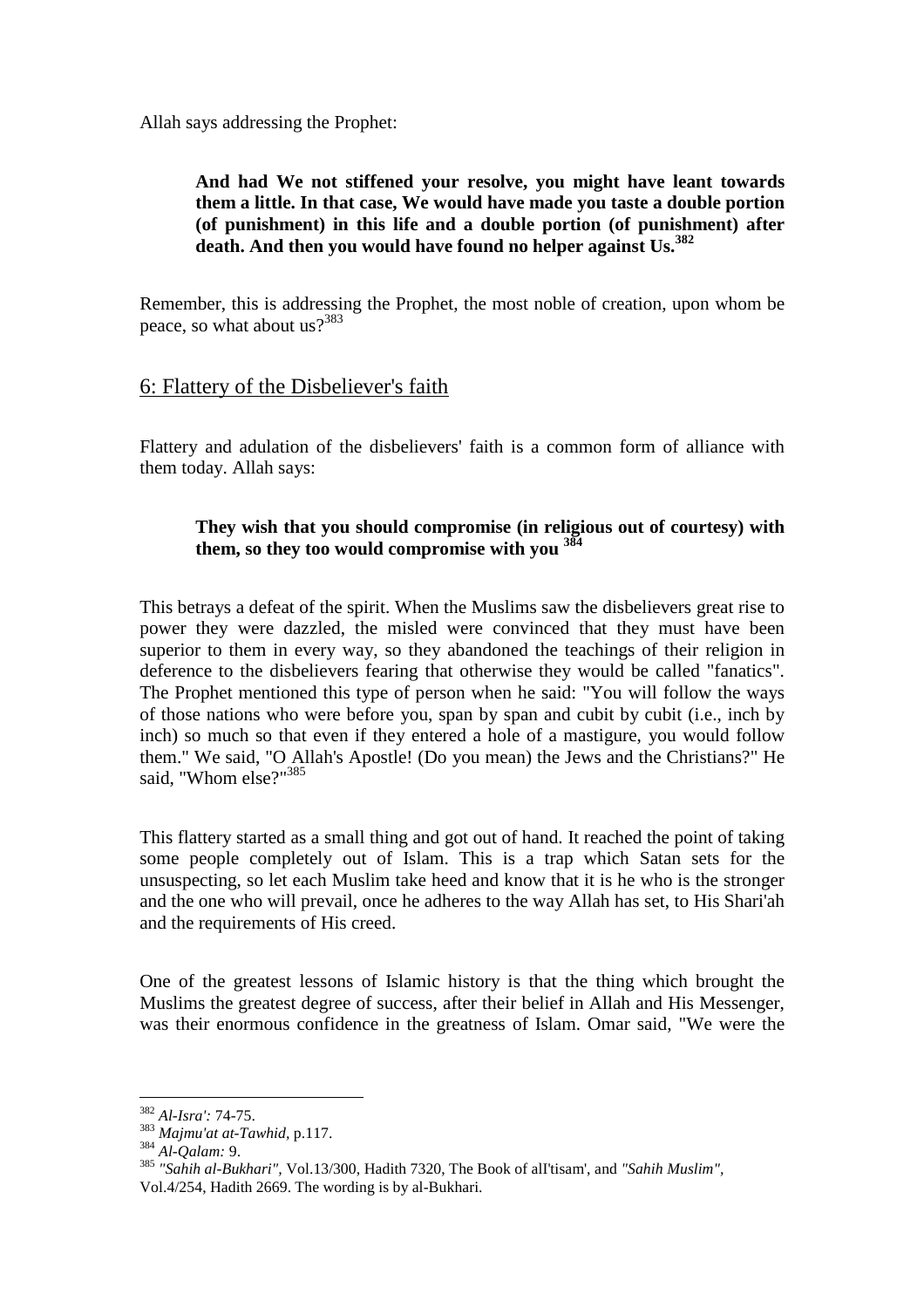Allah says addressing the Prophet:

> **And had We not stiffened your resolve, you might have leant towards them a little. In that case, We would have made you taste a double portion (of punishment) in this life and a double portion (of punishment) after death. And then you would have found no helper against Us.**[382]

Remember, this is addressing the Prophet, the most noble of creation, upon whom be peace, so what about us?[383]

## 6: Flattery of the Disbeliever's faith

Flattery and adulation of the disbelievers' faith is a common form of alliance with them today. Allah says:

> **They wish that you should compromise (in religious out of courtesy) with them, so they too would compromise with you** [384]

This betrays a defeat of the spirit. When the Muslims saw the disbelievers great rise to power they were dazzled, the misled were convinced that they must have been superior to them in every way, so they abandoned the teachings of their religion in deference to the disbelievers fearing that otherwise they would be called "fanatics". The Prophet mentioned this type of person when he said: "You will follow the ways of those nations who were before you, span by span and cubit by cubit (i.e., inch by inch) so much so that even if they entered a hole of a mastigure, you would follow them." We said, "O Allah's Apostle! (Do you mean) the Jews and the Christians?" He said, "Whom else?"[385]

This flattery started as a small thing and got out of hand. It reached the point of taking some people completely out of Islam. This is a trap which Satan sets for the unsuspecting, so let each Muslim take heed and know that it is he who is the stronger and the one who will prevail, once he adheres to the way Allah has set, to His Shari'ah and the requirements of His creed.

One of the greatest lessons of Islamic history is that the thing which brought the Muslims the greatest degree of success, after their belief in Allah and His Messenger, was their enormous confidence in the greatness of Islam. Omar said, "We were the

---

[382] *Al-Isra':* 74-75.

[383] *Majmu'at at-Tawhid,* p.117.

[384] *Al-Qalam:* 9.

[385] *"Sahih al-Bukhari"*, Vol.13/300, Hadith 7320, The Book of alI'tisam', and *"Sahih Muslim"*, Vol.4/254, Hadith 2669. The wording is by al-Bukhari.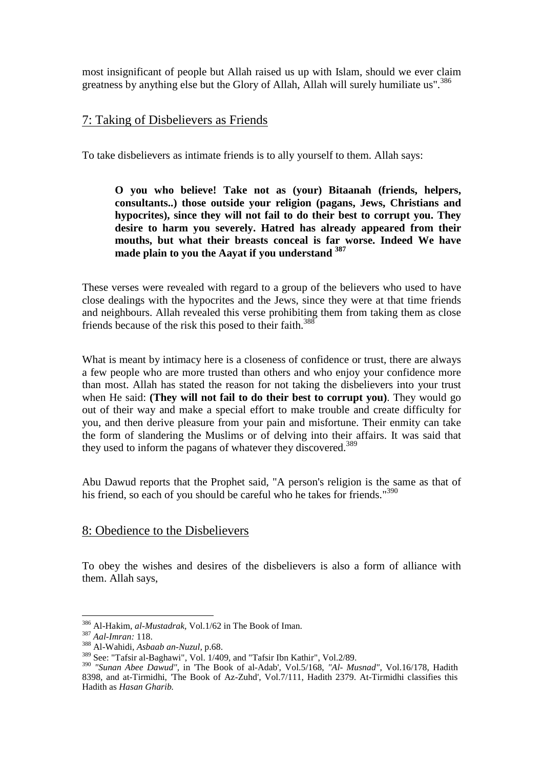most insignificant of people but Allah raised us up with Islam, should we ever claim greatness by anything else but the Glory of Allah, Allah will surely humiliate us".[386]

## 7: Taking of Disbelievers as Friends

To take disbelievers as intimate friends is to ally yourself to them. Allah says:

> **O you who believe! Take not as (your) Bitaanah (friends, helpers, consultants..) those outside your religion (pagans, Jews, Christians and hypocrites), since they will not fail to do their best to corrupt you. They desire to harm you severely. Hatred has already appeared from their mouths, but what their breasts conceal is far worse. Indeed We have made plain to you the Aayat if you understand** [387]

These verses were revealed with regard to a group of the believers who used to have close dealings with the hypocrites and the Jews, since they were at that time friends and neighbours. Allah revealed this verse prohibiting them from taking them as close friends because of the risk this posed to their faith.[388]

What is meant by intimacy here is a closeness of confidence or trust, there are always a few people who are more trusted than others and who enjoy your confidence more than most. Allah has stated the reason for not taking the disbelievers into your trust when He said: **(They will not fail to do their best to corrupt you)**. They would go out of their way and make a special effort to make trouble and create difficulty for you, and then derive pleasure from your pain and misfortune. Their enmity can take the form of slandering the Muslims or of delving into their affairs. It was said that they used to inform the pagans of whatever they discovered.[389]

Abu Dawud reports that the Prophet said, "A person's religion is the same as that of his friend, so each of you should be careful who he takes for friends."[390]

## 8: Obedience to the Disbelievers

To obey the wishes and desires of the disbelievers is also a form of alliance with them. Allah says,

---

[386] Al-Hakim, *al-Mustadrak*, Vol.1/62 in The Book of Iman.

[387] *Aal-Imran:* 118.

[388] Al-Wahidi, *Asbaab an-Nuzul*, p.68.

[389] See: "Tafsir al-Baghawi", Vol. 1/409, and "Tafsir Ibn Kathir", Vol.2/89.

[390] *"Sunan Abee Dawud"*, in 'The Book of al-Adab', Vol.5/168, *"Al- Musnad"*, Vol.16/178, Hadith 8398, and at-Tirmidhi, 'The Book of Az-Zuhd', Vol.7/111, Hadith 2379. At-Tirmidhi classifies this Hadith as *Hasan Gharib.*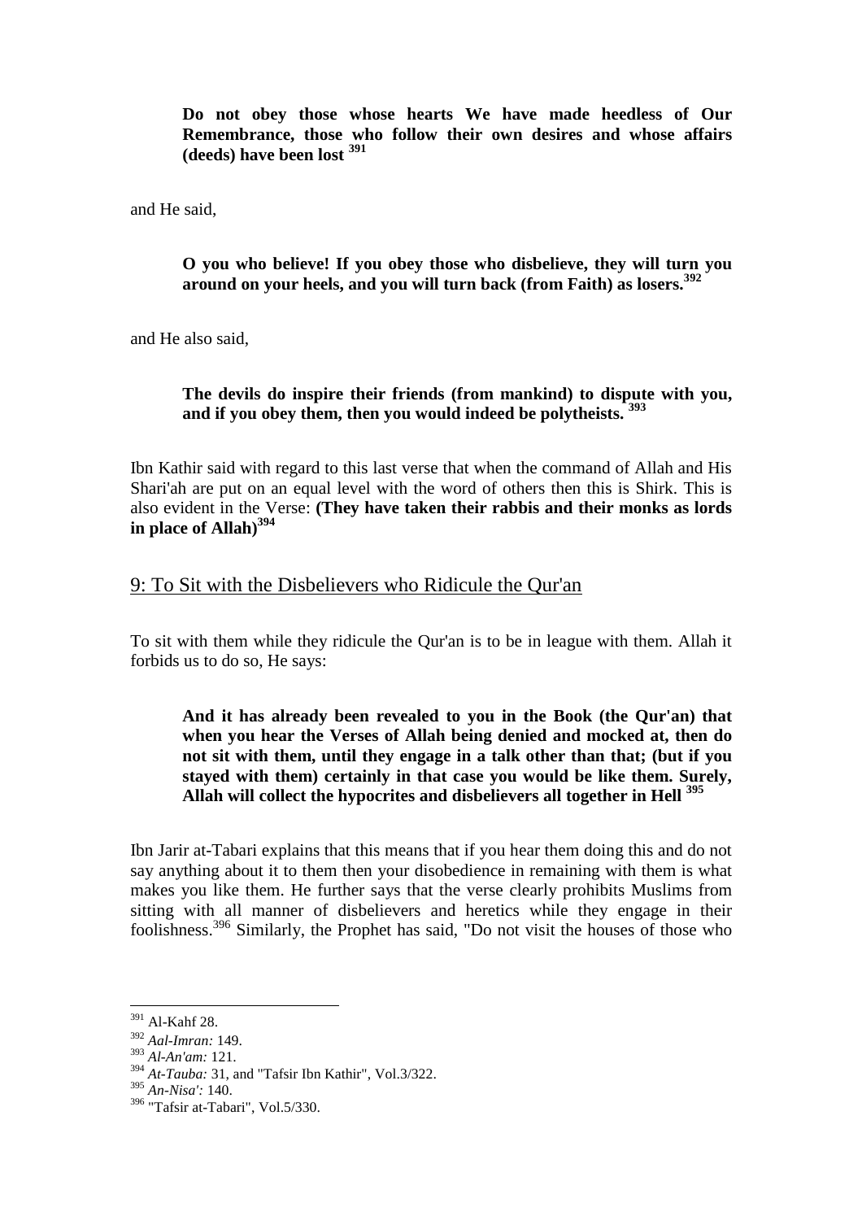> **Do not obey those whose hearts We have made heedless of Our Remembrance, those who follow their own desires and whose affairs (deeds) have been lost** [391]

and He said,

> **O you who believe! If you obey those who disbelieve, they will turn you around on your heels, and you will turn back (from Faith) as losers.**[392]

and He also said,

> **The devils do inspire their friends (from mankind) to dispute with you, and if you obey them, then you would indeed be polytheists.** [393]

Ibn Kathir said with regard to this last verse that when the command of Allah and His Shari'ah are put on an equal level with the word of others then this is Shirk. This is also evident in the Verse: **(They have taken their rabbis and their monks as lords in place of Allah)**[394]

## 9: To Sit with the Disbelievers who Ridicule the Qur'an

To sit with them while they ridicule the Qur'an is to be in league with them. Allah it forbids us to do so, He says:

> **And it has already been revealed to you in the Book (the Qur'an) that when you hear the Verses of Allah being denied and mocked at, then do not sit with them, until they engage in a talk other than that; (but if you stayed with them) certainly in that case you would be like them. Surely, Allah will collect the hypocrites and disbelievers all together in Hell** [395]

Ibn Jarir at-Tabari explains that this means that if you hear them doing this and do not say anything about it to them then your disobedience in remaining with them is what makes you like them. He further says that the verse clearly prohibits Muslims from sitting with all manner of disbelievers and heretics while they engage in their foolishness.[396] Similarly, the Prophet has said, "Do not visit the houses of those who

---

[391] Al-Kahf 28.
[392] *Aal-Imran:* 149.
[393] *Al-An'am:* 121.
[394] *At-Tauba:* 31, and "Tafsir Ibn Kathir", Vol.3/322.
[395] *An-Nisa':* 140.
[396] "Tafsir at-Tabari", Vol.5/330.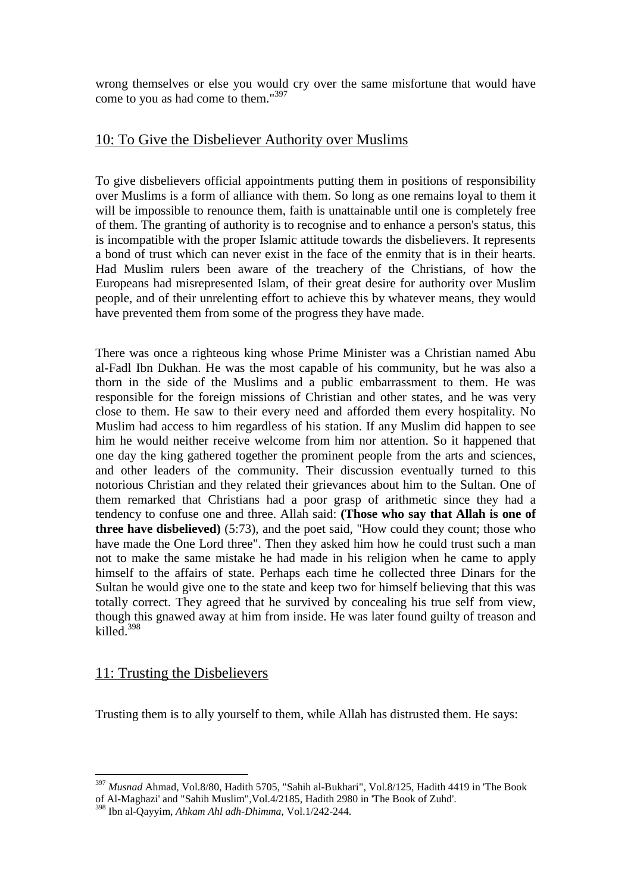wrong themselves or else you would cry over the same misfortune that would have come to you as had come to them."[397]

## 10: To Give the Disbeliever Authority over Muslims

To give disbelievers official appointments putting them in positions of responsibility over Muslims is a form of alliance with them. So long as one remains loyal to them it will be impossible to renounce them, faith is unattainable until one is completely free of them. The granting of authority is to recognise and to enhance a person's status, this is incompatible with the proper Islamic attitude towards the disbelievers. It represents a bond of trust which can never exist in the face of the enmity that is in their hearts. Had Muslim rulers been aware of the treachery of the Christians, of how the Europeans had misrepresented Islam, of their great desire for authority over Muslim people, and of their unrelenting effort to achieve this by whatever means, they would have prevented them from some of the progress they have made.

There was once a righteous king whose Prime Minister was a Christian named Abu al-Fadl Ibn Dukhan. He was the most capable of his community, but he was also a thorn in the side of the Muslims and a public embarrassment to them. He was responsible for the foreign missions of Christian and other states, and he was very close to them. He saw to their every need and afforded them every hospitality. No Muslim had access to him regardless of his station. If any Muslim did happen to see him he would neither receive welcome from him nor attention. So it happened that one day the king gathered together the prominent people from the arts and sciences, and other leaders of the community. Their discussion eventually turned to this notorious Christian and they related their grievances about him to the Sultan. One of them remarked that Christians had a poor grasp of arithmetic since they had a tendency to confuse one and three. Allah said: **(Those who say that Allah is one of three have disbelieved)** (5:73), and the poet said, "How could they count; those who have made the One Lord three". Then they asked him how he could trust such a man not to make the same mistake he had made in his religion when he came to apply himself to the affairs of state. Perhaps each time he collected three Dinars for the Sultan he would give one to the state and keep two for himself believing that this was totally correct. They agreed that he survived by concealing his true self from view, though this gnawed away at him from inside. He was later found guilty of treason and killed.[398]

## 11: Trusting the Disbelievers

Trusting them is to ally yourself to them, while Allah has distrusted them. He says:

---

[397] *Musnad* Ahmad, Vol.8/80, Hadith 5705, "Sahih al-Bukhari", Vol.8/125, Hadith 4419 in 'The Book of Al-Maghazi' and "Sahih Muslim",Vol.4/2185, Hadith 2980 in 'The Book of Zuhd'.

[398] Ibn al-Qayyim, *Ahkam Ahl adh-Dhimma*, Vol.1/242-244.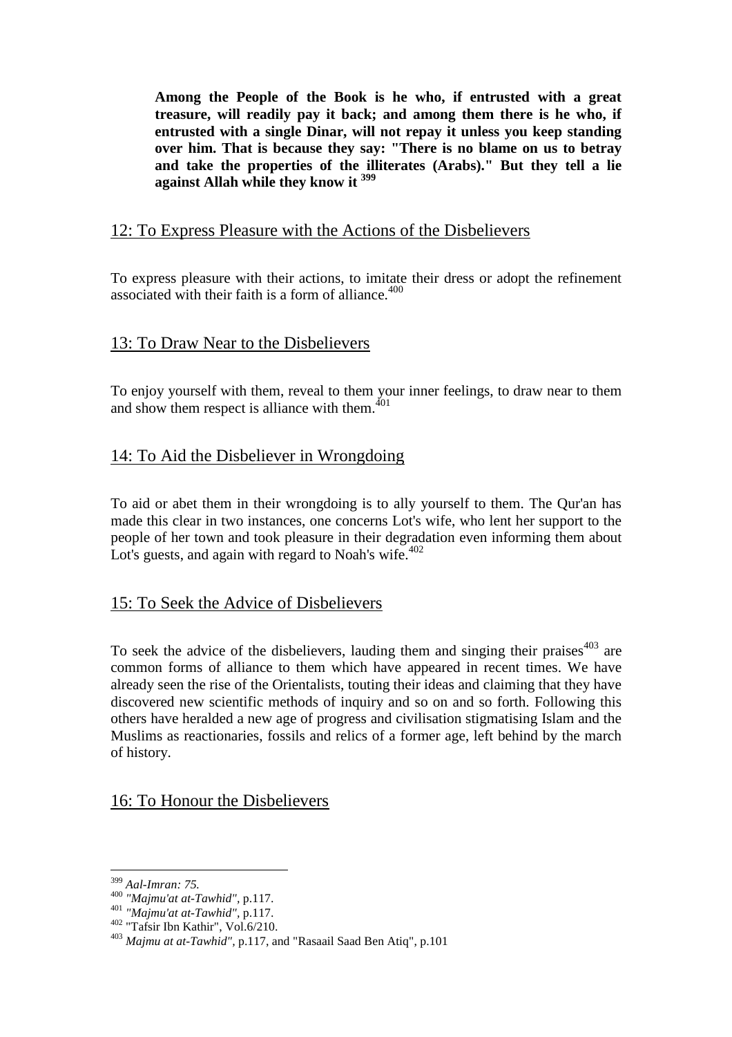> **Among the People of the Book is he who, if entrusted with a great treasure, will readily pay it back; and among them there is he who, if entrusted with a single Dinar, will not repay it unless you keep standing over him. That is because they say: "There is no blame on us to betray and take the properties of the illiterates (Arabs)." But they tell a lie against Allah while they know it [399]**

## 12: To Express Pleasure with the Actions of the Disbelievers

To express pleasure with their actions, to imitate their dress or adopt the refinement associated with their faith is a form of alliance.[400]

## 13: To Draw Near to the Disbelievers

To enjoy yourself with them, reveal to them your inner feelings, to draw near to them and show them respect is alliance with them.[401]

## 14: To Aid the Disbeliever in Wrongdoing

To aid or abet them in their wrongdoing is to ally yourself to them. The Qur'an has made this clear in two instances, one concerns Lot's wife, who lent her support to the people of her town and took pleasure in their degradation even informing them about Lot's guests, and again with regard to Noah's wife.[402]

## 15: To Seek the Advice of Disbelievers

To seek the advice of the disbelievers, lauding them and singing their praises[403] are common forms of alliance to them which have appeared in recent times. We have already seen the rise of the Orientalists, touting their ideas and claiming that they have discovered new scientific methods of inquiry and so on and so forth. Following this others have heralded a new age of progress and civilisation stigmatising Islam and the Muslims as reactionaries, fossils and relics of a former age, left behind by the march of history.

## 16: To Honour the Disbelievers

---

[399] *Aal-Imran: 75.*
[400] *"Majmu'at at-Tawhid"*, p.117.
[401] *"Majmu'at at-Tawhid"*, p.117.
[402] "Tafsir Ibn Kathir", Vol.6/210.
[403] *Majmu at at-Tawhid"*, p.117, and "Rasaail Saad Ben Atiq", p.101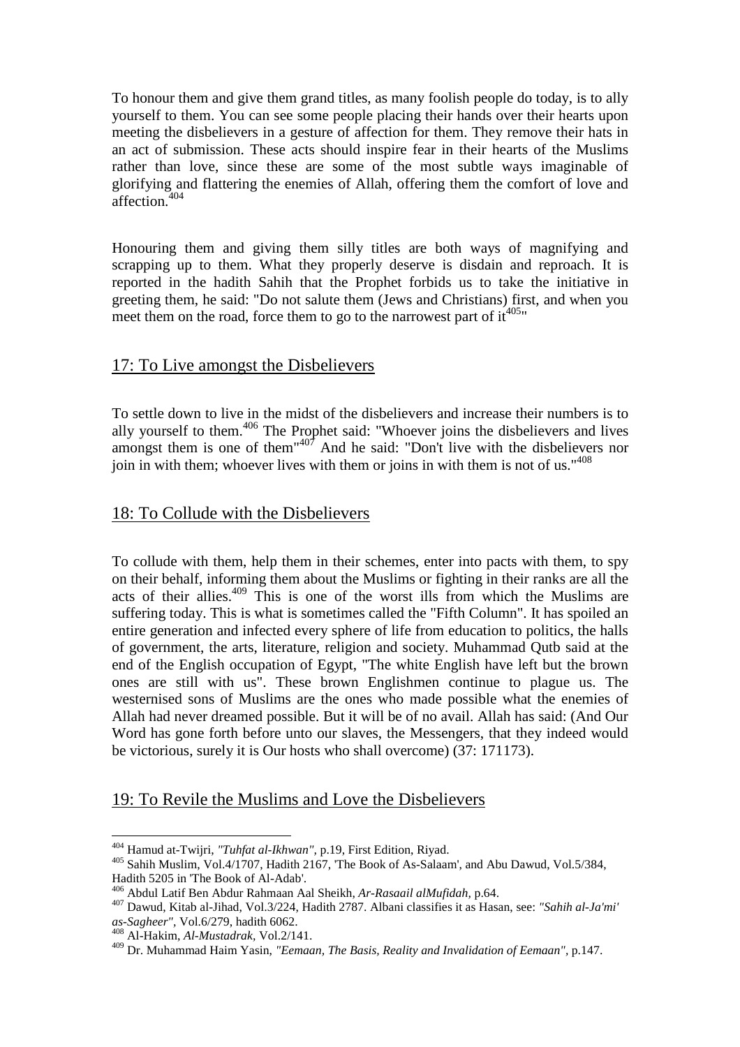To honour them and give them grand titles, as many foolish people do today, is to ally yourself to them. You can see some people placing their hands over their hearts upon meeting the disbelievers in a gesture of affection for them. They remove their hats in an act of submission. These acts should inspire fear in their hearts of the Muslims rather than love, since these are some of the most subtle ways imaginable of glorifying and flattering the enemies of Allah, offering them the comfort of love and affection.[404]

Honouring them and giving them silly titles are both ways of magnifying and scrapping up to them. What they properly deserve is disdain and reproach. It is reported in the hadith Sahih that the Prophet forbids us to take the initiative in greeting them, he said: "Do not salute them (Jews and Christians) first, and when you meet them on the road, force them to go to the narrowest part of it[405]"

## 17: To Live amongst the Disbelievers

To settle down to live in the midst of the disbelievers and increase their numbers is to ally yourself to them.[406] The Prophet said: "Whoever joins the disbelievers and lives amongst them is one of them"[407] And he said: "Don't live with the disbelievers nor join in with them; whoever lives with them or joins in with them is not of us."[408]

## 18: To Collude with the Disbelievers

To collude with them, help them in their schemes, enter into pacts with them, to spy on their behalf, informing them about the Muslims or fighting in their ranks are all the acts of their allies.[409] This is one of the worst ills from which the Muslims are suffering today. This is what is sometimes called the "Fifth Column". It has spoiled an entire generation and infected every sphere of life from education to politics, the halls of government, the arts, literature, religion and society. Muhammad Qutb said at the end of the English occupation of Egypt, "The white English have left but the brown ones are still with us". These brown Englishmen continue to plague us. The westernised sons of Muslims are the ones who made possible what the enemies of Allah had never dreamed possible. But it will be of no avail. Allah has said: (And Our Word has gone forth before unto our slaves, the Messengers, that they indeed would be victorious, surely it is Our hosts who shall overcome) (37: 171173).

## 19: To Revile the Muslims and Love the Disbelievers

---

[404] Hamud at-Twijri, *"Tuhfat al-Ikhwan"*, p.19, First Edition, Riyad.

[405] Sahih Muslim, Vol.4/1707, Hadith 2167, 'The Book of As-Salaam', and Abu Dawud, Vol.5/384, Hadith 5205 in 'The Book of Al-Adab'.

[406] Abdul Latif Ben Abdur Rahmaan Aal Sheikh, *Ar-Rasaail alMufidah*, p.64.

[407] Dawud, Kitab al-Jihad, Vol.3/224, Hadith 2787. Albani classifies it as Hasan, see: *"Sahih al-Ja'mi' as-Sagheer"*, Vol.6/279, hadith 6062.

[408] Al-Hakim, *Al-Mustadrak*, Vol.2/141.

[409] Dr. Muhammad Haim Yasin, *"Eemaan, The Basis, Reality and Invalidation of Eemaan"*, p.147.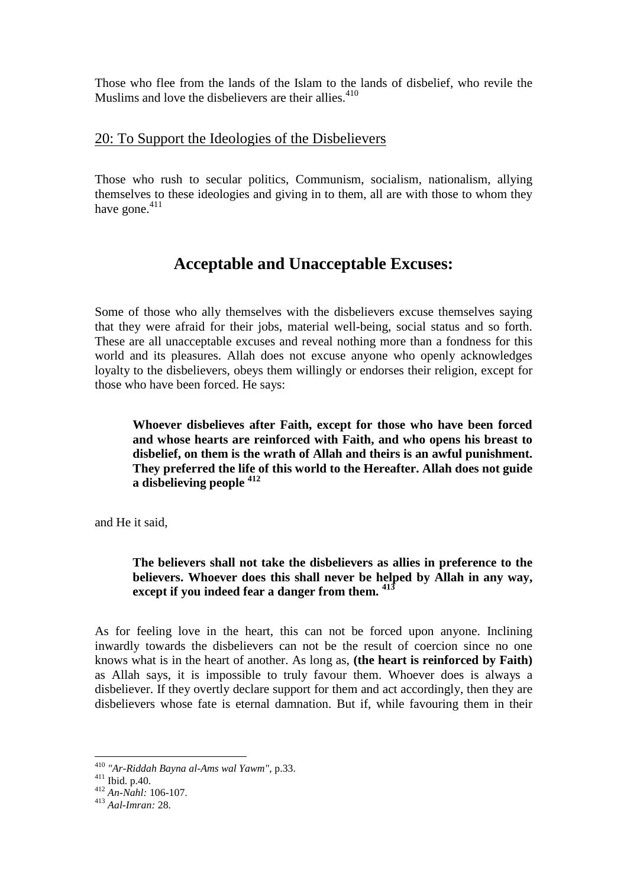Those who flee from the lands of the Islam to the lands of disbelief, who revile the Muslims and love the disbelievers are their allies.[410]

## 20: To Support the Ideologies of the Disbelievers

Those who rush to secular politics, Communism, socialism, nationalism, allying themselves to these ideologies and giving in to them, all are with those to whom they have gone.[411]

# Acceptable and Unacceptable Excuses:

Some of those who ally themselves with the disbelievers excuse themselves saying that they were afraid for their jobs, material well-being, social status and so forth. These are all unacceptable excuses and reveal nothing more than a fondness for this world and its pleasures. Allah does not excuse anyone who openly acknowledges loyalty to the disbelievers, obeys them willingly or endorses their religion, except for those who have been forced. He says:

> **Whoever disbelieves after Faith, except for those who have been forced and whose hearts are reinforced with Faith, and who opens his breast to disbelief, on them is the wrath of Allah and theirs is an awful punishment. They preferred the life of this world to the Hereafter. Allah does not guide a disbelieving people** [412]

and He it said,

> **The believers shall not take the disbelievers as allies in preference to the believers. Whoever does this shall never be helped by Allah in any way, except if you indeed fear a danger from them.** [413]

As for feeling love in the heart, this can not be forced upon anyone. Inclining inwardly towards the disbelievers can not be the result of coercion since no one knows what is in the heart of another. As long as, **(the heart is reinforced by Faith)** as Allah says, it is impossible to truly favour them. Whoever does is always a disbeliever. If they overtly declare support for them and act accordingly, then they are disbelievers whose fate is eternal damnation. But if, while favouring them in their

---

[410] *"Ar-Riddah Bayna al-Ams wal Yawm"*, p.33.
[411] Ibid. p.40.
[412] *An-Nahl:* 106-107.
[413] *Aal-Imran:* 28.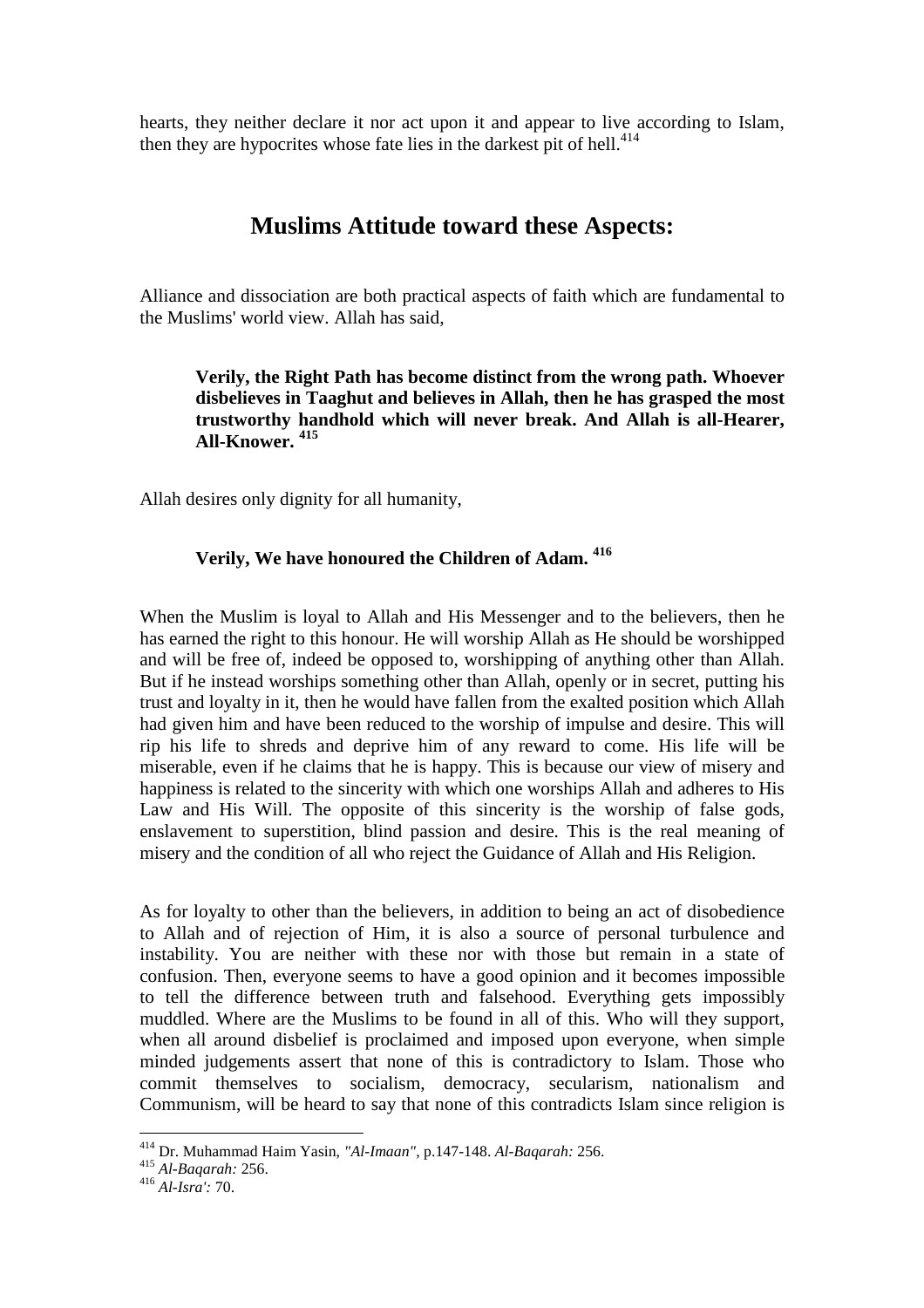hearts, they neither declare it nor act upon it and appear to live according to Islam, then they are hypocrites whose fate lies in the darkest pit of hell.[414]

## Muslims Attitude toward these Aspects:

Alliance and dissociation are both practical aspects of faith which are fundamental to the Muslims' world view. Allah has said,

> **Verily, the Right Path has become distinct from the wrong path. Whoever disbelieves in Taaghut and believes in Allah, then he has grasped the most trustworthy handhold which will never break. And Allah is all-Hearer, All-Knower.** [415]

Allah desires only dignity for all humanity,

> **Verily, We have honoured the Children of Adam.** [416]

When the Muslim is loyal to Allah and His Messenger and to the believers, then he has earned the right to this honour. He will worship Allah as He should be worshipped and will be free of, indeed be opposed to, worshipping of anything other than Allah. But if he instead worships something other than Allah, openly or in secret, putting his trust and loyalty in it, then he would have fallen from the exalted position which Allah had given him and have been reduced to the worship of impulse and desire. This will rip his life to shreds and deprive him of any reward to come. His life will be miserable, even if he claims that he is happy. This is because our view of misery and happiness is related to the sincerity with which one worships Allah and adheres to His Law and His Will. The opposite of this sincerity is the worship of false gods, enslavement to superstition, blind passion and desire. This is the real meaning of misery and the condition of all who reject the Guidance of Allah and His Religion.

As for loyalty to other than the believers, in addition to being an act of disobedience to Allah and of rejection of Him, it is also a source of personal turbulence and instability. You are neither with these nor with those but remain in a state of confusion. Then, everyone seems to have a good opinion and it becomes impossible to tell the difference between truth and falsehood. Everything gets impossibly muddled. Where are the Muslims to be found in all of this. Who will they support, when all around disbelief is proclaimed and imposed upon everyone, when simple minded judgements assert that none of this is contradictory to Islam. Those who commit themselves to socialism, democracy, secularism, nationalism and Communism, will be heard to say that none of this contradicts Islam since religion is

---

[414] Dr. Muhammad Haim Yasin, *"Al-Imaan"*, p.147-148. *Al-Baqarah:* 256.

[415] *Al-Baqarah:* 256.

[416] *Al-Isra':* 70.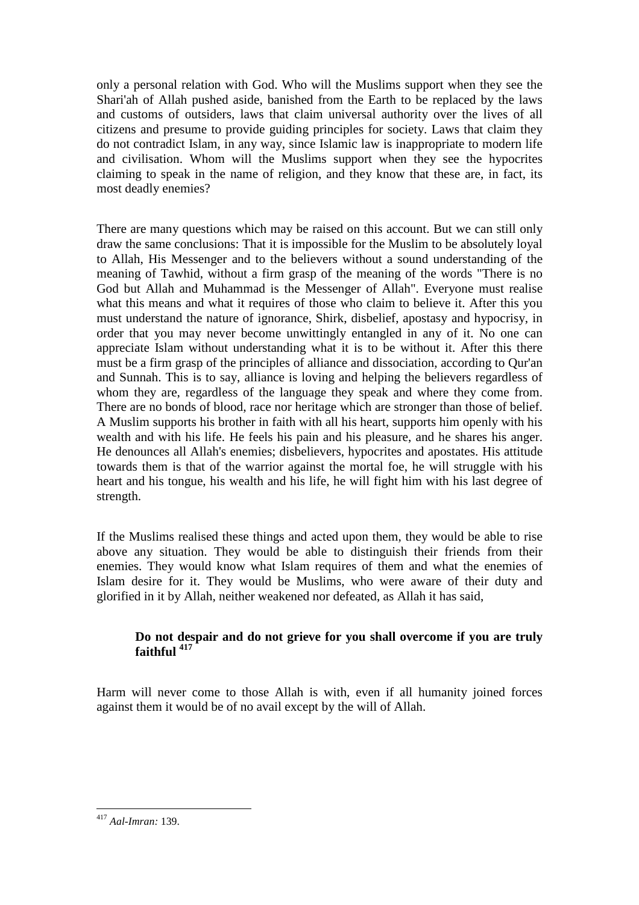only a personal relation with God. Who will the Muslims support when they see the Shari'ah of Allah pushed aside, banished from the Earth to be replaced by the laws and customs of outsiders, laws that claim universal authority over the lives of all citizens and presume to provide guiding principles for society. Laws that claim they do not contradict Islam, in any way, since Islamic law is inappropriate to modern life and civilisation. Whom will the Muslims support when they see the hypocrites claiming to speak in the name of religion, and they know that these are, in fact, its most deadly enemies?

There are many questions which may be raised on this account. But we can still only draw the same conclusions: That it is impossible for the Muslim to be absolutely loyal to Allah, His Messenger and to the believers without a sound understanding of the meaning of Tawhid, without a firm grasp of the meaning of the words "There is no God but Allah and Muhammad is the Messenger of Allah". Everyone must realise what this means and what it requires of those who claim to believe it. After this you must understand the nature of ignorance, Shirk, disbelief, apostasy and hypocrisy, in order that you may never become unwittingly entangled in any of it. No one can appreciate Islam without understanding what it is to be without it. After this there must be a firm grasp of the principles of alliance and dissociation, according to Qur'an and Sunnah. This is to say, alliance is loving and helping the believers regardless of whom they are, regardless of the language they speak and where they come from. There are no bonds of blood, race nor heritage which are stronger than those of belief. A Muslim supports his brother in faith with all his heart, supports him openly with his wealth and with his life. He feels his pain and his pleasure, and he shares his anger. He denounces all Allah's enemies; disbelievers, hypocrites and apostates. His attitude towards them is that of the warrior against the mortal foe, he will struggle with his heart and his tongue, his wealth and his life, he will fight him with his last degree of strength.

If the Muslims realised these things and acted upon them, they would be able to rise above any situation. They would be able to distinguish their friends from their enemies. They would know what Islam requires of them and what the enemies of Islam desire for it. They would be Muslims, who were aware of their duty and glorified in it by Allah, neither weakened nor defeated, as Allah it has said,

> **Do not despair and do not grieve for you shall overcome if you are truly faithful** [417]

Harm will never come to those Allah is with, even if all humanity joined forces against them it would be of no avail except by the will of Allah.

---

[417] *Aal-Imran:* 139.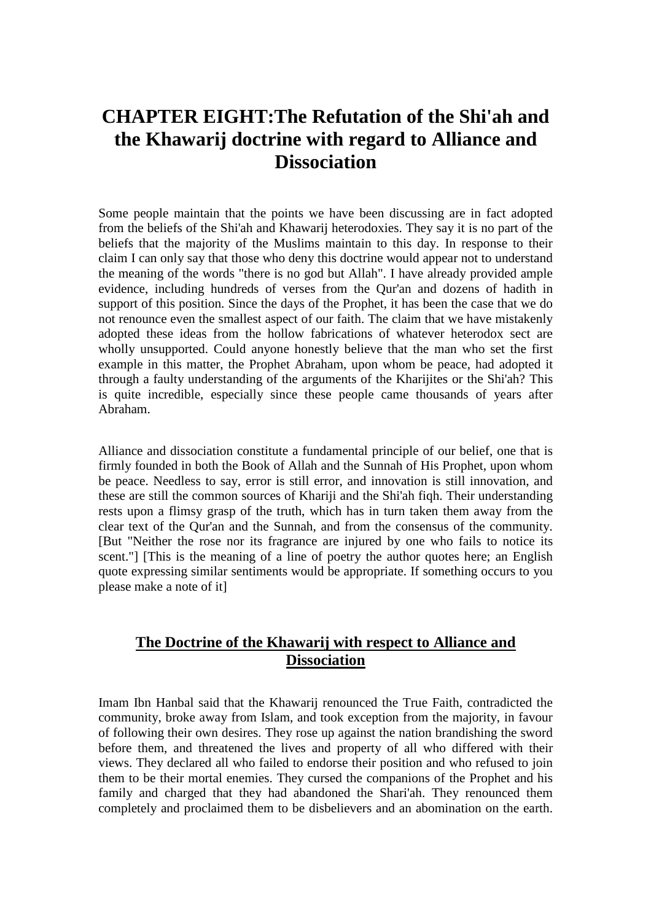# CHAPTER EIGHT:The Refutation of the Shi'ah and the Khawarij doctrine with regard to Alliance and Dissociation

Some people maintain that the points we have been discussing are in fact adopted from the beliefs of the Shi'ah and Khawarij heterodoxies. They say it is no part of the beliefs that the majority of the Muslims maintain to this day. In response to their claim I can only say that those who deny this doctrine would appear not to understand the meaning of the words "there is no god but Allah". I have already provided ample evidence, including hundreds of verses from the Qur'an and dozens of hadith in support of this position. Since the days of the Prophet, it has been the case that we do not renounce even the smallest aspect of our faith. The claim that we have mistakenly adopted these ideas from the hollow fabrications of whatever heterodox sect are wholly unsupported. Could anyone honestly believe that the man who set the first example in this matter, the Prophet Abraham, upon whom be peace, had adopted it through a faulty understanding of the arguments of the Kharijites or the Shi'ah? This is quite incredible, especially since these people came thousands of years after Abraham.

Alliance and dissociation constitute a fundamental principle of our belief, one that is firmly founded in both the Book of Allah and the Sunnah of His Prophet, upon whom be peace. Needless to say, error is still error, and innovation is still innovation, and these are still the common sources of Khariji and the Shi'ah fiqh. Their understanding rests upon a flimsy grasp of the truth, which has in turn taken them away from the clear text of the Qur'an and the Sunnah, and from the consensus of the community. [But "Neither the rose nor its fragrance are injured by one who fails to notice its scent."] [This is the meaning of a line of poetry the author quotes here; an English quote expressing similar sentiments would be appropriate. If something occurs to you please make a note of it]

## The Doctrine of the Khawarij with respect to Alliance and Dissociation

Imam Ibn Hanbal said that the Khawarij renounced the True Faith, contradicted the community, broke away from Islam, and took exception from the majority, in favour of following their own desires. They rose up against the nation brandishing the sword before them, and threatened the lives and property of all who differed with their views. They declared all who failed to endorse their position and who refused to join them to be their mortal enemies. They cursed the companions of the Prophet and his family and charged that they had abandoned the Shari'ah. They renounced them completely and proclaimed them to be disbelievers and an abomination on the earth.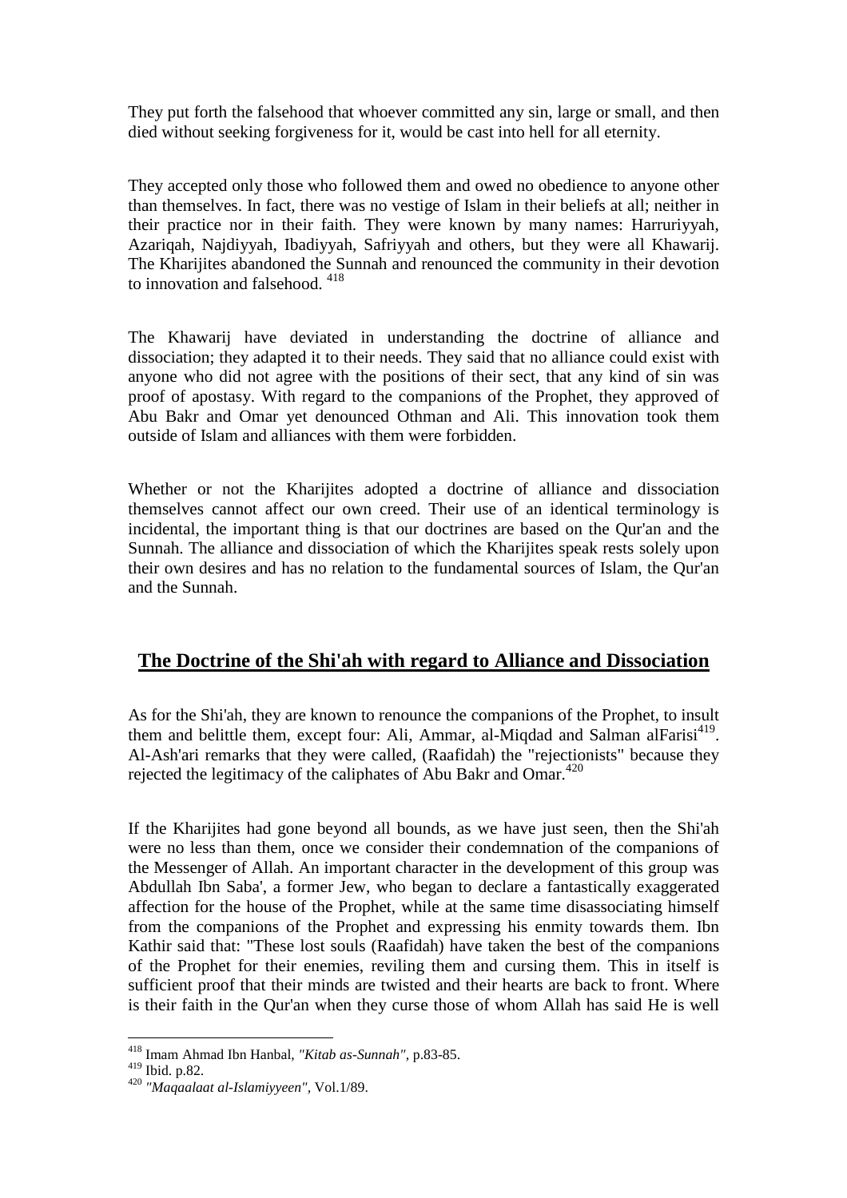They put forth the falsehood that whoever committed any sin, large or small, and then died without seeking forgiveness for it, would be cast into hell for all eternity.

They accepted only those who followed them and owed no obedience to anyone other than themselves. In fact, there was no vestige of Islam in their beliefs at all; neither in their practice nor in their faith. They were known by many names: Harruriyyah, Azariqah, Najdiyyah, Ibadiyyah, Safriyyah and others, but they were all Khawarij. The Kharijites abandoned the Sunnah and renounced the community in their devotion to innovation and falsehood. [418]

The Khawarij have deviated in understanding the doctrine of alliance and dissociation; they adapted it to their needs. They said that no alliance could exist with anyone who did not agree with the positions of their sect, that any kind of sin was proof of apostasy. With regard to the companions of the Prophet, they approved of Abu Bakr and Omar yet denounced Othman and Ali. This innovation took them outside of Islam and alliances with them were forbidden.

Whether or not the Kharijites adopted a doctrine of alliance and dissociation themselves cannot affect our own creed. Their use of an identical terminology is incidental, the important thing is that our doctrines are based on the Qur'an and the Sunnah. The alliance and dissociation of which the Kharijites speak rests solely upon their own desires and has no relation to the fundamental sources of Islam, the Qur'an and the Sunnah.

## The Doctrine of the Shi'ah with regard to Alliance and Dissociation

As for the Shi'ah, they are known to renounce the companions of the Prophet, to insult them and belittle them, except four: Ali, Ammar, al-Miqdad and Salman alFarisi[419]. Al-Ash'ari remarks that they were called, (Raafidah) the "rejectionists" because they rejected the legitimacy of the caliphates of Abu Bakr and Omar.[420]

If the Kharijites had gone beyond all bounds, as we have just seen, then the Shi'ah were no less than them, once we consider their condemnation of the companions of the Messenger of Allah. An important character in the development of this group was Abdullah Ibn Saba', a former Jew, who began to declare a fantastically exaggerated affection for the house of the Prophet, while at the same time disassociating himself from the companions of the Prophet and expressing his enmity towards them. Ibn Kathir said that: "These lost souls (Raafidah) have taken the best of the companions of the Prophet for their enemies, reviling them and cursing them. This in itself is sufficient proof that their minds are twisted and their hearts are back to front. Where is their faith in the Qur'an when they curse those of whom Allah has said He is well

---

[418] Imam Ahmad Ibn Hanbal, *"Kitab as-Sunnah"*, p.83-85.

[419] Ibid. p.82.

[420] *"Maqaalaat al-Islamiyyeen"*, Vol.1/89.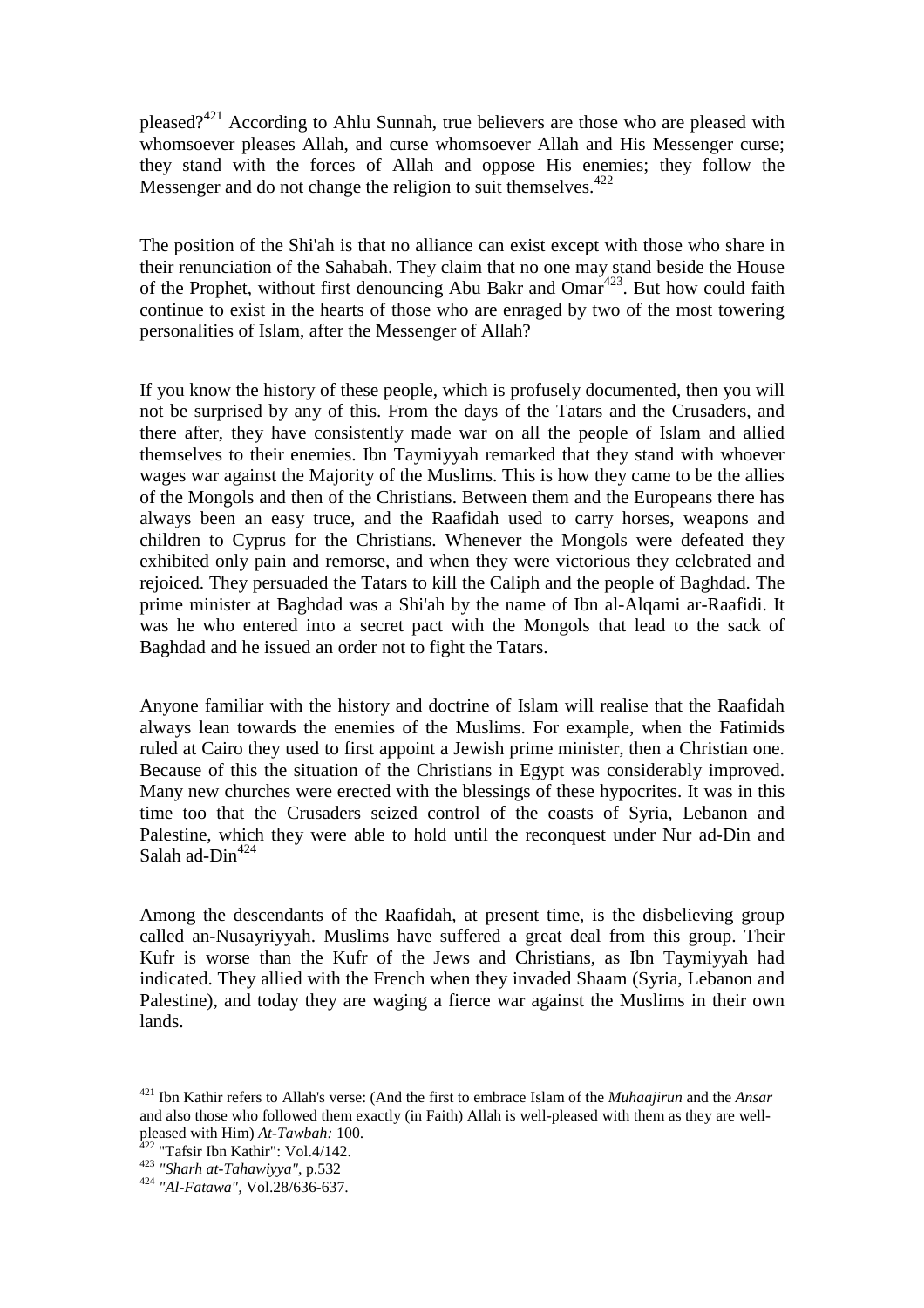pleased?[421] According to Ahlu Sunnah, true believers are those who are pleased with whomsoever pleases Allah, and curse whomsoever Allah and His Messenger curse; they stand with the forces of Allah and oppose His enemies; they follow the Messenger and do not change the religion to suit themselves.[422]

The position of the Shi'ah is that no alliance can exist except with those who share in their renunciation of the Sahabah. They claim that no one may stand beside the House of the Prophet, without first denouncing Abu Bakr and Omar[423]. But how could faith continue to exist in the hearts of those who are enraged by two of the most towering personalities of Islam, after the Messenger of Allah?

If you know the history of these people, which is profusely documented, then you will not be surprised by any of this. From the days of the Tatars and the Crusaders, and there after, they have consistently made war on all the people of Islam and allied themselves to their enemies. Ibn Taymiyyah remarked that they stand with whoever wages war against the Majority of the Muslims. This is how they came to be the allies of the Mongols and then of the Christians. Between them and the Europeans there has always been an easy truce, and the Raafidah used to carry horses, weapons and children to Cyprus for the Christians. Whenever the Mongols were defeated they exhibited only pain and remorse, and when they were victorious they celebrated and rejoiced. They persuaded the Tatars to kill the Caliph and the people of Baghdad. The prime minister at Baghdad was a Shi'ah by the name of Ibn al-Alqami ar-Raafidi. It was he who entered into a secret pact with the Mongols that lead to the sack of Baghdad and he issued an order not to fight the Tatars.

Anyone familiar with the history and doctrine of Islam will realise that the Raafidah always lean towards the enemies of the Muslims. For example, when the Fatimids ruled at Cairo they used to first appoint a Jewish prime minister, then a Christian one. Because of this the situation of the Christians in Egypt was considerably improved. Many new churches were erected with the blessings of these hypocrites. It was in this time too that the Crusaders seized control of the coasts of Syria, Lebanon and Palestine, which they were able to hold until the reconquest under Nur ad-Din and Salah ad-Din[424]

Among the descendants of the Raafidah, at present time, is the disbelieving group called an-Nusayriyyah. Muslims have suffered a great deal from this group. Their Kufr is worse than the Kufr of the Jews and Christians, as Ibn Taymiyyah had indicated. They allied with the French when they invaded Shaam (Syria, Lebanon and Palestine), and today they are waging a fierce war against the Muslims in their own lands.

---

[421] Ibn Kathir refers to Allah's verse: (And the first to embrace Islam of the *Muhaajirun* and the *Ansar* and also those who followed them exactly (in Faith) Allah is well-pleased with them as they are well-pleased with Him) *At-Tawbah:* 100.

[422] "Tafsir Ibn Kathir": Vol.4/142.

[423] *"Sharh at-Tahawiyya"*, p.532

[424] *"Al-Fatawa"*, Vol.28/636-637.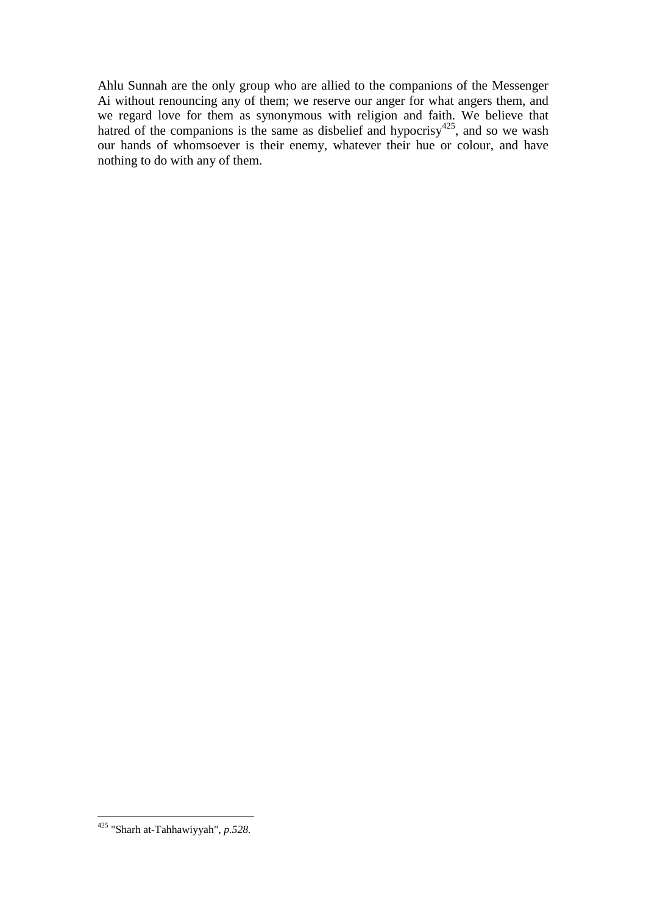Ahlu Sunnah are the only group who are allied to the companions of the Messenger Ai without renouncing any of them; we reserve our anger for what angers them, and we regard love for them as synonymous with religion and faith. We believe that hatred of the companions is the same as disbelief and hypocrisy[425], and so we wash our hands of whomsoever is their enemy, whatever their hue or colour, and have nothing to do with any of them.

---

[425] "Sharh at-Tahhawiyyah", *p.528.*